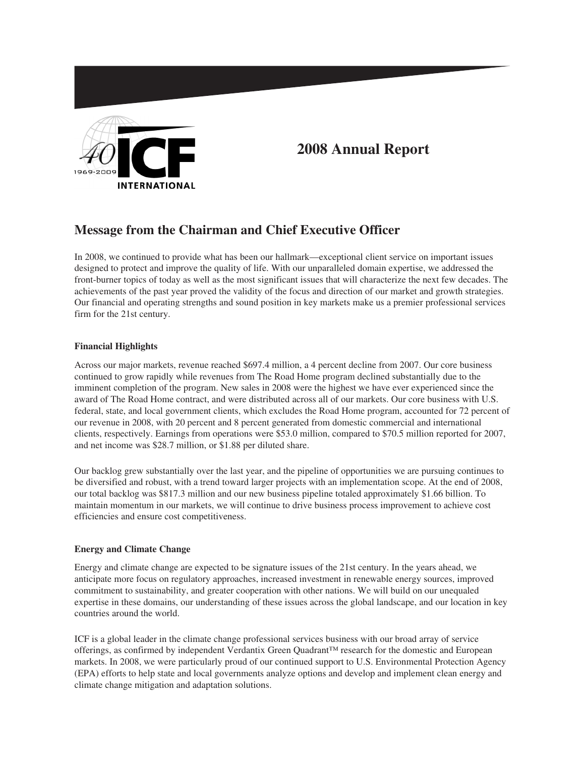# 2008 Annual Report

## Message from the Chairman and Chief Executive Officer

In 2008, we continued to provide what has been our hallmark—exceptional client service on important issues designed to protect and improve the quality of life. With our unparalleled domain expertise, we addressed the front-burner topics of today as well as the most significant issues that will characterize the next few decades. The achievements of the past year proved the validity of the focus and direction of our market and growth strategies. Our financial and operating strengths and sound position in key markets make us a premier professional services firm for the 21st century.

**Financial Highlights**

Across our major markets, revenue reached $697.4 million, a 4 percent decline from 2007. Our core business continued to grow rapidly while revenues from The Road Home program declined substantially due to the imminent completion of the program. New sales in 2008 were the highest we have ever experienced since the award of The Road Home contract, and were distributed across all of our markets. Our core business with U.S. federal, state, and local government clients, which excludes the Road Home program, accounted for 72 percent of our revenue in 2008, with 20 percent and 8 percent generated from domestic commercial and international clients, respectively. Earnings from operations were $53.0 million, compared to $70.5 million reported for 2007, and net income was $28.7 million, or $1.88 per diluted share.

Our backlog grew substantially over the last year, and the pipeline of opportunities we are pursuing continues to be diversified and robust, with a trend toward larger projects with an implementation scope. At the end of 2008, our total backlog was $817.3 million and our new business pipeline totaled approximately $1.66 billion. To maintain momentum in our markets, we will continue to drive business process improvement to achieve cost efficiencies and ensure cost competitiveness.

**Energy and Climate Change**

Energy and climate change are expected to be signature issues of the 21st century. In the years ahead, we anticipate more focus on regulatory approaches, increased investment in renewable energy sources, improved commitment to sustainability, and greater cooperation with other nations. We will build on our unequaled expertise in these domains, our understanding of these issues across the global landscape, and our location in key countries around the world.

ICF is a global leader in the climate change professional services business with our broad array of service offerings, as confirmed by independent Verdantix Green Quadrant™ research for the domestic and European markets. In 2008, we were particularly proud of our continued support to U.S. Environmental Protection Agency (EPA) efforts to help state and local governments analyze options and develop and implement clean energy and climate change mitigation and adaptation solutions.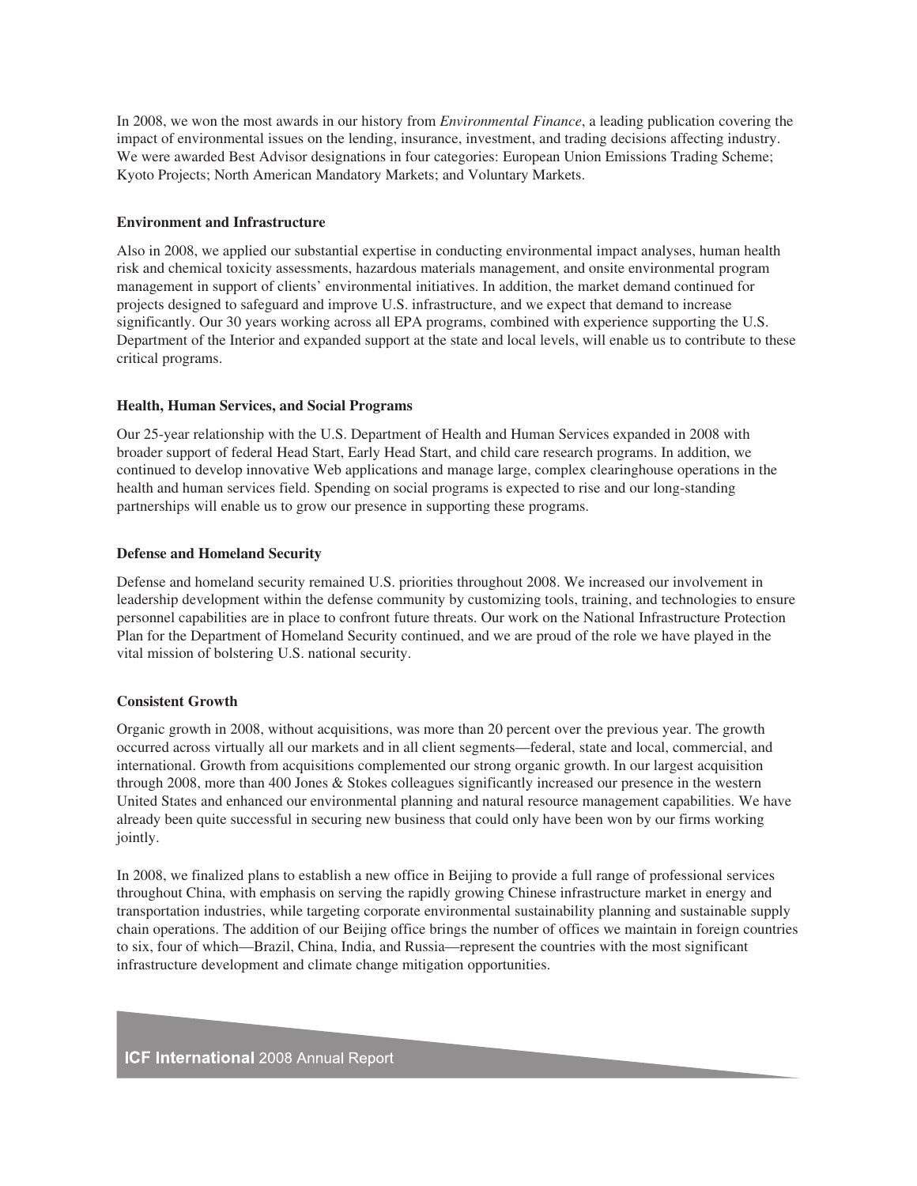In 2008, we won the most awards in our history from *Environmental Finance*, a leading publication covering the impact of environmental issues on the lending, insurance, investment, and trading decisions affecting industry. We were awarded Best Advisor designations in four categories: European Union Emissions Trading Scheme; Kyoto Projects; North American Mandatory Markets; and Voluntary Markets.

**Environment and Infrastructure**

Also in 2008, we applied our substantial expertise in conducting environmental impact analyses, human health risk and chemical toxicity assessments, hazardous materials management, and onsite environmental program management in support of clients' environmental initiatives. In addition, the market demand continued for projects designed to safeguard and improve U.S. infrastructure, and we expect that demand to increase significantly. Our 30 years working across all EPA programs, combined with experience supporting the U.S. Department of the Interior and expanded support at the state and local levels, will enable us to contribute to these critical programs.

**Health, Human Services, and Social Programs**

Our 25-year relationship with the U.S. Department of Health and Human Services expanded in 2008 with broader support of federal Head Start, Early Head Start, and child care research programs. In addition, we continued to develop innovative Web applications and manage large, complex clearinghouse operations in the health and human services field. Spending on social programs is expected to rise and our long-standing partnerships will enable us to grow our presence in supporting these programs.

**Defense and Homeland Security**

Defense and homeland security remained U.S. priorities throughout 2008. We increased our involvement in leadership development within the defense community by customizing tools, training, and technologies to ensure personnel capabilities are in place to confront future threats. Our work on the National Infrastructure Protection Plan for the Department of Homeland Security continued, and we are proud of the role we have played in the vital mission of bolstering U.S. national security.

**Consistent Growth**

Organic growth in 2008, without acquisitions, was more than 20 percent over the previous year. The growth occurred across virtually all our markets and in all client segments—federal, state and local, commercial, and international. Growth from acquisitions complemented our strong organic growth. In our largest acquisition through 2008, more than 400 Jones & Stokes colleagues significantly increased our presence in the western United States and enhanced our environmental planning and natural resource management capabilities. We have already been quite successful in securing new business that could only have been won by our firms working jointly.

In 2008, we finalized plans to establish a new office in Beijing to provide a full range of professional services throughout China, with emphasis on serving the rapidly growing Chinese infrastructure market in energy and transportation industries, while targeting corporate environmental sustainability planning and sustainable supply chain operations. The addition of our Beijing office brings the number of offices we maintain in foreign countries to six, four of which—Brazil, China, India, and Russia—represent the countries with the most significant infrastructure development and climate change mitigation opportunities.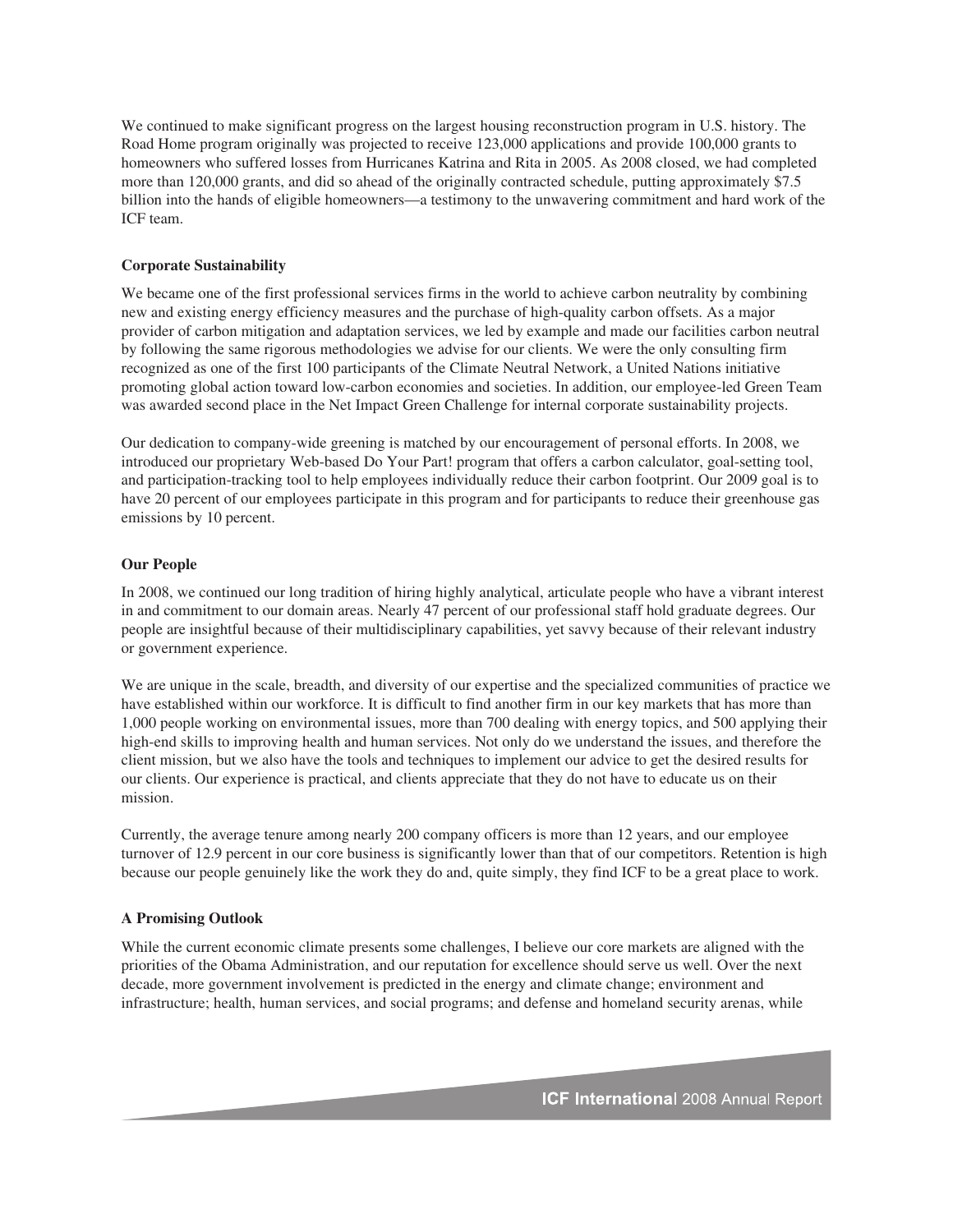We continued to make significant progress on the largest housing reconstruction program in U.S. history. The Road Home program originally was projected to receive 123,000 applications and provide 100,000 grants to homeowners who suffered losses from Hurricanes Katrina and Rita in 2005. As 2008 closed, we had completed more than 120,000 grants, and did so ahead of the originally contracted schedule, putting approximately $7.5 billion into the hands of eligible homeowners—a testimony to the unwavering commitment and hard work of the ICF team.

**Corporate Sustainability**

We became one of the first professional services firms in the world to achieve carbon neutrality by combining new and existing energy efficiency measures and the purchase of high-quality carbon offsets. As a major provider of carbon mitigation and adaptation services, we led by example and made our facilities carbon neutral by following the same rigorous methodologies we advise for our clients. We were the only consulting firm recognized as one of the first 100 participants of the Climate Neutral Network, a United Nations initiative promoting global action toward low-carbon economies and societies. In addition, our employee-led Green Team was awarded second place in the Net Impact Green Challenge for internal corporate sustainability projects.

Our dedication to company-wide greening is matched by our encouragement of personal efforts. In 2008, we introduced our proprietary Web-based Do Your Part! program that offers a carbon calculator, goal-setting tool, and participation-tracking tool to help employees individually reduce their carbon footprint. Our 2009 goal is to have 20 percent of our employees participate in this program and for participants to reduce their greenhouse gas emissions by 10 percent.

**Our People**

In 2008, we continued our long tradition of hiring highly analytical, articulate people who have a vibrant interest in and commitment to our domain areas. Nearly 47 percent of our professional staff hold graduate degrees. Our people are insightful because of their multidisciplinary capabilities, yet savvy because of their relevant industry or government experience.

We are unique in the scale, breadth, and diversity of our expertise and the specialized communities of practice we have established within our workforce. It is difficult to find another firm in our key markets that has more than 1,000 people working on environmental issues, more than 700 dealing with energy topics, and 500 applying their high-end skills to improving health and human services. Not only do we understand the issues, and therefore the client mission, but we also have the tools and techniques to implement our advice to get the desired results for our clients. Our experience is practical, and clients appreciate that they do not have to educate us on their mission.

Currently, the average tenure among nearly 200 company officers is more than 12 years, and our employee turnover of 12.9 percent in our core business is significantly lower than that of our competitors. Retention is high because our people genuinely like the work they do and, quite simply, they find ICF to be a great place to work.

**A Promising Outlook**

While the current economic climate presents some challenges, I believe our core markets are aligned with the priorities of the Obama Administration, and our reputation for excellence should serve us well. Over the next decade, more government involvement is predicted in the energy and climate change; environment and infrastructure; health, human services, and social programs; and defense and homeland security arenas, while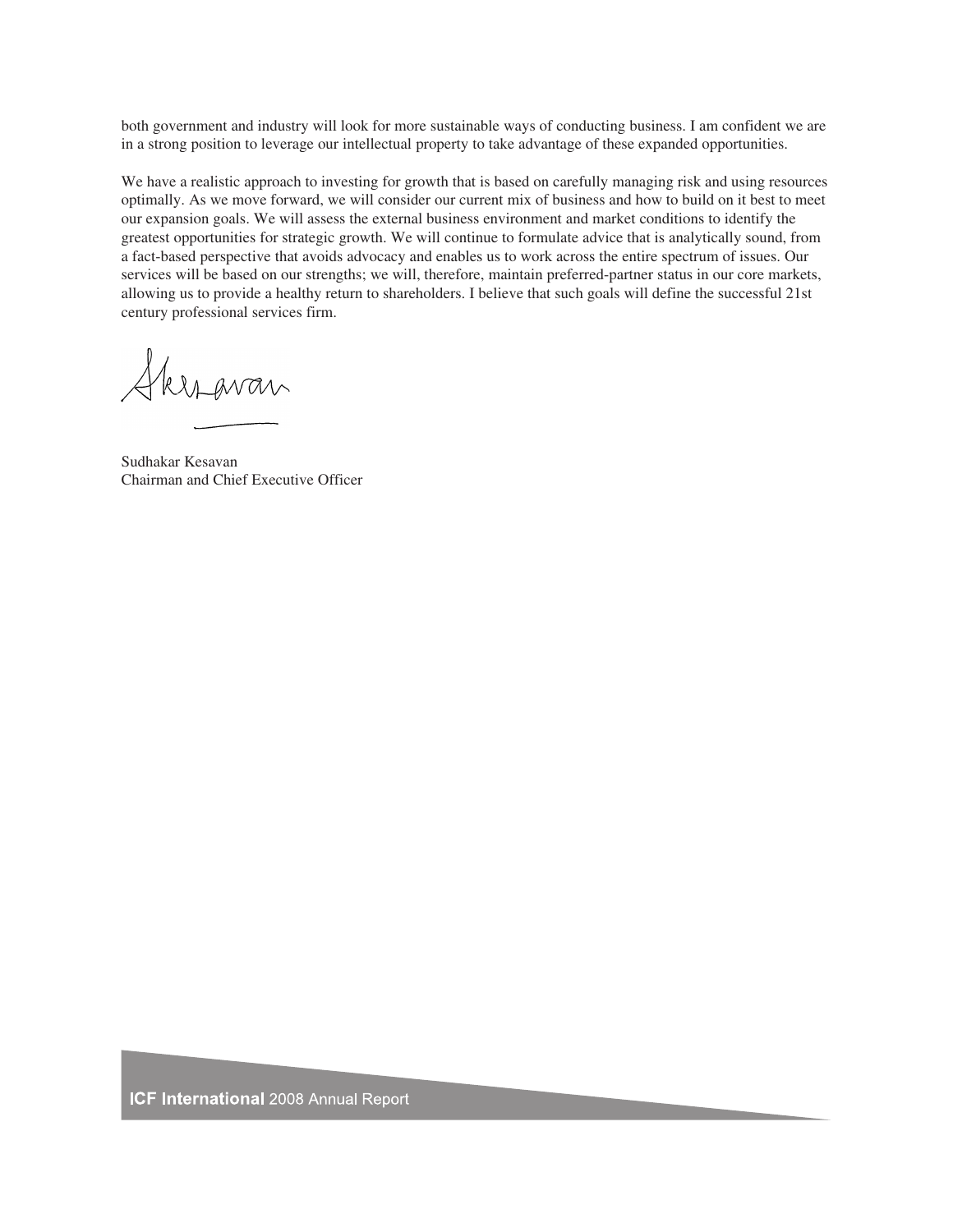both government and industry will look for more sustainable ways of conducting business. I am confident we are in a strong position to leverage our intellectual property to take advantage of these expanded opportunities.

We have a realistic approach to investing for growth that is based on carefully managing risk and using resources optimally. As we move forward, we will consider our current mix of business and how to build on it best to meet our expansion goals. We will assess the external business environment and market conditions to identify the greatest opportunities for strategic growth. We will continue to formulate advice that is analytically sound, from a fact-based perspective that avoids advocacy and enables us to work across the entire spectrum of issues. Our services will be based on our strengths; we will, therefore, maintain preferred-partner status in our core markets, allowing us to provide a healthy return to shareholders. I believe that such goals will define the successful 21st century professional services firm.

Sudhakar Kesavan
Chairman and Chief Executive Officer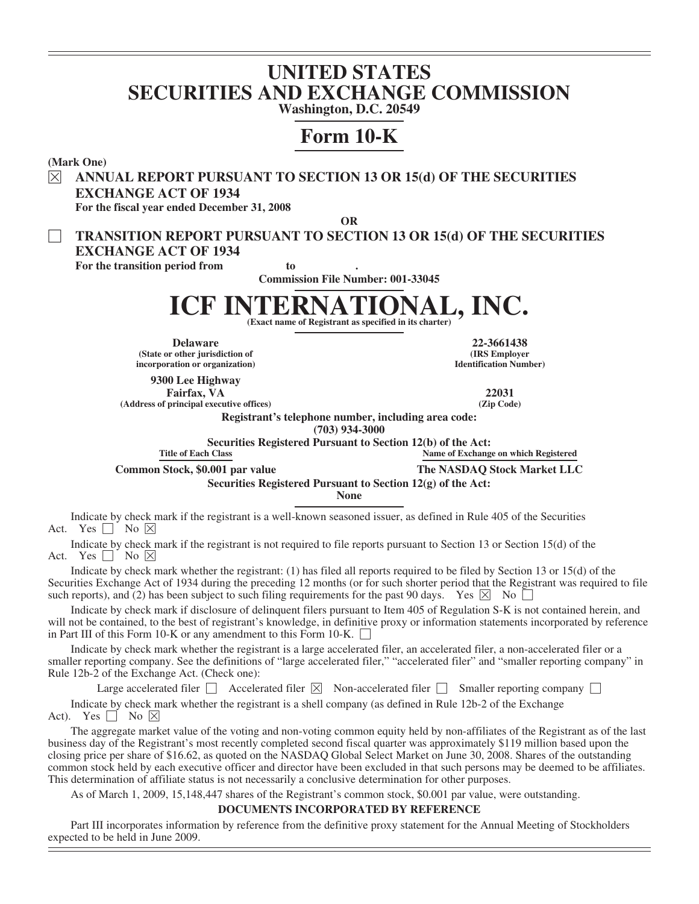# UNITED STATES SECURITIES AND EXCHANGE COMMISSION

**Washington, D.C. 20549**

# Form 10-K

**(Mark One)**

☒ **ANNUAL REPORT PURSUANT TO SECTION 13 OR 15(d) OF THE SECURITIES EXCHANGE ACT OF 1934**

**For the fiscal year ended December 31, 2008**

**OR**

☐ **TRANSITION REPORT PURSUANT TO SECTION 13 OR 15(d) OF THE SECURITIES EXCHANGE ACT OF 1934**

**For the transition period from to .**

**Commission File Number: 001-33045**

# ICF INTERNATIONAL, INC.

**(Exact name of Registrant as specified in its charter)**

| | |
|---|---|
| **Delaware**<br>**(State or other jurisdiction of incorporation or organization)** | **22-3661438**<br>**(IRS Employer Identification Number)** |
| **9300 Lee Highway**<br>**Fairfax, VA**<br>**(Address of principal executive offices)** | **22031**<br>**(Zip Code)** |

**Registrant's telephone number, including area code:**
**(703) 934-3000**

**Securities Registered Pursuant to Section 12(b) of the Act:**

| Title of Each Class | Name of Exchange on which Registered |
|---|---|
| **Common Stock, $0.001 par value** | **The NASDAQ Stock Market LLC** |

**Securities Registered Pursuant to Section 12(g) of the Act:**
**None**

Indicate by check mark if the registrant is a well-known seasoned issuer, as defined in Rule 405 of the Securities Act. Yes ☐ No ☒

Indicate by check mark if the registrant is not required to file reports pursuant to Section 13 or Section 15(d) of the Act. Yes ☐ No ☒

Indicate by check mark whether the registrant: (1) has filed all reports required to be filed by Section 13 or 15(d) of the Securities Exchange Act of 1934 during the preceding 12 months (or for such shorter period that the Registrant was required to file such reports), and (2) has been subject to such filing requirements for the past 90 days. Yes ☒ No ☐

Indicate by check mark if disclosure of delinquent filers pursuant to Item 405 of Regulation S-K is not contained herein, and will not be contained, to the best of registrant's knowledge, in definitive proxy or information statements incorporated by reference in Part III of this Form 10-K or any amendment to this Form 10-K. ☐

Indicate by check mark whether the registrant is a large accelerated filer, an accelerated filer, a non-accelerated filer or a smaller reporting company. See the definitions of "large accelerated filer," "accelerated filer" and "smaller reporting company" in Rule 12b-2 of the Exchange Act. (Check one):

Large accelerated filer ☐ Accelerated filer ☒ Non-accelerated filer ☐ Smaller reporting company ☐

Indicate by check mark whether the registrant is a shell company (as defined in Rule 12b-2 of the Exchange Act). Yes ☐ No ☒

The aggregate market value of the voting and non-voting common equity held by non-affiliates of the Registrant as of the last business day of the Registrant's most recently completed second fiscal quarter was approximately $119 million based upon the closing price per share of $16.62, as quoted on the NASDAQ Global Select Market on June 30, 2008. Shares of the outstanding common stock held by each executive officer and director have been excluded in that such persons may be deemed to be affiliates. This determination of affiliate status is not necessarily a conclusive determination for other purposes.

As of March 1, 2009, 15,148,447 shares of the Registrant's common stock, $0.001 par value, were outstanding.

**DOCUMENTS INCORPORATED BY REFERENCE**

Part III incorporates information by reference from the definitive proxy statement for the Annual Meeting of Stockholders expected to be held in June 2009.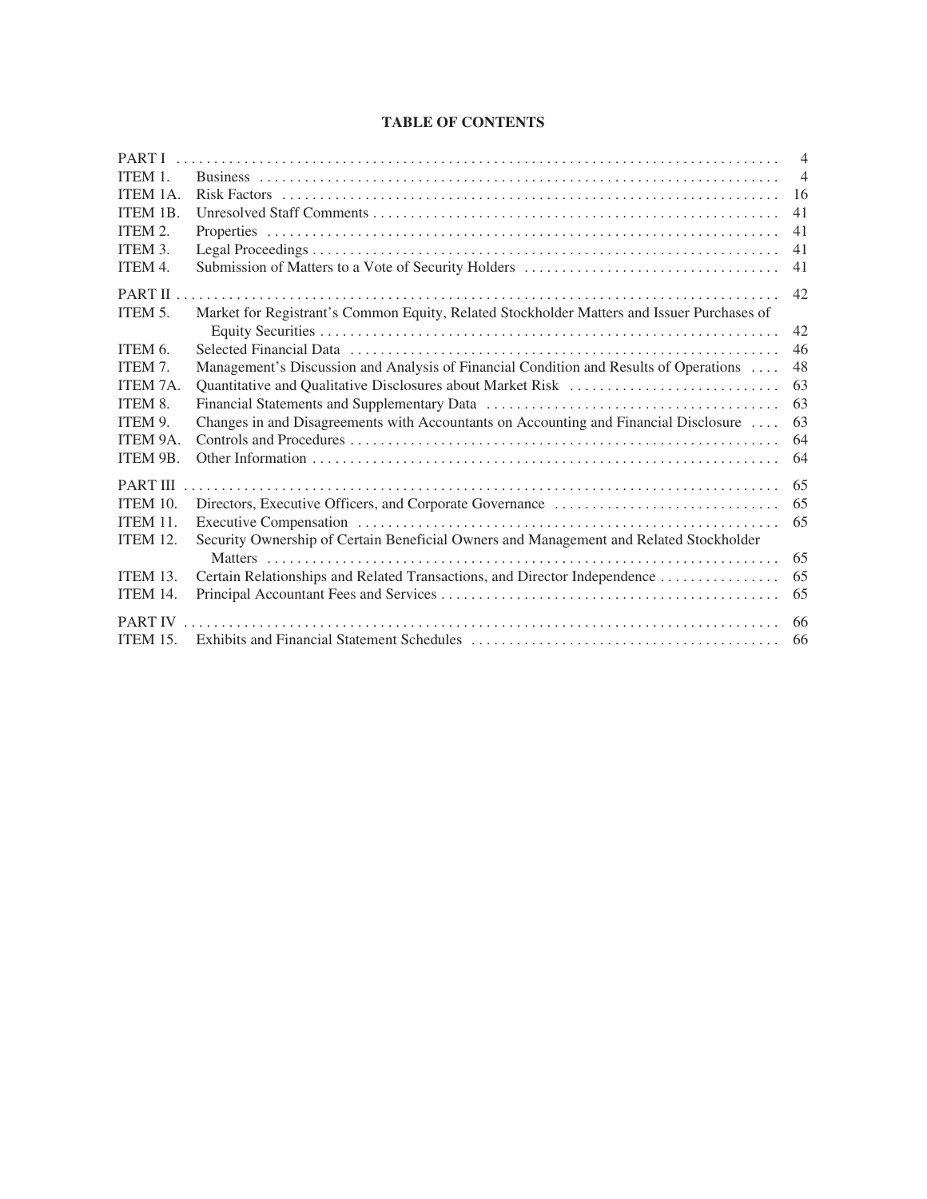**TABLE OF CONTENTS**

| | | |
|---|---|---|
| PART I | | 4 |
| ITEM 1. | Business | 4 |
| ITEM 1A. | Risk Factors | 16 |
| ITEM 1B. | Unresolved Staff Comments | 41 |
| ITEM 2. | Properties | 41 |
| ITEM 3. | Legal Proceedings | 41 |
| ITEM 4. | Submission of Matters to a Vote of Security Holders | 41 |
| PART II | | 42 |
| ITEM 5. | Market for Registrant's Common Equity, Related Stockholder Matters and Issuer Purchases of Equity Securities | 42 |
| ITEM 6. | Selected Financial Data | 46 |
| ITEM 7. | Management's Discussion and Analysis of Financial Condition and Results of Operations | 48 |
| ITEM 7A. | Quantitative and Qualitative Disclosures about Market Risk | 63 |
| ITEM 8. | Financial Statements and Supplementary Data | 63 |
| ITEM 9. | Changes in and Disagreements with Accountants on Accounting and Financial Disclosure | 63 |
| ITEM 9A. | Controls and Procedures | 64 |
| ITEM 9B. | Other Information | 64 |
| PART III | | 65 |
| ITEM 10. | Directors, Executive Officers, and Corporate Governance | 65 |
| ITEM 11. | Executive Compensation | 65 |
| ITEM 12. | Security Ownership of Certain Beneficial Owners and Management and Related Stockholder Matters | 65 |
| ITEM 13. | Certain Relationships and Related Transactions, and Director Independence | 65 |
| ITEM 14. | Principal Accountant Fees and Services | 65 |
| PART IV | | 66 |
| ITEM 15. | Exhibits and Financial Statement Schedules | 66 |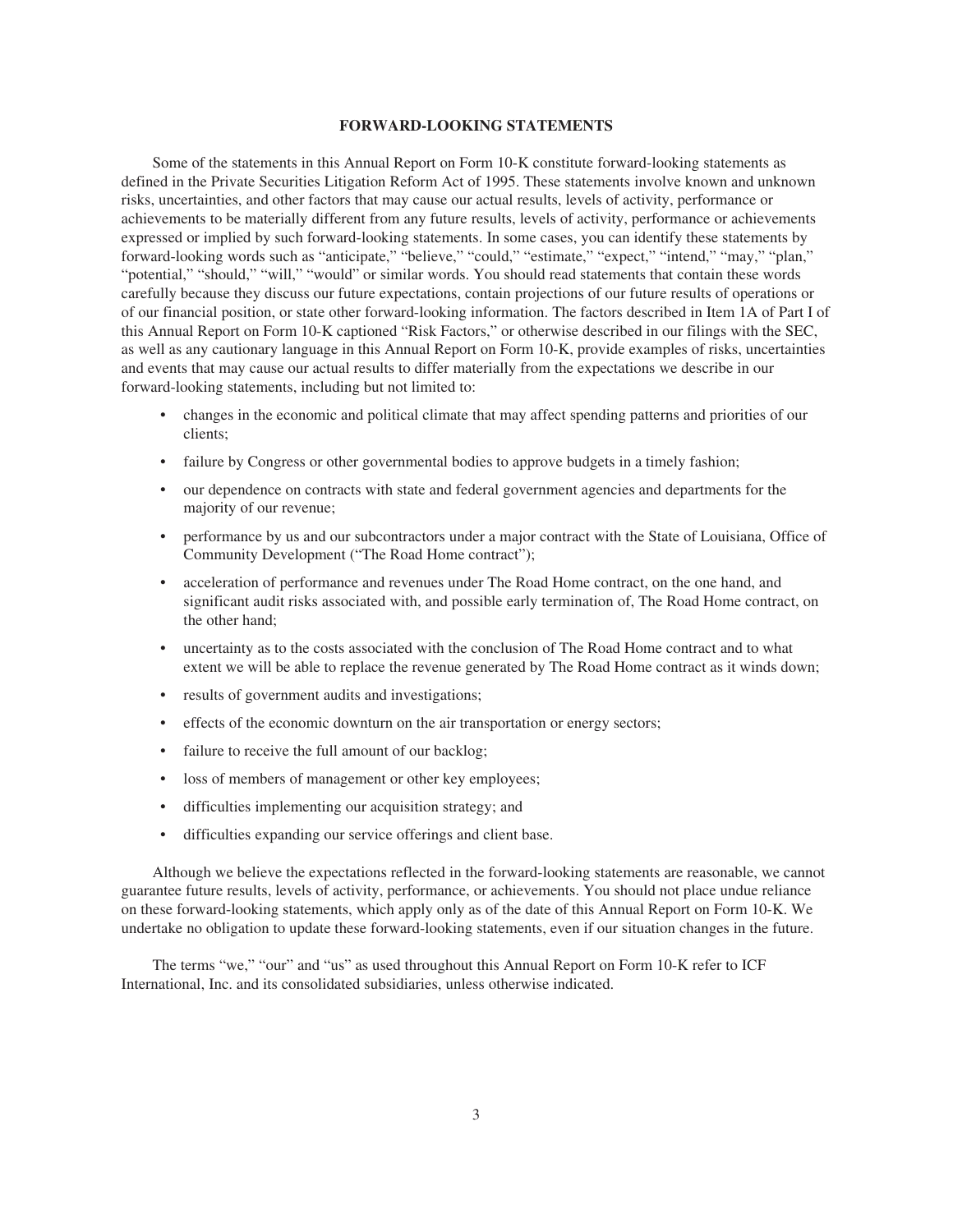## FORWARD-LOOKING STATEMENTS

Some of the statements in this Annual Report on Form 10-K constitute forward-looking statements as defined in the Private Securities Litigation Reform Act of 1995. These statements involve known and unknown risks, uncertainties, and other factors that may cause our actual results, levels of activity, performance or achievements to be materially different from any future results, levels of activity, performance or achievements expressed or implied by such forward-looking statements. In some cases, you can identify these statements by forward-looking words such as "anticipate," "believe," "could," "estimate," "expect," "intend," "may," "plan," "potential," "should," "will," "would" or similar words. You should read statements that contain these words carefully because they discuss our future expectations, contain projections of our future results of operations or of our financial position, or state other forward-looking information. The factors described in Item 1A of Part I of this Annual Report on Form 10-K captioned "Risk Factors," or otherwise described in our filings with the SEC, as well as any cautionary language in this Annual Report on Form 10-K, provide examples of risks, uncertainties and events that may cause our actual results to differ materially from the expectations we describe in our forward-looking statements, including but not limited to:

- changes in the economic and political climate that may affect spending patterns and priorities of our clients;
- failure by Congress or other governmental bodies to approve budgets in a timely fashion;
- our dependence on contracts with state and federal government agencies and departments for the majority of our revenue;
- performance by us and our subcontractors under a major contract with the State of Louisiana, Office of Community Development ("The Road Home contract");
- acceleration of performance and revenues under The Road Home contract, on the one hand, and significant audit risks associated with, and possible early termination of, The Road Home contract, on the other hand;
- uncertainty as to the costs associated with the conclusion of The Road Home contract and to what extent we will be able to replace the revenue generated by The Road Home contract as it winds down;
- results of government audits and investigations;
- effects of the economic downturn on the air transportation or energy sectors;
- failure to receive the full amount of our backlog;
- loss of members of management or other key employees;
- difficulties implementing our acquisition strategy; and
- difficulties expanding our service offerings and client base.

Although we believe the expectations reflected in the forward-looking statements are reasonable, we cannot guarantee future results, levels of activity, performance, or achievements. You should not place undue reliance on these forward-looking statements, which apply only as of the date of this Annual Report on Form 10-K. We undertake no obligation to update these forward-looking statements, even if our situation changes in the future.

The terms "we," "our" and "us" as used throughout this Annual Report on Form 10-K refer to ICF International, Inc. and its consolidated subsidiaries, unless otherwise indicated.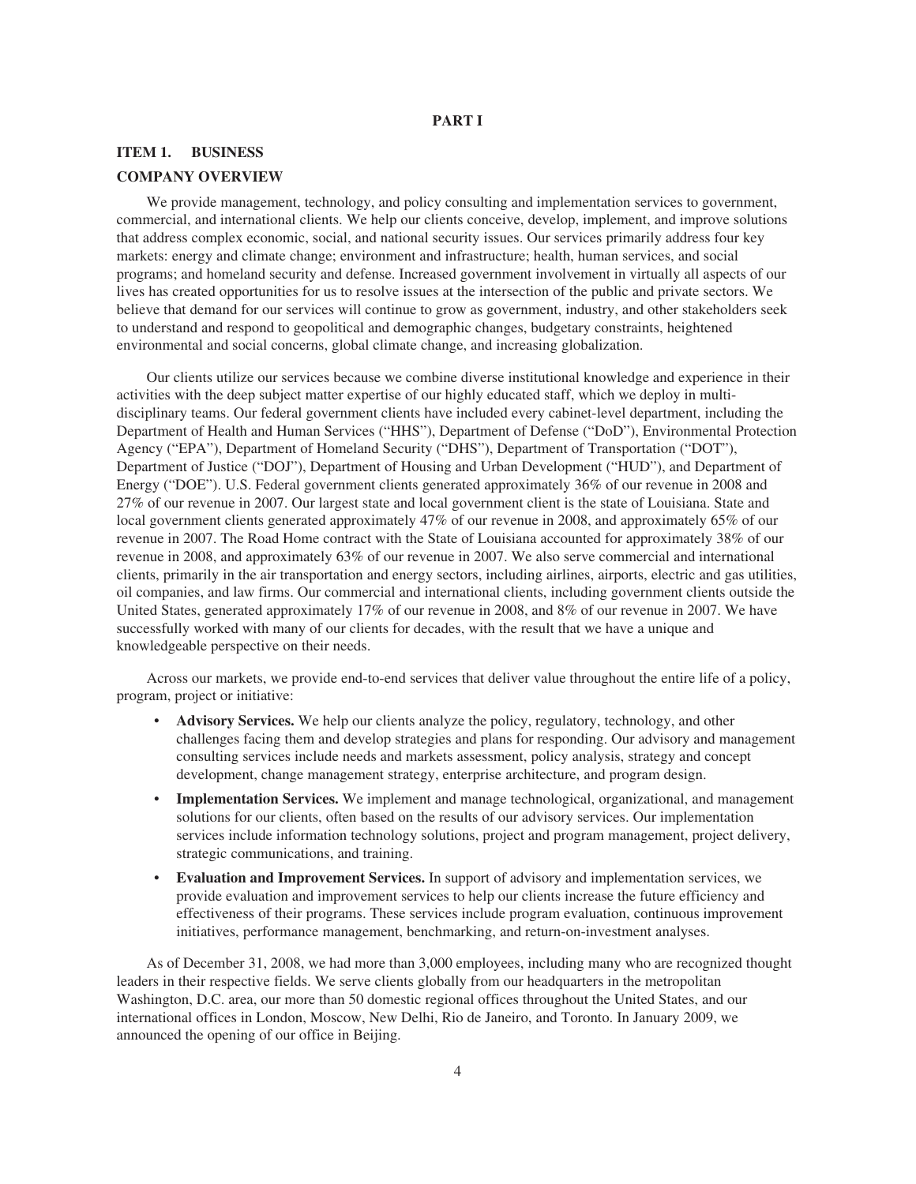# PART I

## ITEM 1. BUSINESS

### COMPANY OVERVIEW

We provide management, technology, and policy consulting and implementation services to government, commercial, and international clients. We help our clients conceive, develop, implement, and improve solutions that address complex economic, social, and national security issues. Our services primarily address four key markets: energy and climate change; environment and infrastructure; health, human services, and social programs; and homeland security and defense. Increased government involvement in virtually all aspects of our lives has created opportunities for us to resolve issues at the intersection of the public and private sectors. We believe that demand for our services will continue to grow as government, industry, and other stakeholders seek to understand and respond to geopolitical and demographic changes, budgetary constraints, heightened environmental and social concerns, global climate change, and increasing globalization.

Our clients utilize our services because we combine diverse institutional knowledge and experience in their activities with the deep subject matter expertise of our highly educated staff, which we deploy in multi-disciplinary teams. Our federal government clients have included every cabinet-level department, including the Department of Health and Human Services ("HHS"), Department of Defense ("DoD"), Environmental Protection Agency ("EPA"), Department of Homeland Security ("DHS"), Department of Transportation ("DOT"), Department of Justice ("DOJ"), Department of Housing and Urban Development ("HUD"), and Department of Energy ("DOE"). U.S. Federal government clients generated approximately 36% of our revenue in 2008 and 27% of our revenue in 2007. Our largest state and local government client is the state of Louisiana. State and local government clients generated approximately 47% of our revenue in 2008, and approximately 65% of our revenue in 2007. The Road Home contract with the State of Louisiana accounted for approximately 38% of our revenue in 2008, and approximately 63% of our revenue in 2007. We also serve commercial and international clients, primarily in the air transportation and energy sectors, including airlines, airports, electric and gas utilities, oil companies, and law firms. Our commercial and international clients, including government clients outside the United States, generated approximately 17% of our revenue in 2008, and 8% of our revenue in 2007. We have successfully worked with many of our clients for decades, with the result that we have a unique and knowledgeable perspective on their needs.

Across our markets, we provide end-to-end services that deliver value throughout the entire life of a policy, program, project or initiative:

- **Advisory Services.** We help our clients analyze the policy, regulatory, technology, and other challenges facing them and develop strategies and plans for responding. Our advisory and management consulting services include needs and markets assessment, policy analysis, strategy and concept development, change management strategy, enterprise architecture, and program design.
- **Implementation Services.** We implement and manage technological, organizational, and management solutions for our clients, often based on the results of our advisory services. Our implementation services include information technology solutions, project and program management, project delivery, strategic communications, and training.
- **Evaluation and Improvement Services.** In support of advisory and implementation services, we provide evaluation and improvement services to help our clients increase the future efficiency and effectiveness of their programs. These services include program evaluation, continuous improvement initiatives, performance management, benchmarking, and return-on-investment analyses.

As of December 31, 2008, we had more than 3,000 employees, including many who are recognized thought leaders in their respective fields. We serve clients globally from our headquarters in the metropolitan Washington, D.C. area, our more than 50 domestic regional offices throughout the United States, and our international offices in London, Moscow, New Delhi, Rio de Janeiro, and Toronto. In January 2009, we announced the opening of our office in Beijing.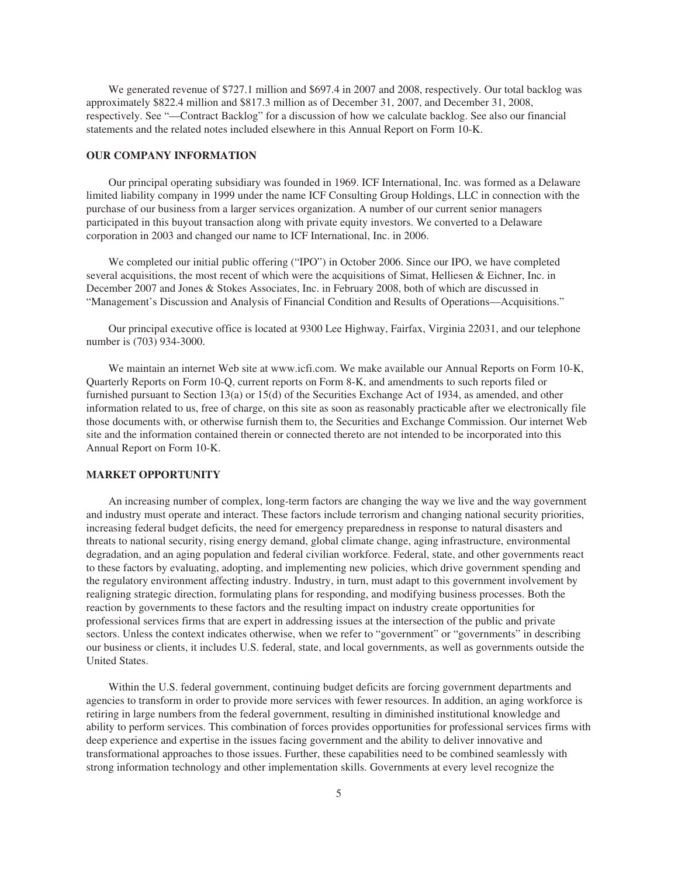We generated revenue of $727.1 million and $697.4 in 2007 and 2008, respectively. Our total backlog was approximately $822.4 million and $817.3 million as of December 31, 2007, and December 31, 2008, respectively. See "—Contract Backlog" for a discussion of how we calculate backlog. See also our financial statements and the related notes included elsewhere in this Annual Report on Form 10-K.

## OUR COMPANY INFORMATION

Our principal operating subsidiary was founded in 1969. ICF International, Inc. was formed as a Delaware limited liability company in 1999 under the name ICF Consulting Group Holdings, LLC in connection with the purchase of our business from a larger services organization. A number of our current senior managers participated in this buyout transaction along with private equity investors. We converted to a Delaware corporation in 2003 and changed our name to ICF International, Inc. in 2006.

We completed our initial public offering ("IPO") in October 2006. Since our IPO, we have completed several acquisitions, the most recent of which were the acquisitions of Simat, Helliesen & Eichner, Inc. in December 2007 and Jones & Stokes Associates, Inc. in February 2008, both of which are discussed in "Management's Discussion and Analysis of Financial Condition and Results of Operations—Acquisitions."

Our principal executive office is located at 9300 Lee Highway, Fairfax, Virginia 22031, and our telephone number is (703) 934-3000.

We maintain an internet Web site at www.icfi.com. We make available our Annual Reports on Form 10-K, Quarterly Reports on Form 10-Q, current reports on Form 8-K, and amendments to such reports filed or furnished pursuant to Section 13(a) or 15(d) of the Securities Exchange Act of 1934, as amended, and other information related to us, free of charge, on this site as soon as reasonably practicable after we electronically file those documents with, or otherwise furnish them to, the Securities and Exchange Commission. Our internet Web site and the information contained therein or connected thereto are not intended to be incorporated into this Annual Report on Form 10-K.

## MARKET OPPORTUNITY

An increasing number of complex, long-term factors are changing the way we live and the way government and industry must operate and interact. These factors include terrorism and changing national security priorities, increasing federal budget deficits, the need for emergency preparedness in response to natural disasters and threats to national security, rising energy demand, global climate change, aging infrastructure, environmental degradation, and an aging population and federal civilian workforce. Federal, state, and other governments react to these factors by evaluating, adopting, and implementing new policies, which drive government spending and the regulatory environment affecting industry. Industry, in turn, must adapt to this government involvement by realigning strategic direction, formulating plans for responding, and modifying business processes. Both the reaction by governments to these factors and the resulting impact on industry create opportunities for professional services firms that are expert in addressing issues at the intersection of the public and private sectors. Unless the context indicates otherwise, when we refer to "government" or "governments" in describing our business or clients, it includes U.S. federal, state, and local governments, as well as governments outside the United States.

Within the U.S. federal government, continuing budget deficits are forcing government departments and agencies to transform in order to provide more services with fewer resources. In addition, an aging workforce is retiring in large numbers from the federal government, resulting in diminished institutional knowledge and ability to perform services. This combination of forces provides opportunities for professional services firms with deep experience and expertise in the issues facing government and the ability to deliver innovative and transformational approaches to those issues. Further, these capabilities need to be combined seamlessly with strong information technology and other implementation skills. Governments at every level recognize the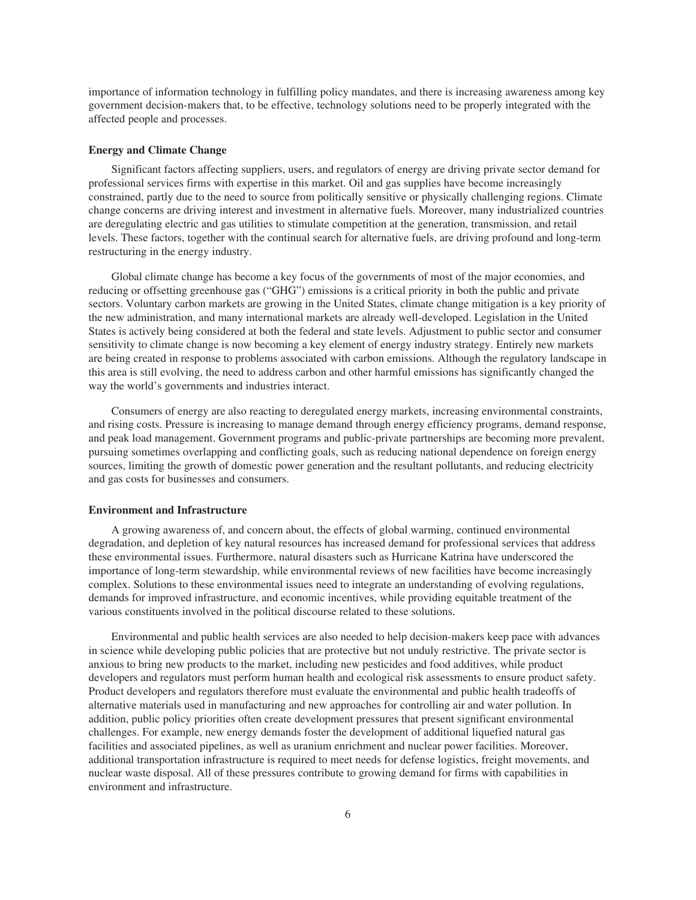importance of information technology in fulfilling policy mandates, and there is increasing awareness among key government decision-makers that, to be effective, technology solutions need to be properly integrated with the affected people and processes.

### Energy and Climate Change

Significant factors affecting suppliers, users, and regulators of energy are driving private sector demand for professional services firms with expertise in this market. Oil and gas supplies have become increasingly constrained, partly due to the need to source from politically sensitive or physically challenging regions. Climate change concerns are driving interest and investment in alternative fuels. Moreover, many industrialized countries are deregulating electric and gas utilities to stimulate competition at the generation, transmission, and retail levels. These factors, together with the continual search for alternative fuels, are driving profound and long-term restructuring in the energy industry.

Global climate change has become a key focus of the governments of most of the major economies, and reducing or offsetting greenhouse gas ("GHG") emissions is a critical priority in both the public and private sectors. Voluntary carbon markets are growing in the United States, climate change mitigation is a key priority of the new administration, and many international markets are already well-developed. Legislation in the United States is actively being considered at both the federal and state levels. Adjustment to public sector and consumer sensitivity to climate change is now becoming a key element of energy industry strategy. Entirely new markets are being created in response to problems associated with carbon emissions. Although the regulatory landscape in this area is still evolving, the need to address carbon and other harmful emissions has significantly changed the way the world's governments and industries interact.

Consumers of energy are also reacting to deregulated energy markets, increasing environmental constraints, and rising costs. Pressure is increasing to manage demand through energy efficiency programs, demand response, and peak load management. Government programs and public-private partnerships are becoming more prevalent, pursuing sometimes overlapping and conflicting goals, such as reducing national dependence on foreign energy sources, limiting the growth of domestic power generation and the resultant pollutants, and reducing electricity and gas costs for businesses and consumers.

### Environment and Infrastructure

A growing awareness of, and concern about, the effects of global warming, continued environmental degradation, and depletion of key natural resources has increased demand for professional services that address these environmental issues. Furthermore, natural disasters such as Hurricane Katrina have underscored the importance of long-term stewardship, while environmental reviews of new facilities have become increasingly complex. Solutions to these environmental issues need to integrate an understanding of evolving regulations, demands for improved infrastructure, and economic incentives, while providing equitable treatment of the various constituents involved in the political discourse related to these solutions.

Environmental and public health services are also needed to help decision-makers keep pace with advances in science while developing public policies that are protective but not unduly restrictive. The private sector is anxious to bring new products to the market, including new pesticides and food additives, while product developers and regulators must perform human health and ecological risk assessments to ensure product safety. Product developers and regulators therefore must evaluate the environmental and public health tradeoffs of alternative materials used in manufacturing and new approaches for controlling air and water pollution. In addition, public policy priorities often create development pressures that present significant environmental challenges. For example, new energy demands foster the development of additional liquefied natural gas facilities and associated pipelines, as well as uranium enrichment and nuclear power facilities. Moreover, additional transportation infrastructure is required to meet needs for defense logistics, freight movements, and nuclear waste disposal. All of these pressures contribute to growing demand for firms with capabilities in environment and infrastructure.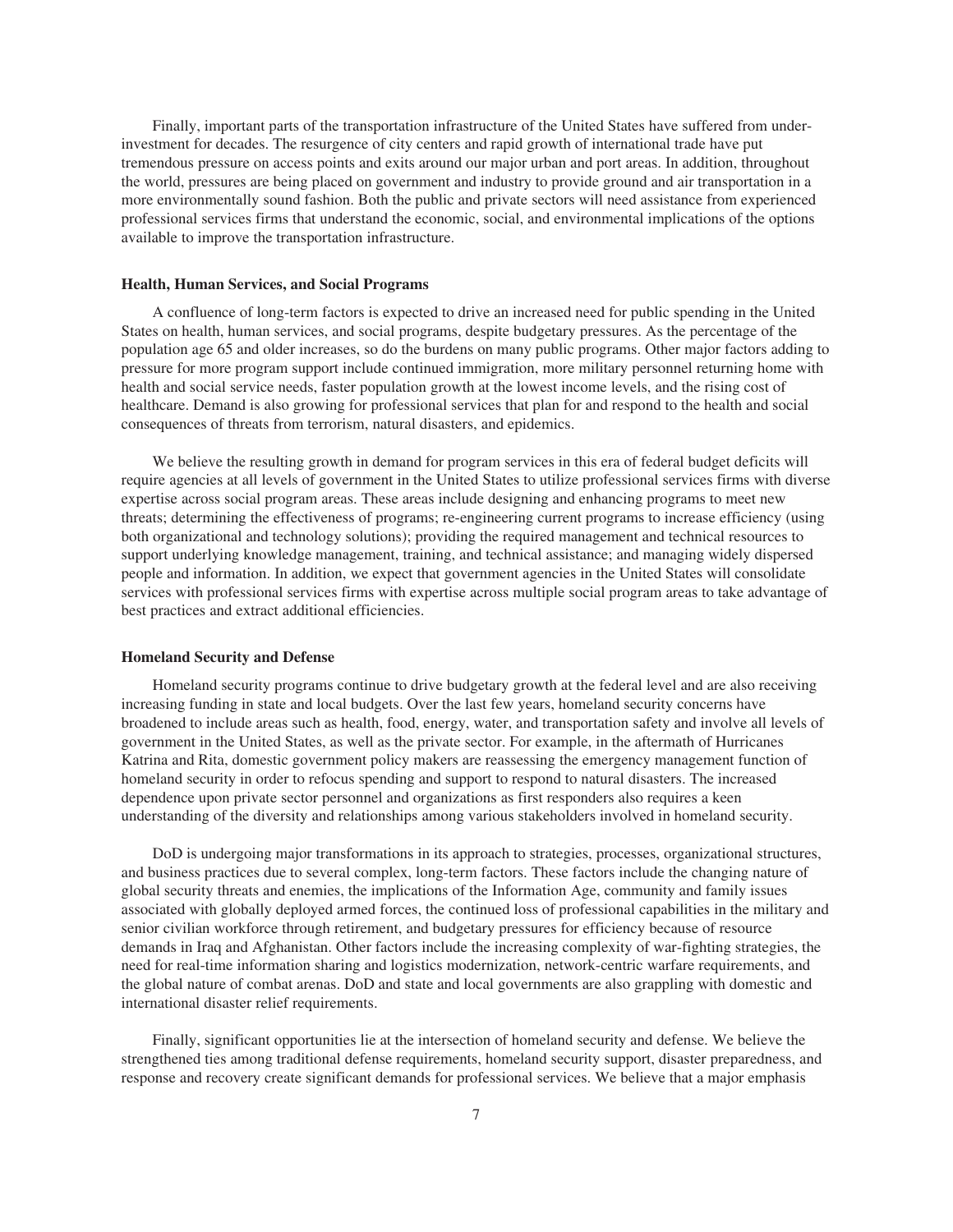Finally, important parts of the transportation infrastructure of the United States have suffered from under-investment for decades. The resurgence of city centers and rapid growth of international trade have put tremendous pressure on access points and exits around our major urban and port areas. In addition, throughout the world, pressures are being placed on government and industry to provide ground and air transportation in a more environmentally sound fashion. Both the public and private sectors will need assistance from experienced professional services firms that understand the economic, social, and environmental implications of the options available to improve the transportation infrastructure.

### Health, Human Services, and Social Programs

A confluence of long-term factors is expected to drive an increased need for public spending in the United States on health, human services, and social programs, despite budgetary pressures. As the percentage of the population age 65 and older increases, so do the burdens on many public programs. Other major factors adding to pressure for more program support include continued immigration, more military personnel returning home with health and social service needs, faster population growth at the lowest income levels, and the rising cost of healthcare. Demand is also growing for professional services that plan for and respond to the health and social consequences of threats from terrorism, natural disasters, and epidemics.

We believe the resulting growth in demand for program services in this era of federal budget deficits will require agencies at all levels of government in the United States to utilize professional services firms with diverse expertise across social program areas. These areas include designing and enhancing programs to meet new threats; determining the effectiveness of programs; re-engineering current programs to increase efficiency (using both organizational and technology solutions); providing the required management and technical resources to support underlying knowledge management, training, and technical assistance; and managing widely dispersed people and information. In addition, we expect that government agencies in the United States will consolidate services with professional services firms with expertise across multiple social program areas to take advantage of best practices and extract additional efficiencies.

### Homeland Security and Defense

Homeland security programs continue to drive budgetary growth at the federal level and are also receiving increasing funding in state and local budgets. Over the last few years, homeland security concerns have broadened to include areas such as health, food, energy, water, and transportation safety and involve all levels of government in the United States, as well as the private sector. For example, in the aftermath of Hurricanes Katrina and Rita, domestic government policy makers are reassessing the emergency management function of homeland security in order to refocus spending and support to respond to natural disasters. The increased dependence upon private sector personnel and organizations as first responders also requires a keen understanding of the diversity and relationships among various stakeholders involved in homeland security.

DoD is undergoing major transformations in its approach to strategies, processes, organizational structures, and business practices due to several complex, long-term factors. These factors include the changing nature of global security threats and enemies, the implications of the Information Age, community and family issues associated with globally deployed armed forces, the continued loss of professional capabilities in the military and senior civilian workforce through retirement, and budgetary pressures for efficiency because of resource demands in Iraq and Afghanistan. Other factors include the increasing complexity of war-fighting strategies, the need for real-time information sharing and logistics modernization, network-centric warfare requirements, and the global nature of combat arenas. DoD and state and local governments are also grappling with domestic and international disaster relief requirements.

Finally, significant opportunities lie at the intersection of homeland security and defense. We believe the strengthened ties among traditional defense requirements, homeland security support, disaster preparedness, and response and recovery create significant demands for professional services. We believe that a major emphasis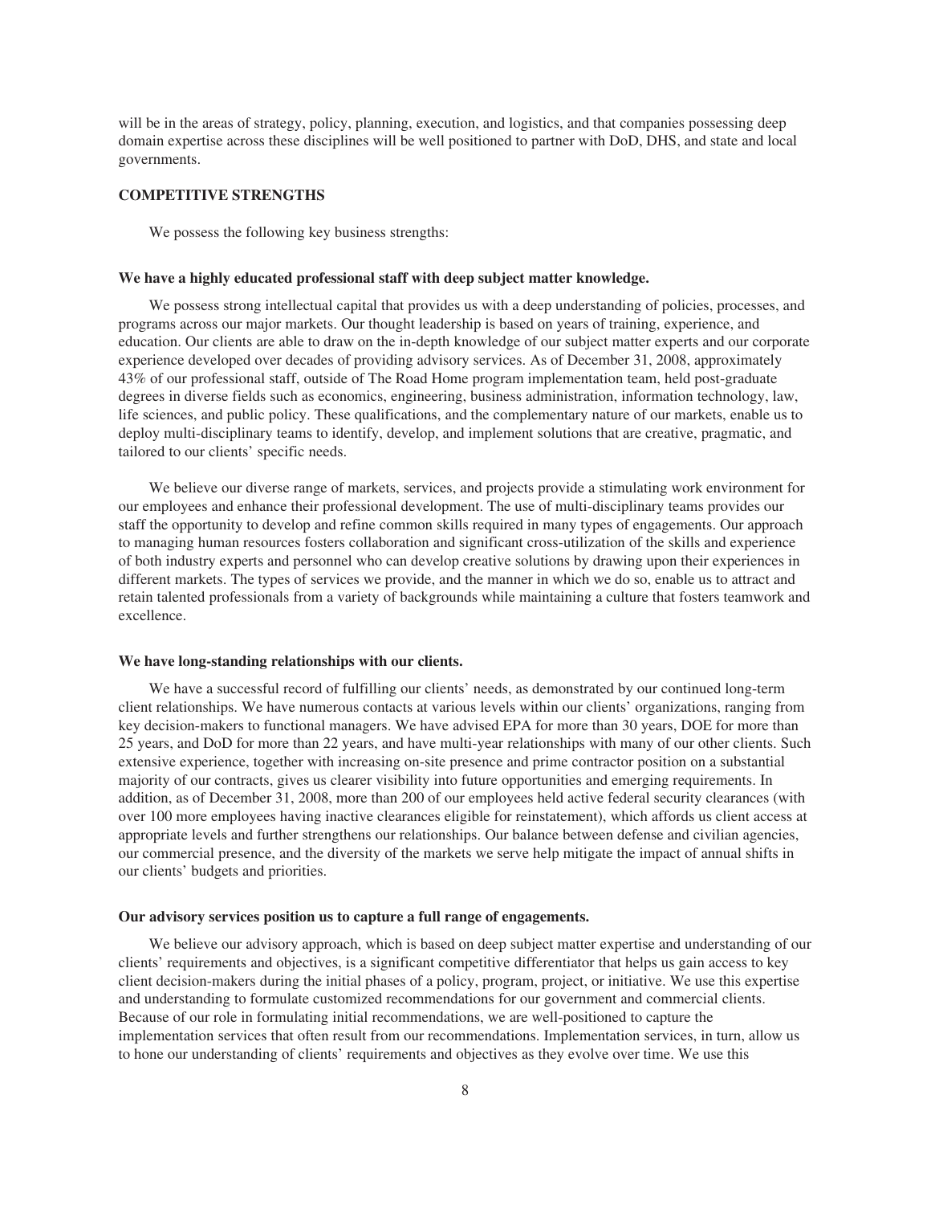will be in the areas of strategy, policy, planning, execution, and logistics, and that companies possessing deep domain expertise across these disciplines will be well positioned to partner with DoD, DHS, and state and local governments.

## COMPETITIVE STRENGTHS

We possess the following key business strengths:

### We have a highly educated professional staff with deep subject matter knowledge.

We possess strong intellectual capital that provides us with a deep understanding of policies, processes, and programs across our major markets. Our thought leadership is based on years of training, experience, and education. Our clients are able to draw on the in-depth knowledge of our subject matter experts and our corporate experience developed over decades of providing advisory services. As of December 31, 2008, approximately 43% of our professional staff, outside of The Road Home program implementation team, held post-graduate degrees in diverse fields such as economics, engineering, business administration, information technology, law, life sciences, and public policy. These qualifications, and the complementary nature of our markets, enable us to deploy multi-disciplinary teams to identify, develop, and implement solutions that are creative, pragmatic, and tailored to our clients' specific needs.

We believe our diverse range of markets, services, and projects provide a stimulating work environment for our employees and enhance their professional development. The use of multi-disciplinary teams provides our staff the opportunity to develop and refine common skills required in many types of engagements. Our approach to managing human resources fosters collaboration and significant cross-utilization of the skills and experience of both industry experts and personnel who can develop creative solutions by drawing upon their experiences in different markets. The types of services we provide, and the manner in which we do so, enable us to attract and retain talented professionals from a variety of backgrounds while maintaining a culture that fosters teamwork and excellence.

### We have long-standing relationships with our clients.

We have a successful record of fulfilling our clients' needs, as demonstrated by our continued long-term client relationships. We have numerous contacts at various levels within our clients' organizations, ranging from key decision-makers to functional managers. We have advised EPA for more than 30 years, DOE for more than 25 years, and DoD for more than 22 years, and have multi-year relationships with many of our other clients. Such extensive experience, together with increasing on-site presence and prime contractor position on a substantial majority of our contracts, gives us clearer visibility into future opportunities and emerging requirements. In addition, as of December 31, 2008, more than 200 of our employees held active federal security clearances (with over 100 more employees having inactive clearances eligible for reinstatement), which affords us client access at appropriate levels and further strengthens our relationships. Our balance between defense and civilian agencies, our commercial presence, and the diversity of the markets we serve help mitigate the impact of annual shifts in our clients' budgets and priorities.

### Our advisory services position us to capture a full range of engagements.

We believe our advisory approach, which is based on deep subject matter expertise and understanding of our clients' requirements and objectives, is a significant competitive differentiator that helps us gain access to key client decision-makers during the initial phases of a policy, program, project, or initiative. We use this expertise and understanding to formulate customized recommendations for our government and commercial clients. Because of our role in formulating initial recommendations, we are well-positioned to capture the implementation services that often result from our recommendations. Implementation services, in turn, allow us to hone our understanding of clients' requirements and objectives as they evolve over time. We use this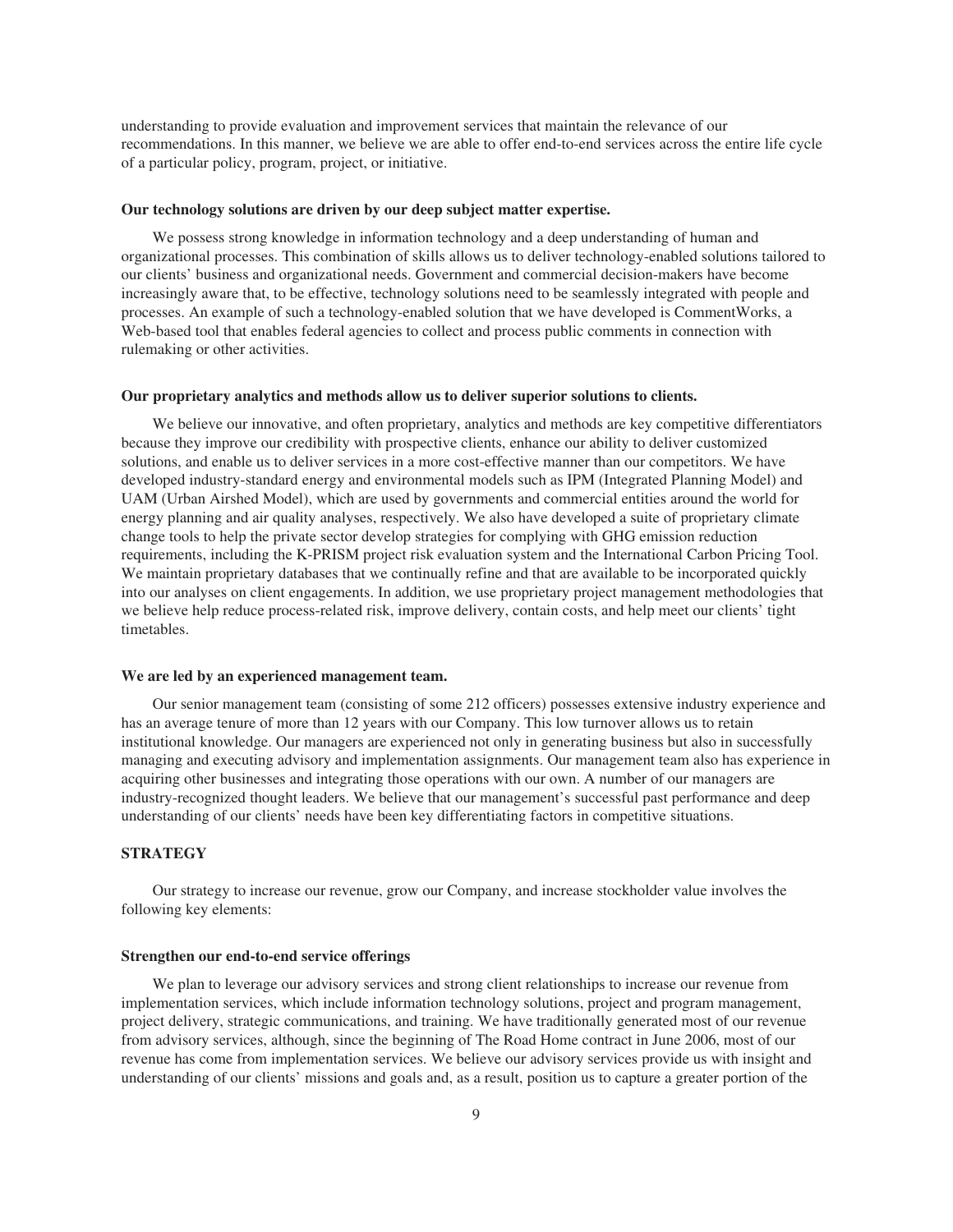understanding to provide evaluation and improvement services that maintain the relevance of our recommendations. In this manner, we believe we are able to offer end-to-end services across the entire life cycle of a particular policy, program, project, or initiative.

**Our technology solutions are driven by our deep subject matter expertise.**

We possess strong knowledge in information technology and a deep understanding of human and organizational processes. This combination of skills allows us to deliver technology-enabled solutions tailored to our clients' business and organizational needs. Government and commercial decision-makers have become increasingly aware that, to be effective, technology solutions need to be seamlessly integrated with people and processes. An example of such a technology-enabled solution that we have developed is CommentWorks, a Web-based tool that enables federal agencies to collect and process public comments in connection with rulemaking or other activities.

**Our proprietary analytics and methods allow us to deliver superior solutions to clients.**

We believe our innovative, and often proprietary, analytics and methods are key competitive differentiators because they improve our credibility with prospective clients, enhance our ability to deliver customized solutions, and enable us to deliver services in a more cost-effective manner than our competitors. We have developed industry-standard energy and environmental models such as IPM (Integrated Planning Model) and UAM (Urban Airshed Model), which are used by governments and commercial entities around the world for energy planning and air quality analyses, respectively. We also have developed a suite of proprietary climate change tools to help the private sector develop strategies for complying with GHG emission reduction requirements, including the K-PRISM project risk evaluation system and the International Carbon Pricing Tool. We maintain proprietary databases that we continually refine and that are available to be incorporated quickly into our analyses on client engagements. In addition, we use proprietary project management methodologies that we believe help reduce process-related risk, improve delivery, contain costs, and help meet our clients' tight timetables.

**We are led by an experienced management team.**

Our senior management team (consisting of some 212 officers) possesses extensive industry experience and has an average tenure of more than 12 years with our Company. This low turnover allows us to retain institutional knowledge. Our managers are experienced not only in generating business but also in successfully managing and executing advisory and implementation assignments. Our management team also has experience in acquiring other businesses and integrating those operations with our own. A number of our managers are industry-recognized thought leaders. We believe that our management's successful past performance and deep understanding of our clients' needs have been key differentiating factors in competitive situations.

## STRATEGY

Our strategy to increase our revenue, grow our Company, and increase stockholder value involves the following key elements:

**Strengthen our end-to-end service offerings**

We plan to leverage our advisory services and strong client relationships to increase our revenue from implementation services, which include information technology solutions, project and program management, project delivery, strategic communications, and training. We have traditionally generated most of our revenue from advisory services, although, since the beginning of The Road Home contract in June 2006, most of our revenue has come from implementation services. We believe our advisory services provide us with insight and understanding of our clients' missions and goals and, as a result, position us to capture a greater portion of the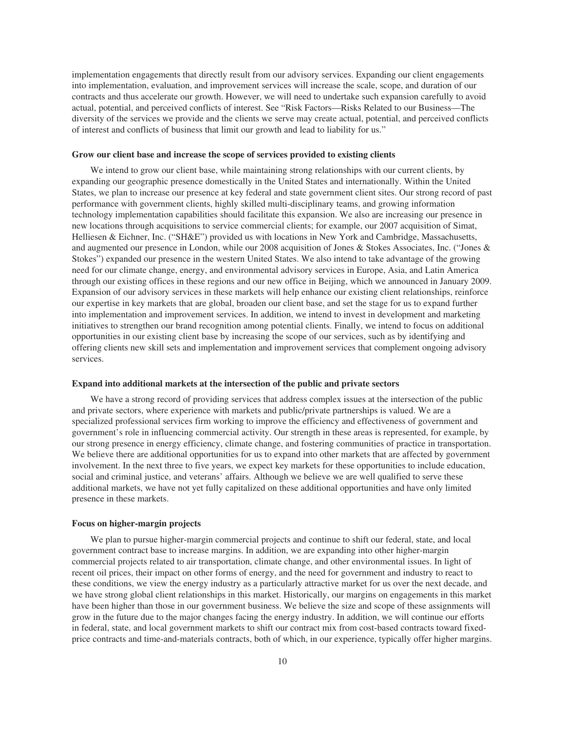implementation engagements that directly result from our advisory services. Expanding our client engagements into implementation, evaluation, and improvement services will increase the scale, scope, and duration of our contracts and thus accelerate our growth. However, we will need to undertake such expansion carefully to avoid actual, potential, and perceived conflicts of interest. See "Risk Factors—Risks Related to our Business—The diversity of the services we provide and the clients we serve may create actual, potential, and perceived conflicts of interest and conflicts of business that limit our growth and lead to liability for us."

**Grow our client base and increase the scope of services provided to existing clients**

We intend to grow our client base, while maintaining strong relationships with our current clients, by expanding our geographic presence domestically in the United States and internationally. Within the United States, we plan to increase our presence at key federal and state government client sites. Our strong record of past performance with government clients, highly skilled multi-disciplinary teams, and growing information technology implementation capabilities should facilitate this expansion. We also are increasing our presence in new locations through acquisitions to service commercial clients; for example, our 2007 acquisition of Simat, Helliesen & Eichner, Inc. ("SH&E") provided us with locations in New York and Cambridge, Massachusetts, and augmented our presence in London, while our 2008 acquisition of Jones & Stokes Associates, Inc. ("Jones & Stokes") expanded our presence in the western United States. We also intend to take advantage of the growing need for our climate change, energy, and environmental advisory services in Europe, Asia, and Latin America through our existing offices in these regions and our new office in Beijing, which we announced in January 2009. Expansion of our advisory services in these markets will help enhance our existing client relationships, reinforce our expertise in key markets that are global, broaden our client base, and set the stage for us to expand further into implementation and improvement services. In addition, we intend to invest in development and marketing initiatives to strengthen our brand recognition among potential clients. Finally, we intend to focus on additional opportunities in our existing client base by increasing the scope of our services, such as by identifying and offering clients new skill sets and implementation and improvement services that complement ongoing advisory services.

**Expand into additional markets at the intersection of the public and private sectors**

We have a strong record of providing services that address complex issues at the intersection of the public and private sectors, where experience with markets and public/private partnerships is valued. We are a specialized professional services firm working to improve the efficiency and effectiveness of government and government's role in influencing commercial activity. Our strength in these areas is represented, for example, by our strong presence in energy efficiency, climate change, and fostering communities of practice in transportation. We believe there are additional opportunities for us to expand into other markets that are affected by government involvement. In the next three to five years, we expect key markets for these opportunities to include education, social and criminal justice, and veterans' affairs. Although we believe we are well qualified to serve these additional markets, we have not yet fully capitalized on these additional opportunities and have only limited presence in these markets.

**Focus on higher-margin projects**

We plan to pursue higher-margin commercial projects and continue to shift our federal, state, and local government contract base to increase margins. In addition, we are expanding into other higher-margin commercial projects related to air transportation, climate change, and other environmental issues. In light of recent oil prices, their impact on other forms of energy, and the need for government and industry to react to these conditions, we view the energy industry as a particularly attractive market for us over the next decade, and we have strong global client relationships in this market. Historically, our margins on engagements in this market have been higher than those in our government business. We believe the size and scope of these assignments will grow in the future due to the major changes facing the energy industry. In addition, we will continue our efforts in federal, state, and local government markets to shift our contract mix from cost-based contracts toward fixed-price contracts and time-and-materials contracts, both of which, in our experience, typically offer higher margins.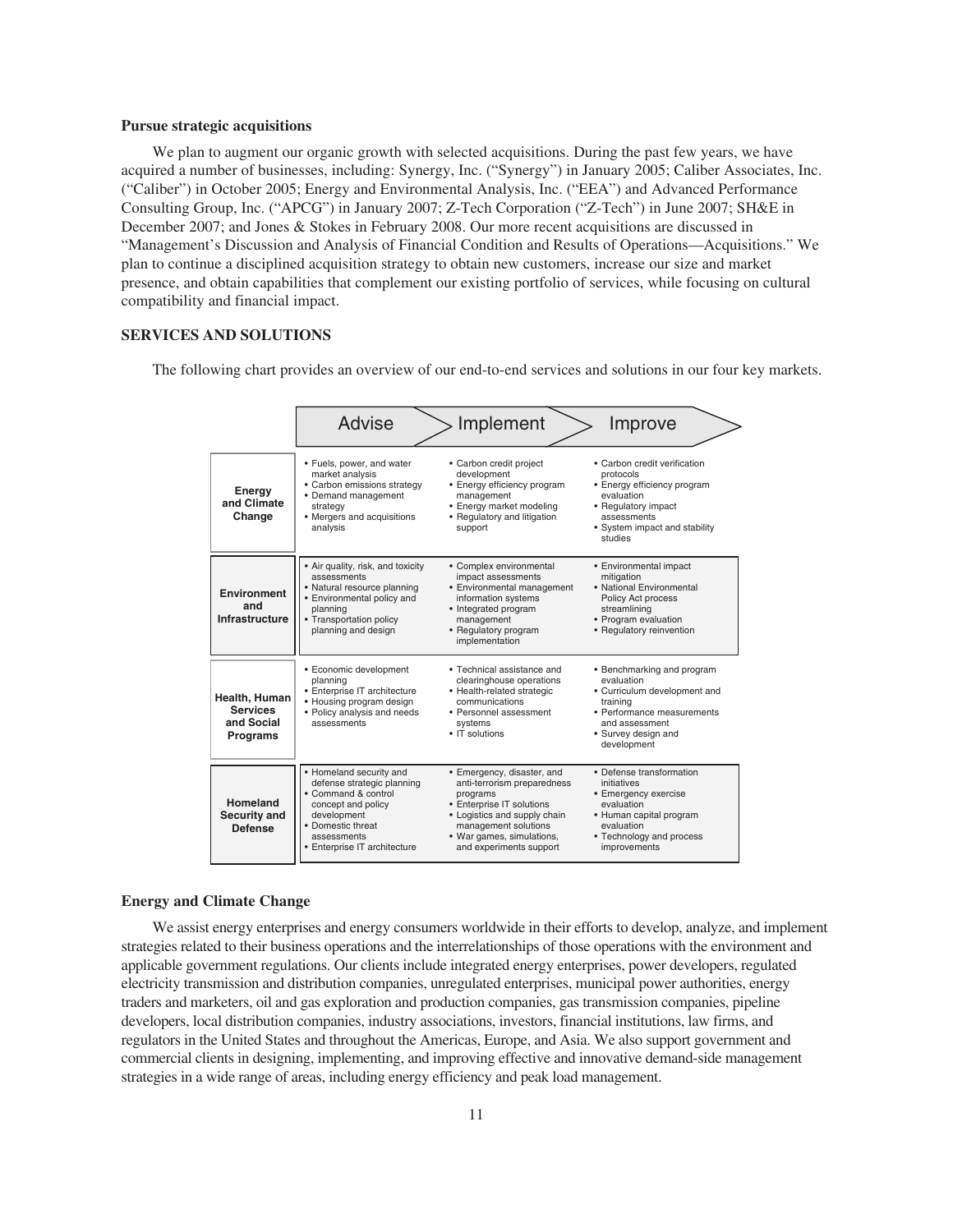**Pursue strategic acquisitions**

We plan to augment our organic growth with selected acquisitions. During the past few years, we have acquired a number of businesses, including: Synergy, Inc. ("Synergy") in January 2005; Caliber Associates, Inc. ("Caliber") in October 2005; Energy and Environmental Analysis, Inc. ("EEA") and Advanced Performance Consulting Group, Inc. ("APCG") in January 2007; Z-Tech Corporation ("Z-Tech") in June 2007; SH&E in December 2007; and Jones & Stokes in February 2008. Our more recent acquisitions are discussed in "Management's Discussion and Analysis of Financial Condition and Results of Operations—Acquisitions." We plan to continue a disciplined acquisition strategy to obtain new customers, increase our size and market presence, and obtain capabilities that complement our existing portfolio of services, while focusing on cultural compatibility and financial impact.

## SERVICES AND SOLUTIONS

The following chart provides an overview of our end-to-end services and solutions in our four key markets.

| | Advise | Implement | Improve |
|---|---|---|---|
| **Energy and Climate Change** | • Fuels, power, and water market analysis<br>• Carbon emissions strategy<br>• Demand management strategy<br>• Mergers and acquisitions analysis | • Carbon credit project development<br>• Energy efficiency program management<br>• Energy market modeling<br>• Regulatory and litigation support | • Carbon credit verification protocols<br>• Energy efficiency program evaluation<br>• Regulatory impact assessments<br>• System impact and stability studies |
| **Environment and Infrastructure** | • Air quality, risk, and toxicity assessments<br>• Natural resource planning<br>• Environmental policy and planning<br>• Transportation policy planning and design | • Complex environmental impact assessments<br>• Environmental management information systems<br>• Integrated program management<br>• Regulatory program implementation | • Environmental impact mitigation<br>• National Environmental Policy Act process streamlining<br>• Program evaluation<br>• Regulatory reinvention |
| **Health, Human Services and Social Programs** | • Economic development planning<br>• Enterprise IT architecture<br>• Housing program design<br>• Policy analysis and needs assessments | • Technical assistance and clearinghouse operations<br>• Health-related strategic communications<br>• Personnel assessment systems<br>• IT solutions | • Benchmarking and program evaluation<br>• Curriculum development and training<br>• Performance measurements and assessment<br>• Survey design and development |
| **Homeland Security and Defense** | • Homeland security and defense strategic planning<br>• Command & control concept and policy development<br>• Domestic threat assessments<br>• Enterprise IT architecture | • Emergency, disaster, and anti-terrorism preparedness programs<br>• Enterprise IT solutions<br>• Logistics and supply chain management solutions<br>• War games, simulations, and experiments support | • Defense transformation initiatives<br>• Emergency exercise evaluation<br>• Human capital program evaluation<br>• Technology and process improvements |

**Energy and Climate Change**

We assist energy enterprises and energy consumers worldwide in their efforts to develop, analyze, and implement strategies related to their business operations and the interrelationships of those operations with the environment and applicable government regulations. Our clients include integrated energy enterprises, power developers, regulated electricity transmission and distribution companies, unregulated enterprises, municipal power authorities, energy traders and marketers, oil and gas exploration and production companies, gas transmission companies, pipeline developers, local distribution companies, industry associations, investors, financial institutions, law firms, and regulators in the United States and throughout the Americas, Europe, and Asia. We also support government and commercial clients in designing, implementing, and improving effective and innovative demand-side management strategies in a wide range of areas, including energy efficiency and peak load management.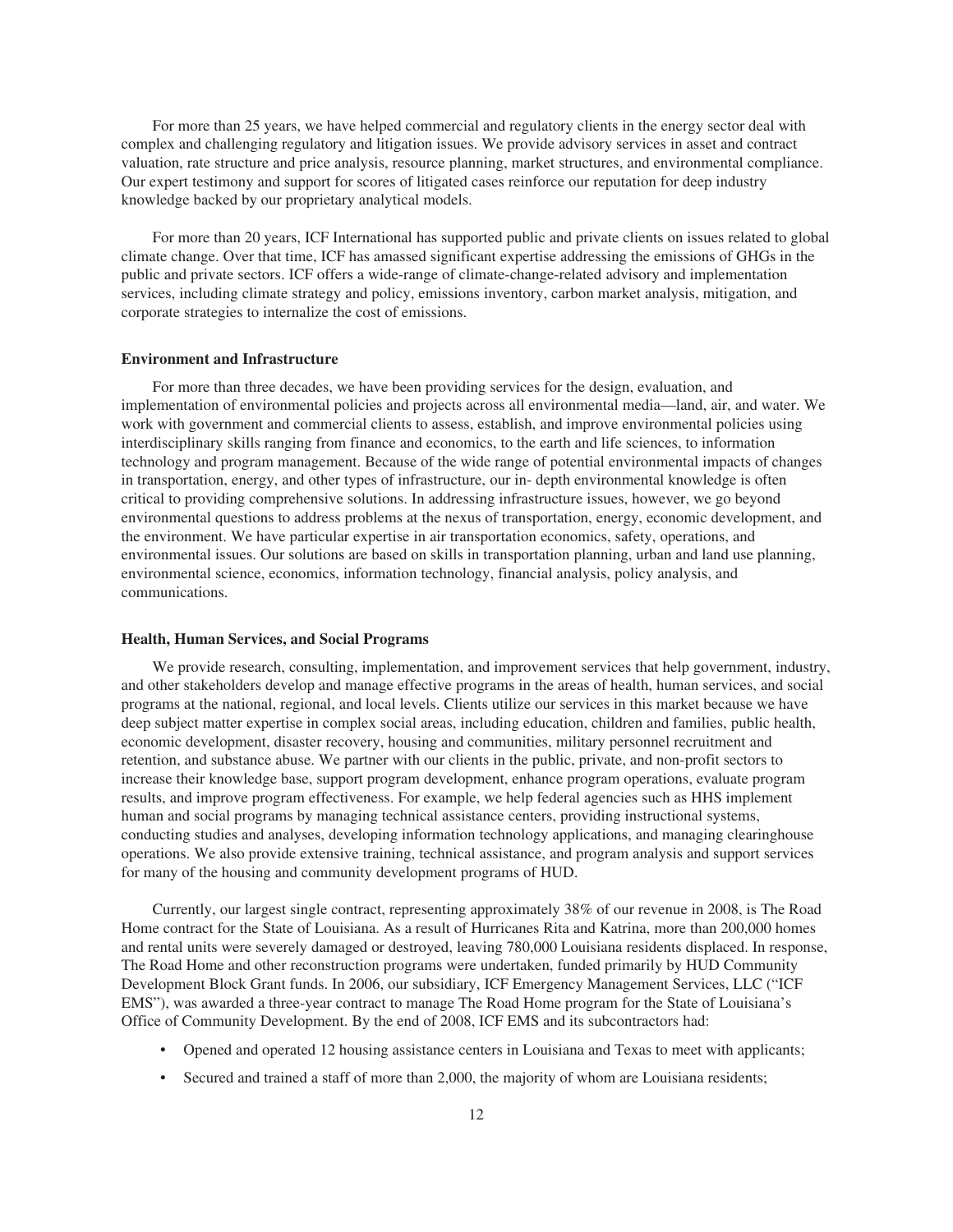For more than 25 years, we have helped commercial and regulatory clients in the energy sector deal with complex and challenging regulatory and litigation issues. We provide advisory services in asset and contract valuation, rate structure and price analysis, resource planning, market structures, and environmental compliance. Our expert testimony and support for scores of litigated cases reinforce our reputation for deep industry knowledge backed by our proprietary analytical models.

For more than 20 years, ICF International has supported public and private clients on issues related to global climate change. Over that time, ICF has amassed significant expertise addressing the emissions of GHGs in the public and private sectors. ICF offers a wide-range of climate-change-related advisory and implementation services, including climate strategy and policy, emissions inventory, carbon market analysis, mitigation, and corporate strategies to internalize the cost of emissions.

### Environment and Infrastructure

For more than three decades, we have been providing services for the design, evaluation, and implementation of environmental policies and projects across all environmental media—land, air, and water. We work with government and commercial clients to assess, establish, and improve environmental policies using interdisciplinary skills ranging from finance and economics, to the earth and life sciences, to information technology and program management. Because of the wide range of potential environmental impacts of changes in transportation, energy, and other types of infrastructure, our in- depth environmental knowledge is often critical to providing comprehensive solutions. In addressing infrastructure issues, however, we go beyond environmental questions to address problems at the nexus of transportation, energy, economic development, and the environment. We have particular expertise in air transportation economics, safety, operations, and environmental issues. Our solutions are based on skills in transportation planning, urban and land use planning, environmental science, economics, information technology, financial analysis, policy analysis, and communications.

### Health, Human Services, and Social Programs

We provide research, consulting, implementation, and improvement services that help government, industry, and other stakeholders develop and manage effective programs in the areas of health, human services, and social programs at the national, regional, and local levels. Clients utilize our services in this market because we have deep subject matter expertise in complex social areas, including education, children and families, public health, economic development, disaster recovery, housing and communities, military personnel recruitment and retention, and substance abuse. We partner with our clients in the public, private, and non-profit sectors to increase their knowledge base, support program development, enhance program operations, evaluate program results, and improve program effectiveness. For example, we help federal agencies such as HHS implement human and social programs by managing technical assistance centers, providing instructional systems, conducting studies and analyses, developing information technology applications, and managing clearinghouse operations. We also provide extensive training, technical assistance, and program analysis and support services for many of the housing and community development programs of HUD.

Currently, our largest single contract, representing approximately 38% of our revenue in 2008, is The Road Home contract for the State of Louisiana. As a result of Hurricanes Rita and Katrina, more than 200,000 homes and rental units were severely damaged or destroyed, leaving 780,000 Louisiana residents displaced. In response, The Road Home and other reconstruction programs were undertaken, funded primarily by HUD Community Development Block Grant funds. In 2006, our subsidiary, ICF Emergency Management Services, LLC ("ICF EMS"), was awarded a three-year contract to manage The Road Home program for the State of Louisiana's Office of Community Development. By the end of 2008, ICF EMS and its subcontractors had:

- Opened and operated 12 housing assistance centers in Louisiana and Texas to meet with applicants;
- Secured and trained a staff of more than 2,000, the majority of whom are Louisiana residents;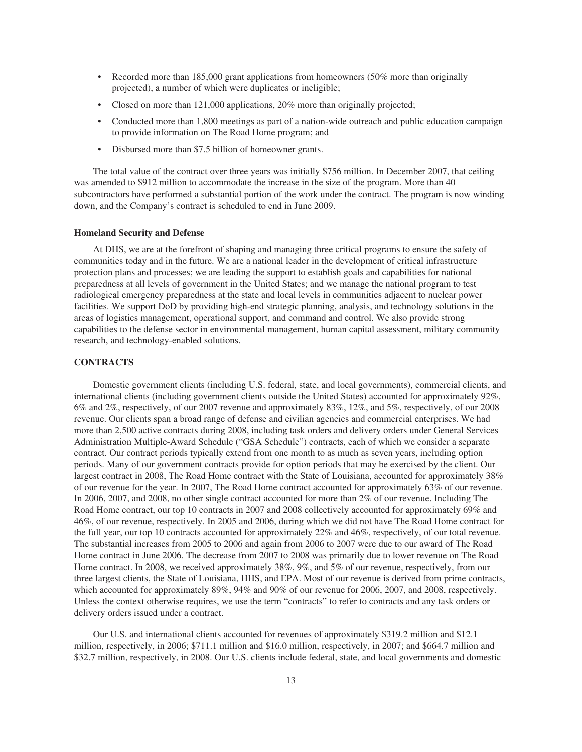- Recorded more than 185,000 grant applications from homeowners (50% more than originally projected), a number of which were duplicates or ineligible;
- Closed on more than 121,000 applications, 20% more than originally projected;
- Conducted more than 1,800 meetings as part of a nation-wide outreach and public education campaign to provide information on The Road Home program; and
- Disbursed more than $7.5 billion of homeowner grants.

The total value of the contract over three years was initially $756 million. In December 2007, that ceiling was amended to $912 million to accommodate the increase in the size of the program. More than 40 subcontractors have performed a substantial portion of the work under the contract. The program is now winding down, and the Company's contract is scheduled to end in June 2009.

**Homeland Security and Defense**

At DHS, we are at the forefront of shaping and managing three critical programs to ensure the safety of communities today and in the future. We are a national leader in the development of critical infrastructure protection plans and processes; we are leading the support to establish goals and capabilities for national preparedness at all levels of government in the United States; and we manage the national program to test radiological emergency preparedness at the state and local levels in communities adjacent to nuclear power facilities. We support DoD by providing high-end strategic planning, analysis, and technology solutions in the areas of logistics management, operational support, and command and control. We also provide strong capabilities to the defense sector in environmental management, human capital assessment, military community research, and technology-enabled solutions.

## CONTRACTS

Domestic government clients (including U.S. federal, state, and local governments), commercial clients, and international clients (including government clients outside the United States) accounted for approximately 92%, 6% and 2%, respectively, of our 2007 revenue and approximately 83%, 12%, and 5%, respectively, of our 2008 revenue. Our clients span a broad range of defense and civilian agencies and commercial enterprises. We had more than 2,500 active contracts during 2008, including task orders and delivery orders under General Services Administration Multiple-Award Schedule ("GSA Schedule") contracts, each of which we consider a separate contract. Our contract periods typically extend from one month to as much as seven years, including option periods. Many of our government contracts provide for option periods that may be exercised by the client. Our largest contract in 2008, The Road Home contract with the State of Louisiana, accounted for approximately 38% of our revenue for the year. In 2007, The Road Home contract accounted for approximately 63% of our revenue. In 2006, 2007, and 2008, no other single contract accounted for more than 2% of our revenue. Including The Road Home contract, our top 10 contracts in 2007 and 2008 collectively accounted for approximately 69% and 46%, of our revenue, respectively. In 2005 and 2006, during which we did not have The Road Home contract for the full year, our top 10 contracts accounted for approximately 22% and 46%, respectively, of our total revenue. The substantial increases from 2005 to 2006 and again from 2006 to 2007 were due to our award of The Road Home contract in June 2006. The decrease from 2007 to 2008 was primarily due to lower revenue on The Road Home contract. In 2008, we received approximately 38%, 9%, and 5% of our revenue, respectively, from our three largest clients, the State of Louisiana, HHS, and EPA. Most of our revenue is derived from prime contracts, which accounted for approximately 89%, 94% and 90% of our revenue for 2006, 2007, and 2008, respectively. Unless the context otherwise requires, we use the term "contracts" to refer to contracts and any task orders or delivery orders issued under a contract.

Our U.S. and international clients accounted for revenues of approximately $319.2 million and $12.1 million, respectively, in 2006; $711.1 million and $16.0 million, respectively, in 2007; and $664.7 million and $32.7 million, respectively, in 2008. Our U.S. clients include federal, state, and local governments and domestic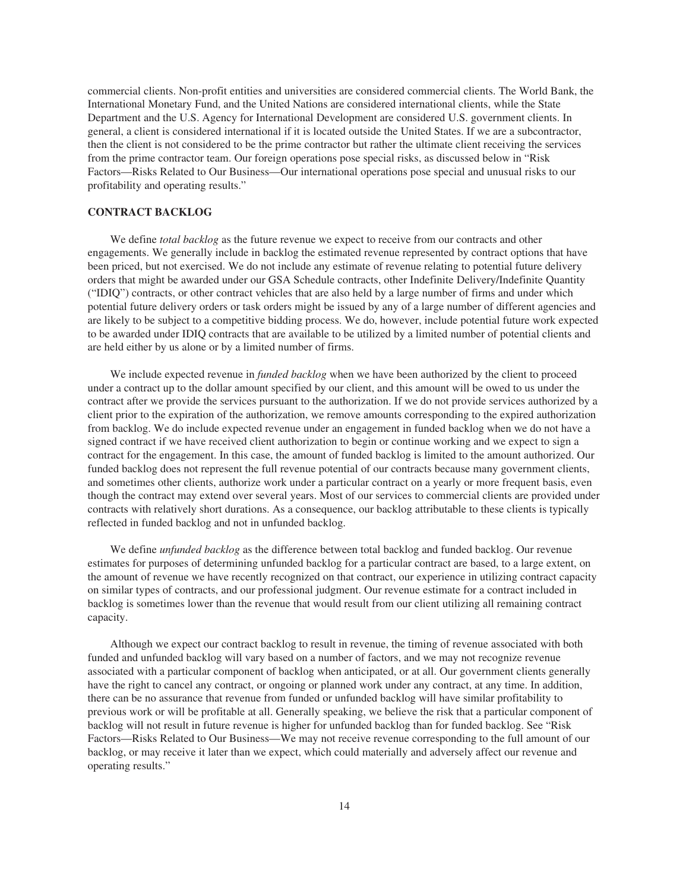commercial clients. Non-profit entities and universities are considered commercial clients. The World Bank, the International Monetary Fund, and the United Nations are considered international clients, while the State Department and the U.S. Agency for International Development are considered U.S. government clients. In general, a client is considered international if it is located outside the United States. If we are a subcontractor, then the client is not considered to be the prime contractor but rather the ultimate client receiving the services from the prime contractor team. Our foreign operations pose special risks, as discussed below in "Risk Factors—Risks Related to Our Business—Our international operations pose special and unusual risks to our profitability and operating results."

## CONTRACT BACKLOG

We define *total backlog* as the future revenue we expect to receive from our contracts and other engagements. We generally include in backlog the estimated revenue represented by contract options that have been priced, but not exercised. We do not include any estimate of revenue relating to potential future delivery orders that might be awarded under our GSA Schedule contracts, other Indefinite Delivery/Indefinite Quantity ("IDIQ") contracts, or other contract vehicles that are also held by a large number of firms and under which potential future delivery orders or task orders might be issued by any of a large number of different agencies and are likely to be subject to a competitive bidding process. We do, however, include potential future work expected to be awarded under IDIQ contracts that are available to be utilized by a limited number of potential clients and are held either by us alone or by a limited number of firms.

We include expected revenue in *funded backlog* when we have been authorized by the client to proceed under a contract up to the dollar amount specified by our client, and this amount will be owed to us under the contract after we provide the services pursuant to the authorization. If we do not provide services authorized by a client prior to the expiration of the authorization, we remove amounts corresponding to the expired authorization from backlog. We do include expected revenue under an engagement in funded backlog when we do not have a signed contract if we have received client authorization to begin or continue working and we expect to sign a contract for the engagement. In this case, the amount of funded backlog is limited to the amount authorized. Our funded backlog does not represent the full revenue potential of our contracts because many government clients, and sometimes other clients, authorize work under a particular contract on a yearly or more frequent basis, even though the contract may extend over several years. Most of our services to commercial clients are provided under contracts with relatively short durations. As a consequence, our backlog attributable to these clients is typically reflected in funded backlog and not in unfunded backlog.

We define *unfunded backlog* as the difference between total backlog and funded backlog. Our revenue estimates for purposes of determining unfunded backlog for a particular contract are based, to a large extent, on the amount of revenue we have recently recognized on that contract, our experience in utilizing contract capacity on similar types of contracts, and our professional judgment. Our revenue estimate for a contract included in backlog is sometimes lower than the revenue that would result from our client utilizing all remaining contract capacity.

Although we expect our contract backlog to result in revenue, the timing of revenue associated with both funded and unfunded backlog will vary based on a number of factors, and we may not recognize revenue associated with a particular component of backlog when anticipated, or at all. Our government clients generally have the right to cancel any contract, or ongoing or planned work under any contract, at any time. In addition, there can be no assurance that revenue from funded or unfunded backlog will have similar profitability to previous work or will be profitable at all. Generally speaking, we believe the risk that a particular component of backlog will not result in future revenue is higher for unfunded backlog than for funded backlog. See "Risk Factors—Risks Related to Our Business—We may not receive revenue corresponding to the full amount of our backlog, or may receive it later than we expect, which could materially and adversely affect our revenue and operating results."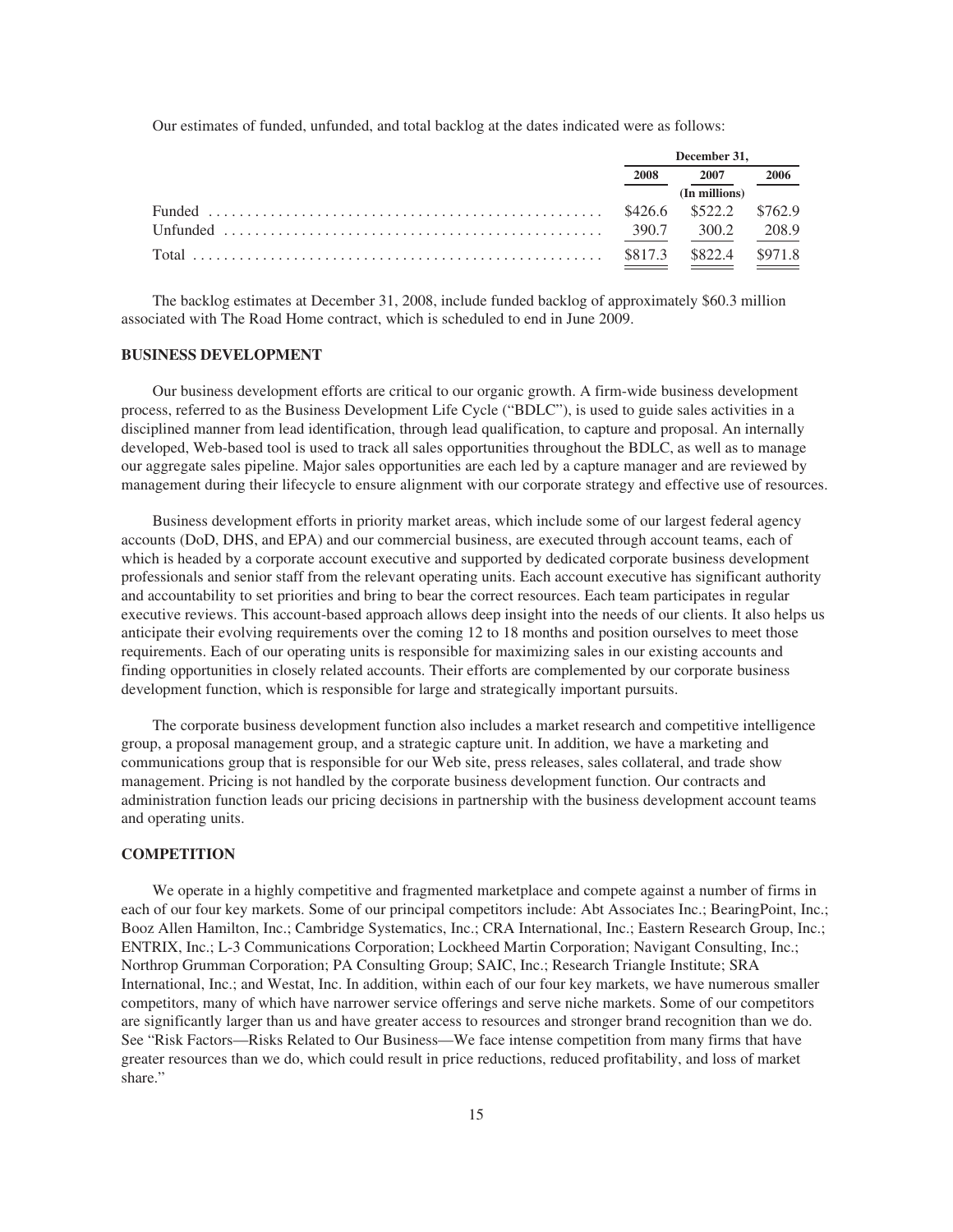Our estimates of funded, unfunded, and total backlog at the dates indicated were as follows:

| | December 31, | | |
|---|---|---|---|
| | 2008 | 2007 | 2006 |
| | (In millions) | | |
| Funded | $426.6 | $522.2 | $762.9 |
| Unfunded | 390.7 | 300.2 | 208.9 |
| Total | $817.3 | $822.4 | $971.8 |

The backlog estimates at December 31, 2008, include funded backlog of approximately $60.3 million associated with The Road Home contract, which is scheduled to end in June 2009.

### BUSINESS DEVELOPMENT

Our business development efforts are critical to our organic growth. A firm-wide business development process, referred to as the Business Development Life Cycle ("BDLC"), is used to guide sales activities in a disciplined manner from lead identification, through lead qualification, to capture and proposal. An internally developed, Web-based tool is used to track all sales opportunities throughout the BDLC, as well as to manage our aggregate sales pipeline. Major sales opportunities are each led by a capture manager and are reviewed by management during their lifecycle to ensure alignment with our corporate strategy and effective use of resources.

Business development efforts in priority market areas, which include some of our largest federal agency accounts (DoD, DHS, and EPA) and our commercial business, are executed through account teams, each of which is headed by a corporate account executive and supported by dedicated corporate business development professionals and senior staff from the relevant operating units. Each account executive has significant authority and accountability to set priorities and bring to bear the correct resources. Each team participates in regular executive reviews. This account-based approach allows deep insight into the needs of our clients. It also helps us anticipate their evolving requirements over the coming 12 to 18 months and position ourselves to meet those requirements. Each of our operating units is responsible for maximizing sales in our existing accounts and finding opportunities in closely related accounts. Their efforts are complemented by our corporate business development function, which is responsible for large and strategically important pursuits.

The corporate business development function also includes a market research and competitive intelligence group, a proposal management group, and a strategic capture unit. In addition, we have a marketing and communications group that is responsible for our Web site, press releases, sales collateral, and trade show management. Pricing is not handled by the corporate business development function. Our contracts and administration function leads our pricing decisions in partnership with the business development account teams and operating units.

### COMPETITION

We operate in a highly competitive and fragmented marketplace and compete against a number of firms in each of our four key markets. Some of our principal competitors include: Abt Associates Inc.; BearingPoint, Inc.; Booz Allen Hamilton, Inc.; Cambridge Systematics, Inc.; CRA International, Inc.; Eastern Research Group, Inc.; ENTRIX, Inc.; L-3 Communications Corporation; Lockheed Martin Corporation; Navigant Consulting, Inc.; Northrop Grumman Corporation; PA Consulting Group; SAIC, Inc.; Research Triangle Institute; SRA International, Inc.; and Westat, Inc. In addition, within each of our four key markets, we have numerous smaller competitors, many of which have narrower service offerings and serve niche markets. Some of our competitors are significantly larger than us and have greater access to resources and stronger brand recognition than we do. See "Risk Factors—Risks Related to Our Business—We face intense competition from many firms that have greater resources than we do, which could result in price reductions, reduced profitability, and loss of market share."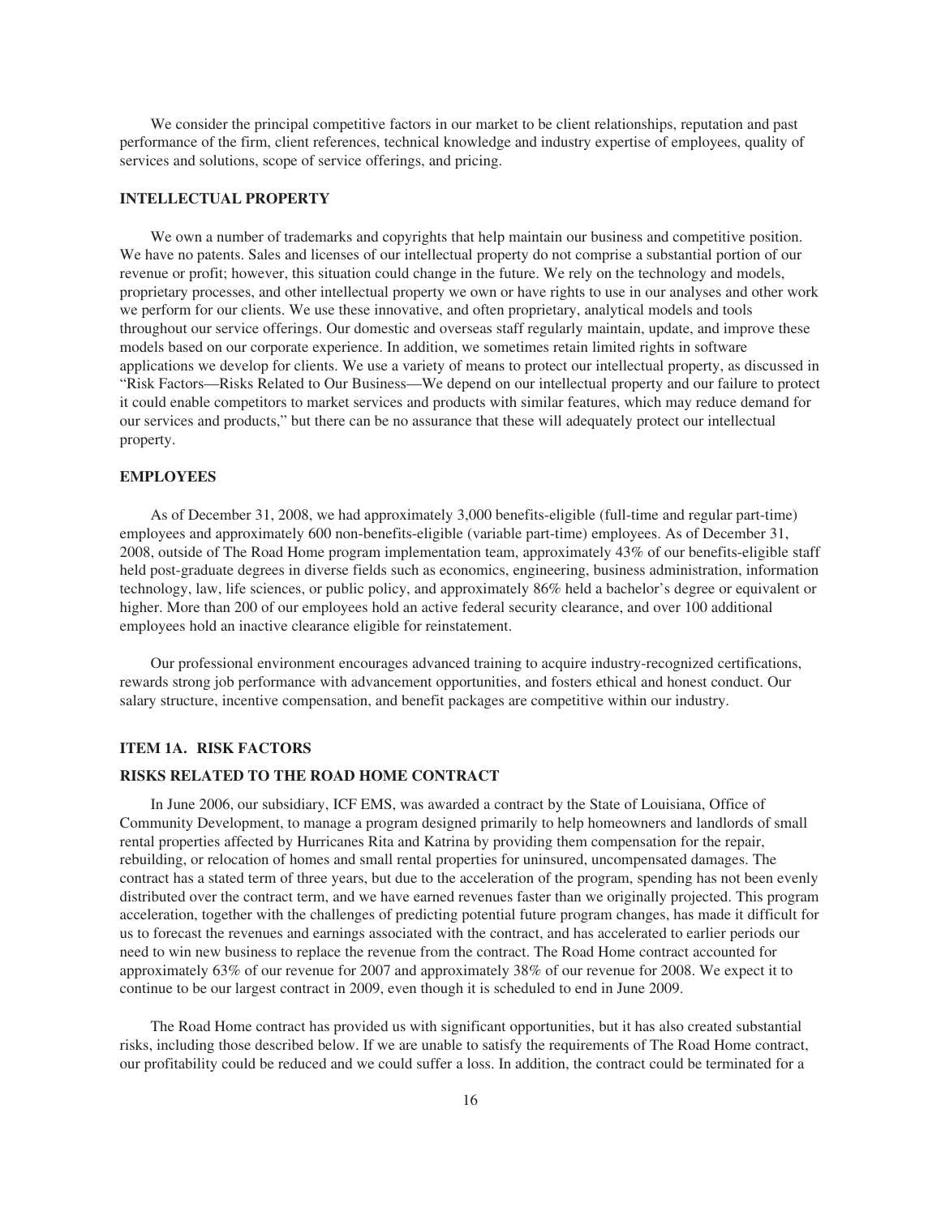We consider the principal competitive factors in our market to be client relationships, reputation and past performance of the firm, client references, technical knowledge and industry expertise of employees, quality of services and solutions, scope of service offerings, and pricing.

### INTELLECTUAL PROPERTY

We own a number of trademarks and copyrights that help maintain our business and competitive position. We have no patents. Sales and licenses of our intellectual property do not comprise a substantial portion of our revenue or profit; however, this situation could change in the future. We rely on the technology and models, proprietary processes, and other intellectual property we own or have rights to use in our analyses and other work we perform for our clients. We use these innovative, and often proprietary, analytical models and tools throughout our service offerings. Our domestic and overseas staff regularly maintain, update, and improve these models based on our corporate experience. In addition, we sometimes retain limited rights in software applications we develop for clients. We use a variety of means to protect our intellectual property, as discussed in "Risk Factors—Risks Related to Our Business—We depend on our intellectual property and our failure to protect it could enable competitors to market services and products with similar features, which may reduce demand for our services and products," but there can be no assurance that these will adequately protect our intellectual property.

### EMPLOYEES

As of December 31, 2008, we had approximately 3,000 benefits-eligible (full-time and regular part-time) employees and approximately 600 non-benefits-eligible (variable part-time) employees. As of December 31, 2008, outside of The Road Home program implementation team, approximately 43% of our benefits-eligible staff held post-graduate degrees in diverse fields such as economics, engineering, business administration, information technology, law, life sciences, or public policy, and approximately 86% held a bachelor's degree or equivalent or higher. More than 200 of our employees hold an active federal security clearance, and over 100 additional employees hold an inactive clearance eligible for reinstatement.

Our professional environment encourages advanced training to acquire industry-recognized certifications, rewards strong job performance with advancement opportunities, and fosters ethical and honest conduct. Our salary structure, incentive compensation, and benefit packages are competitive within our industry.

## ITEM 1A. RISK FACTORS

### RISKS RELATED TO THE ROAD HOME CONTRACT

In June 2006, our subsidiary, ICF EMS, was awarded a contract by the State of Louisiana, Office of Community Development, to manage a program designed primarily to help homeowners and landlords of small rental properties affected by Hurricanes Rita and Katrina by providing them compensation for the repair, rebuilding, or relocation of homes and small rental properties for uninsured, uncompensated damages. The contract has a stated term of three years, but due to the acceleration of the program, spending has not been evenly distributed over the contract term, and we have earned revenues faster than we originally projected. This program acceleration, together with the challenges of predicting potential future program changes, has made it difficult for us to forecast the revenues and earnings associated with the contract, and has accelerated to earlier periods our need to win new business to replace the revenue from the contract. The Road Home contract accounted for approximately 63% of our revenue for 2007 and approximately 38% of our revenue for 2008. We expect it to continue to be our largest contract in 2009, even though it is scheduled to end in June 2009.

The Road Home contract has provided us with significant opportunities, but it has also created substantial risks, including those described below. If we are unable to satisfy the requirements of The Road Home contract, our profitability could be reduced and we could suffer a loss. In addition, the contract could be terminated for a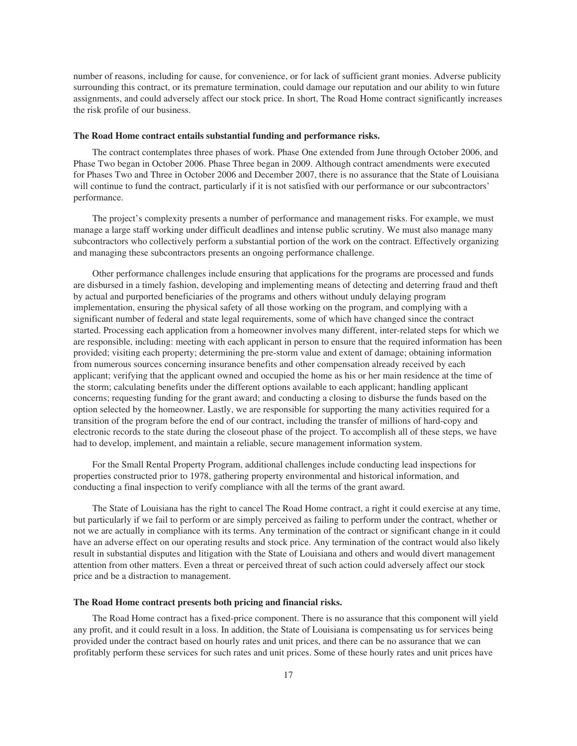number of reasons, including for cause, for convenience, or for lack of sufficient grant monies. Adverse publicity surrounding this contract, or its premature termination, could damage our reputation and our ability to win future assignments, and could adversely affect our stock price. In short, The Road Home contract significantly increases the risk profile of our business.

**The Road Home contract entails substantial funding and performance risks.**

The contract contemplates three phases of work. Phase One extended from June through October 2006, and Phase Two began in October 2006. Phase Three began in 2009. Although contract amendments were executed for Phases Two and Three in October 2006 and December 2007, there is no assurance that the State of Louisiana will continue to fund the contract, particularly if it is not satisfied with our performance or our subcontractors' performance.

The project's complexity presents a number of performance and management risks. For example, we must manage a large staff working under difficult deadlines and intense public scrutiny. We must also manage many subcontractors who collectively perform a substantial portion of the work on the contract. Effectively organizing and managing these subcontractors presents an ongoing performance challenge.

Other performance challenges include ensuring that applications for the programs are processed and funds are disbursed in a timely fashion, developing and implementing means of detecting and deterring fraud and theft by actual and purported beneficiaries of the programs and others without unduly delaying program implementation, ensuring the physical safety of all those working on the program, and complying with a significant number of federal and state legal requirements, some of which have changed since the contract started. Processing each application from a homeowner involves many different, inter-related steps for which we are responsible, including: meeting with each applicant in person to ensure that the required information has been provided; visiting each property; determining the pre-storm value and extent of damage; obtaining information from numerous sources concerning insurance benefits and other compensation already received by each applicant; verifying that the applicant owned and occupied the home as his or her main residence at the time of the storm; calculating benefits under the different options available to each applicant; handling applicant concerns; requesting funding for the grant award; and conducting a closing to disburse the funds based on the option selected by the homeowner. Lastly, we are responsible for supporting the many activities required for a transition of the program before the end of our contract, including the transfer of millions of hard-copy and electronic records to the state during the closeout phase of the project. To accomplish all of these steps, we have had to develop, implement, and maintain a reliable, secure management information system.

For the Small Rental Property Program, additional challenges include conducting lead inspections for properties constructed prior to 1978, gathering property environmental and historical information, and conducting a final inspection to verify compliance with all the terms of the grant award.

The State of Louisiana has the right to cancel The Road Home contract, a right it could exercise at any time, but particularly if we fail to perform or are simply perceived as failing to perform under the contract, whether or not we are actually in compliance with its terms. Any termination of the contract or significant change in it could have an adverse effect on our operating results and stock price. Any termination of the contract would also likely result in substantial disputes and litigation with the State of Louisiana and others and would divert management attention from other matters. Even a threat or perceived threat of such action could adversely affect our stock price and be a distraction to management.

**The Road Home contract presents both pricing and financial risks.**

The Road Home contract has a fixed-price component. There is no assurance that this component will yield any profit, and it could result in a loss. In addition, the State of Louisiana is compensating us for services being provided under the contract based on hourly rates and unit prices, and there can be no assurance that we can profitably perform these services for such rates and unit prices. Some of these hourly rates and unit prices have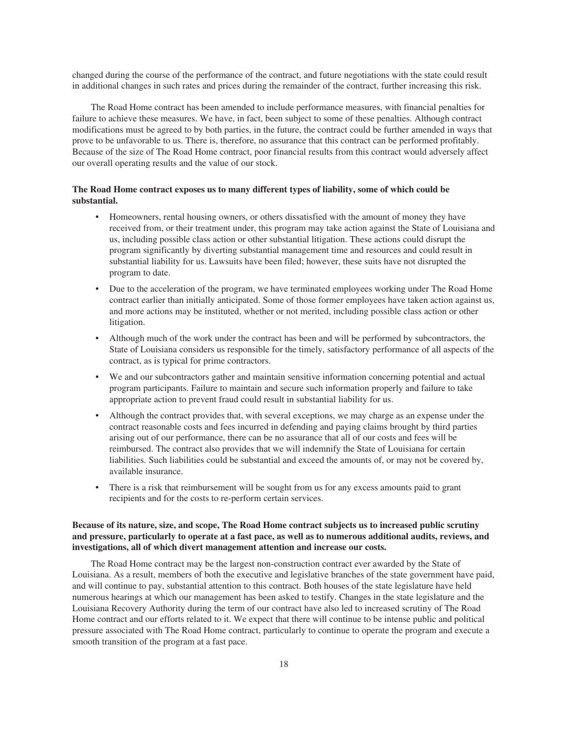changed during the course of the performance of the contract, and future negotiations with the state could result in additional changes in such rates and prices during the remainder of the contract, further increasing this risk.

The Road Home contract has been amended to include performance measures, with financial penalties for failure to achieve these measures. We have, in fact, been subject to some of these penalties. Although contract modifications must be agreed to by both parties, in the future, the contract could be further amended in ways that prove to be unfavorable to us. There is, therefore, no assurance that this contract can be performed profitably. Because of the size of The Road Home contract, poor financial results from this contract would adversely affect our overall operating results and the value of our stock.

**The Road Home contract exposes us to many different types of liability, some of which could be substantial.**

- Homeowners, rental housing owners, or others dissatisfied with the amount of money they have received from, or their treatment under, this program may take action against the State of Louisiana and us, including possible class action or other substantial litigation. These actions could disrupt the program significantly by diverting substantial management time and resources and could result in substantial liability for us. Lawsuits have been filed; however, these suits have not disrupted the program to date.
- Due to the acceleration of the program, we have terminated employees working under The Road Home contract earlier than initially anticipated. Some of those former employees have taken action against us, and more actions may be instituted, whether or not merited, including possible class action or other litigation.
- Although much of the work under the contract has been and will be performed by subcontractors, the State of Louisiana considers us responsible for the timely, satisfactory performance of all aspects of the contract, as is typical for prime contractors.
- We and our subcontractors gather and maintain sensitive information concerning potential and actual program participants. Failure to maintain and secure such information properly and failure to take appropriate action to prevent fraud could result in substantial liability for us.
- Although the contract provides that, with several exceptions, we may charge as an expense under the contract reasonable costs and fees incurred in defending and paying claims brought by third parties arising out of our performance, there can be no assurance that all of our costs and fees will be reimbursed. The contract also provides that we will indemnify the State of Louisiana for certain liabilities. Such liabilities could be substantial and exceed the amounts of, or may not be covered by, available insurance.
- There is a risk that reimbursement will be sought from us for any excess amounts paid to grant recipients and for the costs to re-perform certain services.

**Because of its nature, size, and scope, The Road Home contract subjects us to increased public scrutiny and pressure, particularly to operate at a fast pace, as well as to numerous additional audits, reviews, and investigations, all of which divert management attention and increase our costs.**

The Road Home contract may be the largest non-construction contract ever awarded by the State of Louisiana. As a result, members of both the executive and legislative branches of the state government have paid, and will continue to pay, substantial attention to this contract. Both houses of the state legislature have held numerous hearings at which our management has been asked to testify. Changes in the state legislature and the Louisiana Recovery Authority during the term of our contract have also led to increased scrutiny of The Road Home contract and our efforts related to it. We expect that there will continue to be intense public and political pressure associated with The Road Home contract, particularly to continue to operate the program and execute a smooth transition of the program at a fast pace.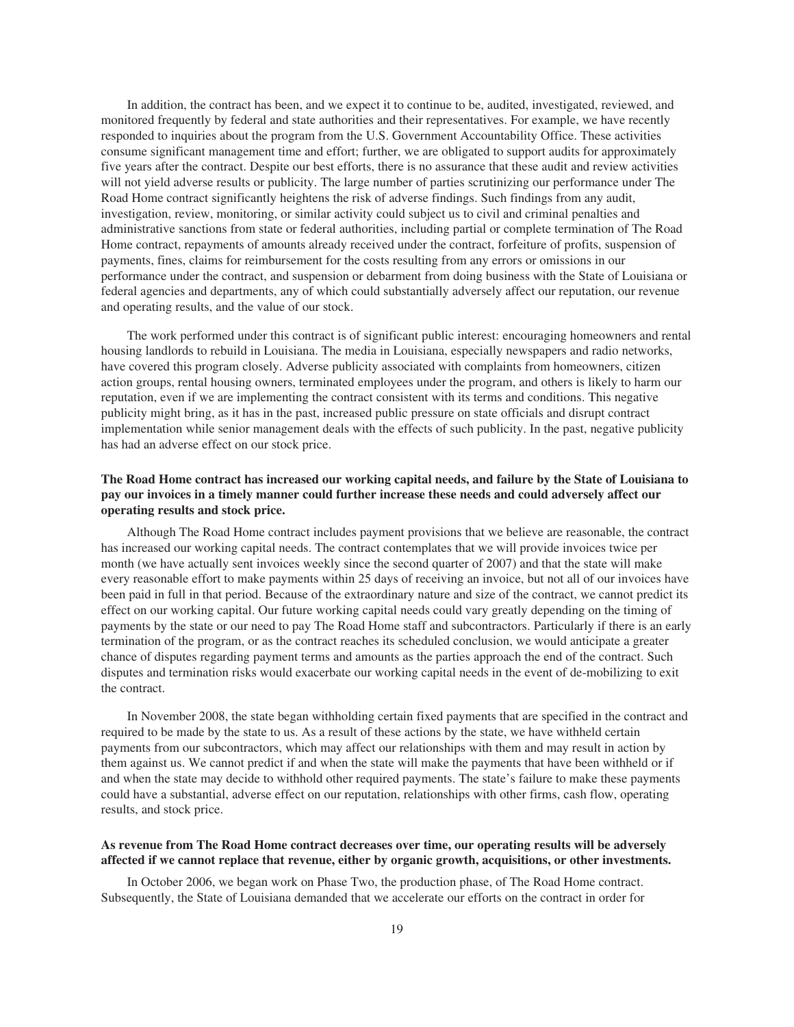In addition, the contract has been, and we expect it to continue to be, audited, investigated, reviewed, and monitored frequently by federal and state authorities and their representatives. For example, we have recently responded to inquiries about the program from the U.S. Government Accountability Office. These activities consume significant management time and effort; further, we are obligated to support audits for approximately five years after the contract. Despite our best efforts, there is no assurance that these audit and review activities will not yield adverse results or publicity. The large number of parties scrutinizing our performance under The Road Home contract significantly heightens the risk of adverse findings. Such findings from any audit, investigation, review, monitoring, or similar activity could subject us to civil and criminal penalties and administrative sanctions from state or federal authorities, including partial or complete termination of The Road Home contract, repayments of amounts already received under the contract, forfeiture of profits, suspension of payments, fines, claims for reimbursement for the costs resulting from any errors or omissions in our performance under the contract, and suspension or debarment from doing business with the State of Louisiana or federal agencies and departments, any of which could substantially adversely affect our reputation, our revenue and operating results, and the value of our stock.

The work performed under this contract is of significant public interest: encouraging homeowners and rental housing landlords to rebuild in Louisiana. The media in Louisiana, especially newspapers and radio networks, have covered this program closely. Adverse publicity associated with complaints from homeowners, citizen action groups, rental housing owners, terminated employees under the program, and others is likely to harm our reputation, even if we are implementing the contract consistent with its terms and conditions. This negative publicity might bring, as it has in the past, increased public pressure on state officials and disrupt contract implementation while senior management deals with the effects of such publicity. In the past, negative publicity has had an adverse effect on our stock price.

**The Road Home contract has increased our working capital needs, and failure by the State of Louisiana to pay our invoices in a timely manner could further increase these needs and could adversely affect our operating results and stock price.**

Although The Road Home contract includes payment provisions that we believe are reasonable, the contract has increased our working capital needs. The contract contemplates that we will provide invoices twice per month (we have actually sent invoices weekly since the second quarter of 2007) and that the state will make every reasonable effort to make payments within 25 days of receiving an invoice, but not all of our invoices have been paid in full in that period. Because of the extraordinary nature and size of the contract, we cannot predict its effect on our working capital. Our future working capital needs could vary greatly depending on the timing of payments by the state or our need to pay The Road Home staff and subcontractors. Particularly if there is an early termination of the program, or as the contract reaches its scheduled conclusion, we would anticipate a greater chance of disputes regarding payment terms and amounts as the parties approach the end of the contract. Such disputes and termination risks would exacerbate our working capital needs in the event of de-mobilizing to exit the contract.

In November 2008, the state began withholding certain fixed payments that are specified in the contract and required to be made by the state to us. As a result of these actions by the state, we have withheld certain payments from our subcontractors, which may affect our relationships with them and may result in action by them against us. We cannot predict if and when the state will make the payments that have been withheld or if and when the state may decide to withhold other required payments. The state's failure to make these payments could have a substantial, adverse effect on our reputation, relationships with other firms, cash flow, operating results, and stock price.

**As revenue from The Road Home contract decreases over time, our operating results will be adversely affected if we cannot replace that revenue, either by organic growth, acquisitions, or other investments.**

In October 2006, we began work on Phase Two, the production phase, of The Road Home contract. Subsequently, the State of Louisiana demanded that we accelerate our efforts on the contract in order for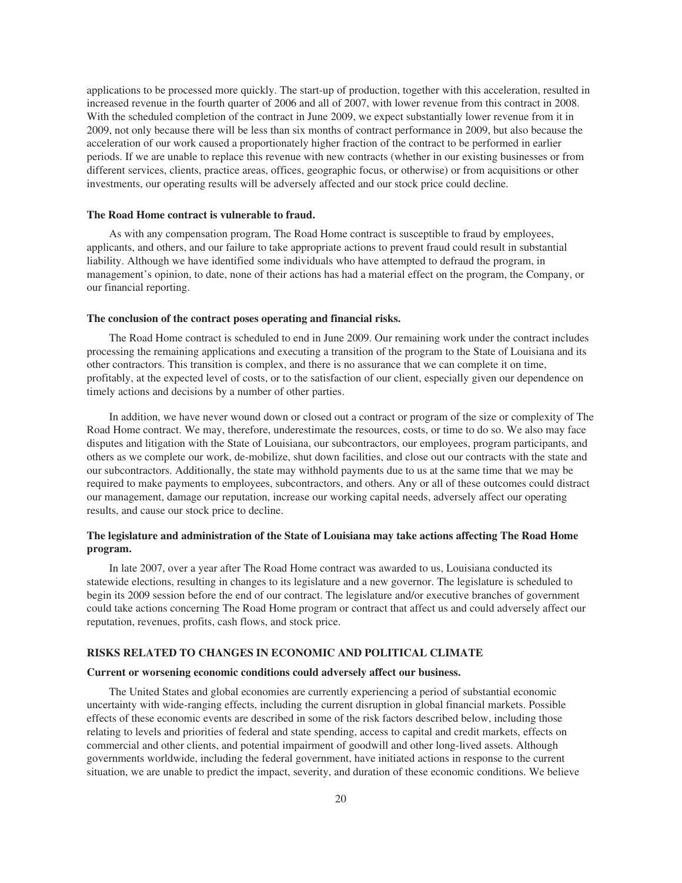applications to be processed more quickly. The start-up of production, together with this acceleration, resulted in increased revenue in the fourth quarter of 2006 and all of 2007, with lower revenue from this contract in 2008. With the scheduled completion of the contract in June 2009, we expect substantially lower revenue from it in 2009, not only because there will be less than six months of contract performance in 2009, but also because the acceleration of our work caused a proportionately higher fraction of the contract to be performed in earlier periods. If we are unable to replace this revenue with new contracts (whether in our existing businesses or from different services, clients, practice areas, offices, geographic focus, or otherwise) or from acquisitions or other investments, our operating results will be adversely affected and our stock price could decline.

**The Road Home contract is vulnerable to fraud.**

As with any compensation program, The Road Home contract is susceptible to fraud by employees, applicants, and others, and our failure to take appropriate actions to prevent fraud could result in substantial liability. Although we have identified some individuals who have attempted to defraud the program, in management's opinion, to date, none of their actions has had a material effect on the program, the Company, or our financial reporting.

**The conclusion of the contract poses operating and financial risks.**

The Road Home contract is scheduled to end in June 2009. Our remaining work under the contract includes processing the remaining applications and executing a transition of the program to the State of Louisiana and its other contractors. This transition is complex, and there is no assurance that we can complete it on time, profitably, at the expected level of costs, or to the satisfaction of our client, especially given our dependence on timely actions and decisions by a number of other parties.

In addition, we have never wound down or closed out a contract or program of the size or complexity of The Road Home contract. We may, therefore, underestimate the resources, costs, or time to do so. We also may face disputes and litigation with the State of Louisiana, our subcontractors, our employees, program participants, and others as we complete our work, de-mobilize, shut down facilities, and close out our contracts with the state and our subcontractors. Additionally, the state may withhold payments due to us at the same time that we may be required to make payments to employees, subcontractors, and others. Any or all of these outcomes could distract our management, damage our reputation, increase our working capital needs, adversely affect our operating results, and cause our stock price to decline.

**The legislature and administration of the State of Louisiana may take actions affecting The Road Home program.**

In late 2007, over a year after The Road Home contract was awarded to us, Louisiana conducted its statewide elections, resulting in changes to its legislature and a new governor. The legislature is scheduled to begin its 2009 session before the end of our contract. The legislature and/or executive branches of government could take actions concerning The Road Home program or contract that affect us and could adversely affect our reputation, revenues, profits, cash flows, and stock price.

## RISKS RELATED TO CHANGES IN ECONOMIC AND POLITICAL CLIMATE

**Current or worsening economic conditions could adversely affect our business.**

The United States and global economies are currently experiencing a period of substantial economic uncertainty with wide-ranging effects, including the current disruption in global financial markets. Possible effects of these economic events are described in some of the risk factors described below, including those relating to levels and priorities of federal and state spending, access to capital and credit markets, effects on commercial and other clients, and potential impairment of goodwill and other long-lived assets. Although governments worldwide, including the federal government, have initiated actions in response to the current situation, we are unable to predict the impact, severity, and duration of these economic conditions. We believe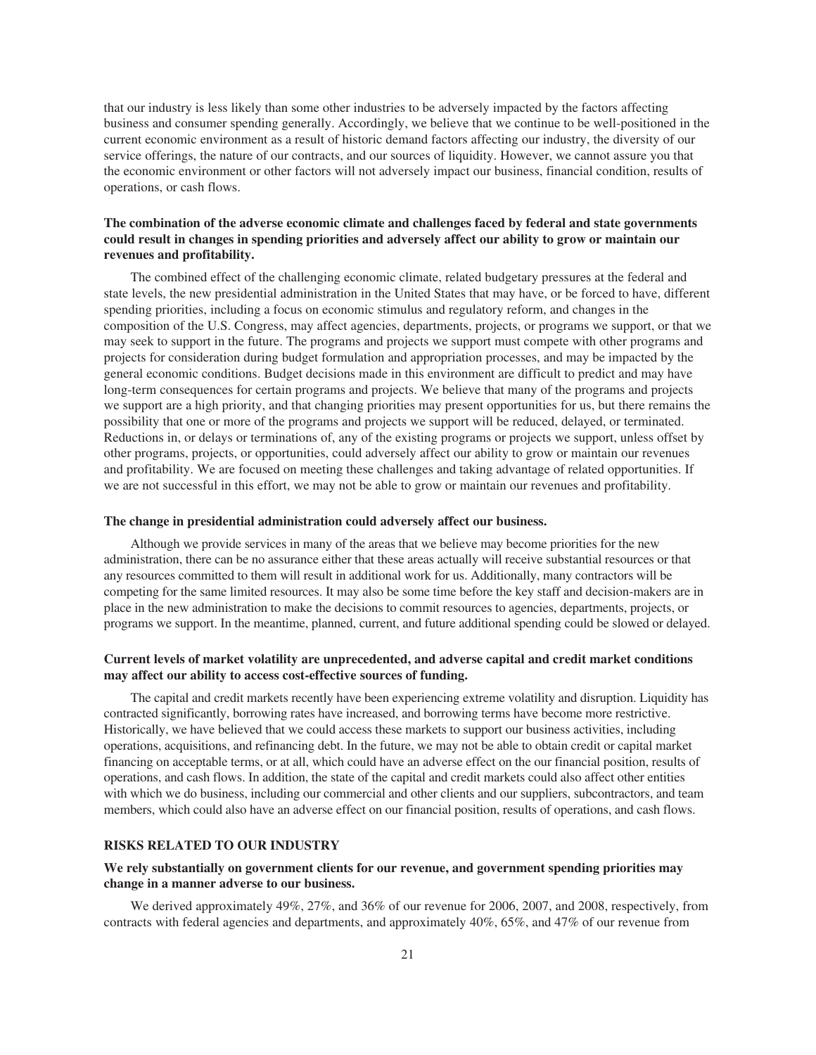that our industry is less likely than some other industries to be adversely impacted by the factors affecting business and consumer spending generally. Accordingly, we believe that we continue to be well-positioned in the current economic environment as a result of historic demand factors affecting our industry, the diversity of our service offerings, the nature of our contracts, and our sources of liquidity. However, we cannot assure you that the economic environment or other factors will not adversely impact our business, financial condition, results of operations, or cash flows.

**The combination of the adverse economic climate and challenges faced by federal and state governments could result in changes in spending priorities and adversely affect our ability to grow or maintain our revenues and profitability.**

The combined effect of the challenging economic climate, related budgetary pressures at the federal and state levels, the new presidential administration in the United States that may have, or be forced to have, different spending priorities, including a focus on economic stimulus and regulatory reform, and changes in the composition of the U.S. Congress, may affect agencies, departments, projects, or programs we support, or that we may seek to support in the future. The programs and projects we support must compete with other programs and projects for consideration during budget formulation and appropriation processes, and may be impacted by the general economic conditions. Budget decisions made in this environment are difficult to predict and may have long-term consequences for certain programs and projects. We believe that many of the programs and projects we support are a high priority, and that changing priorities may present opportunities for us, but there remains the possibility that one or more of the programs and projects we support will be reduced, delayed, or terminated. Reductions in, or delays or terminations of, any of the existing programs or projects we support, unless offset by other programs, projects, or opportunities, could adversely affect our ability to grow or maintain our revenues and profitability. We are focused on meeting these challenges and taking advantage of related opportunities. If we are not successful in this effort, we may not be able to grow or maintain our revenues and profitability.

**The change in presidential administration could adversely affect our business.**

Although we provide services in many of the areas that we believe may become priorities for the new administration, there can be no assurance either that these areas actually will receive substantial resources or that any resources committed to them will result in additional work for us. Additionally, many contractors will be competing for the same limited resources. It may also be some time before the key staff and decision-makers are in place in the new administration to make the decisions to commit resources to agencies, departments, projects, or programs we support. In the meantime, planned, current, and future additional spending could be slowed or delayed.

**Current levels of market volatility are unprecedented, and adverse capital and credit market conditions may affect our ability to access cost-effective sources of funding.**

The capital and credit markets recently have been experiencing extreme volatility and disruption. Liquidity has contracted significantly, borrowing rates have increased, and borrowing terms have become more restrictive. Historically, we have believed that we could access these markets to support our business activities, including operations, acquisitions, and refinancing debt. In the future, we may not be able to obtain credit or capital market financing on acceptable terms, or at all, which could have an adverse effect on the our financial position, results of operations, and cash flows. In addition, the state of the capital and credit markets could also affect other entities with which we do business, including our commercial and other clients and our suppliers, subcontractors, and team members, which could also have an adverse effect on our financial position, results of operations, and cash flows.

## RISKS RELATED TO OUR INDUSTRY

**We rely substantially on government clients for our revenue, and government spending priorities may change in a manner adverse to our business.**

We derived approximately 49%, 27%, and 36% of our revenue for 2006, 2007, and 2008, respectively, from contracts with federal agencies and departments, and approximately 40%, 65%, and 47% of our revenue from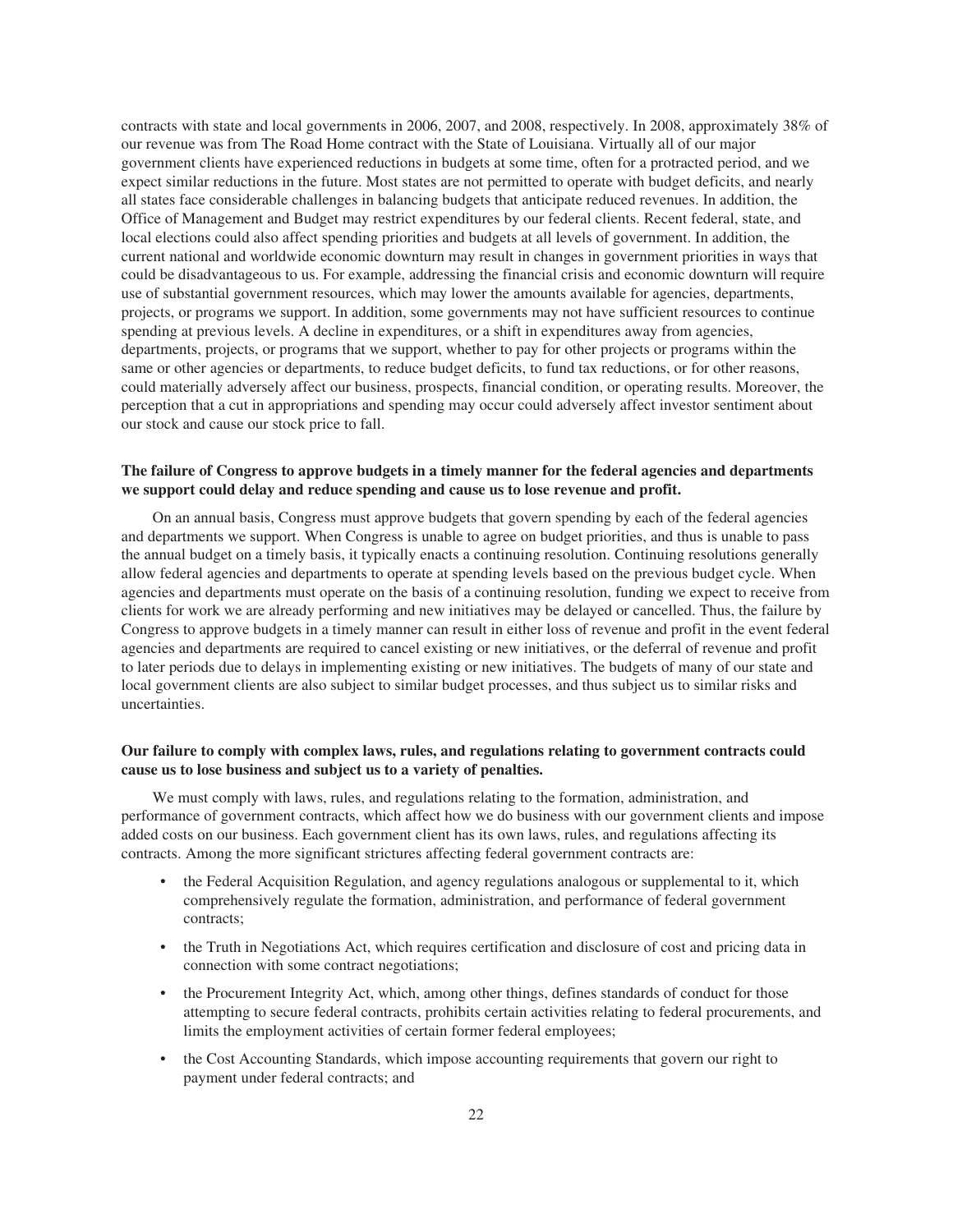contracts with state and local governments in 2006, 2007, and 2008, respectively. In 2008, approximately 38% of our revenue was from The Road Home contract with the State of Louisiana. Virtually all of our major government clients have experienced reductions in budgets at some time, often for a protracted period, and we expect similar reductions in the future. Most states are not permitted to operate with budget deficits, and nearly all states face considerable challenges in balancing budgets that anticipate reduced revenues. In addition, the Office of Management and Budget may restrict expenditures by our federal clients. Recent federal, state, and local elections could also affect spending priorities and budgets at all levels of government. In addition, the current national and worldwide economic downturn may result in changes in government priorities in ways that could be disadvantageous to us. For example, addressing the financial crisis and economic downturn will require use of substantial government resources, which may lower the amounts available for agencies, departments, projects, or programs we support. In addition, some governments may not have sufficient resources to continue spending at previous levels. A decline in expenditures, or a shift in expenditures away from agencies, departments, projects, or programs that we support, whether to pay for other projects or programs within the same or other agencies or departments, to reduce budget deficits, to fund tax reductions, or for other reasons, could materially adversely affect our business, prospects, financial condition, or operating results. Moreover, the perception that a cut in appropriations and spending may occur could adversely affect investor sentiment about our stock and cause our stock price to fall.

**The failure of Congress to approve budgets in a timely manner for the federal agencies and departments we support could delay and reduce spending and cause us to lose revenue and profit.**

On an annual basis, Congress must approve budgets that govern spending by each of the federal agencies and departments we support. When Congress is unable to agree on budget priorities, and thus is unable to pass the annual budget on a timely basis, it typically enacts a continuing resolution. Continuing resolutions generally allow federal agencies and departments to operate at spending levels based on the previous budget cycle. When agencies and departments must operate on the basis of a continuing resolution, funding we expect to receive from clients for work we are already performing and new initiatives may be delayed or cancelled. Thus, the failure by Congress to approve budgets in a timely manner can result in either loss of revenue and profit in the event federal agencies and departments are required to cancel existing or new initiatives, or the deferral of revenue and profit to later periods due to delays in implementing existing or new initiatives. The budgets of many of our state and local government clients are also subject to similar budget processes, and thus subject us to similar risks and uncertainties.

**Our failure to comply with complex laws, rules, and regulations relating to government contracts could cause us to lose business and subject us to a variety of penalties.**

We must comply with laws, rules, and regulations relating to the formation, administration, and performance of government contracts, which affect how we do business with our government clients and impose added costs on our business. Each government client has its own laws, rules, and regulations affecting its contracts. Among the more significant strictures affecting federal government contracts are:

- the Federal Acquisition Regulation, and agency regulations analogous or supplemental to it, which comprehensively regulate the formation, administration, and performance of federal government contracts;
- the Truth in Negotiations Act, which requires certification and disclosure of cost and pricing data in connection with some contract negotiations;
- the Procurement Integrity Act, which, among other things, defines standards of conduct for those attempting to secure federal contracts, prohibits certain activities relating to federal procurements, and limits the employment activities of certain former federal employees;
- the Cost Accounting Standards, which impose accounting requirements that govern our right to payment under federal contracts; and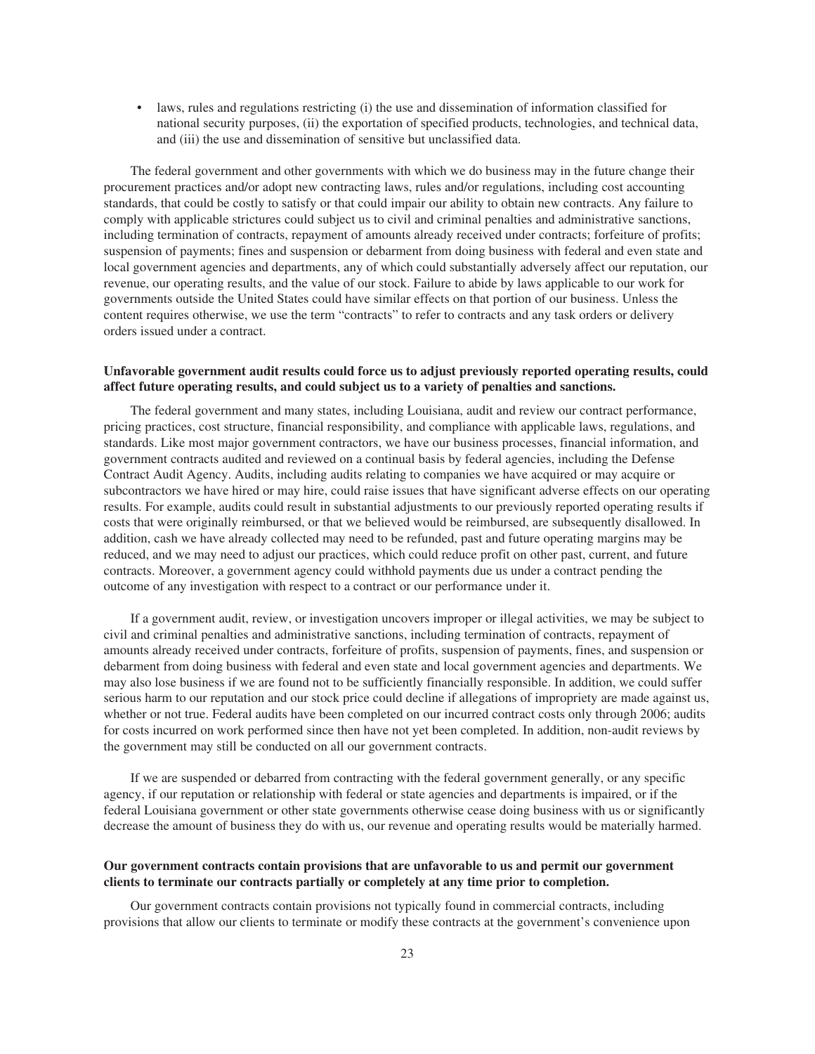- laws, rules and regulations restricting (i) the use and dissemination of information classified for national security purposes, (ii) the exportation of specified products, technologies, and technical data, and (iii) the use and dissemination of sensitive but unclassified data.

The federal government and other governments with which we do business may in the future change their procurement practices and/or adopt new contracting laws, rules and/or regulations, including cost accounting standards, that could be costly to satisfy or that could impair our ability to obtain new contracts. Any failure to comply with applicable strictures could subject us to civil and criminal penalties and administrative sanctions, including termination of contracts, repayment of amounts already received under contracts; forfeiture of profits; suspension of payments; fines and suspension or debarment from doing business with federal and even state and local government agencies and departments, any of which could substantially adversely affect our reputation, our revenue, our operating results, and the value of our stock. Failure to abide by laws applicable to our work for governments outside the United States could have similar effects on that portion of our business. Unless the content requires otherwise, we use the term "contracts" to refer to contracts and any task orders or delivery orders issued under a contract.

**Unfavorable government audit results could force us to adjust previously reported operating results, could affect future operating results, and could subject us to a variety of penalties and sanctions.**

The federal government and many states, including Louisiana, audit and review our contract performance, pricing practices, cost structure, financial responsibility, and compliance with applicable laws, regulations, and standards. Like most major government contractors, we have our business processes, financial information, and government contracts audited and reviewed on a continual basis by federal agencies, including the Defense Contract Audit Agency. Audits, including audits relating to companies we have acquired or may acquire or subcontractors we have hired or may hire, could raise issues that have significant adverse effects on our operating results. For example, audits could result in substantial adjustments to our previously reported operating results if costs that were originally reimbursed, or that we believed would be reimbursed, are subsequently disallowed. In addition, cash we have already collected may need to be refunded, past and future operating margins may be reduced, and we may need to adjust our practices, which could reduce profit on other past, current, and future contracts. Moreover, a government agency could withhold payments due us under a contract pending the outcome of any investigation with respect to a contract or our performance under it.

If a government audit, review, or investigation uncovers improper or illegal activities, we may be subject to civil and criminal penalties and administrative sanctions, including termination of contracts, repayment of amounts already received under contracts, forfeiture of profits, suspension of payments, fines, and suspension or debarment from doing business with federal and even state and local government agencies and departments. We may also lose business if we are found not to be sufficiently financially responsible. In addition, we could suffer serious harm to our reputation and our stock price could decline if allegations of impropriety are made against us, whether or not true. Federal audits have been completed on our incurred contract costs only through 2006; audits for costs incurred on work performed since then have not yet been completed. In addition, non-audit reviews by the government may still be conducted on all our government contracts.

If we are suspended or debarred from contracting with the federal government generally, or any specific agency, if our reputation or relationship with federal or state agencies and departments is impaired, or if the federal Louisiana government or other state governments otherwise cease doing business with us or significantly decrease the amount of business they do with us, our revenue and operating results would be materially harmed.

**Our government contracts contain provisions that are unfavorable to us and permit our government clients to terminate our contracts partially or completely at any time prior to completion.**

Our government contracts contain provisions not typically found in commercial contracts, including provisions that allow our clients to terminate or modify these contracts at the government's convenience upon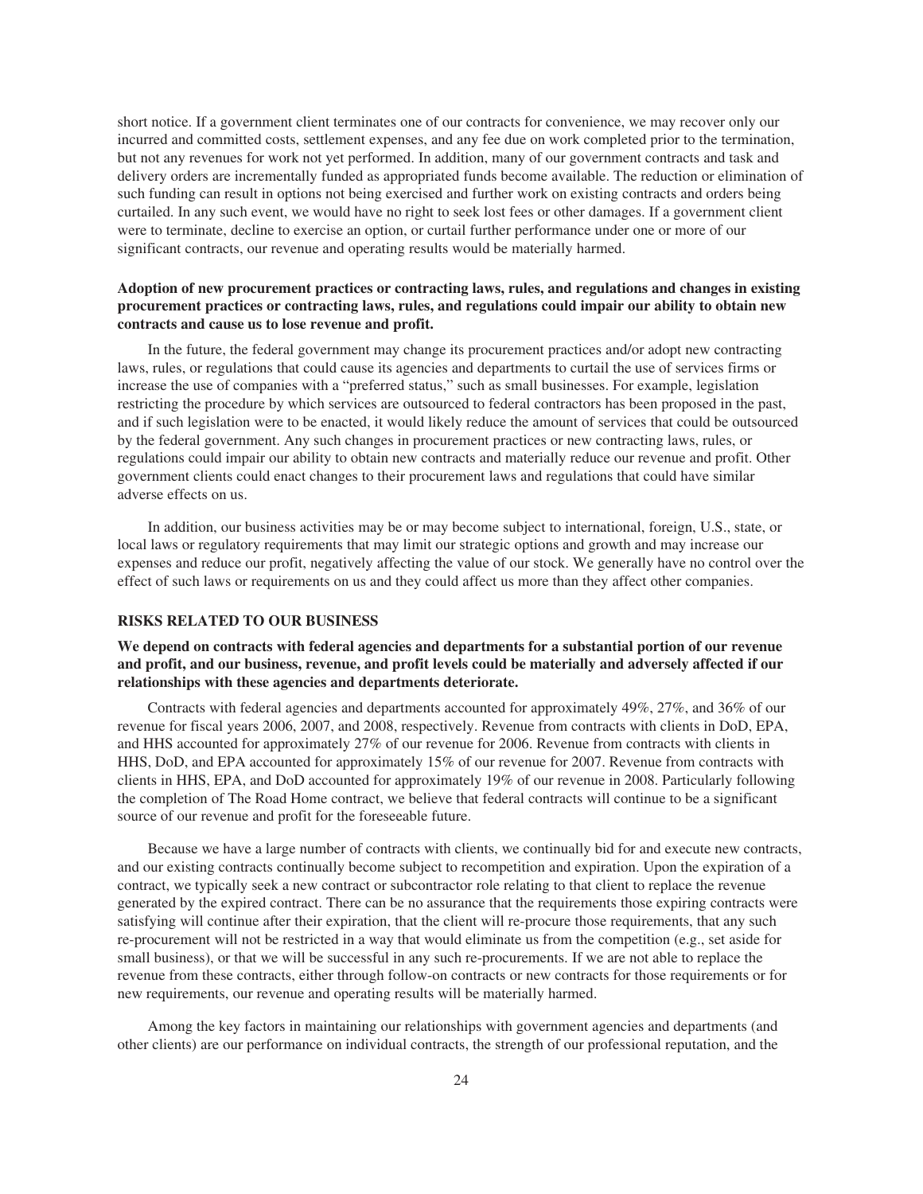short notice. If a government client terminates one of our contracts for convenience, we may recover only our incurred and committed costs, settlement expenses, and any fee due on work completed prior to the termination, but not any revenues for work not yet performed. In addition, many of our government contracts and task and delivery orders are incrementally funded as appropriated funds become available. The reduction or elimination of such funding can result in options not being exercised and further work on existing contracts and orders being curtailed. In any such event, we would have no right to seek lost fees or other damages. If a government client were to terminate, decline to exercise an option, or curtail further performance under one or more of our significant contracts, our revenue and operating results would be materially harmed.

**Adoption of new procurement practices or contracting laws, rules, and regulations and changes in existing procurement practices or contracting laws, rules, and regulations could impair our ability to obtain new contracts and cause us to lose revenue and profit.**

In the future, the federal government may change its procurement practices and/or adopt new contracting laws, rules, or regulations that could cause its agencies and departments to curtail the use of services firms or increase the use of companies with a "preferred status," such as small businesses. For example, legislation restricting the procedure by which services are outsourced to federal contractors has been proposed in the past, and if such legislation were to be enacted, it would likely reduce the amount of services that could be outsourced by the federal government. Any such changes in procurement practices or new contracting laws, rules, or regulations could impair our ability to obtain new contracts and materially reduce our revenue and profit. Other government clients could enact changes to their procurement laws and regulations that could have similar adverse effects on us.

In addition, our business activities may be or may become subject to international, foreign, U.S., state, or local laws or regulatory requirements that may limit our strategic options and growth and may increase our expenses and reduce our profit, negatively affecting the value of our stock. We generally have no control over the effect of such laws or requirements on us and they could affect us more than they affect other companies.

## RISKS RELATED TO OUR BUSINESS

**We depend on contracts with federal agencies and departments for a substantial portion of our revenue and profit, and our business, revenue, and profit levels could be materially and adversely affected if our relationships with these agencies and departments deteriorate.**

Contracts with federal agencies and departments accounted for approximately 49%, 27%, and 36% of our revenue for fiscal years 2006, 2007, and 2008, respectively. Revenue from contracts with clients in DoD, EPA, and HHS accounted for approximately 27% of our revenue for 2006. Revenue from contracts with clients in HHS, DoD, and EPA accounted for approximately 15% of our revenue for 2007. Revenue from contracts with clients in HHS, EPA, and DoD accounted for approximately 19% of our revenue in 2008. Particularly following the completion of The Road Home contract, we believe that federal contracts will continue to be a significant source of our revenue and profit for the foreseeable future.

Because we have a large number of contracts with clients, we continually bid for and execute new contracts, and our existing contracts continually become subject to recompetition and expiration. Upon the expiration of a contract, we typically seek a new contract or subcontractor role relating to that client to replace the revenue generated by the expired contract. There can be no assurance that the requirements those expiring contracts were satisfying will continue after their expiration, that the client will re-procure those requirements, that any such re-procurement will not be restricted in a way that would eliminate us from the competition (e.g., set aside for small business), or that we will be successful in any such re-procurements. If we are not able to replace the revenue from these contracts, either through follow-on contracts or new contracts for those requirements or for new requirements, our revenue and operating results will be materially harmed.

Among the key factors in maintaining our relationships with government agencies and departments (and other clients) are our performance on individual contracts, the strength of our professional reputation, and the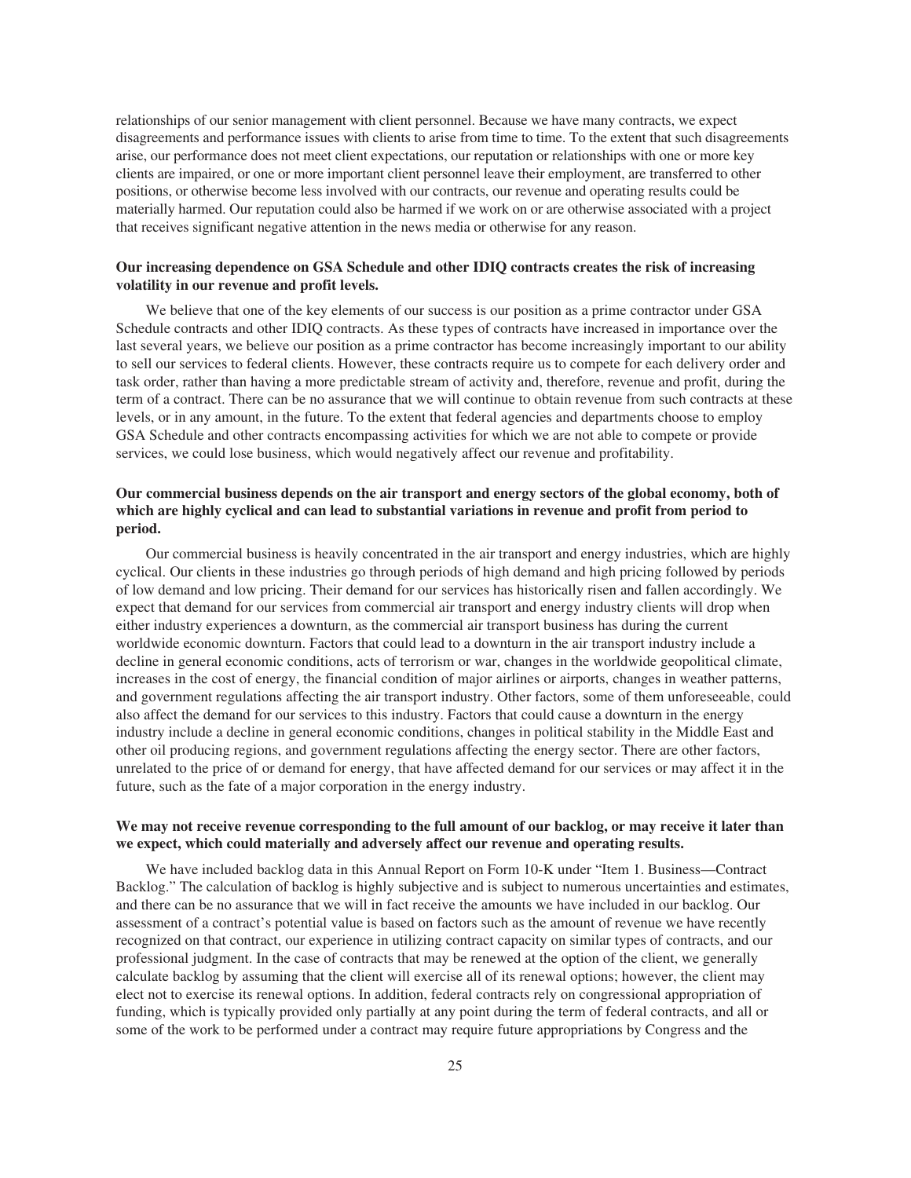relationships of our senior management with client personnel. Because we have many contracts, we expect disagreements and performance issues with clients to arise from time to time. To the extent that such disagreements arise, our performance does not meet client expectations, our reputation or relationships with one or more key clients are impaired, or one or more important client personnel leave their employment, are transferred to other positions, or otherwise become less involved with our contracts, our revenue and operating results could be materially harmed. Our reputation could also be harmed if we work on or are otherwise associated with a project that receives significant negative attention in the news media or otherwise for any reason.

**Our increasing dependence on GSA Schedule and other IDIQ contracts creates the risk of increasing volatility in our revenue and profit levels.**

We believe that one of the key elements of our success is our position as a prime contractor under GSA Schedule contracts and other IDIQ contracts. As these types of contracts have increased in importance over the last several years, we believe our position as a prime contractor has become increasingly important to our ability to sell our services to federal clients. However, these contracts require us to compete for each delivery order and task order, rather than having a more predictable stream of activity and, therefore, revenue and profit, during the term of a contract. There can be no assurance that we will continue to obtain revenue from such contracts at these levels, or in any amount, in the future. To the extent that federal agencies and departments choose to employ GSA Schedule and other contracts encompassing activities for which we are not able to compete or provide services, we could lose business, which would negatively affect our revenue and profitability.

**Our commercial business depends on the air transport and energy sectors of the global economy, both of which are highly cyclical and can lead to substantial variations in revenue and profit from period to period.**

Our commercial business is heavily concentrated in the air transport and energy industries, which are highly cyclical. Our clients in these industries go through periods of high demand and high pricing followed by periods of low demand and low pricing. Their demand for our services has historically risen and fallen accordingly. We expect that demand for our services from commercial air transport and energy industry clients will drop when either industry experiences a downturn, as the commercial air transport business has during the current worldwide economic downturn. Factors that could lead to a downturn in the air transport industry include a decline in general economic conditions, acts of terrorism or war, changes in the worldwide geopolitical climate, increases in the cost of energy, the financial condition of major airlines or airports, changes in weather patterns, and government regulations affecting the air transport industry. Other factors, some of them unforeseeable, could also affect the demand for our services to this industry. Factors that could cause a downturn in the energy industry include a decline in general economic conditions, changes in political stability in the Middle East and other oil producing regions, and government regulations affecting the energy sector. There are other factors, unrelated to the price of or demand for energy, that have affected demand for our services or may affect it in the future, such as the fate of a major corporation in the energy industry.

**We may not receive revenue corresponding to the full amount of our backlog, or may receive it later than we expect, which could materially and adversely affect our revenue and operating results.**

We have included backlog data in this Annual Report on Form 10-K under "Item 1. Business—Contract Backlog." The calculation of backlog is highly subjective and is subject to numerous uncertainties and estimates, and there can be no assurance that we will in fact receive the amounts we have included in our backlog. Our assessment of a contract's potential value is based on factors such as the amount of revenue we have recently recognized on that contract, our experience in utilizing contract capacity on similar types of contracts, and our professional judgment. In the case of contracts that may be renewed at the option of the client, we generally calculate backlog by assuming that the client will exercise all of its renewal options; however, the client may elect not to exercise its renewal options. In addition, federal contracts rely on congressional appropriation of funding, which is typically provided only partially at any point during the term of federal contracts, and all or some of the work to be performed under a contract may require future appropriations by Congress and the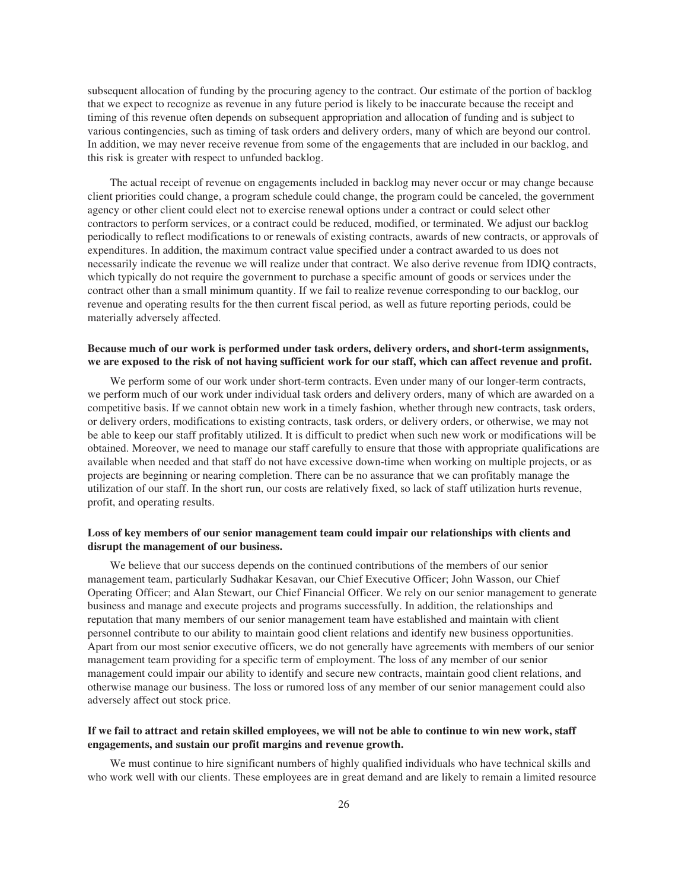subsequent allocation of funding by the procuring agency to the contract. Our estimate of the portion of backlog that we expect to recognize as revenue in any future period is likely to be inaccurate because the receipt and timing of this revenue often depends on subsequent appropriation and allocation of funding and is subject to various contingencies, such as timing of task orders and delivery orders, many of which are beyond our control. In addition, we may never receive revenue from some of the engagements that are included in our backlog, and this risk is greater with respect to unfunded backlog.

The actual receipt of revenue on engagements included in backlog may never occur or may change because client priorities could change, a program schedule could change, the program could be canceled, the government agency or other client could elect not to exercise renewal options under a contract or could select other contractors to perform services, or a contract could be reduced, modified, or terminated. We adjust our backlog periodically to reflect modifications to or renewals of existing contracts, awards of new contracts, or approvals of expenditures. In addition, the maximum contract value specified under a contract awarded to us does not necessarily indicate the revenue we will realize under that contract. We also derive revenue from IDIQ contracts, which typically do not require the government to purchase a specific amount of goods or services under the contract other than a small minimum quantity. If we fail to realize revenue corresponding to our backlog, our revenue and operating results for the then current fiscal period, as well as future reporting periods, could be materially adversely affected.

**Because much of our work is performed under task orders, delivery orders, and short-term assignments, we are exposed to the risk of not having sufficient work for our staff, which can affect revenue and profit.**

We perform some of our work under short-term contracts. Even under many of our longer-term contracts, we perform much of our work under individual task orders and delivery orders, many of which are awarded on a competitive basis. If we cannot obtain new work in a timely fashion, whether through new contracts, task orders, or delivery orders, modifications to existing contracts, task orders, or delivery orders, or otherwise, we may not be able to keep our staff profitably utilized. It is difficult to predict when such new work or modifications will be obtained. Moreover, we need to manage our staff carefully to ensure that those with appropriate qualifications are available when needed and that staff do not have excessive down-time when working on multiple projects, or as projects are beginning or nearing completion. There can be no assurance that we can profitably manage the utilization of our staff. In the short run, our costs are relatively fixed, so lack of staff utilization hurts revenue, profit, and operating results.

**Loss of key members of our senior management team could impair our relationships with clients and disrupt the management of our business.**

We believe that our success depends on the continued contributions of the members of our senior management team, particularly Sudhakar Kesavan, our Chief Executive Officer; John Wasson, our Chief Operating Officer; and Alan Stewart, our Chief Financial Officer. We rely on our senior management to generate business and manage and execute projects and programs successfully. In addition, the relationships and reputation that many members of our senior management team have established and maintain with client personnel contribute to our ability to maintain good client relations and identify new business opportunities. Apart from our most senior executive officers, we do not generally have agreements with members of our senior management team providing for a specific term of employment. The loss of any member of our senior management could impair our ability to identify and secure new contracts, maintain good client relations, and otherwise manage our business. The loss or rumored loss of any member of our senior management could also adversely affect out stock price.

**If we fail to attract and retain skilled employees, we will not be able to continue to win new work, staff engagements, and sustain our profit margins and revenue growth.**

We must continue to hire significant numbers of highly qualified individuals who have technical skills and who work well with our clients. These employees are in great demand and are likely to remain a limited resource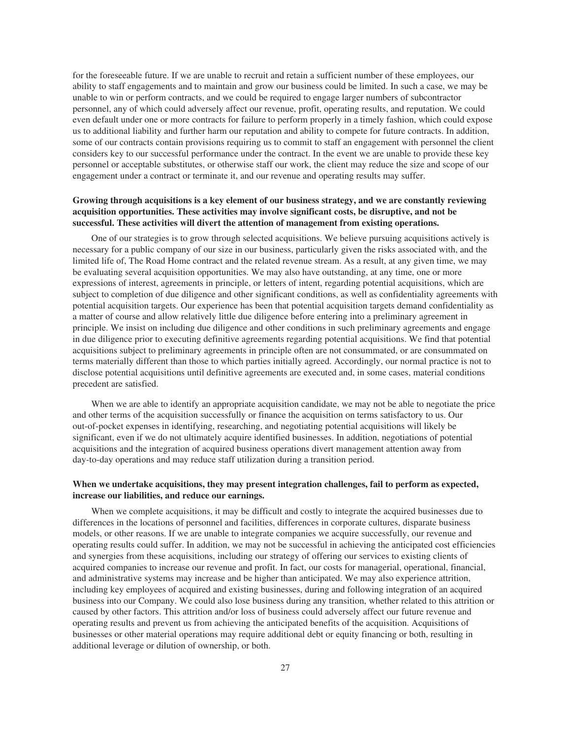for the foreseeable future. If we are unable to recruit and retain a sufficient number of these employees, our ability to staff engagements and to maintain and grow our business could be limited. In such a case, we may be unable to win or perform contracts, and we could be required to engage larger numbers of subcontractor personnel, any of which could adversely affect our revenue, profit, operating results, and reputation. We could even default under one or more contracts for failure to perform properly in a timely fashion, which could expose us to additional liability and further harm our reputation and ability to compete for future contracts. In addition, some of our contracts contain provisions requiring us to commit to staff an engagement with personnel the client considers key to our successful performance under the contract. In the event we are unable to provide these key personnel or acceptable substitutes, or otherwise staff our work, the client may reduce the size and scope of our engagement under a contract or terminate it, and our revenue and operating results may suffer.

**Growing through acquisitions is a key element of our business strategy, and we are constantly reviewing acquisition opportunities. These activities may involve significant costs, be disruptive, and not be successful. These activities will divert the attention of management from existing operations.**

One of our strategies is to grow through selected acquisitions. We believe pursuing acquisitions actively is necessary for a public company of our size in our business, particularly given the risks associated with, and the limited life of, The Road Home contract and the related revenue stream. As a result, at any given time, we may be evaluating several acquisition opportunities. We may also have outstanding, at any time, one or more expressions of interest, agreements in principle, or letters of intent, regarding potential acquisitions, which are subject to completion of due diligence and other significant conditions, as well as confidentiality agreements with potential acquisition targets. Our experience has been that potential acquisition targets demand confidentiality as a matter of course and allow relatively little due diligence before entering into a preliminary agreement in principle. We insist on including due diligence and other conditions in such preliminary agreements and engage in due diligence prior to executing definitive agreements regarding potential acquisitions. We find that potential acquisitions subject to preliminary agreements in principle often are not consummated, or are consummated on terms materially different than those to which parties initially agreed. Accordingly, our normal practice is not to disclose potential acquisitions until definitive agreements are executed and, in some cases, material conditions precedent are satisfied.

When we are able to identify an appropriate acquisition candidate, we may not be able to negotiate the price and other terms of the acquisition successfully or finance the acquisition on terms satisfactory to us. Our out-of-pocket expenses in identifying, researching, and negotiating potential acquisitions will likely be significant, even if we do not ultimately acquire identified businesses. In addition, negotiations of potential acquisitions and the integration of acquired business operations divert management attention away from day-to-day operations and may reduce staff utilization during a transition period.

**When we undertake acquisitions, they may present integration challenges, fail to perform as expected, increase our liabilities, and reduce our earnings.**

When we complete acquisitions, it may be difficult and costly to integrate the acquired businesses due to differences in the locations of personnel and facilities, differences in corporate cultures, disparate business models, or other reasons. If we are unable to integrate companies we acquire successfully, our revenue and operating results could suffer. In addition, we may not be successful in achieving the anticipated cost efficiencies and synergies from these acquisitions, including our strategy of offering our services to existing clients of acquired companies to increase our revenue and profit. In fact, our costs for managerial, operational, financial, and administrative systems may increase and be higher than anticipated. We may also experience attrition, including key employees of acquired and existing businesses, during and following integration of an acquired business into our Company. We could also lose business during any transition, whether related to this attrition or caused by other factors. This attrition and/or loss of business could adversely affect our future revenue and operating results and prevent us from achieving the anticipated benefits of the acquisition. Acquisitions of businesses or other material operations may require additional debt or equity financing or both, resulting in additional leverage or dilution of ownership, or both.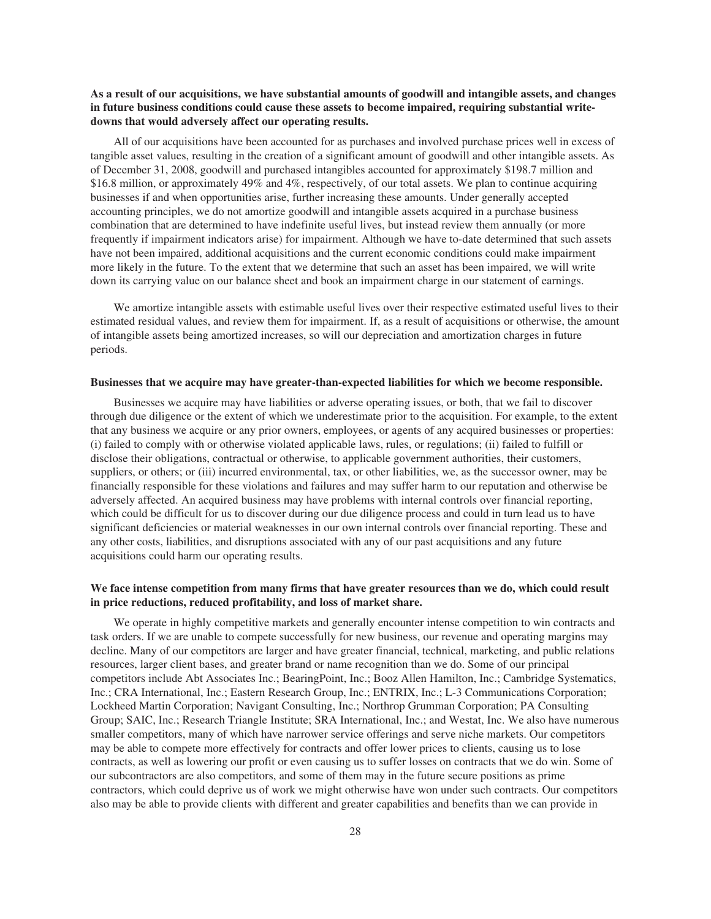**As a result of our acquisitions, we have substantial amounts of goodwill and intangible assets, and changes in future business conditions could cause these assets to become impaired, requiring substantial write-downs that would adversely affect our operating results.**

All of our acquisitions have been accounted for as purchases and involved purchase prices well in excess of tangible asset values, resulting in the creation of a significant amount of goodwill and other intangible assets. As of December 31, 2008, goodwill and purchased intangibles accounted for approximately $198.7 million and $16.8 million, or approximately 49% and 4%, respectively, of our total assets. We plan to continue acquiring businesses if and when opportunities arise, further increasing these amounts. Under generally accepted accounting principles, we do not amortize goodwill and intangible assets acquired in a purchase business combination that are determined to have indefinite useful lives, but instead review them annually (or more frequently if impairment indicators arise) for impairment. Although we have to-date determined that such assets have not been impaired, additional acquisitions and the current economic conditions could make impairment more likely in the future. To the extent that we determine that such an asset has been impaired, we will write down its carrying value on our balance sheet and book an impairment charge in our statement of earnings.

We amortize intangible assets with estimable useful lives over their respective estimated useful lives to their estimated residual values, and review them for impairment. If, as a result of acquisitions or otherwise, the amount of intangible assets being amortized increases, so will our depreciation and amortization charges in future periods.

**Businesses that we acquire may have greater-than-expected liabilities for which we become responsible.**

Businesses we acquire may have liabilities or adverse operating issues, or both, that we fail to discover through due diligence or the extent of which we underestimate prior to the acquisition. For example, to the extent that any business we acquire or any prior owners, employees, or agents of any acquired businesses or properties: (i) failed to comply with or otherwise violated applicable laws, rules, or regulations; (ii) failed to fulfill or disclose their obligations, contractual or otherwise, to applicable government authorities, their customers, suppliers, or others; or (iii) incurred environmental, tax, or other liabilities, we, as the successor owner, may be financially responsible for these violations and failures and may suffer harm to our reputation and otherwise be adversely affected. An acquired business may have problems with internal controls over financial reporting, which could be difficult for us to discover during our due diligence process and could in turn lead us to have significant deficiencies or material weaknesses in our own internal controls over financial reporting. These and any other costs, liabilities, and disruptions associated with any of our past acquisitions and any future acquisitions could harm our operating results.

**We face intense competition from many firms that have greater resources than we do, which could result in price reductions, reduced profitability, and loss of market share.**

We operate in highly competitive markets and generally encounter intense competition to win contracts and task orders. If we are unable to compete successfully for new business, our revenue and operating margins may decline. Many of our competitors are larger and have greater financial, technical, marketing, and public relations resources, larger client bases, and greater brand or name recognition than we do. Some of our principal competitors include Abt Associates Inc.; BearingPoint, Inc.; Booz Allen Hamilton, Inc.; Cambridge Systematics, Inc.; CRA International, Inc.; Eastern Research Group, Inc.; ENTRIX, Inc.; L-3 Communications Corporation; Lockheed Martin Corporation; Navigant Consulting, Inc.; Northrop Grumman Corporation; PA Consulting Group; SAIC, Inc.; Research Triangle Institute; SRA International, Inc.; and Westat, Inc. We also have numerous smaller competitors, many of which have narrower service offerings and serve niche markets. Our competitors may be able to compete more effectively for contracts and offer lower prices to clients, causing us to lose contracts, as well as lowering our profit or even causing us to suffer losses on contracts that we do win. Some of our subcontractors are also competitors, and some of them may in the future secure positions as prime contractors, which could deprive us of work we might otherwise have won under such contracts. Our competitors also may be able to provide clients with different and greater capabilities and benefits than we can provide in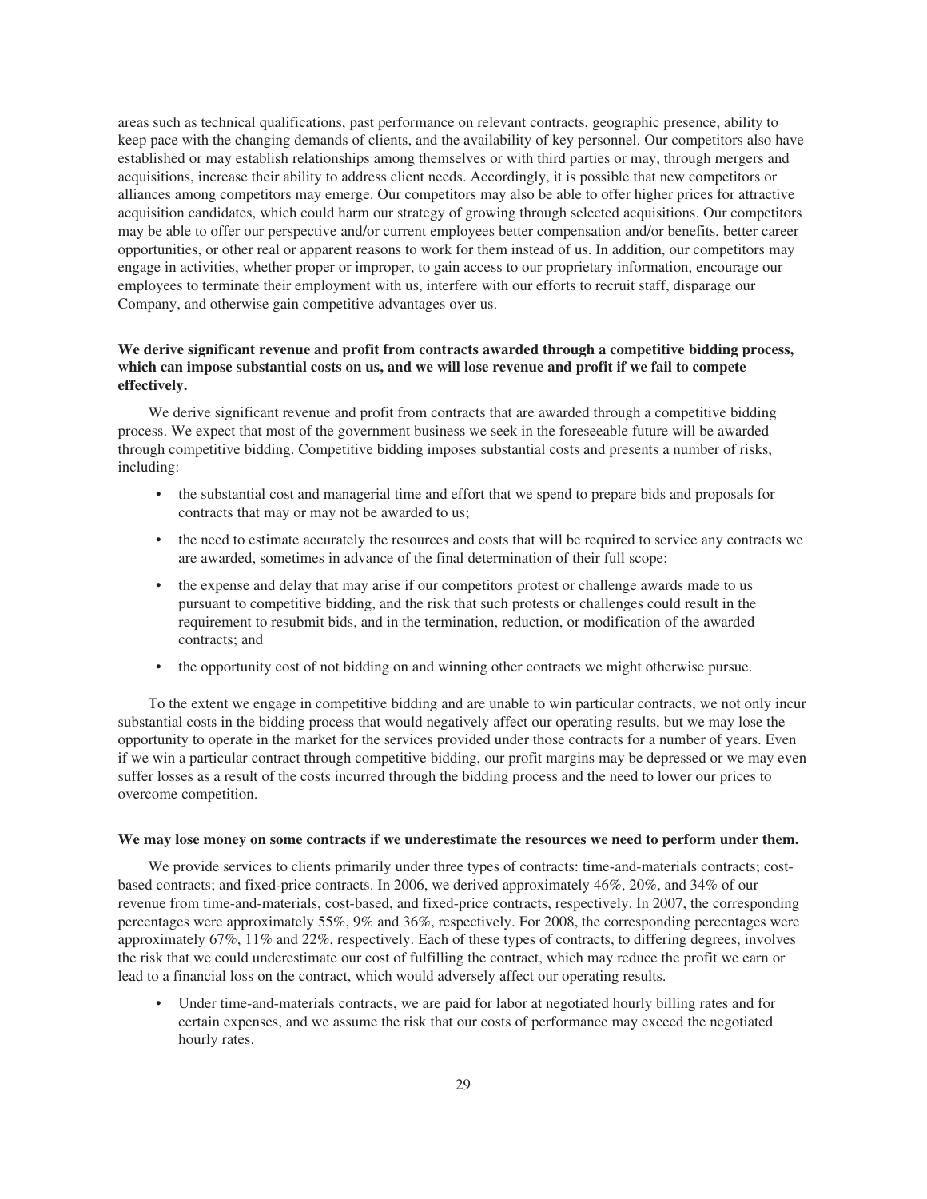areas such as technical qualifications, past performance on relevant contracts, geographic presence, ability to keep pace with the changing demands of clients, and the availability of key personnel. Our competitors also have established or may establish relationships among themselves or with third parties or may, through mergers and acquisitions, increase their ability to address client needs. Accordingly, it is possible that new competitors or alliances among competitors may emerge. Our competitors may also be able to offer higher prices for attractive acquisition candidates, which could harm our strategy of growing through selected acquisitions. Our competitors may be able to offer our perspective and/or current employees better compensation and/or benefits, better career opportunities, or other real or apparent reasons to work for them instead of us. In addition, our competitors may engage in activities, whether proper or improper, to gain access to our proprietary information, encourage our employees to terminate their employment with us, interfere with our efforts to recruit staff, disparage our Company, and otherwise gain competitive advantages over us.

**We derive significant revenue and profit from contracts awarded through a competitive bidding process, which can impose substantial costs on us, and we will lose revenue and profit if we fail to compete effectively.**

We derive significant revenue and profit from contracts that are awarded through a competitive bidding process. We expect that most of the government business we seek in the foreseeable future will be awarded through competitive bidding. Competitive bidding imposes substantial costs and presents a number of risks, including:

- the substantial cost and managerial time and effort that we spend to prepare bids and proposals for contracts that may or may not be awarded to us;
- the need to estimate accurately the resources and costs that will be required to service any contracts we are awarded, sometimes in advance of the final determination of their full scope;
- the expense and delay that may arise if our competitors protest or challenge awards made to us pursuant to competitive bidding, and the risk that such protests or challenges could result in the requirement to resubmit bids, and in the termination, reduction, or modification of the awarded contracts; and
- the opportunity cost of not bidding on and winning other contracts we might otherwise pursue.

To the extent we engage in competitive bidding and are unable to win particular contracts, we not only incur substantial costs in the bidding process that would negatively affect our operating results, but we may lose the opportunity to operate in the market for the services provided under those contracts for a number of years. Even if we win a particular contract through competitive bidding, our profit margins may be depressed or we may even suffer losses as a result of the costs incurred through the bidding process and the need to lower our prices to overcome competition.

**We may lose money on some contracts if we underestimate the resources we need to perform under them.**

We provide services to clients primarily under three types of contracts: time-and-materials contracts; cost-based contracts; and fixed-price contracts. In 2006, we derived approximately 46%, 20%, and 34% of our revenue from time-and-materials, cost-based, and fixed-price contracts, respectively. In 2007, the corresponding percentages were approximately 55%, 9% and 36%, respectively. For 2008, the corresponding percentages were approximately 67%, 11% and 22%, respectively. Each of these types of contracts, to differing degrees, involves the risk that we could underestimate our cost of fulfilling the contract, which may reduce the profit we earn or lead to a financial loss on the contract, which would adversely affect our operating results.

- Under time-and-materials contracts, we are paid for labor at negotiated hourly billing rates and for certain expenses, and we assume the risk that our costs of performance may exceed the negotiated hourly rates.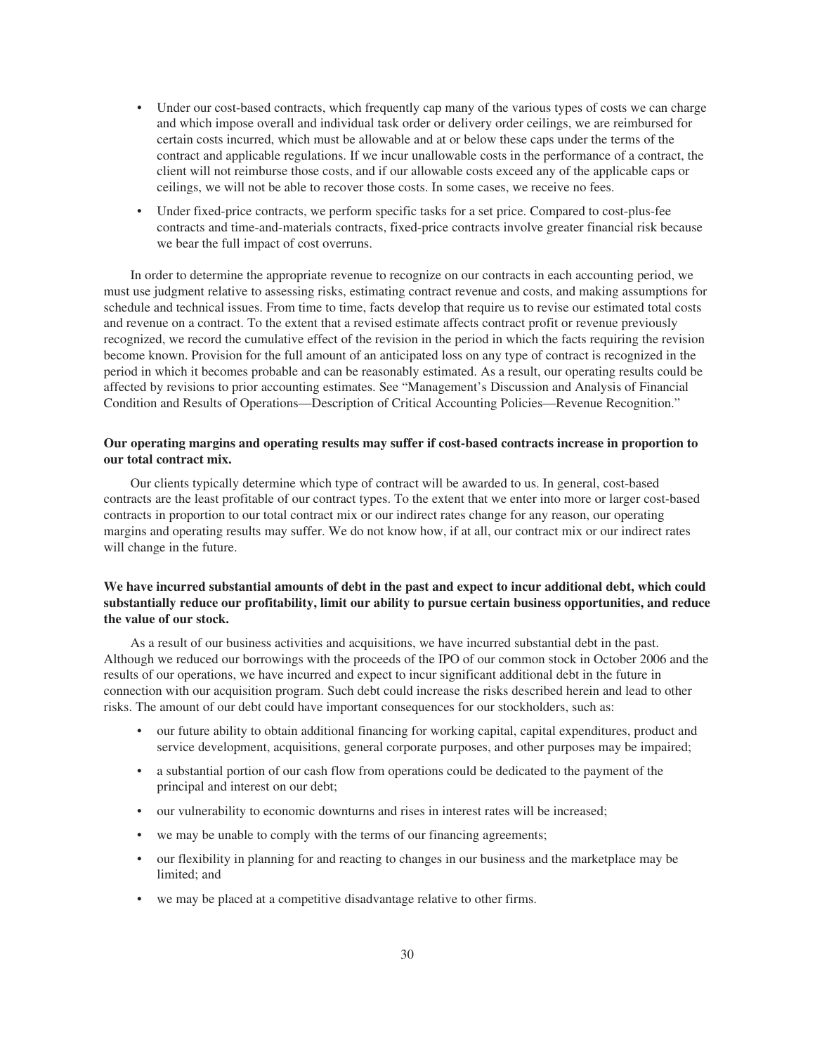- Under our cost-based contracts, which frequently cap many of the various types of costs we can charge and which impose overall and individual task order or delivery order ceilings, we are reimbursed for certain costs incurred, which must be allowable and at or below these caps under the terms of the contract and applicable regulations. If we incur unallowable costs in the performance of a contract, the client will not reimburse those costs, and if our allowable costs exceed any of the applicable caps or ceilings, we will not be able to recover those costs. In some cases, we receive no fees.
- Under fixed-price contracts, we perform specific tasks for a set price. Compared to cost-plus-fee contracts and time-and-materials contracts, fixed-price contracts involve greater financial risk because we bear the full impact of cost overruns.

In order to determine the appropriate revenue to recognize on our contracts in each accounting period, we must use judgment relative to assessing risks, estimating contract revenue and costs, and making assumptions for schedule and technical issues. From time to time, facts develop that require us to revise our estimated total costs and revenue on a contract. To the extent that a revised estimate affects contract profit or revenue previously recognized, we record the cumulative effect of the revision in the period in which the facts requiring the revision become known. Provision for the full amount of an anticipated loss on any type of contract is recognized in the period in which it becomes probable and can be reasonably estimated. As a result, our operating results could be affected by revisions to prior accounting estimates. See "Management's Discussion and Analysis of Financial Condition and Results of Operations—Description of Critical Accounting Policies—Revenue Recognition."

**Our operating margins and operating results may suffer if cost-based contracts increase in proportion to our total contract mix.**

Our clients typically determine which type of contract will be awarded to us. In general, cost-based contracts are the least profitable of our contract types. To the extent that we enter into more or larger cost-based contracts in proportion to our total contract mix or our indirect rates change for any reason, our operating margins and operating results may suffer. We do not know how, if at all, our contract mix or our indirect rates will change in the future.

**We have incurred substantial amounts of debt in the past and expect to incur additional debt, which could substantially reduce our profitability, limit our ability to pursue certain business opportunities, and reduce the value of our stock.**

As a result of our business activities and acquisitions, we have incurred substantial debt in the past. Although we reduced our borrowings with the proceeds of the IPO of our common stock in October 2006 and the results of our operations, we have incurred and expect to incur significant additional debt in the future in connection with our acquisition program. Such debt could increase the risks described herein and lead to other risks. The amount of our debt could have important consequences for our stockholders, such as:

- our future ability to obtain additional financing for working capital, capital expenditures, product and service development, acquisitions, general corporate purposes, and other purposes may be impaired;
- a substantial portion of our cash flow from operations could be dedicated to the payment of the principal and interest on our debt;
- our vulnerability to economic downturns and rises in interest rates will be increased;
- we may be unable to comply with the terms of our financing agreements;
- our flexibility in planning for and reacting to changes in our business and the marketplace may be limited; and
- we may be placed at a competitive disadvantage relative to other firms.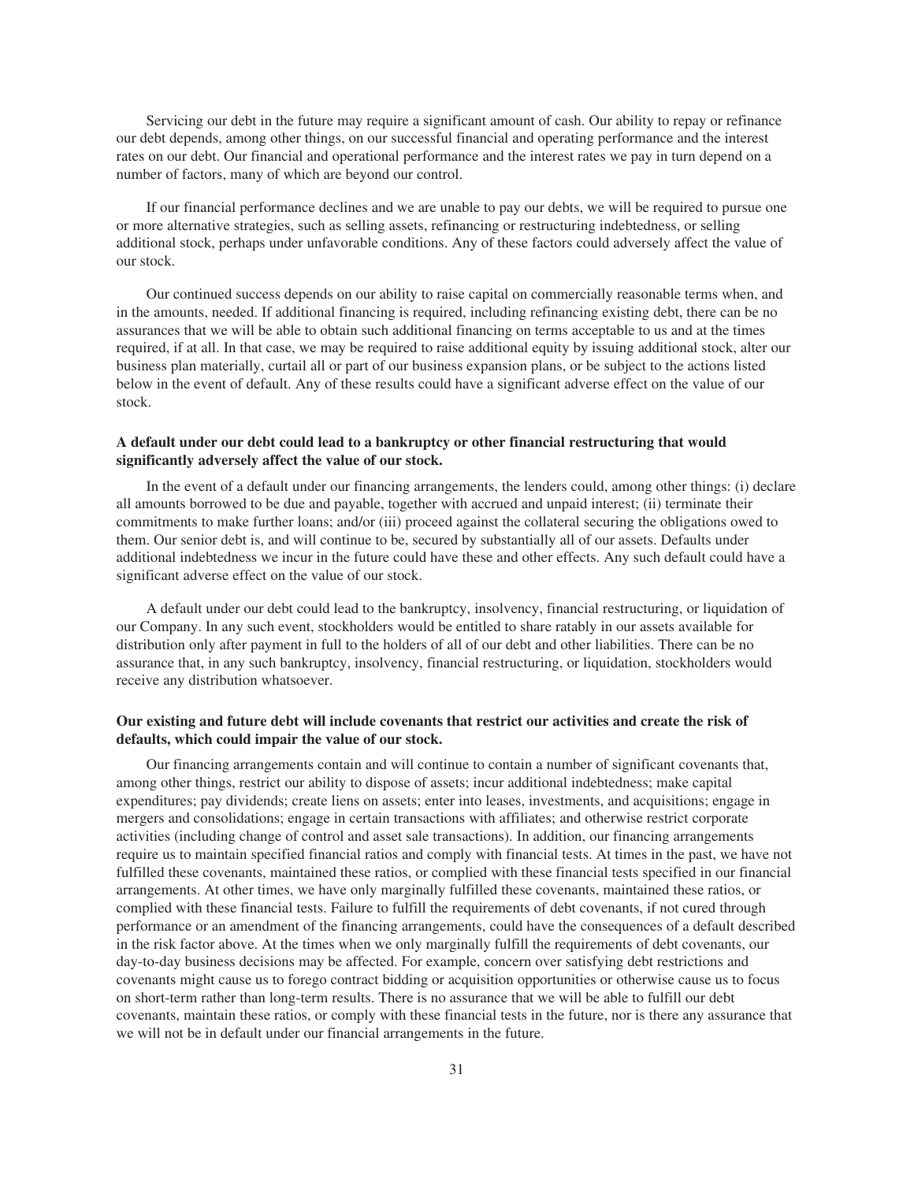Servicing our debt in the future may require a significant amount of cash. Our ability to repay or refinance our debt depends, among other things, on our successful financial and operating performance and the interest rates on our debt. Our financial and operational performance and the interest rates we pay in turn depend on a number of factors, many of which are beyond our control.

If our financial performance declines and we are unable to pay our debts, we will be required to pursue one or more alternative strategies, such as selling assets, refinancing or restructuring indebtedness, or selling additional stock, perhaps under unfavorable conditions. Any of these factors could adversely affect the value of our stock.

Our continued success depends on our ability to raise capital on commercially reasonable terms when, and in the amounts, needed. If additional financing is required, including refinancing existing debt, there can be no assurances that we will be able to obtain such additional financing on terms acceptable to us and at the times required, if at all. In that case, we may be required to raise additional equity by issuing additional stock, alter our business plan materially, curtail all or part of our business expansion plans, or be subject to the actions listed below in the event of default. Any of these results could have a significant adverse effect on the value of our stock.

**A default under our debt could lead to a bankruptcy or other financial restructuring that would significantly adversely affect the value of our stock.**

In the event of a default under our financing arrangements, the lenders could, among other things: (i) declare all amounts borrowed to be due and payable, together with accrued and unpaid interest; (ii) terminate their commitments to make further loans; and/or (iii) proceed against the collateral securing the obligations owed to them. Our senior debt is, and will continue to be, secured by substantially all of our assets. Defaults under additional indebtedness we incur in the future could have these and other effects. Any such default could have a significant adverse effect on the value of our stock.

A default under our debt could lead to the bankruptcy, insolvency, financial restructuring, or liquidation of our Company. In any such event, stockholders would be entitled to share ratably in our assets available for distribution only after payment in full to the holders of all of our debt and other liabilities. There can be no assurance that, in any such bankruptcy, insolvency, financial restructuring, or liquidation, stockholders would receive any distribution whatsoever.

**Our existing and future debt will include covenants that restrict our activities and create the risk of defaults, which could impair the value of our stock.**

Our financing arrangements contain and will continue to contain a number of significant covenants that, among other things, restrict our ability to dispose of assets; incur additional indebtedness; make capital expenditures; pay dividends; create liens on assets; enter into leases, investments, and acquisitions; engage in mergers and consolidations; engage in certain transactions with affiliates; and otherwise restrict corporate activities (including change of control and asset sale transactions). In addition, our financing arrangements require us to maintain specified financial ratios and comply with financial tests. At times in the past, we have not fulfilled these covenants, maintained these ratios, or complied with these financial tests specified in our financial arrangements. At other times, we have only marginally fulfilled these covenants, maintained these ratios, or complied with these financial tests. Failure to fulfill the requirements of debt covenants, if not cured through performance or an amendment of the financing arrangements, could have the consequences of a default described in the risk factor above. At the times when we only marginally fulfill the requirements of debt covenants, our day-to-day business decisions may be affected. For example, concern over satisfying debt restrictions and covenants might cause us to forego contract bidding or acquisition opportunities or otherwise cause us to focus on short-term rather than long-term results. There is no assurance that we will be able to fulfill our debt covenants, maintain these ratios, or comply with these financial tests in the future, nor is there any assurance that we will not be in default under our financial arrangements in the future.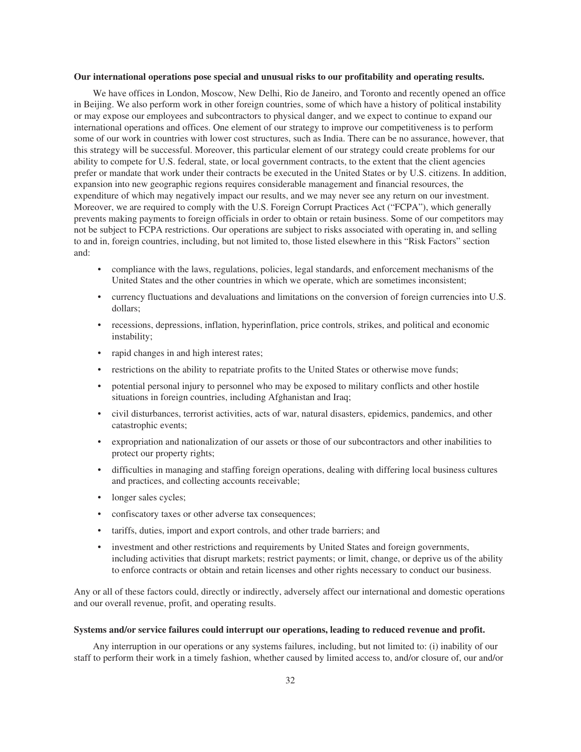**Our international operations pose special and unusual risks to our profitability and operating results.**

We have offices in London, Moscow, New Delhi, Rio de Janeiro, and Toronto and recently opened an office in Beijing. We also perform work in other foreign countries, some of which have a history of political instability or may expose our employees and subcontractors to physical danger, and we expect to continue to expand our international operations and offices. One element of our strategy to improve our competitiveness is to perform some of our work in countries with lower cost structures, such as India. There can be no assurance, however, that this strategy will be successful. Moreover, this particular element of our strategy could create problems for our ability to compete for U.S. federal, state, or local government contracts, to the extent that the client agencies prefer or mandate that work under their contracts be executed in the United States or by U.S. citizens. In addition, expansion into new geographic regions requires considerable management and financial resources, the expenditure of which may negatively impact our results, and we may never see any return on our investment. Moreover, we are required to comply with the U.S. Foreign Corrupt Practices Act ("FCPA"), which generally prevents making payments to foreign officials in order to obtain or retain business. Some of our competitors may not be subject to FCPA restrictions. Our operations are subject to risks associated with operating in, and selling to and in, foreign countries, including, but not limited to, those listed elsewhere in this "Risk Factors" section and:

- compliance with the laws, regulations, policies, legal standards, and enforcement mechanisms of the United States and the other countries in which we operate, which are sometimes inconsistent;
- currency fluctuations and devaluations and limitations on the conversion of foreign currencies into U.S. dollars;
- recessions, depressions, inflation, hyperinflation, price controls, strikes, and political and economic instability;
- rapid changes in and high interest rates;
- restrictions on the ability to repatriate profits to the United States or otherwise move funds;
- potential personal injury to personnel who may be exposed to military conflicts and other hostile situations in foreign countries, including Afghanistan and Iraq;
- civil disturbances, terrorist activities, acts of war, natural disasters, epidemics, pandemics, and other catastrophic events;
- expropriation and nationalization of our assets or those of our subcontractors and other inabilities to protect our property rights;
- difficulties in managing and staffing foreign operations, dealing with differing local business cultures and practices, and collecting accounts receivable;
- longer sales cycles;
- confiscatory taxes or other adverse tax consequences;
- tariffs, duties, import and export controls, and other trade barriers; and
- investment and other restrictions and requirements by United States and foreign governments, including activities that disrupt markets; restrict payments; or limit, change, or deprive us of the ability to enforce contracts or obtain and retain licenses and other rights necessary to conduct our business.

Any or all of these factors could, directly or indirectly, adversely affect our international and domestic operations and our overall revenue, profit, and operating results.

**Systems and/or service failures could interrupt our operations, leading to reduced revenue and profit.**

Any interruption in our operations or any systems failures, including, but not limited to: (i) inability of our staff to perform their work in a timely fashion, whether caused by limited access to, and/or closure of, our and/or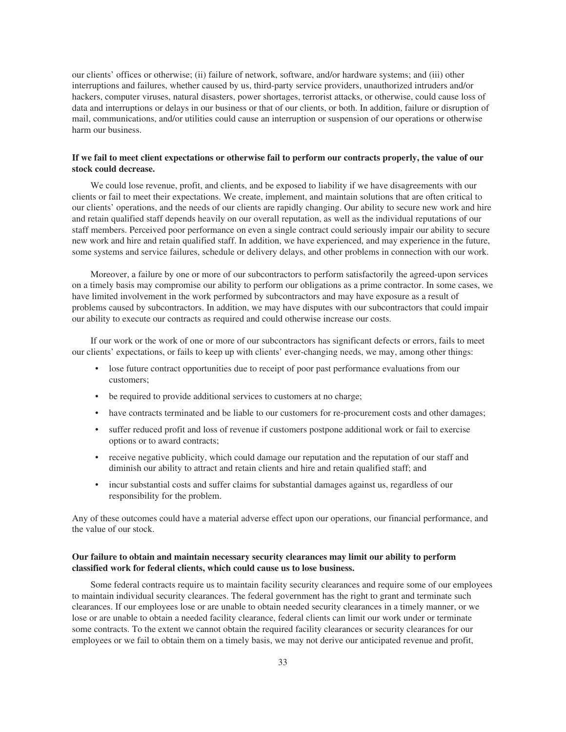our clients' offices or otherwise; (ii) failure of network, software, and/or hardware systems; and (iii) other interruptions and failures, whether caused by us, third-party service providers, unauthorized intruders and/or hackers, computer viruses, natural disasters, power shortages, terrorist attacks, or otherwise, could cause loss of data and interruptions or delays in our business or that of our clients, or both. In addition, failure or disruption of mail, communications, and/or utilities could cause an interruption or suspension of our operations or otherwise harm our business.

**If we fail to meet client expectations or otherwise fail to perform our contracts properly, the value of our stock could decrease.**

We could lose revenue, profit, and clients, and be exposed to liability if we have disagreements with our clients or fail to meet their expectations. We create, implement, and maintain solutions that are often critical to our clients' operations, and the needs of our clients are rapidly changing. Our ability to secure new work and hire and retain qualified staff depends heavily on our overall reputation, as well as the individual reputations of our staff members. Perceived poor performance on even a single contract could seriously impair our ability to secure new work and hire and retain qualified staff. In addition, we have experienced, and may experience in the future, some systems and service failures, schedule or delivery delays, and other problems in connection with our work.

Moreover, a failure by one or more of our subcontractors to perform satisfactorily the agreed-upon services on a timely basis may compromise our ability to perform our obligations as a prime contractor. In some cases, we have limited involvement in the work performed by subcontractors and may have exposure as a result of problems caused by subcontractors. In addition, we may have disputes with our subcontractors that could impair our ability to execute our contracts as required and could otherwise increase our costs.

If our work or the work of one or more of our subcontractors has significant defects or errors, fails to meet our clients' expectations, or fails to keep up with clients' ever-changing needs, we may, among other things:

- lose future contract opportunities due to receipt of poor past performance evaluations from our customers;
- be required to provide additional services to customers at no charge;
- have contracts terminated and be liable to our customers for re-procurement costs and other damages;
- suffer reduced profit and loss of revenue if customers postpone additional work or fail to exercise options or to award contracts;
- receive negative publicity, which could damage our reputation and the reputation of our staff and diminish our ability to attract and retain clients and hire and retain qualified staff; and
- incur substantial costs and suffer claims for substantial damages against us, regardless of our responsibility for the problem.

Any of these outcomes could have a material adverse effect upon our operations, our financial performance, and the value of our stock.

**Our failure to obtain and maintain necessary security clearances may limit our ability to perform classified work for federal clients, which could cause us to lose business.**

Some federal contracts require us to maintain facility security clearances and require some of our employees to maintain individual security clearances. The federal government has the right to grant and terminate such clearances. If our employees lose or are unable to obtain needed security clearances in a timely manner, or we lose or are unable to obtain a needed facility clearance, federal clients can limit our work under or terminate some contracts. To the extent we cannot obtain the required facility clearances or security clearances for our employees or we fail to obtain them on a timely basis, we may not derive our anticipated revenue and profit,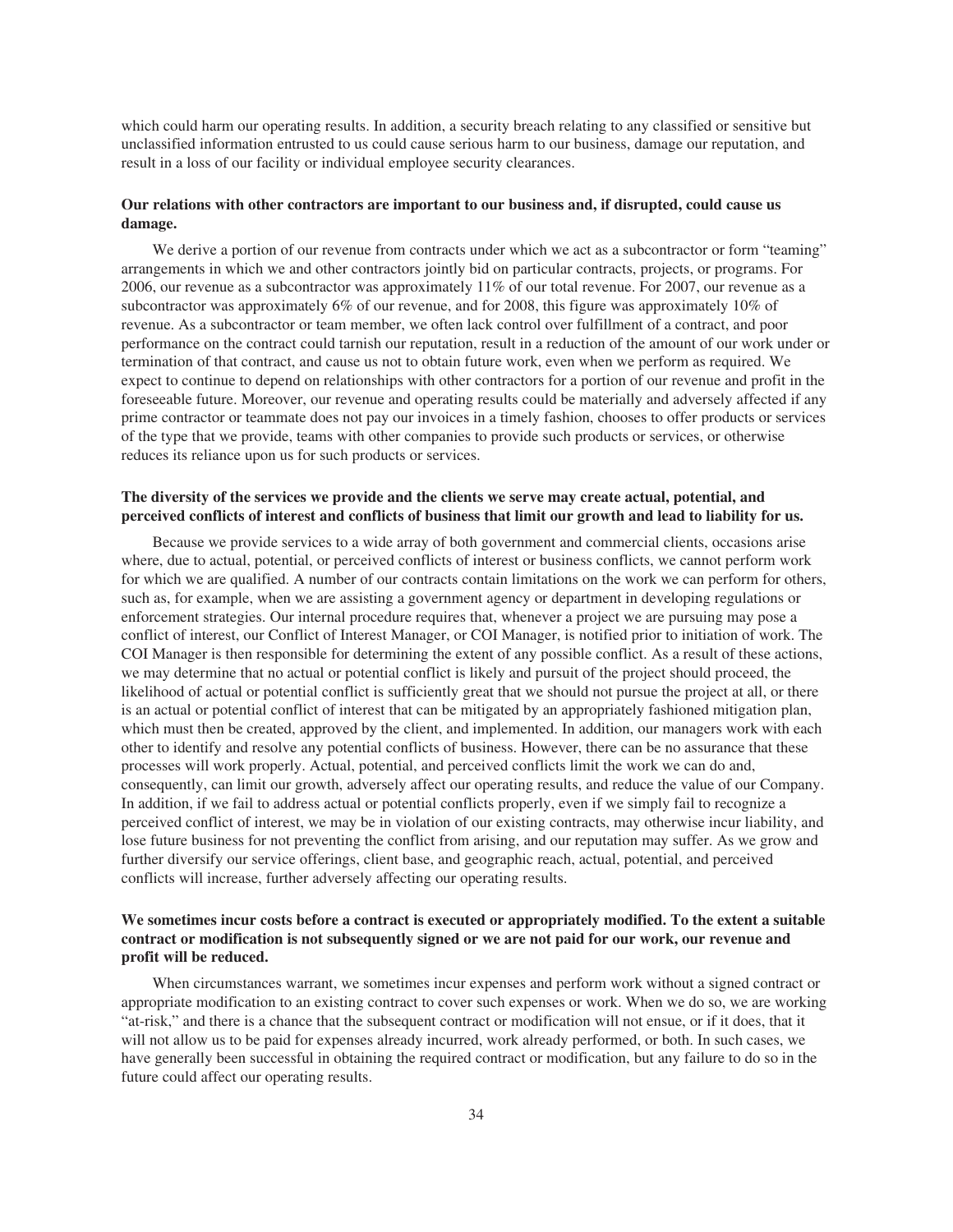which could harm our operating results. In addition, a security breach relating to any classified or sensitive but unclassified information entrusted to us could cause serious harm to our business, damage our reputation, and result in a loss of our facility or individual employee security clearances.

**Our relations with other contractors are important to our business and, if disrupted, could cause us damage.**

We derive a portion of our revenue from contracts under which we act as a subcontractor or form "teaming" arrangements in which we and other contractors jointly bid on particular contracts, projects, or programs. For 2006, our revenue as a subcontractor was approximately 11% of our total revenue. For 2007, our revenue as a subcontractor was approximately 6% of our revenue, and for 2008, this figure was approximately 10% of revenue. As a subcontractor or team member, we often lack control over fulfillment of a contract, and poor performance on the contract could tarnish our reputation, result in a reduction of the amount of our work under or termination of that contract, and cause us not to obtain future work, even when we perform as required. We expect to continue to depend on relationships with other contractors for a portion of our revenue and profit in the foreseeable future. Moreover, our revenue and operating results could be materially and adversely affected if any prime contractor or teammate does not pay our invoices in a timely fashion, chooses to offer products or services of the type that we provide, teams with other companies to provide such products or services, or otherwise reduces its reliance upon us for such products or services.

**The diversity of the services we provide and the clients we serve may create actual, potential, and perceived conflicts of interest and conflicts of business that limit our growth and lead to liability for us.**

Because we provide services to a wide array of both government and commercial clients, occasions arise where, due to actual, potential, or perceived conflicts of interest or business conflicts, we cannot perform work for which we are qualified. A number of our contracts contain limitations on the work we can perform for others, such as, for example, when we are assisting a government agency or department in developing regulations or enforcement strategies. Our internal procedure requires that, whenever a project we are pursuing may pose a conflict of interest, our Conflict of Interest Manager, or COI Manager, is notified prior to initiation of work. The COI Manager is then responsible for determining the extent of any possible conflict. As a result of these actions, we may determine that no actual or potential conflict is likely and pursuit of the project should proceed, the likelihood of actual or potential conflict is sufficiently great that we should not pursue the project at all, or there is an actual or potential conflict of interest that can be mitigated by an appropriately fashioned mitigation plan, which must then be created, approved by the client, and implemented. In addition, our managers work with each other to identify and resolve any potential conflicts of business. However, there can be no assurance that these processes will work properly. Actual, potential, and perceived conflicts limit the work we can do and, consequently, can limit our growth, adversely affect our operating results, and reduce the value of our Company. In addition, if we fail to address actual or potential conflicts properly, even if we simply fail to recognize a perceived conflict of interest, we may be in violation of our existing contracts, may otherwise incur liability, and lose future business for not preventing the conflict from arising, and our reputation may suffer. As we grow and further diversify our service offerings, client base, and geographic reach, actual, potential, and perceived conflicts will increase, further adversely affecting our operating results.

**We sometimes incur costs before a contract is executed or appropriately modified. To the extent a suitable contract or modification is not subsequently signed or we are not paid for our work, our revenue and profit will be reduced.**

When circumstances warrant, we sometimes incur expenses and perform work without a signed contract or appropriate modification to an existing contract to cover such expenses or work. When we do so, we are working "at-risk," and there is a chance that the subsequent contract or modification will not ensue, or if it does, that it will not allow us to be paid for expenses already incurred, work already performed, or both. In such cases, we have generally been successful in obtaining the required contract or modification, but any failure to do so in the future could affect our operating results.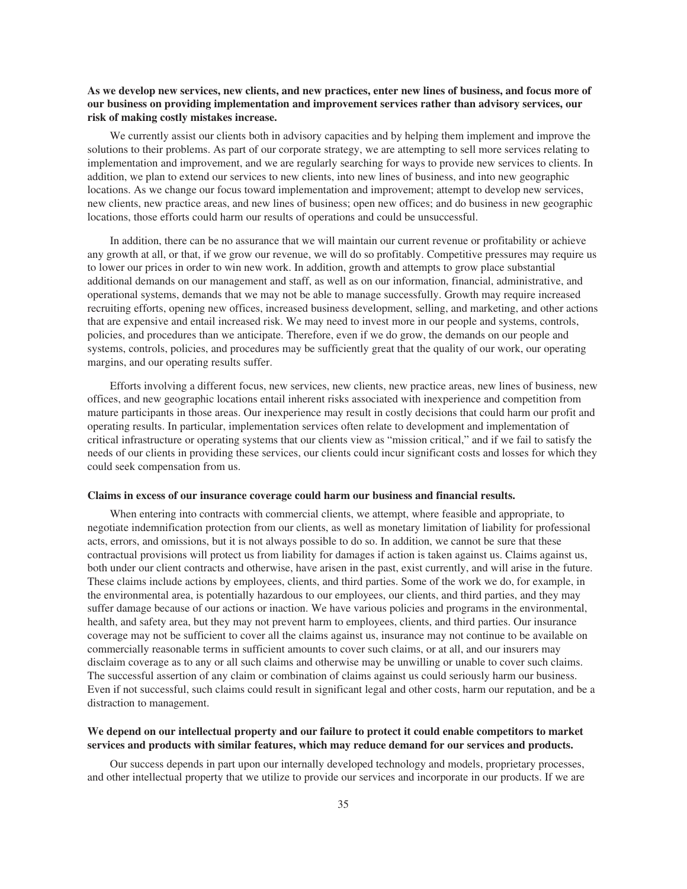**As we develop new services, new clients, and new practices, enter new lines of business, and focus more of our business on providing implementation and improvement services rather than advisory services, our risk of making costly mistakes increase.**

We currently assist our clients both in advisory capacities and by helping them implement and improve the solutions to their problems. As part of our corporate strategy, we are attempting to sell more services relating to implementation and improvement, and we are regularly searching for ways to provide new services to clients. In addition, we plan to extend our services to new clients, into new lines of business, and into new geographic locations. As we change our focus toward implementation and improvement; attempt to develop new services, new clients, new practice areas, and new lines of business; open new offices; and do business in new geographic locations, those efforts could harm our results of operations and could be unsuccessful.

In addition, there can be no assurance that we will maintain our current revenue or profitability or achieve any growth at all, or that, if we grow our revenue, we will do so profitably. Competitive pressures may require us to lower our prices in order to win new work. In addition, growth and attempts to grow place substantial additional demands on our management and staff, as well as on our information, financial, administrative, and operational systems, demands that we may not be able to manage successfully. Growth may require increased recruiting efforts, opening new offices, increased business development, selling, and marketing, and other actions that are expensive and entail increased risk. We may need to invest more in our people and systems, controls, policies, and procedures than we anticipate. Therefore, even if we do grow, the demands on our people and systems, controls, policies, and procedures may be sufficiently great that the quality of our work, our operating margins, and our operating results suffer.

Efforts involving a different focus, new services, new clients, new practice areas, new lines of business, new offices, and new geographic locations entail inherent risks associated with inexperience and competition from mature participants in those areas. Our inexperience may result in costly decisions that could harm our profit and operating results. In particular, implementation services often relate to development and implementation of critical infrastructure or operating systems that our clients view as "mission critical," and if we fail to satisfy the needs of our clients in providing these services, our clients could incur significant costs and losses for which they could seek compensation from us.

**Claims in excess of our insurance coverage could harm our business and financial results.**

When entering into contracts with commercial clients, we attempt, where feasible and appropriate, to negotiate indemnification protection from our clients, as well as monetary limitation of liability for professional acts, errors, and omissions, but it is not always possible to do so. In addition, we cannot be sure that these contractual provisions will protect us from liability for damages if action is taken against us. Claims against us, both under our client contracts and otherwise, have arisen in the past, exist currently, and will arise in the future. These claims include actions by employees, clients, and third parties. Some of the work we do, for example, in the environmental area, is potentially hazardous to our employees, our clients, and third parties, and they may suffer damage because of our actions or inaction. We have various policies and programs in the environmental, health, and safety area, but they may not prevent harm to employees, clients, and third parties. Our insurance coverage may not be sufficient to cover all the claims against us, insurance may not continue to be available on commercially reasonable terms in sufficient amounts to cover such claims, or at all, and our insurers may disclaim coverage as to any or all such claims and otherwise may be unwilling or unable to cover such claims. The successful assertion of any claim or combination of claims against us could seriously harm our business. Even if not successful, such claims could result in significant legal and other costs, harm our reputation, and be a distraction to management.

**We depend on our intellectual property and our failure to protect it could enable competitors to market services and products with similar features, which may reduce demand for our services and products.**

Our success depends in part upon our internally developed technology and models, proprietary processes, and other intellectual property that we utilize to provide our services and incorporate in our products. If we are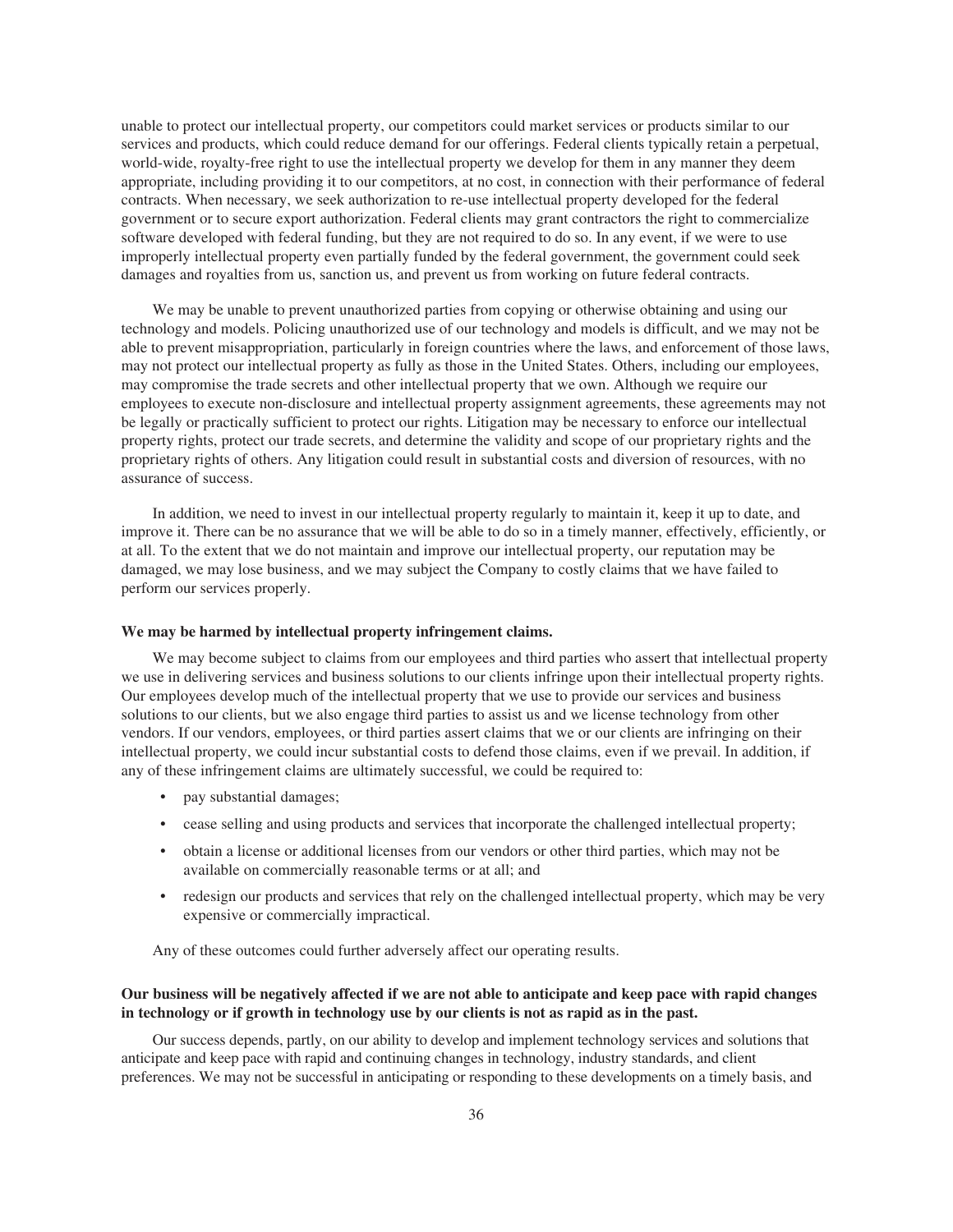unable to protect our intellectual property, our competitors could market services or products similar to our services and products, which could reduce demand for our offerings. Federal clients typically retain a perpetual, world-wide, royalty-free right to use the intellectual property we develop for them in any manner they deem appropriate, including providing it to our competitors, at no cost, in connection with their performance of federal contracts. When necessary, we seek authorization to re-use intellectual property developed for the federal government or to secure export authorization. Federal clients may grant contractors the right to commercialize software developed with federal funding, but they are not required to do so. In any event, if we were to use improperly intellectual property even partially funded by the federal government, the government could seek damages and royalties from us, sanction us, and prevent us from working on future federal contracts.

We may be unable to prevent unauthorized parties from copying or otherwise obtaining and using our technology and models. Policing unauthorized use of our technology and models is difficult, and we may not be able to prevent misappropriation, particularly in foreign countries where the laws, and enforcement of those laws, may not protect our intellectual property as fully as those in the United States. Others, including our employees, may compromise the trade secrets and other intellectual property that we own. Although we require our employees to execute non-disclosure and intellectual property assignment agreements, these agreements may not be legally or practically sufficient to protect our rights. Litigation may be necessary to enforce our intellectual property rights, protect our trade secrets, and determine the validity and scope of our proprietary rights and the proprietary rights of others. Any litigation could result in substantial costs and diversion of resources, with no assurance of success.

In addition, we need to invest in our intellectual property regularly to maintain it, keep it up to date, and improve it. There can be no assurance that we will be able to do so in a timely manner, effectively, efficiently, or at all. To the extent that we do not maintain and improve our intellectual property, our reputation may be damaged, we may lose business, and we may subject the Company to costly claims that we have failed to perform our services properly.

**We may be harmed by intellectual property infringement claims.**

We may become subject to claims from our employees and third parties who assert that intellectual property we use in delivering services and business solutions to our clients infringe upon their intellectual property rights. Our employees develop much of the intellectual property that we use to provide our services and business solutions to our clients, but we also engage third parties to assist us and we license technology from other vendors. If our vendors, employees, or third parties assert claims that we or our clients are infringing on their intellectual property, we could incur substantial costs to defend those claims, even if we prevail. In addition, if any of these infringement claims are ultimately successful, we could be required to:

- pay substantial damages;
- cease selling and using products and services that incorporate the challenged intellectual property;
- obtain a license or additional licenses from our vendors or other third parties, which may not be available on commercially reasonable terms or at all; and
- redesign our products and services that rely on the challenged intellectual property, which may be very expensive or commercially impractical.

Any of these outcomes could further adversely affect our operating results.

**Our business will be negatively affected if we are not able to anticipate and keep pace with rapid changes in technology or if growth in technology use by our clients is not as rapid as in the past.**

Our success depends, partly, on our ability to develop and implement technology services and solutions that anticipate and keep pace with rapid and continuing changes in technology, industry standards, and client preferences. We may not be successful in anticipating or responding to these developments on a timely basis, and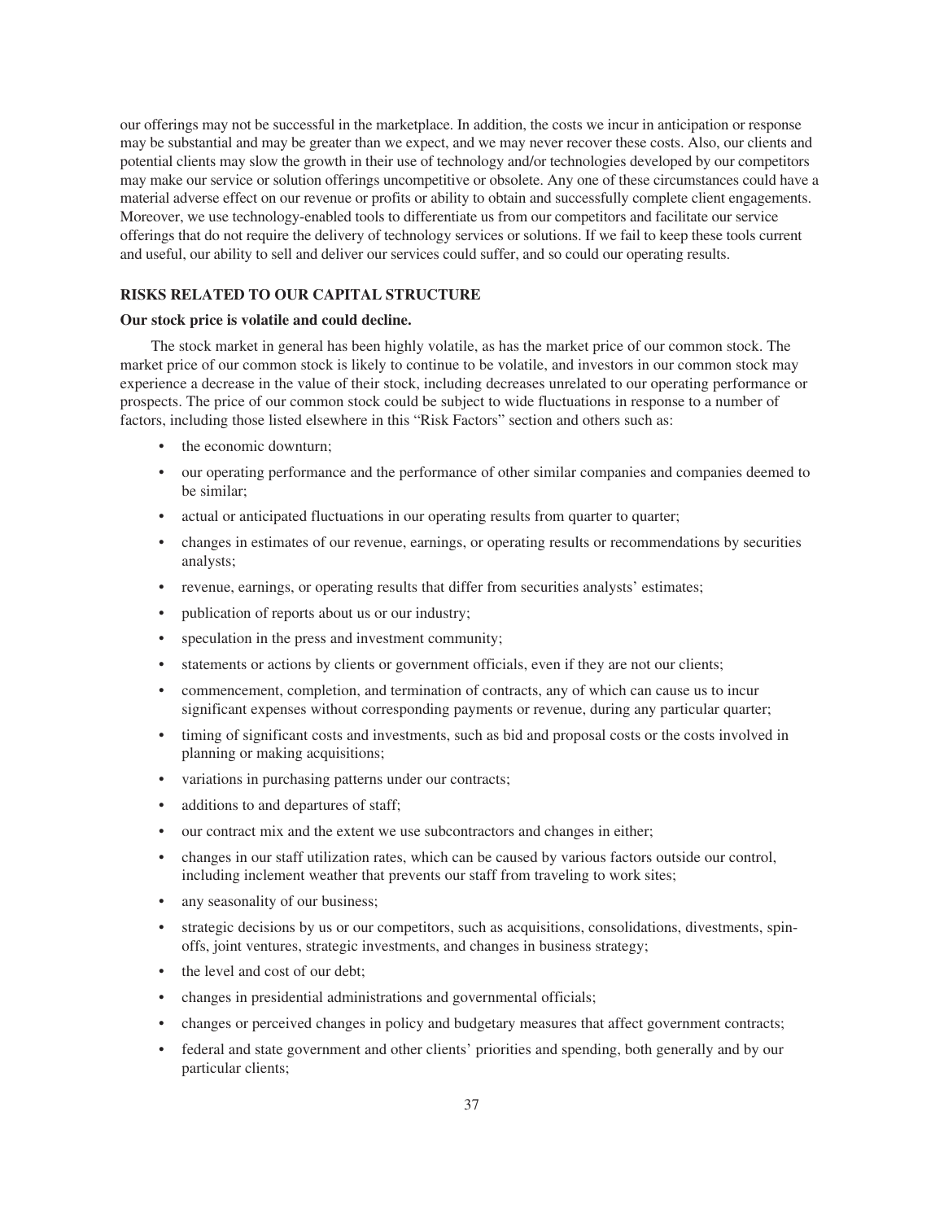our offerings may not be successful in the marketplace. In addition, the costs we incur in anticipation or response may be substantial and may be greater than we expect, and we may never recover these costs. Also, our clients and potential clients may slow the growth in their use of technology and/or technologies developed by our competitors may make our service or solution offerings uncompetitive or obsolete. Any one of these circumstances could have a material adverse effect on our revenue or profits or ability to obtain and successfully complete client engagements. Moreover, we use technology-enabled tools to differentiate us from our competitors and facilitate our service offerings that do not require the delivery of technology services or solutions. If we fail to keep these tools current and useful, our ability to sell and deliver our services could suffer, and so could our operating results.

## RISKS RELATED TO OUR CAPITAL STRUCTURE

**Our stock price is volatile and could decline.**

The stock market in general has been highly volatile, as has the market price of our common stock. The market price of our common stock is likely to continue to be volatile, and investors in our common stock may experience a decrease in the value of their stock, including decreases unrelated to our operating performance or prospects. The price of our common stock could be subject to wide fluctuations in response to a number of factors, including those listed elsewhere in this "Risk Factors" section and others such as:

- the economic downturn;
- our operating performance and the performance of other similar companies and companies deemed to be similar;
- actual or anticipated fluctuations in our operating results from quarter to quarter;
- changes in estimates of our revenue, earnings, or operating results or recommendations by securities analysts;
- revenue, earnings, or operating results that differ from securities analysts' estimates;
- publication of reports about us or our industry;
- speculation in the press and investment community;
- statements or actions by clients or government officials, even if they are not our clients;
- commencement, completion, and termination of contracts, any of which can cause us to incur significant expenses without corresponding payments or revenue, during any particular quarter;
- timing of significant costs and investments, such as bid and proposal costs or the costs involved in planning or making acquisitions;
- variations in purchasing patterns under our contracts;
- additions to and departures of staff;
- our contract mix and the extent we use subcontractors and changes in either;
- changes in our staff utilization rates, which can be caused by various factors outside our control, including inclement weather that prevents our staff from traveling to work sites;
- any seasonality of our business;
- strategic decisions by us or our competitors, such as acquisitions, consolidations, divestments, spin-offs, joint ventures, strategic investments, and changes in business strategy;
- the level and cost of our debt;
- changes in presidential administrations and governmental officials;
- changes or perceived changes in policy and budgetary measures that affect government contracts;
- federal and state government and other clients' priorities and spending, both generally and by our particular clients;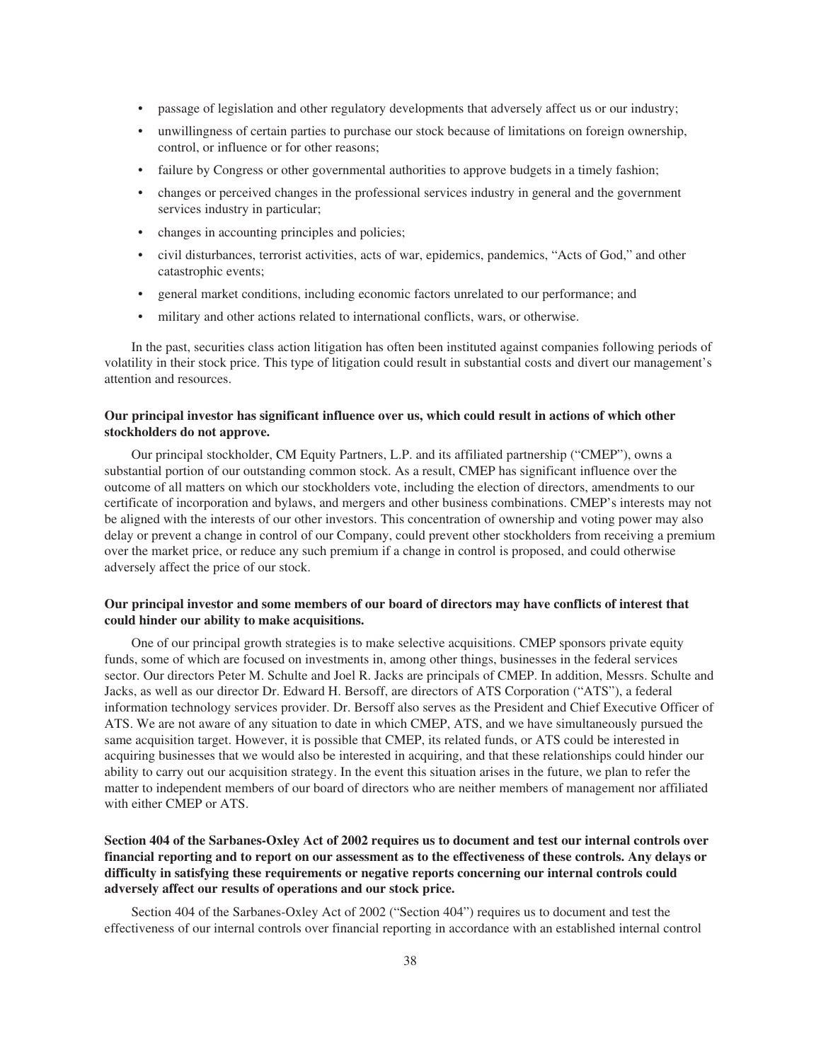- passage of legislation and other regulatory developments that adversely affect us or our industry;
- unwillingness of certain parties to purchase our stock because of limitations on foreign ownership, control, or influence or for other reasons;
- failure by Congress or other governmental authorities to approve budgets in a timely fashion;
- changes or perceived changes in the professional services industry in general and the government services industry in particular;
- changes in accounting principles and policies;
- civil disturbances, terrorist activities, acts of war, epidemics, pandemics, "Acts of God," and other catastrophic events;
- general market conditions, including economic factors unrelated to our performance; and
- military and other actions related to international conflicts, wars, or otherwise.

In the past, securities class action litigation has often been instituted against companies following periods of volatility in their stock price. This type of litigation could result in substantial costs and divert our management's attention and resources.

**Our principal investor has significant influence over us, which could result in actions of which other stockholders do not approve.**

Our principal stockholder, CM Equity Partners, L.P. and its affiliated partnership ("CMEP"), owns a substantial portion of our outstanding common stock. As a result, CMEP has significant influence over the outcome of all matters on which our stockholders vote, including the election of directors, amendments to our certificate of incorporation and bylaws, and mergers and other business combinations. CMEP's interests may not be aligned with the interests of our other investors. This concentration of ownership and voting power may also delay or prevent a change in control of our Company, could prevent other stockholders from receiving a premium over the market price, or reduce any such premium if a change in control is proposed, and could otherwise adversely affect the price of our stock.

**Our principal investor and some members of our board of directors may have conflicts of interest that could hinder our ability to make acquisitions.**

One of our principal growth strategies is to make selective acquisitions. CMEP sponsors private equity funds, some of which are focused on investments in, among other things, businesses in the federal services sector. Our directors Peter M. Schulte and Joel R. Jacks are principals of CMEP. In addition, Messrs. Schulte and Jacks, as well as our director Dr. Edward H. Bersoff, are directors of ATS Corporation ("ATS"), a federal information technology services provider. Dr. Bersoff also serves as the President and Chief Executive Officer of ATS. We are not aware of any situation to date in which CMEP, ATS, and we have simultaneously pursued the same acquisition target. However, it is possible that CMEP, its related funds, or ATS could be interested in acquiring businesses that we would also be interested in acquiring, and that these relationships could hinder our ability to carry out our acquisition strategy. In the event this situation arises in the future, we plan to refer the matter to independent members of our board of directors who are neither members of management nor affiliated with either CMEP or ATS.

**Section 404 of the Sarbanes-Oxley Act of 2002 requires us to document and test our internal controls over financial reporting and to report on our assessment as to the effectiveness of these controls. Any delays or difficulty in satisfying these requirements or negative reports concerning our internal controls could adversely affect our results of operations and our stock price.**

Section 404 of the Sarbanes-Oxley Act of 2002 ("Section 404") requires us to document and test the effectiveness of our internal controls over financial reporting in accordance with an established internal control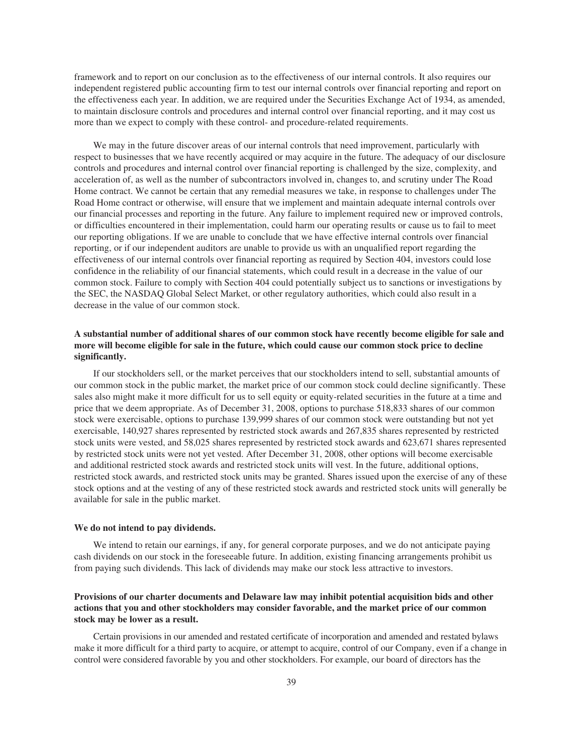framework and to report on our conclusion as to the effectiveness of our internal controls. It also requires our independent registered public accounting firm to test our internal controls over financial reporting and report on the effectiveness each year. In addition, we are required under the Securities Exchange Act of 1934, as amended, to maintain disclosure controls and procedures and internal control over financial reporting, and it may cost us more than we expect to comply with these control- and procedure-related requirements.

We may in the future discover areas of our internal controls that need improvement, particularly with respect to businesses that we have recently acquired or may acquire in the future. The adequacy of our disclosure controls and procedures and internal control over financial reporting is challenged by the size, complexity, and acceleration of, as well as the number of subcontractors involved in, changes to, and scrutiny under The Road Home contract. We cannot be certain that any remedial measures we take, in response to challenges under The Road Home contract or otherwise, will ensure that we implement and maintain adequate internal controls over our financial processes and reporting in the future. Any failure to implement required new or improved controls, or difficulties encountered in their implementation, could harm our operating results or cause us to fail to meet our reporting obligations. If we are unable to conclude that we have effective internal controls over financial reporting, or if our independent auditors are unable to provide us with an unqualified report regarding the effectiveness of our internal controls over financial reporting as required by Section 404, investors could lose confidence in the reliability of our financial statements, which could result in a decrease in the value of our common stock. Failure to comply with Section 404 could potentially subject us to sanctions or investigations by the SEC, the NASDAQ Global Select Market, or other regulatory authorities, which could also result in a decrease in the value of our common stock.

**A substantial number of additional shares of our common stock have recently become eligible for sale and more will become eligible for sale in the future, which could cause our common stock price to decline significantly.**

If our stockholders sell, or the market perceives that our stockholders intend to sell, substantial amounts of our common stock in the public market, the market price of our common stock could decline significantly. These sales also might make it more difficult for us to sell equity or equity-related securities in the future at a time and price that we deem appropriate. As of December 31, 2008, options to purchase 518,833 shares of our common stock were exercisable, options to purchase 139,999 shares of our common stock were outstanding but not yet exercisable, 140,927 shares represented by restricted stock awards and 267,835 shares represented by restricted stock units were vested, and 58,025 shares represented by restricted stock awards and 623,671 shares represented by restricted stock units were not yet vested. After December 31, 2008, other options will become exercisable and additional restricted stock awards and restricted stock units will vest. In the future, additional options, restricted stock awards, and restricted stock units may be granted. Shares issued upon the exercise of any of these stock options and at the vesting of any of these restricted stock awards and restricted stock units will generally be available for sale in the public market.

**We do not intend to pay dividends.**

We intend to retain our earnings, if any, for general corporate purposes, and we do not anticipate paying cash dividends on our stock in the foreseeable future. In addition, existing financing arrangements prohibit us from paying such dividends. This lack of dividends may make our stock less attractive to investors.

**Provisions of our charter documents and Delaware law may inhibit potential acquisition bids and other actions that you and other stockholders may consider favorable, and the market price of our common stock may be lower as a result.**

Certain provisions in our amended and restated certificate of incorporation and amended and restated bylaws make it more difficult for a third party to acquire, or attempt to acquire, control of our Company, even if a change in control were considered favorable by you and other stockholders. For example, our board of directors has the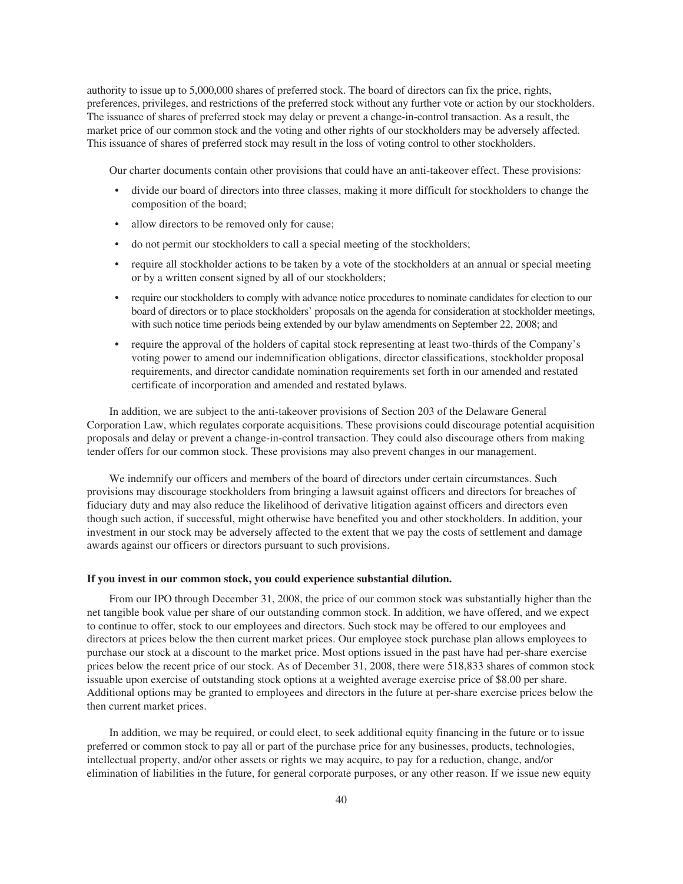authority to issue up to 5,000,000 shares of preferred stock. The board of directors can fix the price, rights, preferences, privileges, and restrictions of the preferred stock without any further vote or action by our stockholders. The issuance of shares of preferred stock may delay or prevent a change-in-control transaction. As a result, the market price of our common stock and the voting and other rights of our stockholders may be adversely affected. This issuance of shares of preferred stock may result in the loss of voting control to other stockholders.

Our charter documents contain other provisions that could have an anti-takeover effect. These provisions:

- divide our board of directors into three classes, making it more difficult for stockholders to change the composition of the board;
- allow directors to be removed only for cause;
- do not permit our stockholders to call a special meeting of the stockholders;
- require all stockholder actions to be taken by a vote of the stockholders at an annual or special meeting or by a written consent signed by all of our stockholders;
- require our stockholders to comply with advance notice procedures to nominate candidates for election to our board of directors or to place stockholders' proposals on the agenda for consideration at stockholder meetings, with such notice time periods being extended by our bylaw amendments on September 22, 2008; and
- require the approval of the holders of capital stock representing at least two-thirds of the Company's voting power to amend our indemnification obligations, director classifications, stockholder proposal requirements, and director candidate nomination requirements set forth in our amended and restated certificate of incorporation and amended and restated bylaws.

In addition, we are subject to the anti-takeover provisions of Section 203 of the Delaware General Corporation Law, which regulates corporate acquisitions. These provisions could discourage potential acquisition proposals and delay or prevent a change-in-control transaction. They could also discourage others from making tender offers for our common stock. These provisions may also prevent changes in our management.

We indemnify our officers and members of the board of directors under certain circumstances. Such provisions may discourage stockholders from bringing a lawsuit against officers and directors for breaches of fiduciary duty and may also reduce the likelihood of derivative litigation against officers and directors even though such action, if successful, might otherwise have benefited you and other stockholders. In addition, your investment in our stock may be adversely affected to the extent that we pay the costs of settlement and damage awards against our officers or directors pursuant to such provisions.

**If you invest in our common stock, you could experience substantial dilution.**

From our IPO through December 31, 2008, the price of our common stock was substantially higher than the net tangible book value per share of our outstanding common stock. In addition, we have offered, and we expect to continue to offer, stock to our employees and directors. Such stock may be offered to our employees and directors at prices below the then current market prices. Our employee stock purchase plan allows employees to purchase our stock at a discount to the market price. Most options issued in the past have had per-share exercise prices below the recent price of our stock. As of December 31, 2008, there were 518,833 shares of common stock issuable upon exercise of outstanding stock options at a weighted average exercise price of $8.00 per share. Additional options may be granted to employees and directors in the future at per-share exercise prices below the then current market prices.

In addition, we may be required, or could elect, to seek additional equity financing in the future or to issue preferred or common stock to pay all or part of the purchase price for any businesses, products, technologies, intellectual property, and/or other assets or rights we may acquire, to pay for a reduction, change, and/or elimination of liabilities in the future, for general corporate purposes, or any other reason. If we issue new equity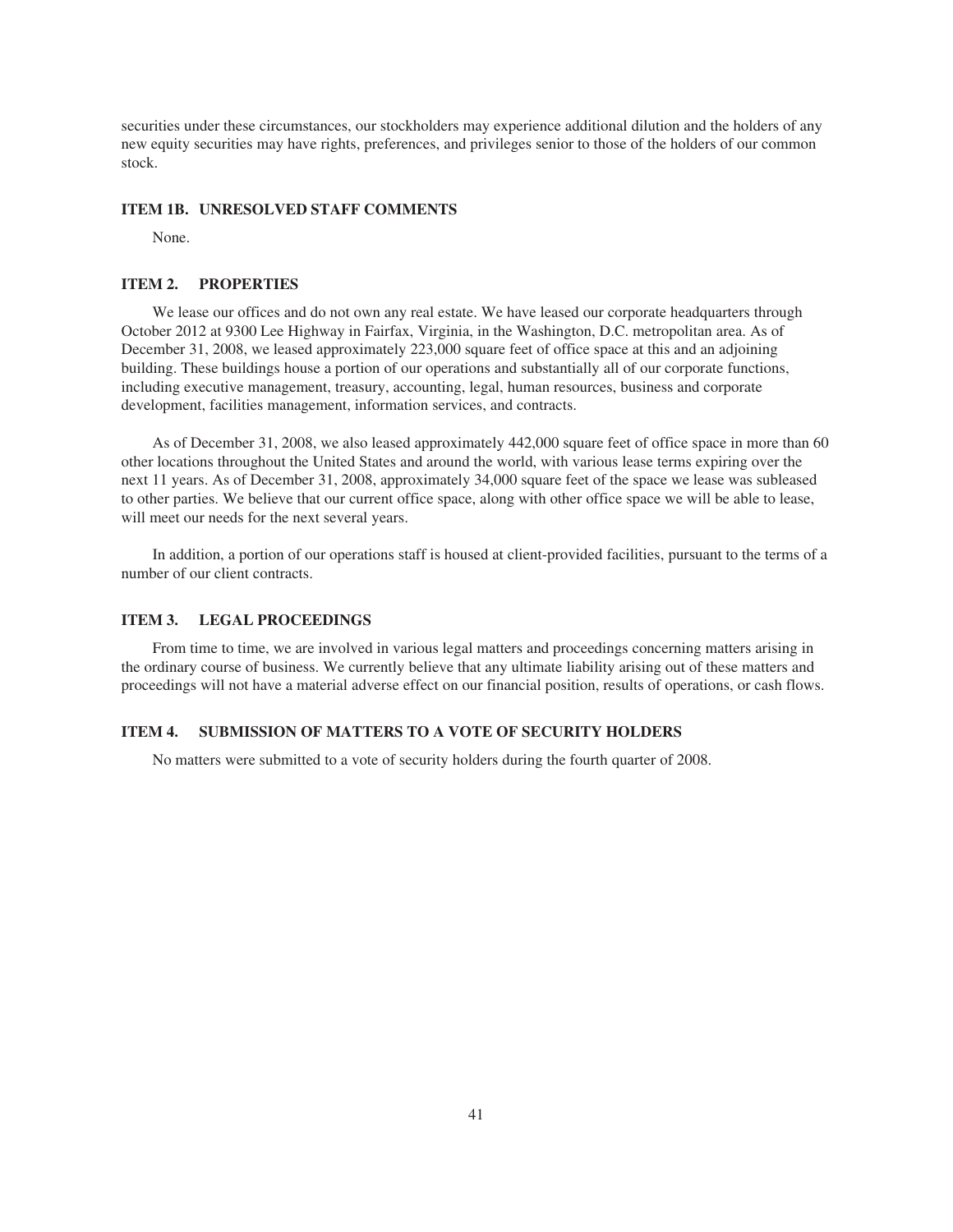securities under these circumstances, our stockholders may experience additional dilution and the holders of any new equity securities may have rights, preferences, and privileges senior to those of the holders of our common stock.

## ITEM 1B. UNRESOLVED STAFF COMMENTS

None.

## ITEM 2. PROPERTIES

We lease our offices and do not own any real estate. We have leased our corporate headquarters through October 2012 at 9300 Lee Highway in Fairfax, Virginia, in the Washington, D.C. metropolitan area. As of December 31, 2008, we leased approximately 223,000 square feet of office space at this and an adjoining building. These buildings house a portion of our operations and substantially all of our corporate functions, including executive management, treasury, accounting, legal, human resources, business and corporate development, facilities management, information services, and contracts.

As of December 31, 2008, we also leased approximately 442,000 square feet of office space in more than 60 other locations throughout the United States and around the world, with various lease terms expiring over the next 11 years. As of December 31, 2008, approximately 34,000 square feet of the space we lease was subleased to other parties. We believe that our current office space, along with other office space we will be able to lease, will meet our needs for the next several years.

In addition, a portion of our operations staff is housed at client-provided facilities, pursuant to the terms of a number of our client contracts.

## ITEM 3. LEGAL PROCEEDINGS

From time to time, we are involved in various legal matters and proceedings concerning matters arising in the ordinary course of business. We currently believe that any ultimate liability arising out of these matters and proceedings will not have a material adverse effect on our financial position, results of operations, or cash flows.

## ITEM 4. SUBMISSION OF MATTERS TO A VOTE OF SECURITY HOLDERS

No matters were submitted to a vote of security holders during the fourth quarter of 2008.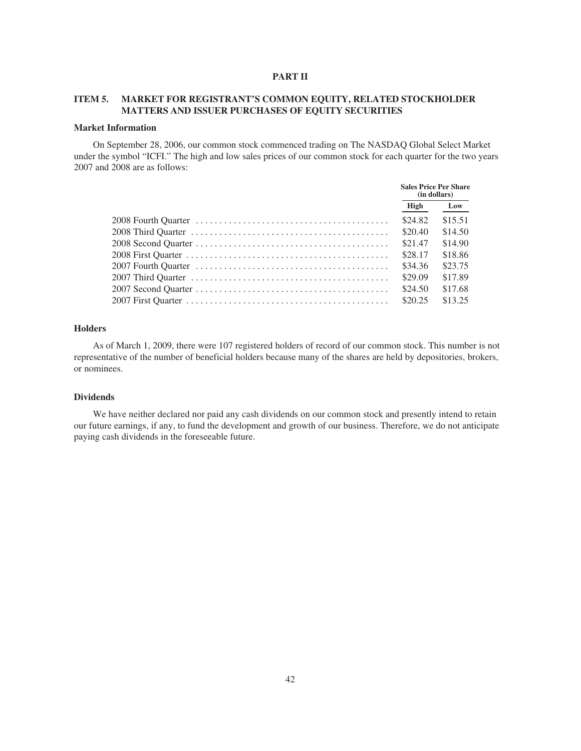# PART II

## ITEM 5. MARKET FOR REGISTRANT'S COMMON EQUITY, RELATED STOCKHOLDER MATTERS AND ISSUER PURCHASES OF EQUITY SECURITIES

### Market Information

On September 28, 2006, our common stock commenced trading on The NASDAQ Global Select Market under the symbol "ICFI." The high and low sales prices of our common stock for each quarter for the two years 2007 and 2008 are as follows:

| | Sales Price Per Share (in dollars) | |
|---|---|---|
| | High | Low |
| 2008 Fourth Quarter | $24.82 | $15.51 |
| 2008 Third Quarter | $20.40 | $14.50 |
| 2008 Second Quarter | $21.47 | $14.90 |
| 2008 First Quarter | $28.17 | $18.86 |
| 2007 Fourth Quarter | $34.36 | $23.75 |
| 2007 Third Quarter | $29.09 | $17.89 |
| 2007 Second Quarter | $24.50 | $17.68 |
| 2007 First Quarter | $20.25 | $13.25 |

### Holders

As of March 1, 2009, there were 107 registered holders of record of our common stock. This number is not representative of the number of beneficial holders because many of the shares are held by depositories, brokers, or nominees.

### Dividends

We have neither declared nor paid any cash dividends on our common stock and presently intend to retain our future earnings, if any, to fund the development and growth of our business. Therefore, we do not anticipate paying cash dividends in the foreseeable future.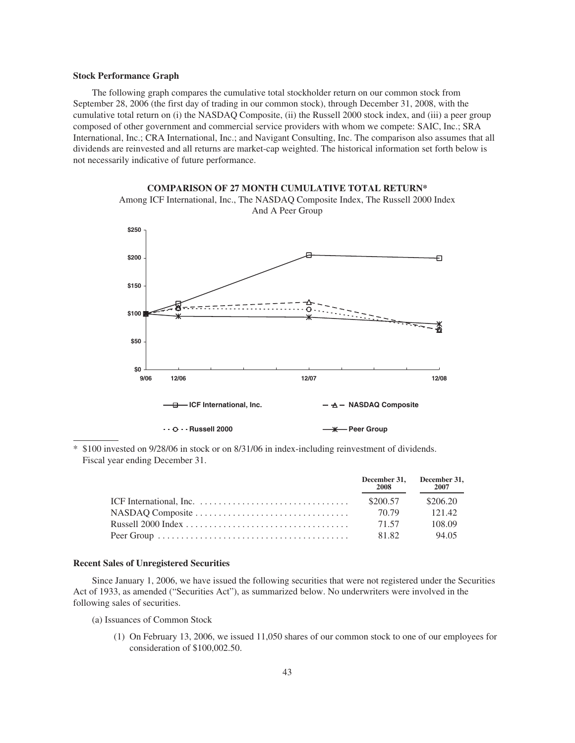### Stock Performance Graph

The following graph compares the cumulative total stockholder return on our common stock from September 28, 2006 (the first day of trading in our common stock), through December 31, 2008, with the cumulative total return on (i) the NASDAQ Composite, (ii) the Russell 2000 stock index, and (iii) a peer group composed of other government and commercial service providers with whom we compete: SAIC, Inc.; SRA International, Inc.; CRA International, Inc.; and Navigant Consulting, Inc. The comparison also assumes that all dividends are reinvested and all returns are market-cap weighted. The historical information set forth below is not necessarily indicative of future performance.

**COMPARISON OF 27 MONTH CUMULATIVE TOTAL RETURN***

Among ICF International, Inc., The NASDAQ Composite Index, The Russell 2000 Index And A Peer Group

\* $100 invested on 9/28/06 in stock or on 8/31/06 in index-including reinvestment of dividends. Fiscal year ending December 31.

| | December 31, 2008 | December 31, 2007 |
|---|---|---|
| ICF International, Inc. | $200.57 | $206.20 |
| NASDAQ Composite | 70.79 | 121.42 |
| Russell 2000 Index | 71.57 | 108.09 |
| Peer Group | 81.82 | 94.05 |

### Recent Sales of Unregistered Securities

Since January 1, 2006, we have issued the following securities that were not registered under the Securities Act of 1933, as amended ("Securities Act"), as summarized below. No underwriters were involved in the following sales of securities.

(a) Issuances of Common Stock

(1) On February 13, 2006, we issued 11,050 shares of our common stock to one of our employees for consideration of $100,002.50.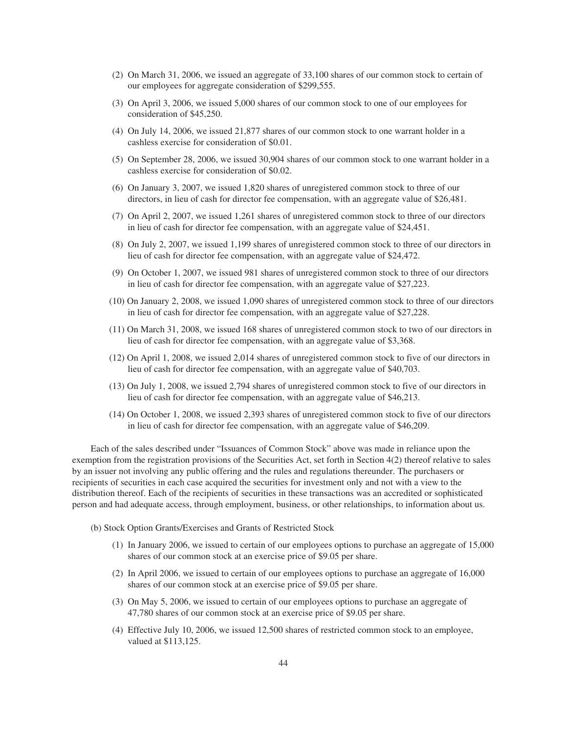(2) On March 31, 2006, we issued an aggregate of 33,100 shares of our common stock to certain of our employees for aggregate consideration of $299,555.

(3) On April 3, 2006, we issued 5,000 shares of our common stock to one of our employees for consideration of $45,250.

(4) On July 14, 2006, we issued 21,877 shares of our common stock to one warrant holder in a cashless exercise for consideration of $0.01.

(5) On September 28, 2006, we issued 30,904 shares of our common stock to one warrant holder in a cashless exercise for consideration of $0.02.

(6) On January 3, 2007, we issued 1,820 shares of unregistered common stock to three of our directors, in lieu of cash for director fee compensation, with an aggregate value of $26,481.

(7) On April 2, 2007, we issued 1,261 shares of unregistered common stock to three of our directors in lieu of cash for director fee compensation, with an aggregate value of $24,451.

(8) On July 2, 2007, we issued 1,199 shares of unregistered common stock to three of our directors in lieu of cash for director fee compensation, with an aggregate value of $24,472.

(9) On October 1, 2007, we issued 981 shares of unregistered common stock to three of our directors in lieu of cash for director fee compensation, with an aggregate value of $27,223.

(10) On January 2, 2008, we issued 1,090 shares of unregistered common stock to three of our directors in lieu of cash for director fee compensation, with an aggregate value of $27,228.

(11) On March 31, 2008, we issued 168 shares of unregistered common stock to two of our directors in lieu of cash for director fee compensation, with an aggregate value of $3,368.

(12) On April 1, 2008, we issued 2,014 shares of unregistered common stock to five of our directors in lieu of cash for director fee compensation, with an aggregate value of $40,703.

(13) On July 1, 2008, we issued 2,794 shares of unregistered common stock to five of our directors in lieu of cash for director fee compensation, with an aggregate value of $46,213.

(14) On October 1, 2008, we issued 2,393 shares of unregistered common stock to five of our directors in lieu of cash for director fee compensation, with an aggregate value of $46,209.

Each of the sales described under "Issuances of Common Stock" above was made in reliance upon the exemption from the registration provisions of the Securities Act, set forth in Section 4(2) thereof relative to sales by an issuer not involving any public offering and the rules and regulations thereunder. The purchasers or recipients of securities in each case acquired the securities for investment only and not with a view to the distribution thereof. Each of the recipients of securities in these transactions was an accredited or sophisticated person and had adequate access, through employment, business, or other relationships, to information about us.

(b) Stock Option Grants/Exercises and Grants of Restricted Stock

(1) In January 2006, we issued to certain of our employees options to purchase an aggregate of 15,000 shares of our common stock at an exercise price of $9.05 per share.

(2) In April 2006, we issued to certain of our employees options to purchase an aggregate of 16,000 shares of our common stock at an exercise price of $9.05 per share.

(3) On May 5, 2006, we issued to certain of our employees options to purchase an aggregate of 47,780 shares of our common stock at an exercise price of $9.05 per share.

(4) Effective July 10, 2006, we issued 12,500 shares of restricted common stock to an employee, valued at $113,125.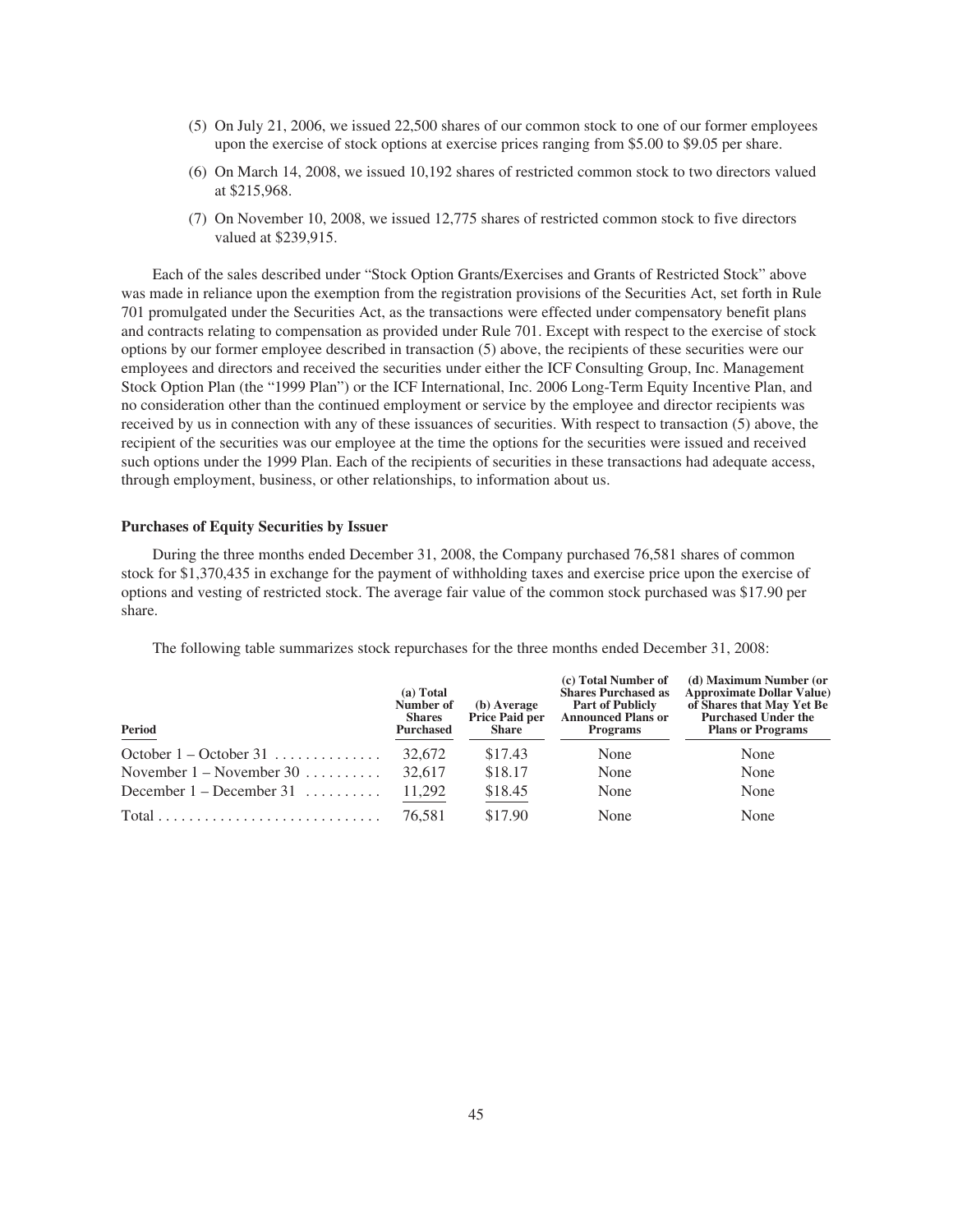(5) On July 21, 2006, we issued 22,500 shares of our common stock to one of our former employees upon the exercise of stock options at exercise prices ranging from $5.00 to $9.05 per share.

(6) On March 14, 2008, we issued 10,192 shares of restricted common stock to two directors valued at $215,968.

(7) On November 10, 2008, we issued 12,775 shares of restricted common stock to five directors valued at $239,915.

Each of the sales described under "Stock Option Grants/Exercises and Grants of Restricted Stock" above was made in reliance upon the exemption from the registration provisions of the Securities Act, set forth in Rule 701 promulgated under the Securities Act, as the transactions were effected under compensatory benefit plans and contracts relating to compensation as provided under Rule 701. Except with respect to the exercise of stock options by our former employee described in transaction (5) above, the recipients of these securities were our employees and directors and received the securities under either the ICF Consulting Group, Inc. Management Stock Option Plan (the "1999 Plan") or the ICF International, Inc. 2006 Long-Term Equity Incentive Plan, and no consideration other than the continued employment or service by the employee and director recipients was received by us in connection with any of these issuances of securities. With respect to transaction (5) above, the recipient of the securities was our employee at the time the options for the securities were issued and received such options under the 1999 Plan. Each of the recipients of securities in these transactions had adequate access, through employment, business, or other relationships, to information about us.

**Purchases of Equity Securities by Issuer**

During the three months ended December 31, 2008, the Company purchased 76,581 shares of common stock for $1,370,435 in exchange for the payment of withholding taxes and exercise price upon the exercise of options and vesting of restricted stock. The average fair value of the common stock purchased was $17.90 per share.

The following table summarizes stock repurchases for the three months ended December 31, 2008:

| Period | (a) Total Number of Shares Purchased | (b) Average Price Paid per Share | (c) Total Number of Shares Purchased as Part of Publicly Announced Plans or Programs | (d) Maximum Number (or Approximate Dollar Value) of Shares that May Yet Be Purchased Under the Plans or Programs |
|---|---|---|---|---|
| October 1 – October 31 | 32,672 | $17.43 | None | None |
| November 1 – November 30 | 32,617 | $18.17 | None | None |
| December 1 – December 31 | 11,292 | $18.45 | None | None |
| Total | 76,581 | $17.90 | None | None |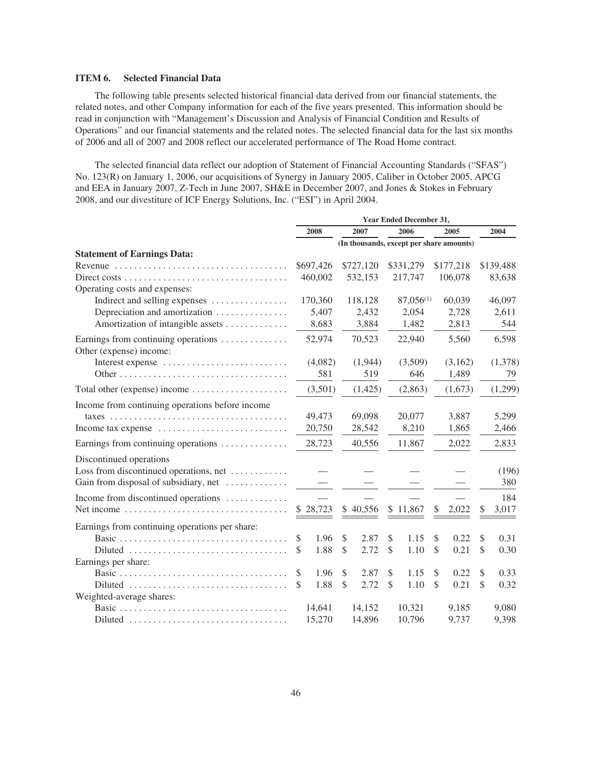### ITEM 6. Selected Financial Data

The following table presents selected historical financial data derived from our financial statements, the related notes, and other Company information for each of the five years presented. This information should be read in conjunction with "Management's Discussion and Analysis of Financial Condition and Results of Operations" and our financial statements and the related notes. The selected financial data for the last six months of 2006 and all of 2007 and 2008 reflect our accelerated performance of The Road Home contract.

The selected financial data reflect our adoption of Statement of Financial Accounting Standards ("SFAS") No. 123(R) on January 1, 2006, our acquisitions of Synergy in January 2005, Caliber in October 2005, APCG and EEA in January 2007, Z-Tech in June 2007, SH&E in December 2007, and Jones & Stokes in February 2008, and our divestiture of ICF Energy Solutions, Inc. ("ESI") in April 2004.

| | Year Ended December 31, | | | | |
|---|---|---|---|---|---|
| | 2008 | 2007 | 2006 | 2005 | 2004 |
| | (In thousands, except per share amounts) | | | | |
| **Statement of Earnings Data:** | | | | | |
| Revenue | $697,426 | $727,120 | $331,279 | $177,218 | $139,488 |
| Direct costs | 460,002 | 532,153 | 217,747 | 106,078 | 83,638 |
| Operating costs and expenses: | | | | | |
| Indirect and selling expenses | 170,360 | 118,128 | 87,056(1) | 60,039 | 46,097 |
| Depreciation and amortization | 5,407 | 2,432 | 2,054 | 2,728 | 2,611 |
| Amortization of intangible assets | 8,683 | 3,884 | 1,482 | 2,813 | 544 |
| Earnings from continuing operations | 52.974 | 70,523 | 22,940 | 5,560 | 6,598 |
| Other (expense) income: | | | | | |
| Interest expense | (4,082) | (1,944) | (3,509) | (3,162) | (1,378) |
| Other | 581 | 519 | 646 | 1,489 | 79 |
| Total other (expense) income | (3,501) | (1,425) | (2,863) | (1,673) | (1,299) |
| Income from continuing operations before income taxes | 49,473 | 69,098 | 20,077 | 3,887 | 5,299 |
| Income tax expense | 20,750 | 28,542 | 8,210 | 1,865 | 2,466 |
| Earnings from continuing operations | 28,723 | 40,556 | 11,867 | 2,022 | 2,833 |
| Discontinued operations | | | | | |
| Loss from discontinued operations, net | — | — | — | — | (196) |
| Gain from disposal of subsidiary, net | — | — | — | — | 380 |
| Income from discontinued operations | — | — | — | — | 184 |
| Net income | $ 28,723 | $ 40,556 | $ 11,867 | $ 2,022 | $ 3,017 |
| Earnings from continuing operations per share: | | | | | |
| Basic | $ 1.96 | $ 2.87 | $ 1.15 | $ 0.22 | $ 0.31 |
| Diluted | $ 1.88 | $ 2.72 | $ 1.10 | $ 0.21 | $ 0.30 |
| Earnings per share: | | | | | |
| Basic | $ 1.96 | $ 2.87 | $ 1.15 | $ 0.22 | $ 0.33 |
| Diluted | $ 1.88 | $ 2.72 | $ 1.10 | $ 0.21 | $ 0.32 |
| Weighted-average shares: | | | | | |
| Basic | 14,641 | 14,152 | 10,321 | 9,185 | 9,080 |
| Diluted | 15,270 | 14,896 | 10,796 | 9,737 | 9,398 |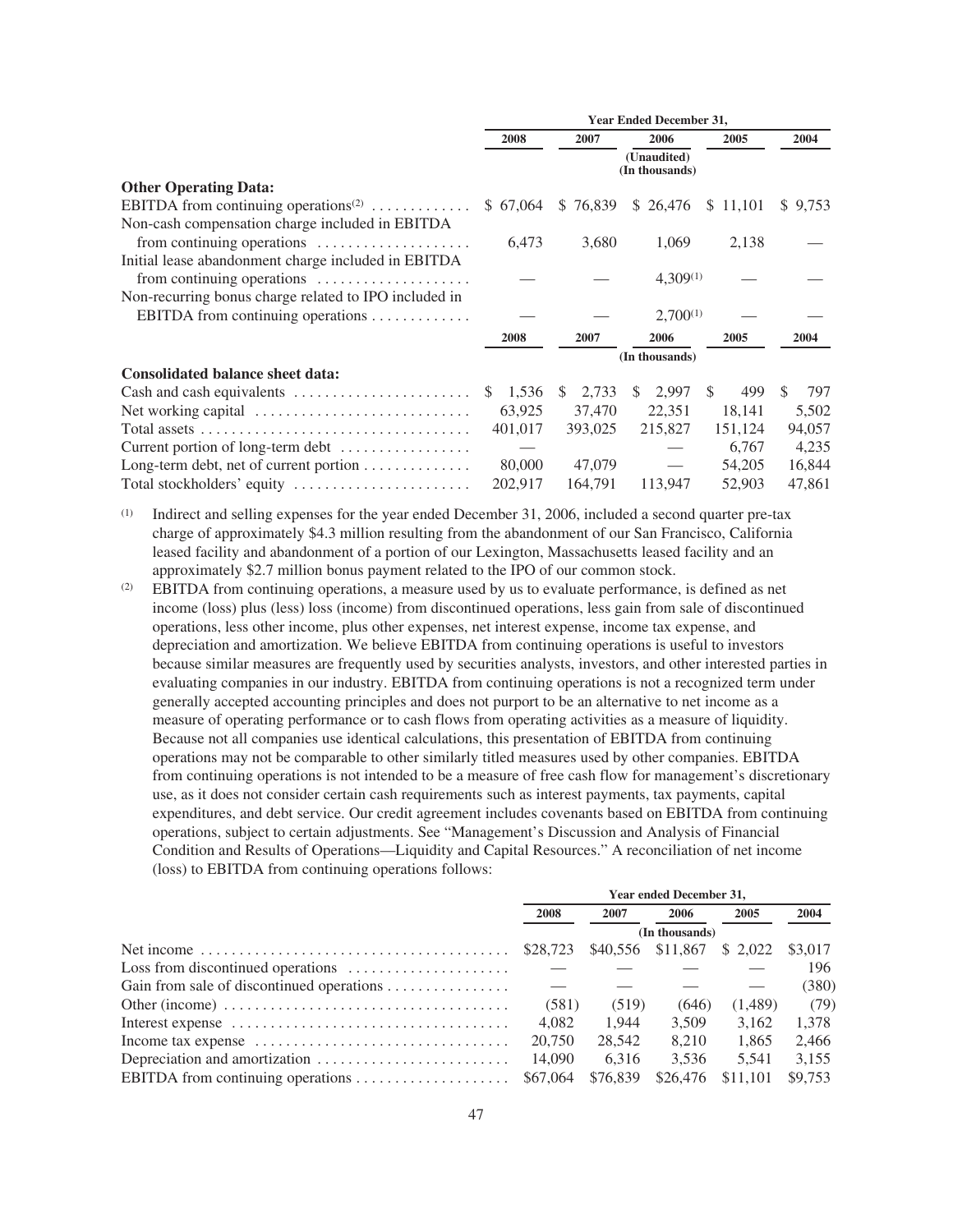| | Year Ended December 31, | | | | |
|---|---|---|---|---|---|
| | 2008 | 2007 | 2006 | 2005 | 2004 |
| | | | (Unaudited) (In thousands) | | |
| **Other Operating Data:** | | | | | |
| EBITDA from continuing operations[(2)] | $ 67,064 | $ 76,839 | $ 26,476 | $ 11,101 | $ 9,753 |
| Non-cash compensation charge included in EBITDA from continuing operations | 6,473 | 3,680 | 1,069 | 2,138 | — |
| Initial lease abandonment charge included in EBITDA from continuing operations | — | — | 4,309[(1)] | — | — |
| Non-recurring bonus charge related to IPO included in EBITDA from continuing operations | — | — | 2,700[(1)] | — | — |

| | 2008 | 2007 | 2006 | 2005 | 2004 |
|---|---|---|---|---|---|
| | | | (In thousands) | | |
| **Consolidated balance sheet data:** | | | | | |
| Cash and cash equivalents | $ 1,536 | $ 2,733 | $ 2,997 | $ 499 | $ 797 |
| Net working capital | 63,925 | 37,470 | 22,351 | 18,141 | 5,502 |
| Total assets | 401,017 | 393,025 | 215,827 | 151,124 | 94,057 |
| Current portion of long-term debt | — | | — | 6,767 | 4,235 |
| Long-term debt, net of current portion | 80,000 | 47,079 | — | 54,205 | 16,844 |
| Total stockholders' equity | 202,917 | 164,791 | 113,947 | 52,903 | 47,861 |

(1) Indirect and selling expenses for the year ended December 31, 2006, included a second quarter pre-tax charge of approximately $4.3 million resulting from the abandonment of our San Francisco, California leased facility and abandonment of a portion of our Lexington, Massachusetts leased facility and an approximately $2.7 million bonus payment related to the IPO of our common stock.

(2) EBITDA from continuing operations, a measure used by us to evaluate performance, is defined as net income (loss) plus (less) loss (income) from discontinued operations, less gain from sale of discontinued operations, less other income, plus other expenses, net interest expense, income tax expense, and depreciation and amortization. We believe EBITDA from continuing operations is useful to investors because similar measures are frequently used by securities analysts, investors, and other interested parties in evaluating companies in our industry. EBITDA from continuing operations is not a recognized term under generally accepted accounting principles and does not purport to be an alternative to net income as a measure of operating performance or to cash flows from operating activities as a measure of liquidity. Because not all companies use identical calculations, this presentation of EBITDA from continuing operations may not be comparable to other similarly titled measures used by other companies. EBITDA from continuing operations is not intended to be a measure of free cash flow for management's discretionary use, as it does not consider certain cash requirements such as interest payments, tax payments, capital expenditures, and debt service. Our credit agreement includes covenants based on EBITDA from continuing operations, subject to certain adjustments. See "Management's Discussion and Analysis of Financial Condition and Results of Operations—Liquidity and Capital Resources." A reconciliation of net income (loss) to EBITDA from continuing operations follows:

| | Year ended December 31, | | | | |
|---|---|---|---|---|---|
| | 2008 | 2007 | 2006 | 2005 | 2004 |
| | | | (In thousands) | | |
| Net income | $28,723 | $40,556 | $11,867 | $ 2,022 | $3,017 |
| Loss from discontinued operations | — | — | — | — | 196 |
| Gain from sale of discontinued operations | — | — | — | — | (380) |
| Other (income) | (581) | (519) | (646) | (1,489) | (79) |
| Interest expense | 4,082 | 1,944 | 3,509 | 3,162 | 1,378 |
| Income tax expense | 20,750 | 28,542 | 8,210 | 1,865 | 2,466 |
| Depreciation and amortization | 14,090 | 6,316 | 3,536 | 5,541 | 3,155 |
| EBITDA from continuing operations | $67,064 | $76,839 | $26,476 | $11,101 | $9,753 |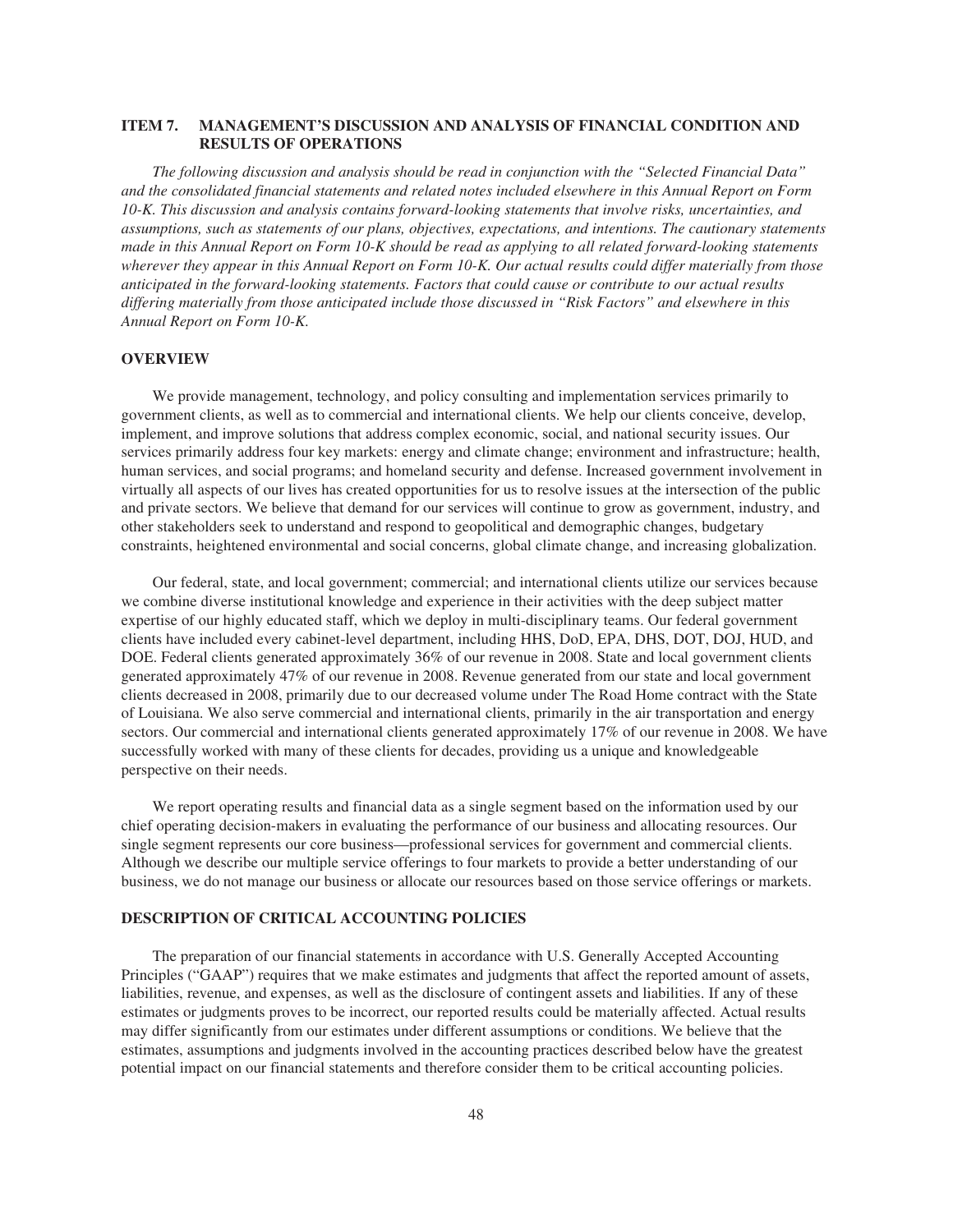## ITEM 7. MANAGEMENT'S DISCUSSION AND ANALYSIS OF FINANCIAL CONDITION AND RESULTS OF OPERATIONS

*The following discussion and analysis should be read in conjunction with the "Selected Financial Data" and the consolidated financial statements and related notes included elsewhere in this Annual Report on Form 10-K. This discussion and analysis contains forward-looking statements that involve risks, uncertainties, and assumptions, such as statements of our plans, objectives, expectations, and intentions. The cautionary statements made in this Annual Report on Form 10-K should be read as applying to all related forward-looking statements wherever they appear in this Annual Report on Form 10-K. Our actual results could differ materially from those anticipated in the forward-looking statements. Factors that could cause or contribute to our actual results differing materially from those anticipated include those discussed in "Risk Factors" and elsewhere in this Annual Report on Form 10-K.*

### OVERVIEW

We provide management, technology, and policy consulting and implementation services primarily to government clients, as well as to commercial and international clients. We help our clients conceive, develop, implement, and improve solutions that address complex economic, social, and national security issues. Our services primarily address four key markets: energy and climate change; environment and infrastructure; health, human services, and social programs; and homeland security and defense. Increased government involvement in virtually all aspects of our lives has created opportunities for us to resolve issues at the intersection of the public and private sectors. We believe that demand for our services will continue to grow as government, industry, and other stakeholders seek to understand and respond to geopolitical and demographic changes, budgetary constraints, heightened environmental and social concerns, global climate change, and increasing globalization.

Our federal, state, and local government; commercial; and international clients utilize our services because we combine diverse institutional knowledge and experience in their activities with the deep subject matter expertise of our highly educated staff, which we deploy in multi-disciplinary teams. Our federal government clients have included every cabinet-level department, including HHS, DoD, EPA, DHS, DOT, DOJ, HUD, and DOE. Federal clients generated approximately 36% of our revenue in 2008. State and local government clients generated approximately 47% of our revenue in 2008. Revenue generated from our state and local government clients decreased in 2008, primarily due to our decreased volume under The Road Home contract with the State of Louisiana. We also serve commercial and international clients, primarily in the air transportation and energy sectors. Our commercial and international clients generated approximately 17% of our revenue in 2008. We have successfully worked with many of these clients for decades, providing us a unique and knowledgeable perspective on their needs.

We report operating results and financial data as a single segment based on the information used by our chief operating decision-makers in evaluating the performance of our business and allocating resources. Our single segment represents our core business—professional services for government and commercial clients. Although we describe our multiple service offerings to four markets to provide a better understanding of our business, we do not manage our business or allocate our resources based on those service offerings or markets.

### DESCRIPTION OF CRITICAL ACCOUNTING POLICIES

The preparation of our financial statements in accordance with U.S. Generally Accepted Accounting Principles ("GAAP") requires that we make estimates and judgments that affect the reported amount of assets, liabilities, revenue, and expenses, as well as the disclosure of contingent assets and liabilities. If any of these estimates or judgments proves to be incorrect, our reported results could be materially affected. Actual results may differ significantly from our estimates under different assumptions or conditions. We believe that the estimates, assumptions and judgments involved in the accounting practices described below have the greatest potential impact on our financial statements and therefore consider them to be critical accounting policies.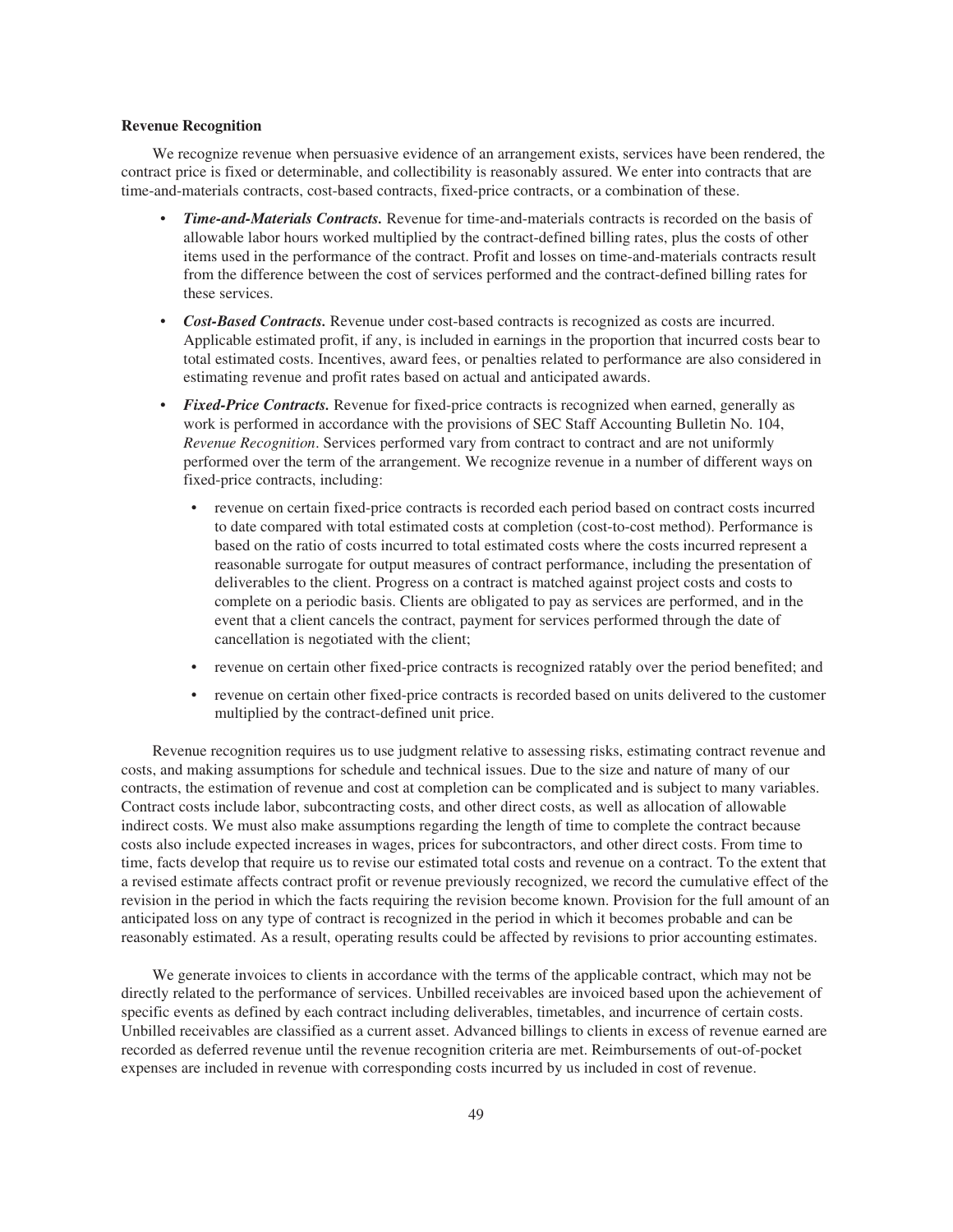**Revenue Recognition**

We recognize revenue when persuasive evidence of an arrangement exists, services have been rendered, the contract price is fixed or determinable, and collectibility is reasonably assured. We enter into contracts that are time-and-materials contracts, cost-based contracts, fixed-price contracts, or a combination of these.

- ***Time-and-Materials Contracts.*** Revenue for time-and-materials contracts is recorded on the basis of allowable labor hours worked multiplied by the contract-defined billing rates, plus the costs of other items used in the performance of the contract. Profit and losses on time-and-materials contracts result from the difference between the cost of services performed and the contract-defined billing rates for these services.
- ***Cost-Based Contracts.*** Revenue under cost-based contracts is recognized as costs are incurred. Applicable estimated profit, if any, is included in earnings in the proportion that incurred costs bear to total estimated costs. Incentives, award fees, or penalties related to performance are also considered in estimating revenue and profit rates based on actual and anticipated awards.
- ***Fixed-Price Contracts.*** Revenue for fixed-price contracts is recognized when earned, generally as work is performed in accordance with the provisions of SEC Staff Accounting Bulletin No. 104, *Revenue Recognition*. Services performed vary from contract to contract and are not uniformly performed over the term of the arrangement. We recognize revenue in a number of different ways on fixed-price contracts, including:
  - revenue on certain fixed-price contracts is recorded each period based on contract costs incurred to date compared with total estimated costs at completion (cost-to-cost method). Performance is based on the ratio of costs incurred to total estimated costs where the costs incurred represent a reasonable surrogate for output measures of contract performance, including the presentation of deliverables to the client. Progress on a contract is matched against project costs and costs to complete on a periodic basis. Clients are obligated to pay as services are performed, and in the event that a client cancels the contract, payment for services performed through the date of cancellation is negotiated with the client;
  - revenue on certain other fixed-price contracts is recognized ratably over the period benefited; and
  - revenue on certain other fixed-price contracts is recorded based on units delivered to the customer multiplied by the contract-defined unit price.

Revenue recognition requires us to use judgment relative to assessing risks, estimating contract revenue and costs, and making assumptions for schedule and technical issues. Due to the size and nature of many of our contracts, the estimation of revenue and cost at completion can be complicated and is subject to many variables. Contract costs include labor, subcontracting costs, and other direct costs, as well as allocation of allowable indirect costs. We must also make assumptions regarding the length of time to complete the contract because costs also include expected increases in wages, prices for subcontractors, and other direct costs. From time to time, facts develop that require us to revise our estimated total costs and revenue on a contract. To the extent that a revised estimate affects contract profit or revenue previously recognized, we record the cumulative effect of the revision in the period in which the facts requiring the revision become known. Provision for the full amount of an anticipated loss on any type of contract is recognized in the period in which it becomes probable and can be reasonably estimated. As a result, operating results could be affected by revisions to prior accounting estimates.

We generate invoices to clients in accordance with the terms of the applicable contract, which may not be directly related to the performance of services. Unbilled receivables are invoiced based upon the achievement of specific events as defined by each contract including deliverables, timetables, and incurrence of certain costs. Unbilled receivables are classified as a current asset. Advanced billings to clients in excess of revenue earned are recorded as deferred revenue until the revenue recognition criteria are met. Reimbursements of out-of-pocket expenses are included in revenue with corresponding costs incurred by us included in cost of revenue.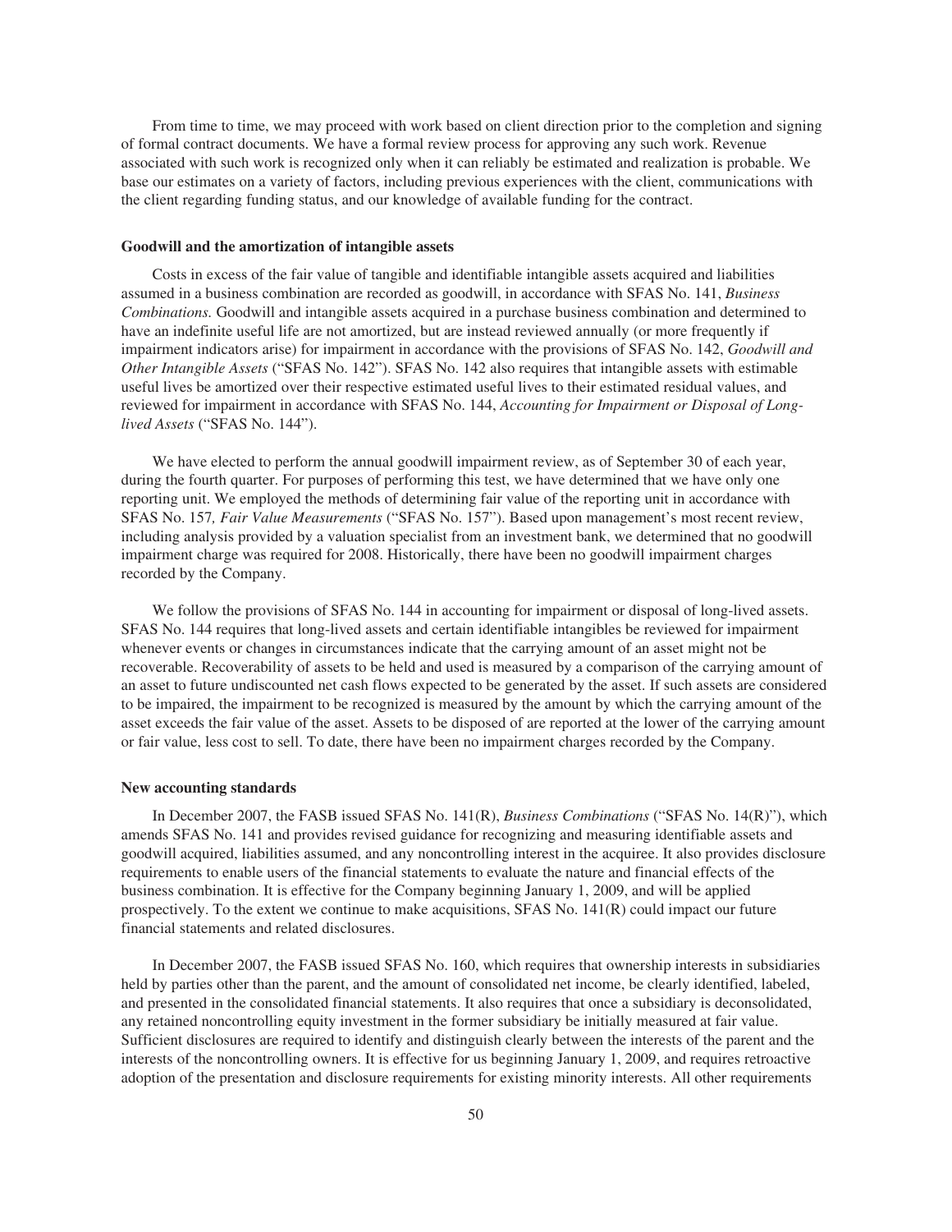From time to time, we may proceed with work based on client direction prior to the completion and signing of formal contract documents. We have a formal review process for approving any such work. Revenue associated with such work is recognized only when it can reliably be estimated and realization is probable. We base our estimates on a variety of factors, including previous experiences with the client, communications with the client regarding funding status, and our knowledge of available funding for the contract.

**Goodwill and the amortization of intangible assets**

Costs in excess of the fair value of tangible and identifiable intangible assets acquired and liabilities assumed in a business combination are recorded as goodwill, in accordance with SFAS No. 141, *Business Combinations.* Goodwill and intangible assets acquired in a purchase business combination and determined to have an indefinite useful life are not amortized, but are instead reviewed annually (or more frequently if impairment indicators arise) for impairment in accordance with the provisions of SFAS No. 142, *Goodwill and Other Intangible Assets* ("SFAS No. 142"). SFAS No. 142 also requires that intangible assets with estimable useful lives be amortized over their respective estimated useful lives to their estimated residual values, and reviewed for impairment in accordance with SFAS No. 144, *Accounting for Impairment or Disposal of Long-lived Assets* ("SFAS No. 144").

We have elected to perform the annual goodwill impairment review, as of September 30 of each year, during the fourth quarter. For purposes of performing this test, we have determined that we have only one reporting unit. We employed the methods of determining fair value of the reporting unit in accordance with SFAS No. 157*, Fair Value Measurements* ("SFAS No. 157"). Based upon management's most recent review, including analysis provided by a valuation specialist from an investment bank, we determined that no goodwill impairment charge was required for 2008. Historically, there have been no goodwill impairment charges recorded by the Company.

We follow the provisions of SFAS No. 144 in accounting for impairment or disposal of long-lived assets. SFAS No. 144 requires that long-lived assets and certain identifiable intangibles be reviewed for impairment whenever events or changes in circumstances indicate that the carrying amount of an asset might not be recoverable. Recoverability of assets to be held and used is measured by a comparison of the carrying amount of an asset to future undiscounted net cash flows expected to be generated by the asset. If such assets are considered to be impaired, the impairment to be recognized is measured by the amount by which the carrying amount of the asset exceeds the fair value of the asset. Assets to be disposed of are reported at the lower of the carrying amount or fair value, less cost to sell. To date, there have been no impairment charges recorded by the Company.

**New accounting standards**

In December 2007, the FASB issued SFAS No. 141(R), *Business Combinations* ("SFAS No. 14(R)"), which amends SFAS No. 141 and provides revised guidance for recognizing and measuring identifiable assets and goodwill acquired, liabilities assumed, and any noncontrolling interest in the acquiree. It also provides disclosure requirements to enable users of the financial statements to evaluate the nature and financial effects of the business combination. It is effective for the Company beginning January 1, 2009, and will be applied prospectively. To the extent we continue to make acquisitions, SFAS No. 141(R) could impact our future financial statements and related disclosures.

In December 2007, the FASB issued SFAS No. 160, which requires that ownership interests in subsidiaries held by parties other than the parent, and the amount of consolidated net income, be clearly identified, labeled, and presented in the consolidated financial statements. It also requires that once a subsidiary is deconsolidated, any retained noncontrolling equity investment in the former subsidiary be initially measured at fair value. Sufficient disclosures are required to identify and distinguish clearly between the interests of the parent and the interests of the noncontrolling owners. It is effective for us beginning January 1, 2009, and requires retroactive adoption of the presentation and disclosure requirements for existing minority interests. All other requirements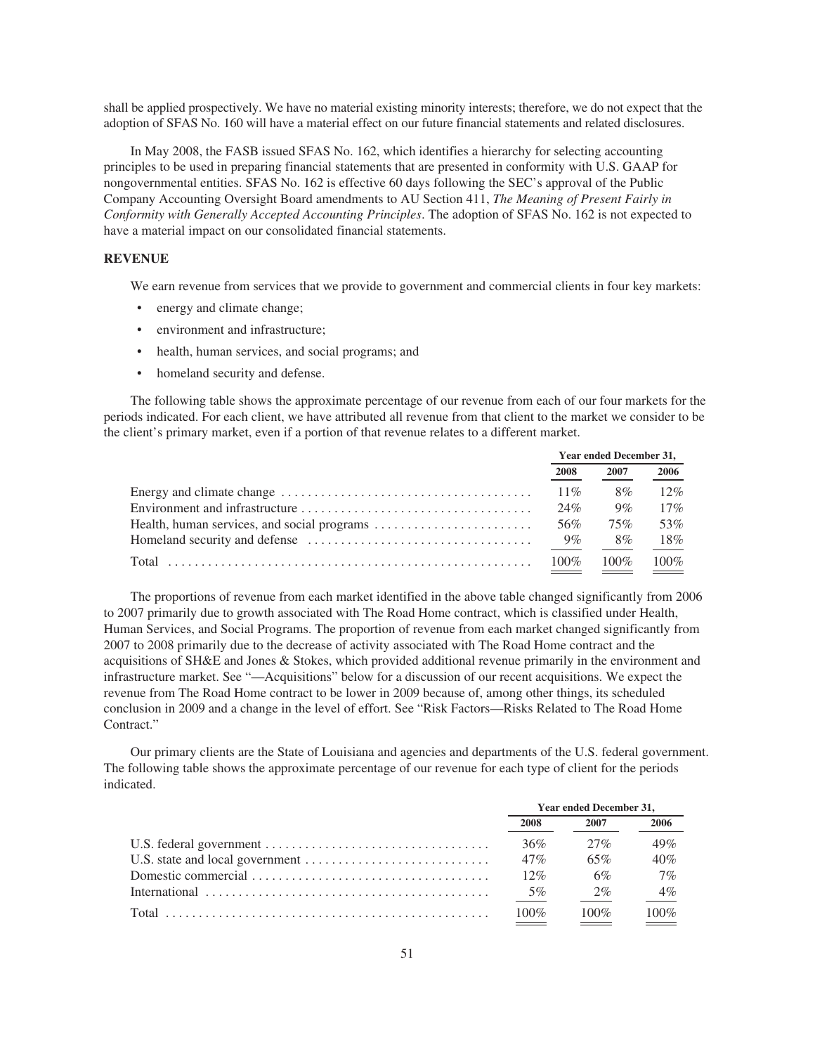shall be applied prospectively. We have no material existing minority interests; therefore, we do not expect that the adoption of SFAS No. 160 will have a material effect on our future financial statements and related disclosures.

In May 2008, the FASB issued SFAS No. 162, which identifies a hierarchy for selecting accounting principles to be used in preparing financial statements that are presented in conformity with U.S. GAAP for nongovernmental entities. SFAS No. 162 is effective 60 days following the SEC's approval of the Public Company Accounting Oversight Board amendments to AU Section 411, *The Meaning of Present Fairly in Conformity with Generally Accepted Accounting Principles*. The adoption of SFAS No. 162 is not expected to have a material impact on our consolidated financial statements.

## REVENUE

We earn revenue from services that we provide to government and commercial clients in four key markets:

- energy and climate change;
- environment and infrastructure;
- health, human services, and social programs; and
- homeland security and defense.

The following table shows the approximate percentage of our revenue from each of our four markets for the periods indicated. For each client, we have attributed all revenue from that client to the market we consider to be the client's primary market, even if a portion of that revenue relates to a different market.

| | Year ended December 31, | | |
|---|---|---|---|
| | 2008 | 2007 | 2006 |
| Energy and climate change | 11% | 8% | 12% |
| Environment and infrastructure | 24% | 9% | 17% |
| Health, human services, and social programs | 56% | 75% | 53% |
| Homeland security and defense | 9% | 8% | 18% |
| Total | 100% | 100% | 100% |

The proportions of revenue from each market identified in the above table changed significantly from 2006 to 2007 primarily due to growth associated with The Road Home contract, which is classified under Health, Human Services, and Social Programs. The proportion of revenue from each market changed significantly from 2007 to 2008 primarily due to the decrease of activity associated with The Road Home contract and the acquisitions of SH&E and Jones & Stokes, which provided additional revenue primarily in the environment and infrastructure market. See "—Acquisitions" below for a discussion of our recent acquisitions. We expect the revenue from The Road Home contract to be lower in 2009 because of, among other things, its scheduled conclusion in 2009 and a change in the level of effort. See "Risk Factors—Risks Related to The Road Home Contract."

Our primary clients are the State of Louisiana and agencies and departments of the U.S. federal government. The following table shows the approximate percentage of our revenue for each type of client for the periods indicated.

| | Year ended December 31, | | |
|---|---|---|---|
| | 2008 | 2007 | 2006 |
| U.S. federal government | 36% | 27% | 49% |
| U.S. state and local government | 47% | 65% | 40% |
| Domestic commercial | 12% | 6% | 7% |
| International | 5% | 2% | 4% |
| Total | 100% | 100% | 100% |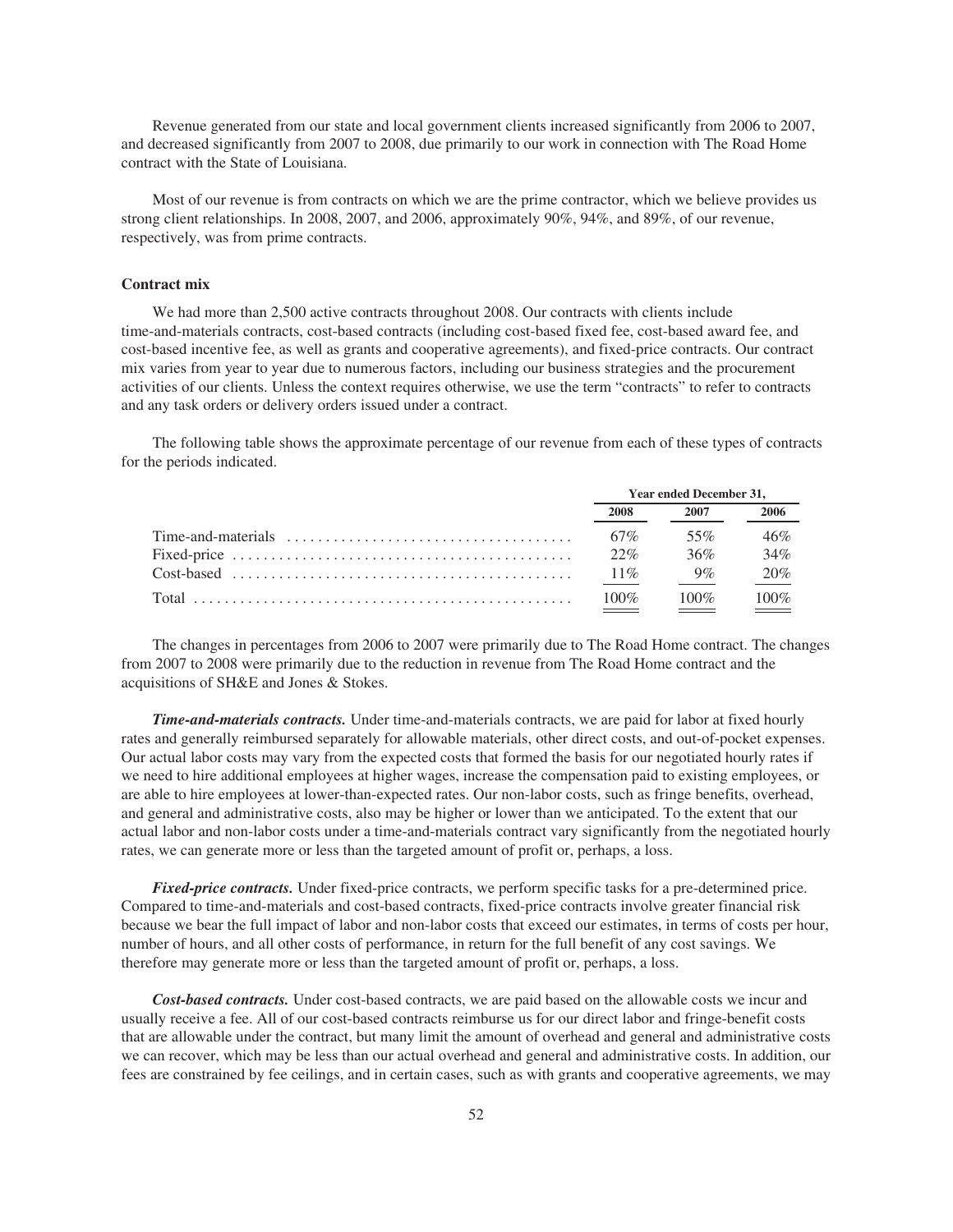Revenue generated from our state and local government clients increased significantly from 2006 to 2007, and decreased significantly from 2007 to 2008, due primarily to our work in connection with The Road Home contract with the State of Louisiana.

Most of our revenue is from contracts on which we are the prime contractor, which we believe provides us strong client relationships. In 2008, 2007, and 2006, approximately 90%, 94%, and 89%, of our revenue, respectively, was from prime contracts.

### Contract mix

We had more than 2,500 active contracts throughout 2008. Our contracts with clients include time-and-materials contracts, cost-based contracts (including cost-based fixed fee, cost-based award fee, and cost-based incentive fee, as well as grants and cooperative agreements), and fixed-price contracts. Our contract mix varies from year to year due to numerous factors, including our business strategies and the procurement activities of our clients. Unless the context requires otherwise, we use the term "contracts" to refer to contracts and any task orders or delivery orders issued under a contract.

The following table shows the approximate percentage of our revenue from each of these types of contracts for the periods indicated.

| | Year ended December 31, | | |
|---|---|---|---|
| | 2008 | 2007 | 2006 |
| Time-and-materials | 67% | 55% | 46% |
| Fixed-price | 22% | 36% | 34% |
| Cost-based | 11% | 9% | 20% |
| Total | 100% | 100% | 100% |

The changes in percentages from 2006 to 2007 were primarily due to The Road Home contract. The changes from 2007 to 2008 were primarily due to the reduction in revenue from The Road Home contract and the acquisitions of SH&E and Jones & Stokes.

***Time-and-materials contracts.*** Under time-and-materials contracts, we are paid for labor at fixed hourly rates and generally reimbursed separately for allowable materials, other direct costs, and out-of-pocket expenses. Our actual labor costs may vary from the expected costs that formed the basis for our negotiated hourly rates if we need to hire additional employees at higher wages, increase the compensation paid to existing employees, or are able to hire employees at lower-than-expected rates. Our non-labor costs, such as fringe benefits, overhead, and general and administrative costs, also may be higher or lower than we anticipated. To the extent that our actual labor and non-labor costs under a time-and-materials contract vary significantly from the negotiated hourly rates, we can generate more or less than the targeted amount of profit or, perhaps, a loss.

***Fixed-price contracts.*** Under fixed-price contracts, we perform specific tasks for a pre-determined price. Compared to time-and-materials and cost-based contracts, fixed-price contracts involve greater financial risk because we bear the full impact of labor and non-labor costs that exceed our estimates, in terms of costs per hour, number of hours, and all other costs of performance, in return for the full benefit of any cost savings. We therefore may generate more or less than the targeted amount of profit or, perhaps, a loss.

***Cost-based contracts.*** Under cost-based contracts, we are paid based on the allowable costs we incur and usually receive a fee. All of our cost-based contracts reimburse us for our direct labor and fringe-benefit costs that are allowable under the contract, but many limit the amount of overhead and general and administrative costs we can recover, which may be less than our actual overhead and general and administrative costs. In addition, our fees are constrained by fee ceilings, and in certain cases, such as with grants and cooperative agreements, we may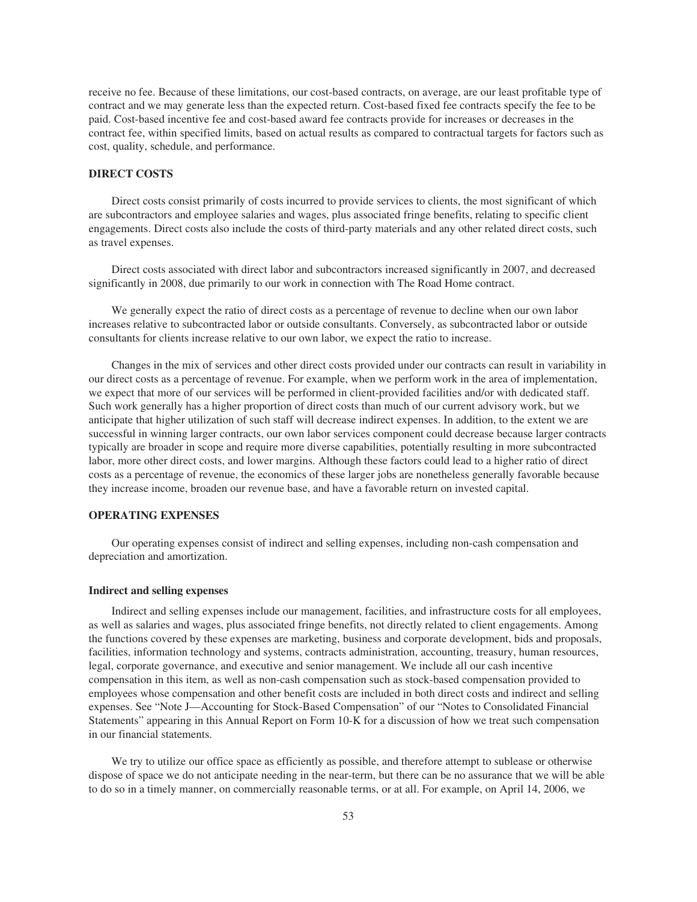receive no fee. Because of these limitations, our cost-based contracts, on average, are our least profitable type of contract and we may generate less than the expected return. Cost-based fixed fee contracts specify the fee to be paid. Cost-based incentive fee and cost-based award fee contracts provide for increases or decreases in the contract fee, within specified limits, based on actual results as compared to contractual targets for factors such as cost, quality, schedule, and performance.

## DIRECT COSTS

Direct costs consist primarily of costs incurred to provide services to clients, the most significant of which are subcontractors and employee salaries and wages, plus associated fringe benefits, relating to specific client engagements. Direct costs also include the costs of third-party materials and any other related direct costs, such as travel expenses.

Direct costs associated with direct labor and subcontractors increased significantly in 2007, and decreased significantly in 2008, due primarily to our work in connection with The Road Home contract.

We generally expect the ratio of direct costs as a percentage of revenue to decline when our own labor increases relative to subcontracted labor or outside consultants. Conversely, as subcontracted labor or outside consultants for clients increase relative to our own labor, we expect the ratio to increase.

Changes in the mix of services and other direct costs provided under our contracts can result in variability in our direct costs as a percentage of revenue. For example, when we perform work in the area of implementation, we expect that more of our services will be performed in client-provided facilities and/or with dedicated staff. Such work generally has a higher proportion of direct costs than much of our current advisory work, but we anticipate that higher utilization of such staff will decrease indirect expenses. In addition, to the extent we are successful in winning larger contracts, our own labor services component could decrease because larger contracts typically are broader in scope and require more diverse capabilities, potentially resulting in more subcontracted labor, more other direct costs, and lower margins. Although these factors could lead to a higher ratio of direct costs as a percentage of revenue, the economics of these larger jobs are nonetheless generally favorable because they increase income, broaden our revenue base, and have a favorable return on invested capital.

## OPERATING EXPENSES

Our operating expenses consist of indirect and selling expenses, including non-cash compensation and depreciation and amortization.

### Indirect and selling expenses

Indirect and selling expenses include our management, facilities, and infrastructure costs for all employees, as well as salaries and wages, plus associated fringe benefits, not directly related to client engagements. Among the functions covered by these expenses are marketing, business and corporate development, bids and proposals, facilities, information technology and systems, contracts administration, accounting, treasury, human resources, legal, corporate governance, and executive and senior management. We include all our cash incentive compensation in this item, as well as non-cash compensation such as stock-based compensation provided to employees whose compensation and other benefit costs are included in both direct costs and indirect and selling expenses. See "Note J—Accounting for Stock-Based Compensation" of our "Notes to Consolidated Financial Statements" appearing in this Annual Report on Form 10-K for a discussion of how we treat such compensation in our financial statements.

We try to utilize our office space as efficiently as possible, and therefore attempt to sublease or otherwise dispose of space we do not anticipate needing in the near-term, but there can be no assurance that we will be able to do so in a timely manner, on commercially reasonable terms, or at all. For example, on April 14, 2006, we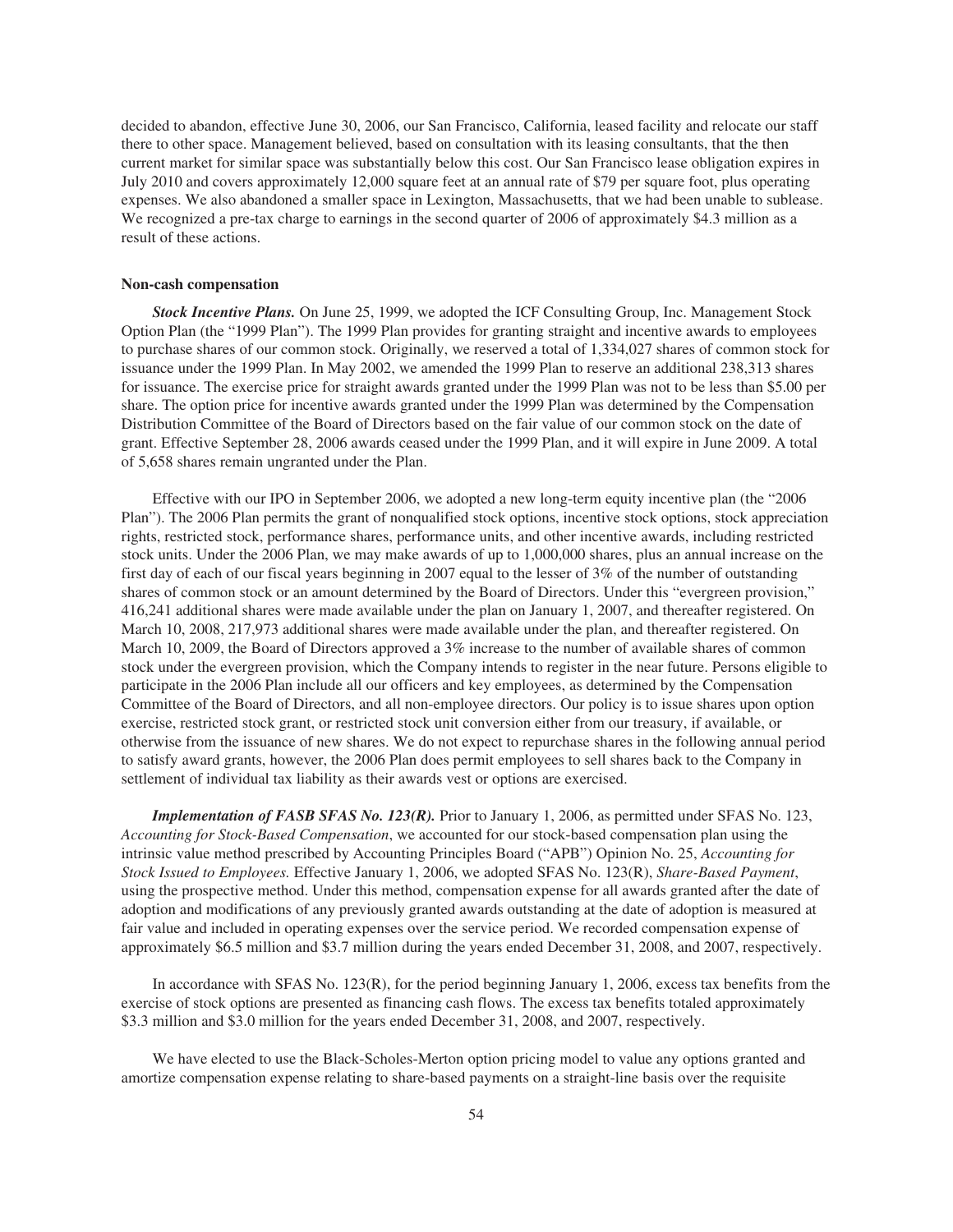decided to abandon, effective June 30, 2006, our San Francisco, California, leased facility and relocate our staff there to other space. Management believed, based on consultation with its leasing consultants, that the then current market for similar space was substantially below this cost. Our San Francisco lease obligation expires in July 2010 and covers approximately 12,000 square feet at an annual rate of $79 per square foot, plus operating expenses. We also abandoned a smaller space in Lexington, Massachusetts, that we had been unable to sublease. We recognized a pre-tax charge to earnings in the second quarter of 2006 of approximately $4.3 million as a result of these actions.

#### Non-cash compensation

***Stock Incentive Plans.*** On June 25, 1999, we adopted the ICF Consulting Group, Inc. Management Stock Option Plan (the "1999 Plan"). The 1999 Plan provides for granting straight and incentive awards to employees to purchase shares of our common stock. Originally, we reserved a total of 1,334,027 shares of common stock for issuance under the 1999 Plan. In May 2002, we amended the 1999 Plan to reserve an additional 238,313 shares for issuance. The exercise price for straight awards granted under the 1999 Plan was not to be less than $5.00 per share. The option price for incentive awards granted under the 1999 Plan was determined by the Compensation Distribution Committee of the Board of Directors based on the fair value of our common stock on the date of grant. Effective September 28, 2006 awards ceased under the 1999 Plan, and it will expire in June 2009. A total of 5,658 shares remain ungranted under the Plan.

Effective with our IPO in September 2006, we adopted a new long-term equity incentive plan (the "2006 Plan"). The 2006 Plan permits the grant of nonqualified stock options, incentive stock options, stock appreciation rights, restricted stock, performance shares, performance units, and other incentive awards, including restricted stock units. Under the 2006 Plan, we may make awards of up to 1,000,000 shares, plus an annual increase on the first day of each of our fiscal years beginning in 2007 equal to the lesser of 3% of the number of outstanding shares of common stock or an amount determined by the Board of Directors. Under this "evergreen provision," 416,241 additional shares were made available under the plan on January 1, 2007, and thereafter registered. On March 10, 2008, 217,973 additional shares were made available under the plan, and thereafter registered. On March 10, 2009, the Board of Directors approved a 3% increase to the number of available shares of common stock under the evergreen provision, which the Company intends to register in the near future. Persons eligible to participate in the 2006 Plan include all our officers and key employees, as determined by the Compensation Committee of the Board of Directors, and all non-employee directors. Our policy is to issue shares upon option exercise, restricted stock grant, or restricted stock unit conversion either from our treasury, if available, or otherwise from the issuance of new shares. We do not expect to repurchase shares in the following annual period to satisfy award grants, however, the 2006 Plan does permit employees to sell shares back to the Company in settlement of individual tax liability as their awards vest or options are exercised.

***Implementation of FASB SFAS No. 123(R).*** Prior to January 1, 2006, as permitted under SFAS No. 123, *Accounting for Stock-Based Compensation*, we accounted for our stock-based compensation plan using the intrinsic value method prescribed by Accounting Principles Board ("APB") Opinion No. 25, *Accounting for Stock Issued to Employees.* Effective January 1, 2006, we adopted SFAS No. 123(R), *Share-Based Payment*, using the prospective method. Under this method, compensation expense for all awards granted after the date of adoption and modifications of any previously granted awards outstanding at the date of adoption is measured at fair value and included in operating expenses over the service period. We recorded compensation expense of approximately $6.5 million and $3.7 million during the years ended December 31, 2008, and 2007, respectively.

In accordance with SFAS No. 123(R), for the period beginning January 1, 2006, excess tax benefits from the exercise of stock options are presented as financing cash flows. The excess tax benefits totaled approximately $3.3 million and $3.0 million for the years ended December 31, 2008, and 2007, respectively.

We have elected to use the Black-Scholes-Merton option pricing model to value any options granted and amortize compensation expense relating to share-based payments on a straight-line basis over the requisite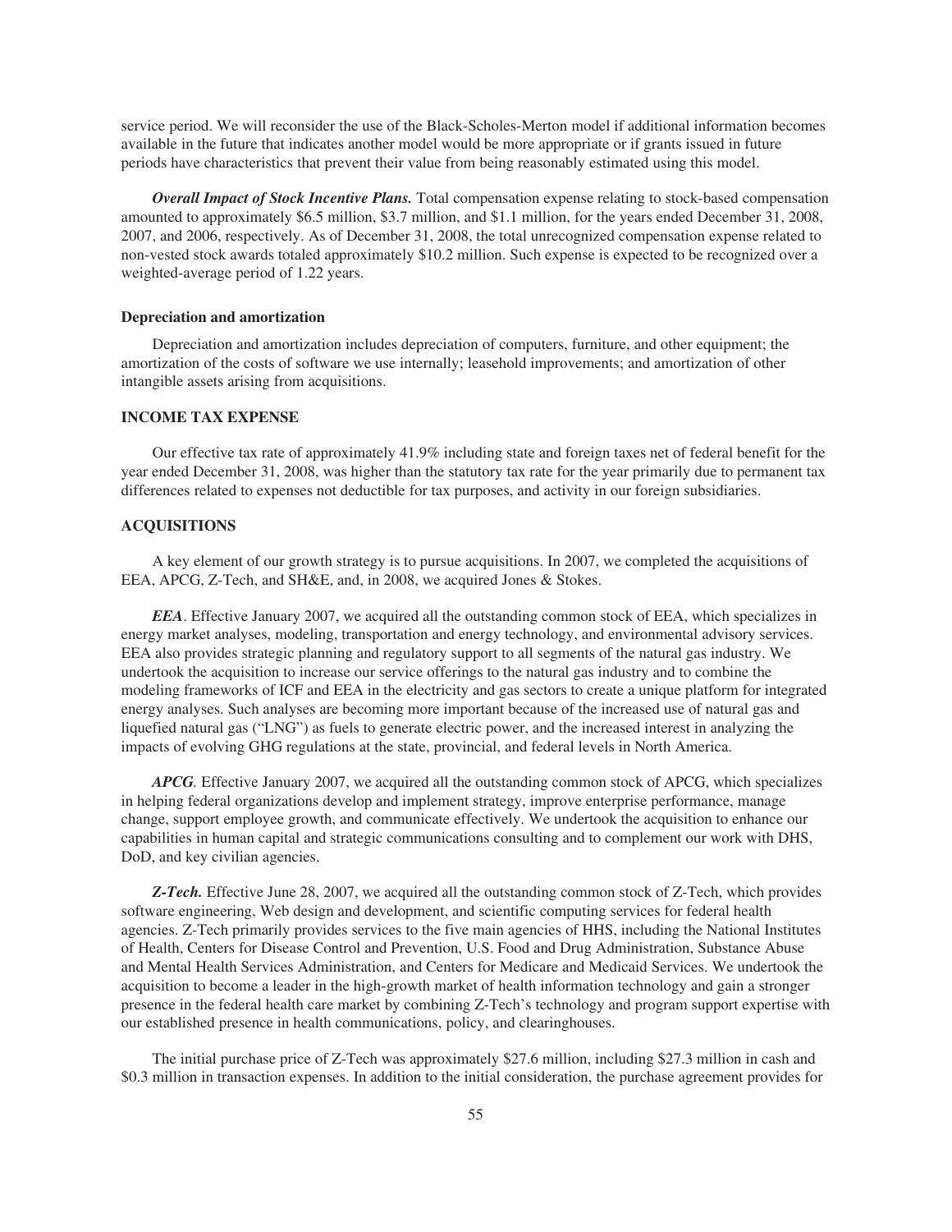service period. We will reconsider the use of the Black-Scholes-Merton model if additional information becomes available in the future that indicates another model would be more appropriate or if grants issued in future periods have characteristics that prevent their value from being reasonably estimated using this model.

***Overall Impact of Stock Incentive Plans.*** Total compensation expense relating to stock-based compensation amounted to approximately $6.5 million, $3.7 million, and $1.1 million, for the years ended December 31, 2008, 2007, and 2006, respectively. As of December 31, 2008, the total unrecognized compensation expense related to non-vested stock awards totaled approximately $10.2 million. Such expense is expected to be recognized over a weighted-average period of 1.22 years.

**Depreciation and amortization**

Depreciation and amortization includes depreciation of computers, furniture, and other equipment; the amortization of the costs of software we use internally; leasehold improvements; and amortization of other intangible assets arising from acquisitions.

## INCOME TAX EXPENSE

Our effective tax rate of approximately 41.9% including state and foreign taxes net of federal benefit for the year ended December 31, 2008, was higher than the statutory tax rate for the year primarily due to permanent tax differences related to expenses not deductible for tax purposes, and activity in our foreign subsidiaries.

## ACQUISITIONS

A key element of our growth strategy is to pursue acquisitions. In 2007, we completed the acquisitions of EEA, APCG, Z-Tech, and SH&E, and, in 2008, we acquired Jones & Stokes.

***EEA***. Effective January 2007, we acquired all the outstanding common stock of EEA, which specializes in energy market analyses, modeling, transportation and energy technology, and environmental advisory services. EEA also provides strategic planning and regulatory support to all segments of the natural gas industry. We undertook the acquisition to increase our service offerings to the natural gas industry and to combine the modeling frameworks of ICF and EEA in the electricity and gas sectors to create a unique platform for integrated energy analyses. Such analyses are becoming more important because of the increased use of natural gas and liquefied natural gas ("LNG") as fuels to generate electric power, and the increased interest in analyzing the impacts of evolving GHG regulations at the state, provincial, and federal levels in North America.

***APCG***. Effective January 2007, we acquired all the outstanding common stock of APCG, which specializes in helping federal organizations develop and implement strategy, improve enterprise performance, manage change, support employee growth, and communicate effectively. We undertook the acquisition to enhance our capabilities in human capital and strategic communications consulting and to complement our work with DHS, DoD, and key civilian agencies.

***Z-Tech.*** Effective June 28, 2007, we acquired all the outstanding common stock of Z-Tech, which provides software engineering, Web design and development, and scientific computing services for federal health agencies. Z-Tech primarily provides services to the five main agencies of HHS, including the National Institutes of Health, Centers for Disease Control and Prevention, U.S. Food and Drug Administration, Substance Abuse and Mental Health Services Administration, and Centers for Medicare and Medicaid Services. We undertook the acquisition to become a leader in the high-growth market of health information technology and gain a stronger presence in the federal health care market by combining Z-Tech's technology and program support expertise with our established presence in health communications, policy, and clearinghouses.

The initial purchase price of Z-Tech was approximately $27.6 million, including $27.3 million in cash and $0.3 million in transaction expenses. In addition to the initial consideration, the purchase agreement provides for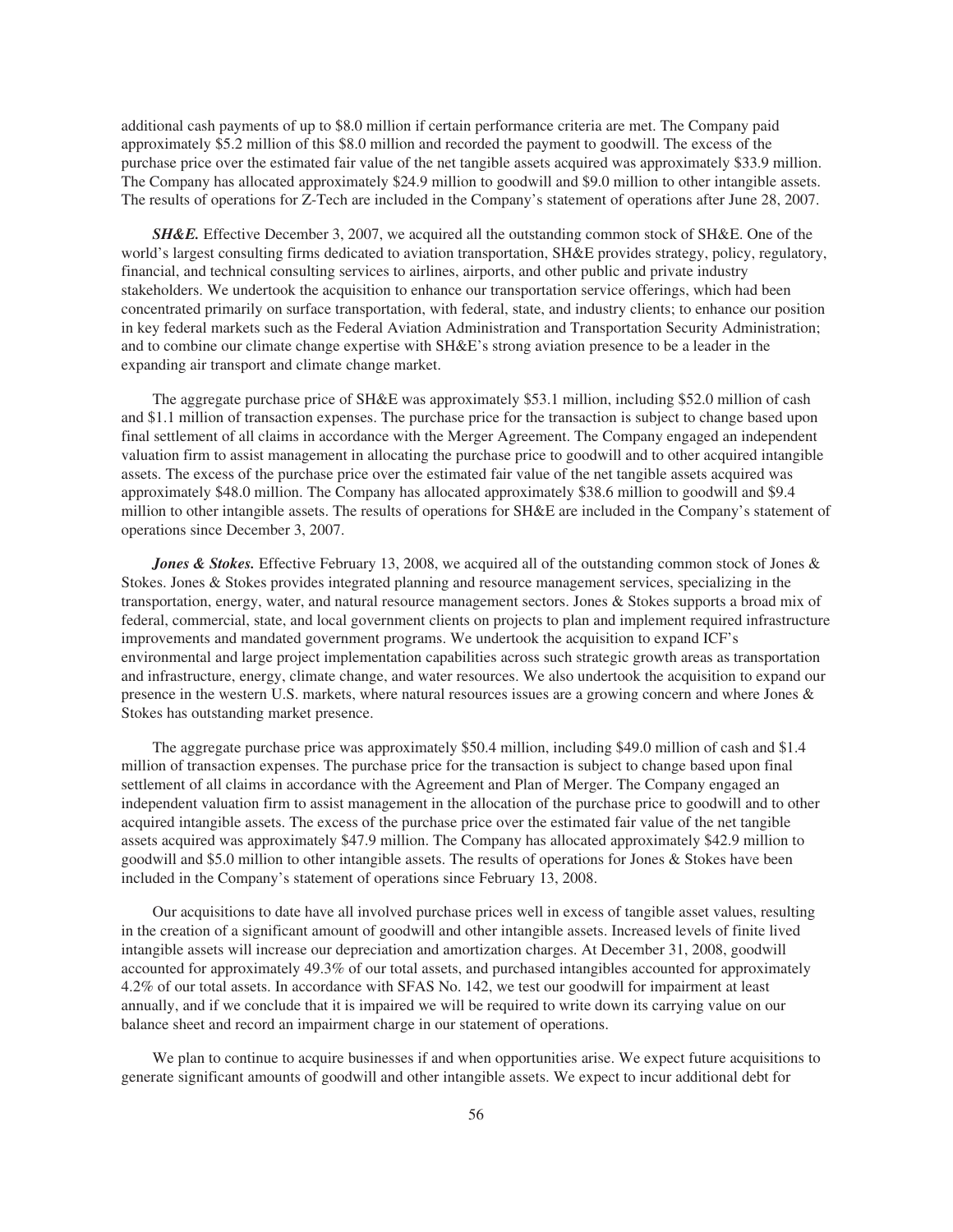additional cash payments of up to $8.0 million if certain performance criteria are met. The Company paid approximately $5.2 million of this $8.0 million and recorded the payment to goodwill. The excess of the purchase price over the estimated fair value of the net tangible assets acquired was approximately $33.9 million. The Company has allocated approximately $24.9 million to goodwill and $9.0 million to other intangible assets. The results of operations for Z-Tech are included in the Company's statement of operations after June 28, 2007.

***SH&E.*** Effective December 3, 2007, we acquired all the outstanding common stock of SH&E. One of the world's largest consulting firms dedicated to aviation transportation, SH&E provides strategy, policy, regulatory, financial, and technical consulting services to airlines, airports, and other public and private industry stakeholders. We undertook the acquisition to enhance our transportation service offerings, which had been concentrated primarily on surface transportation, with federal, state, and industry clients; to enhance our position in key federal markets such as the Federal Aviation Administration and Transportation Security Administration; and to combine our climate change expertise with SH&E's strong aviation presence to be a leader in the expanding air transport and climate change market.

The aggregate purchase price of SH&E was approximately $53.1 million, including $52.0 million of cash and $1.1 million of transaction expenses. The purchase price for the transaction is subject to change based upon final settlement of all claims in accordance with the Merger Agreement. The Company engaged an independent valuation firm to assist management in allocating the purchase price to goodwill and to other acquired intangible assets. The excess of the purchase price over the estimated fair value of the net tangible assets acquired was approximately $48.0 million. The Company has allocated approximately $38.6 million to goodwill and $9.4 million to other intangible assets. The results of operations for SH&E are included in the Company's statement of operations since December 3, 2007.

***Jones & Stokes.*** Effective February 13, 2008, we acquired all of the outstanding common stock of Jones & Stokes. Jones & Stokes provides integrated planning and resource management services, specializing in the transportation, energy, water, and natural resource management sectors. Jones & Stokes supports a broad mix of federal, commercial, state, and local government clients on projects to plan and implement required infrastructure improvements and mandated government programs. We undertook the acquisition to expand ICF's environmental and large project implementation capabilities across such strategic growth areas as transportation and infrastructure, energy, climate change, and water resources. We also undertook the acquisition to expand our presence in the western U.S. markets, where natural resources issues are a growing concern and where Jones & Stokes has outstanding market presence.

The aggregate purchase price was approximately $50.4 million, including $49.0 million of cash and $1.4 million of transaction expenses. The purchase price for the transaction is subject to change based upon final settlement of all claims in accordance with the Agreement and Plan of Merger. The Company engaged an independent valuation firm to assist management in the allocation of the purchase price to goodwill and to other acquired intangible assets. The excess of the purchase price over the estimated fair value of the net tangible assets acquired was approximately $47.9 million. The Company has allocated approximately $42.9 million to goodwill and $5.0 million to other intangible assets. The results of operations for Jones & Stokes have been included in the Company's statement of operations since February 13, 2008.

Our acquisitions to date have all involved purchase prices well in excess of tangible asset values, resulting in the creation of a significant amount of goodwill and other intangible assets. Increased levels of finite lived intangible assets will increase our depreciation and amortization charges. At December 31, 2008, goodwill accounted for approximately 49.3% of our total assets, and purchased intangibles accounted for approximately 4.2% of our total assets. In accordance with SFAS No. 142, we test our goodwill for impairment at least annually, and if we conclude that it is impaired we will be required to write down its carrying value on our balance sheet and record an impairment charge in our statement of operations.

We plan to continue to acquire businesses if and when opportunities arise. We expect future acquisitions to generate significant amounts of goodwill and other intangible assets. We expect to incur additional debt for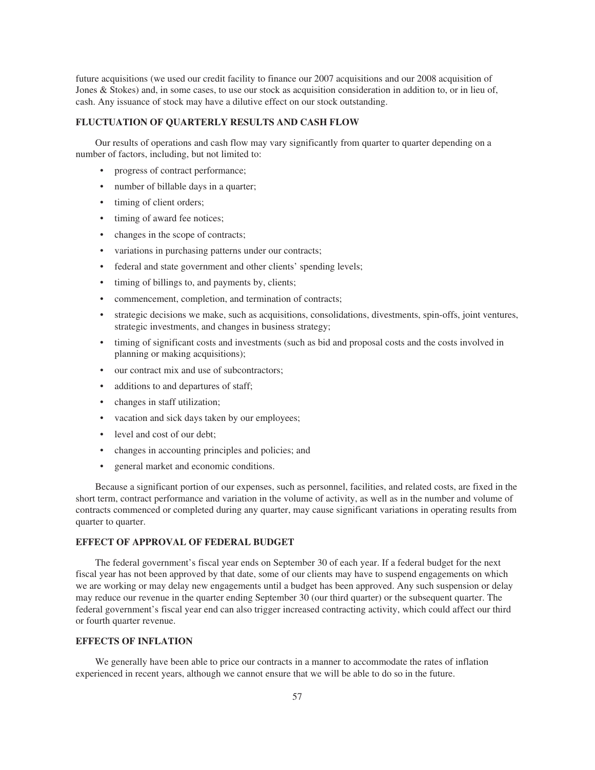future acquisitions (we used our credit facility to finance our 2007 acquisitions and our 2008 acquisition of Jones & Stokes) and, in some cases, to use our stock as acquisition consideration in addition to, or in lieu of, cash. Any issuance of stock may have a dilutive effect on our stock outstanding.

### FLUCTUATION OF QUARTERLY RESULTS AND CASH FLOW

Our results of operations and cash flow may vary significantly from quarter to quarter depending on a number of factors, including, but not limited to:

- progress of contract performance;
- number of billable days in a quarter;
- timing of client orders;
- timing of award fee notices;
- changes in the scope of contracts;
- variations in purchasing patterns under our contracts;
- federal and state government and other clients' spending levels;
- timing of billings to, and payments by, clients;
- commencement, completion, and termination of contracts;
- strategic decisions we make, such as acquisitions, consolidations, divestments, spin-offs, joint ventures, strategic investments, and changes in business strategy;
- timing of significant costs and investments (such as bid and proposal costs and the costs involved in planning or making acquisitions);
- our contract mix and use of subcontractors;
- additions to and departures of staff;
- changes in staff utilization;
- vacation and sick days taken by our employees;
- level and cost of our debt;
- changes in accounting principles and policies; and
- general market and economic conditions.

Because a significant portion of our expenses, such as personnel, facilities, and related costs, are fixed in the short term, contract performance and variation in the volume of activity, as well as in the number and volume of contracts commenced or completed during any quarter, may cause significant variations in operating results from quarter to quarter.

### EFFECT OF APPROVAL OF FEDERAL BUDGET

The federal government's fiscal year ends on September 30 of each year. If a federal budget for the next fiscal year has not been approved by that date, some of our clients may have to suspend engagements on which we are working or may delay new engagements until a budget has been approved. Any such suspension or delay may reduce our revenue in the quarter ending September 30 (our third quarter) or the subsequent quarter. The federal government's fiscal year end can also trigger increased contracting activity, which could affect our third or fourth quarter revenue.

### EFFECTS OF INFLATION

We generally have been able to price our contracts in a manner to accommodate the rates of inflation experienced in recent years, although we cannot ensure that we will be able to do so in the future.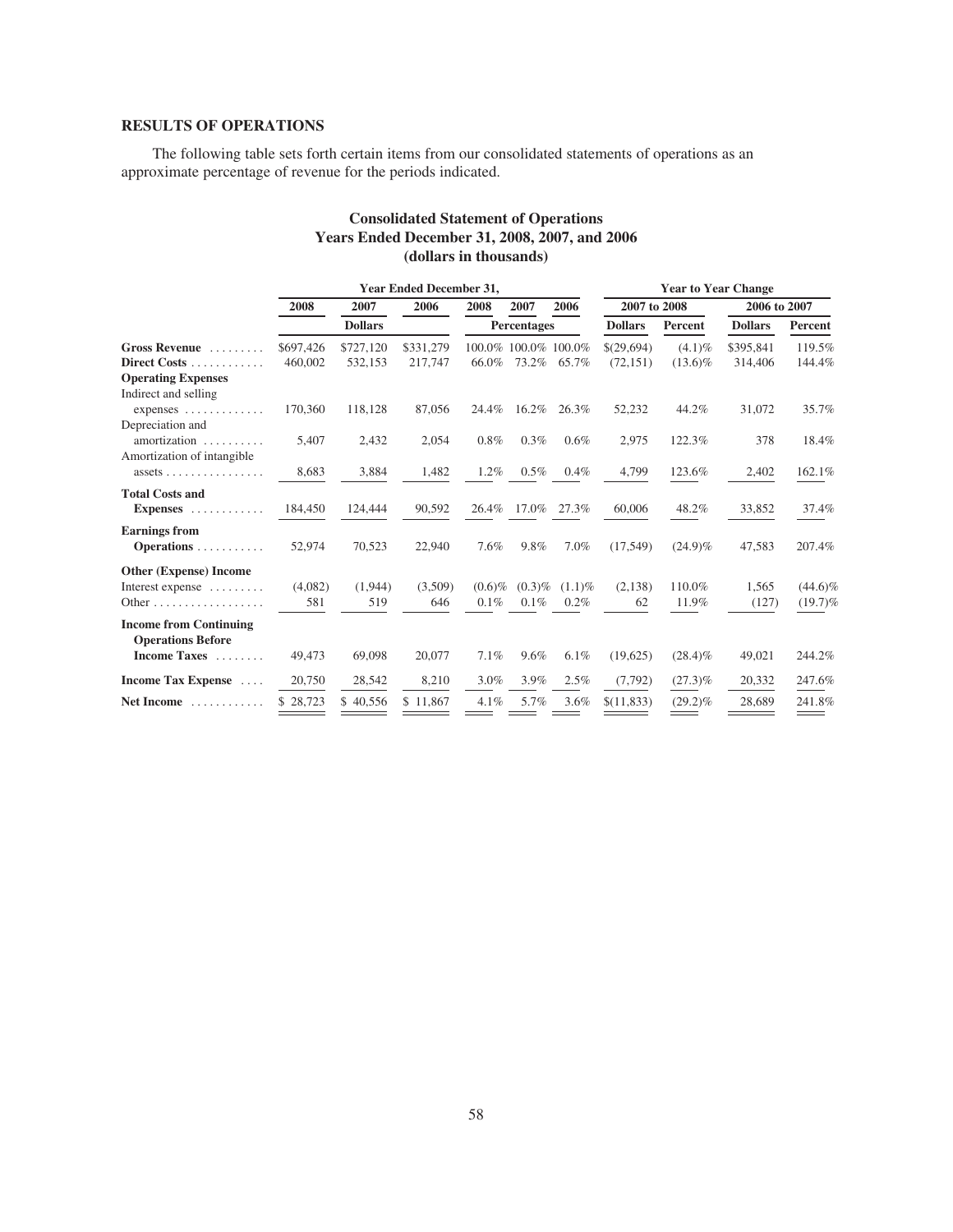## RESULTS OF OPERATIONS

The following table sets forth certain items from our consolidated statements of operations as an approximate percentage of revenue for the periods indicated.

**Consolidated Statement of Operations**
**Years Ended December 31, 2008, 2007, and 2006**
**(dollars in thousands)**

| | Year Ended December 31, | | | | | | Year to Year Change | | | |
|---|---|---|---|---|---|---|---|---|---|---|
| | 2008 | 2007 | 2006 | 2008 | 2007 | 2006 | 2007 to 2008 | | 2006 to 2007 | |
| | | Dollars | | | Percentages | | Dollars | Percent | Dollars | Percent |
| **Gross Revenue** | $697,426 | $727,120 | $331,279 | 100.0% | 100.0% | 100.0% | $(29,694) | (4.1)% | $395,841 | 119.5% |
| **Direct Costs** | 460,002 | 532,153 | 217,747 | 66.0% | 73.2% | 65.7% | (72,151) | (13.6)% | 314,406 | 144.4% |
| **Operating Expenses** | | | | | | | | | | |
| Indirect and selling expenses | 170,360 | 118,128 | 87,056 | 24.4% | 16.2% | 26.3% | 52,232 | 44.2% | 31,072 | 35.7% |
| Depreciation and amortization | 5,407 | 2,432 | 2,054 | 0.8% | 0.3% | 0.6% | 2,975 | 122.3% | 378 | 18.4% |
| Amortization of intangible assets | 8,683 | 3,884 | 1,482 | 1.2% | 0.5% | 0.4% | 4,799 | 123.6% | 2,402 | 162.1% |
| **Total Costs and Expenses** | 184,450 | 124,444 | 90,592 | 26.4% | 17.0% | 27.3% | 60,006 | 48.2% | 33,852 | 37.4% |
| **Earnings from Operations** | 52,974 | 70,523 | 22,940 | 7.6% | 9.8% | 7.0% | (17,549) | (24.9)% | 47,583 | 207.4% |
| **Other (Expense) Income** | | | | | | | | | | |
| Interest expense | (4,082) | (1,944) | (3,509) | (0.6)% | (0.3)% | (1.1)% | (2,138) | 110.0% | 1,565 | (44.6)% |
| Other | 581 | 519 | 646 | 0.1% | 0.1% | 0.2% | 62 | 11.9% | (127) | (19.7)% |
| **Income from Continuing Operations Before Income Taxes** | 49,473 | 69,098 | 20,077 | 7.1% | 9.6% | 6.1% | (19,625) | (28.4)% | 49,021 | 244.2% |
| **Income Tax Expense** | 20,750 | 28,542 | 8,210 | 3.0% | 3.9% | 2.5% | (7,792) | (27.3)% | 20,332 | 247.6% |
| **Net Income** | $ 28,723 | $ 40,556 | $ 11,867 | 4.1% | 5.7% | 3.6% | $(11,833) | (29.2)% | 28,689 | 241.8% |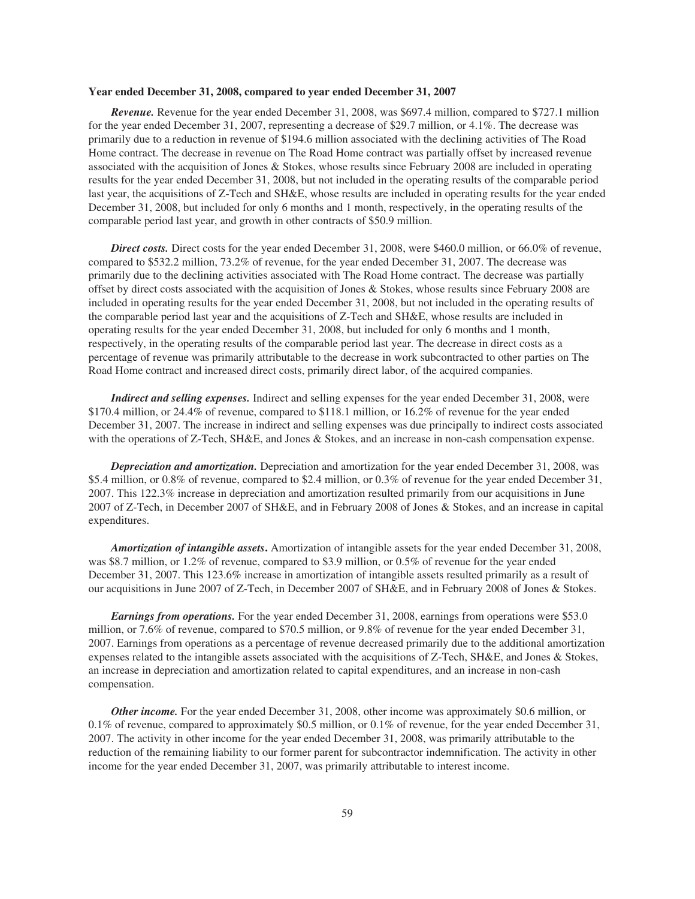**Year ended December 31, 2008, compared to year ended December 31, 2007**

***Revenue.*** Revenue for the year ended December 31, 2008, was $697.4 million, compared to $727.1 million for the year ended December 31, 2007, representing a decrease of $29.7 million, or 4.1%. The decrease was primarily due to a reduction in revenue of $194.6 million associated with the declining activities of The Road Home contract. The decrease in revenue on The Road Home contract was partially offset by increased revenue associated with the acquisition of Jones & Stokes, whose results since February 2008 are included in operating results for the year ended December 31, 2008, but not included in the operating results of the comparable period last year, the acquisitions of Z-Tech and SH&E, whose results are included in operating results for the year ended December 31, 2008, but included for only 6 months and 1 month, respectively, in the operating results of the comparable period last year, and growth in other contracts of $50.9 million.

***Direct costs.*** Direct costs for the year ended December 31, 2008, were $460.0 million, or 66.0% of revenue, compared to $532.2 million, 73.2% of revenue, for the year ended December 31, 2007. The decrease was primarily due to the declining activities associated with The Road Home contract. The decrease was partially offset by direct costs associated with the acquisition of Jones & Stokes, whose results since February 2008 are included in operating results for the year ended December 31, 2008, but not included in the operating results of the comparable period last year and the acquisitions of Z-Tech and SH&E, whose results are included in operating results for the year ended December 31, 2008, but included for only 6 months and 1 month, respectively, in the operating results of the comparable period last year. The decrease in direct costs as a percentage of revenue was primarily attributable to the decrease in work subcontracted to other parties on The Road Home contract and increased direct costs, primarily direct labor, of the acquired companies.

***Indirect and selling expenses.*** Indirect and selling expenses for the year ended December 31, 2008, were $170.4 million, or 24.4% of revenue, compared to $118.1 million, or 16.2% of revenue for the year ended December 31, 2007. The increase in indirect and selling expenses was due principally to indirect costs associated with the operations of Z-Tech, SH&E, and Jones & Stokes, and an increase in non-cash compensation expense.

***Depreciation and amortization.*** Depreciation and amortization for the year ended December 31, 2008, was $5.4 million, or 0.8% of revenue, compared to $2.4 million, or 0.3% of revenue for the year ended December 31, 2007. This 122.3% increase in depreciation and amortization resulted primarily from our acquisitions in June 2007 of Z-Tech, in December 2007 of SH&E, and in February 2008 of Jones & Stokes, and an increase in capital expenditures.

***Amortization of intangible assets.*** Amortization of intangible assets for the year ended December 31, 2008, was $8.7 million, or 1.2% of revenue, compared to $3.9 million, or 0.5% of revenue for the year ended December 31, 2007. This 123.6% increase in amortization of intangible assets resulted primarily as a result of our acquisitions in June 2007 of Z-Tech, in December 2007 of SH&E, and in February 2008 of Jones & Stokes.

***Earnings from operations.*** For the year ended December 31, 2008, earnings from operations were $53.0 million, or 7.6% of revenue, compared to $70.5 million, or 9.8% of revenue for the year ended December 31, 2007. Earnings from operations as a percentage of revenue decreased primarily due to the additional amortization expenses related to the intangible assets associated with the acquisitions of Z-Tech, SH&E, and Jones & Stokes, an increase in depreciation and amortization related to capital expenditures, and an increase in non-cash compensation.

***Other income.*** For the year ended December 31, 2008, other income was approximately $0.6 million, or 0.1% of revenue, compared to approximately $0.5 million, or 0.1% of revenue, for the year ended December 31, 2007. The activity in other income for the year ended December 31, 2008, was primarily attributable to the reduction of the remaining liability to our former parent for subcontractor indemnification. The activity in other income for the year ended December 31, 2007, was primarily attributable to interest income.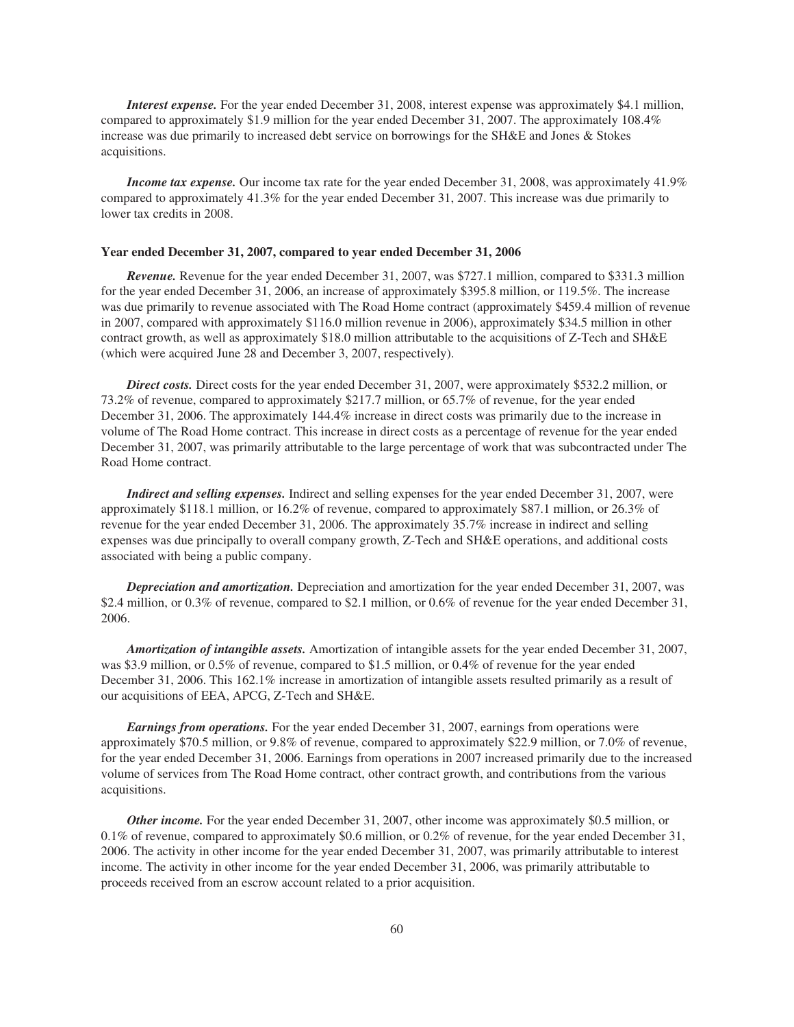***Interest expense.*** For the year ended December 31, 2008, interest expense was approximately $4.1 million, compared to approximately $1.9 million for the year ended December 31, 2007. The approximately 108.4% increase was due primarily to increased debt service on borrowings for the SH&E and Jones & Stokes acquisitions.

***Income tax expense.*** Our income tax rate for the year ended December 31, 2008, was approximately 41.9% compared to approximately 41.3% for the year ended December 31, 2007. This increase was due primarily to lower tax credits in 2008.

**Year ended December 31, 2007, compared to year ended December 31, 2006**

***Revenue.*** Revenue for the year ended December 31, 2007, was $727.1 million, compared to $331.3 million for the year ended December 31, 2006, an increase of approximately $395.8 million, or 119.5%. The increase was due primarily to revenue associated with The Road Home contract (approximately $459.4 million of revenue in 2007, compared with approximately $116.0 million revenue in 2006), approximately $34.5 million in other contract growth, as well as approximately $18.0 million attributable to the acquisitions of Z-Tech and SH&E (which were acquired June 28 and December 3, 2007, respectively).

***Direct costs.*** Direct costs for the year ended December 31, 2007, were approximately $532.2 million, or 73.2% of revenue, compared to approximately $217.7 million, or 65.7% of revenue, for the year ended December 31, 2006. The approximately 144.4% increase in direct costs was primarily due to the increase in volume of The Road Home contract. This increase in direct costs as a percentage of revenue for the year ended December 31, 2007, was primarily attributable to the large percentage of work that was subcontracted under The Road Home contract.

***Indirect and selling expenses.*** Indirect and selling expenses for the year ended December 31, 2007, were approximately $118.1 million, or 16.2% of revenue, compared to approximately $87.1 million, or 26.3% of revenue for the year ended December 31, 2006. The approximately 35.7% increase in indirect and selling expenses was due principally to overall company growth, Z-Tech and SH&E operations, and additional costs associated with being a public company.

***Depreciation and amortization.*** Depreciation and amortization for the year ended December 31, 2007, was $2.4 million, or 0.3% of revenue, compared to $2.1 million, or 0.6% of revenue for the year ended December 31, 2006.

***Amortization of intangible assets.*** Amortization of intangible assets for the year ended December 31, 2007, was $3.9 million, or 0.5% of revenue, compared to $1.5 million, or 0.4% of revenue for the year ended December 31, 2006. This 162.1% increase in amortization of intangible assets resulted primarily as a result of our acquisitions of EEA, APCG, Z-Tech and SH&E.

***Earnings from operations.*** For the year ended December 31, 2007, earnings from operations were approximately $70.5 million, or 9.8% of revenue, compared to approximately $22.9 million, or 7.0% of revenue, for the year ended December 31, 2006. Earnings from operations in 2007 increased primarily due to the increased volume of services from The Road Home contract, other contract growth, and contributions from the various acquisitions.

***Other income.*** For the year ended December 31, 2007, other income was approximately $0.5 million, or 0.1% of revenue, compared to approximately $0.6 million, or 0.2% of revenue, for the year ended December 31, 2006. The activity in other income for the year ended December 31, 2007, was primarily attributable to interest income. The activity in other income for the year ended December 31, 2006, was primarily attributable to proceeds received from an escrow account related to a prior acquisition.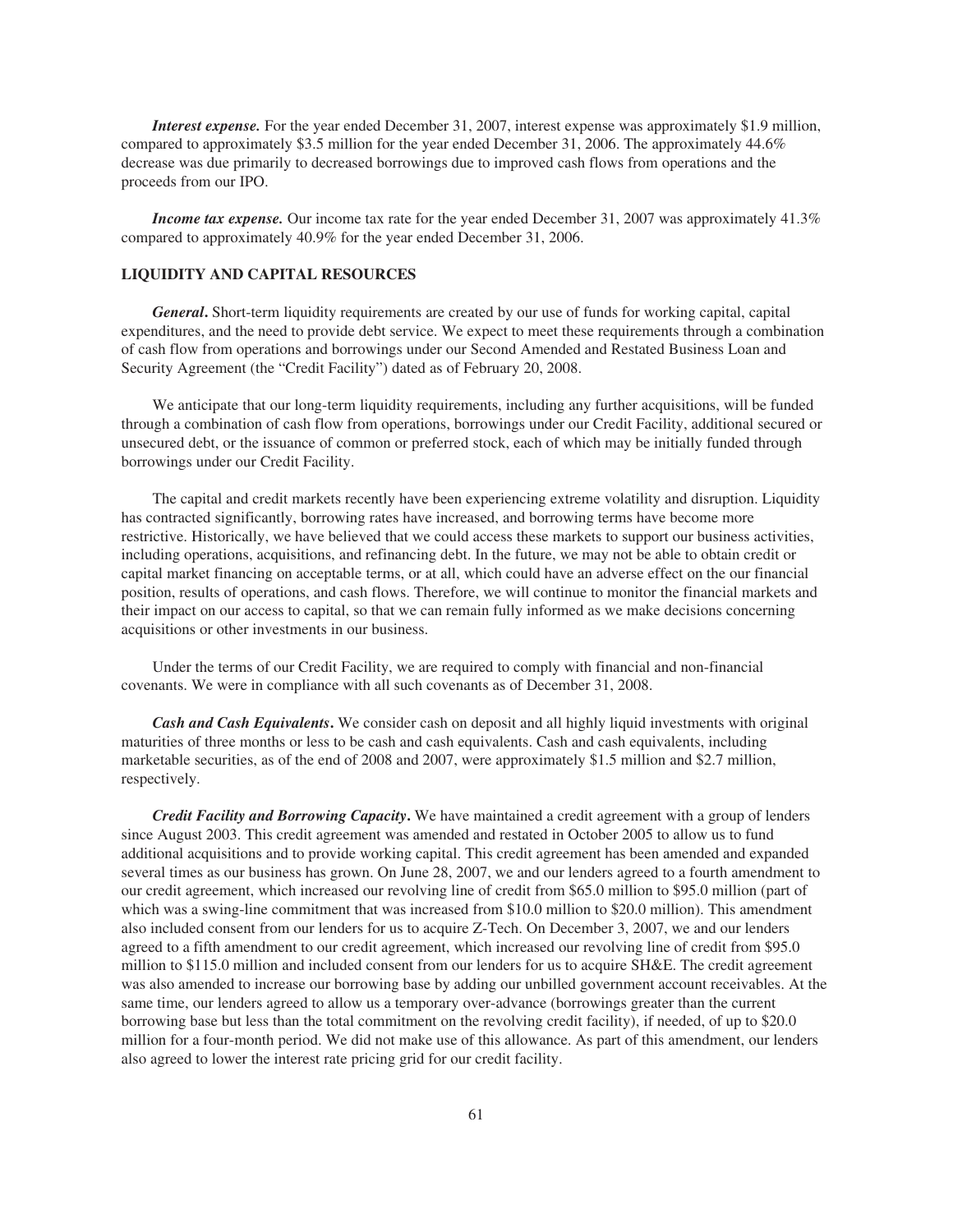***Interest expense.*** For the year ended December 31, 2007, interest expense was approximately $1.9 million, compared to approximately $3.5 million for the year ended December 31, 2006. The approximately 44.6% decrease was due primarily to decreased borrowings due to improved cash flows from operations and the proceeds from our IPO.

***Income tax expense.*** Our income tax rate for the year ended December 31, 2007 was approximately 41.3% compared to approximately 40.9% for the year ended December 31, 2006.

## LIQUIDITY AND CAPITAL RESOURCES

***General*.** Short-term liquidity requirements are created by our use of funds for working capital, capital expenditures, and the need to provide debt service. We expect to meet these requirements through a combination of cash flow from operations and borrowings under our Second Amended and Restated Business Loan and Security Agreement (the "Credit Facility") dated as of February 20, 2008.

We anticipate that our long-term liquidity requirements, including any further acquisitions, will be funded through a combination of cash flow from operations, borrowings under our Credit Facility, additional secured or unsecured debt, or the issuance of common or preferred stock, each of which may be initially funded through borrowings under our Credit Facility.

The capital and credit markets recently have been experiencing extreme volatility and disruption. Liquidity has contracted significantly, borrowing rates have increased, and borrowing terms have become more restrictive. Historically, we have believed that we could access these markets to support our business activities, including operations, acquisitions, and refinancing debt. In the future, we may not be able to obtain credit or capital market financing on acceptable terms, or at all, which could have an adverse effect on the our financial position, results of operations, and cash flows. Therefore, we will continue to monitor the financial markets and their impact on our access to capital, so that we can remain fully informed as we make decisions concerning acquisitions or other investments in our business.

Under the terms of our Credit Facility, we are required to comply with financial and non-financial covenants. We were in compliance with all such covenants as of December 31, 2008.

***Cash and Cash Equivalents*.** We consider cash on deposit and all highly liquid investments with original maturities of three months or less to be cash and cash equivalents. Cash and cash equivalents, including marketable securities, as of the end of 2008 and 2007, were approximately $1.5 million and $2.7 million, respectively.

***Credit Facility and Borrowing Capacity*.** We have maintained a credit agreement with a group of lenders since August 2003. This credit agreement was amended and restated in October 2005 to allow us to fund additional acquisitions and to provide working capital. This credit agreement has been amended and expanded several times as our business has grown. On June 28, 2007, we and our lenders agreed to a fourth amendment to our credit agreement, which increased our revolving line of credit from $65.0 million to $95.0 million (part of which was a swing-line commitment that was increased from $10.0 million to $20.0 million). This amendment also included consent from our lenders for us to acquire Z-Tech. On December 3, 2007, we and our lenders agreed to a fifth amendment to our credit agreement, which increased our revolving line of credit from $95.0 million to $115.0 million and included consent from our lenders for us to acquire SH&E. The credit agreement was also amended to increase our borrowing base by adding our unbilled government account receivables. At the same time, our lenders agreed to allow us a temporary over-advance (borrowings greater than the current borrowing base but less than the total commitment on the revolving credit facility), if needed, of up to $20.0 million for a four-month period. We did not make use of this allowance. As part of this amendment, our lenders also agreed to lower the interest rate pricing grid for our credit facility.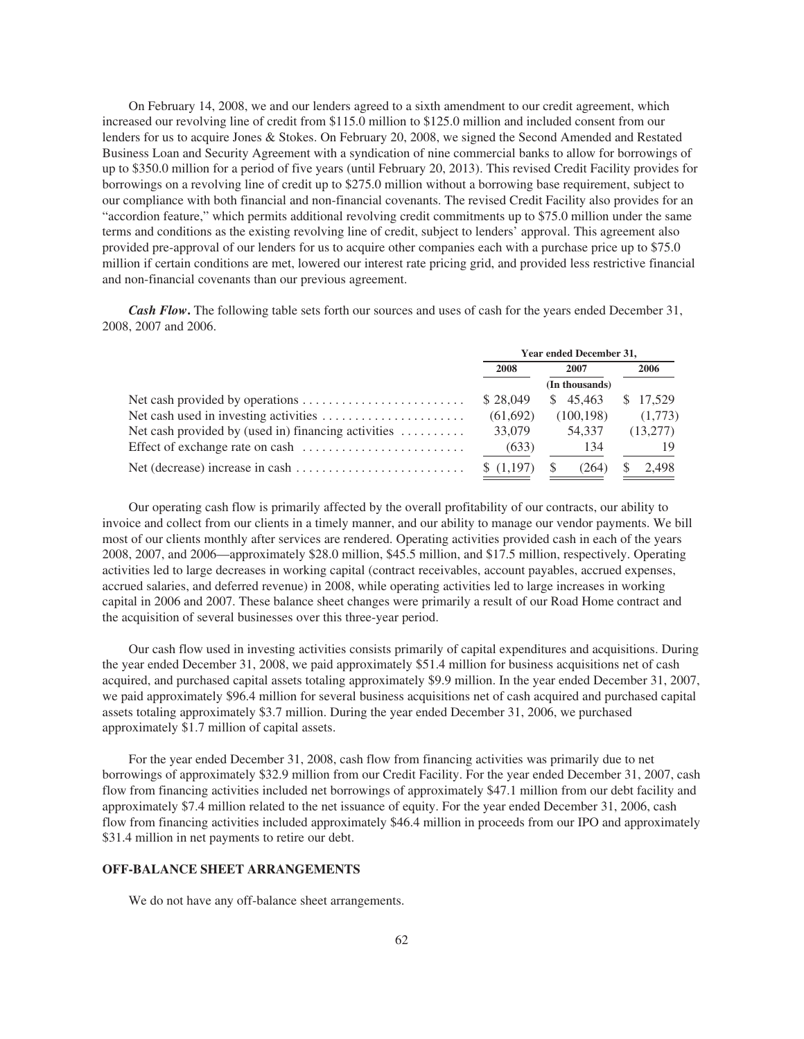On February 14, 2008, we and our lenders agreed to a sixth amendment to our credit agreement, which increased our revolving line of credit from $115.0 million to $125.0 million and included consent from our lenders for us to acquire Jones & Stokes. On February 20, 2008, we signed the Second Amended and Restated Business Loan and Security Agreement with a syndication of nine commercial banks to allow for borrowings of up to $350.0 million for a period of five years (until February 20, 2013). This revised Credit Facility provides for borrowings on a revolving line of credit up to $275.0 million without a borrowing base requirement, subject to our compliance with both financial and non-financial covenants. The revised Credit Facility also provides for an "accordion feature," which permits additional revolving credit commitments up to $75.0 million under the same terms and conditions as the existing revolving line of credit, subject to lenders' approval. This agreement also provided pre-approval of our lenders for us to acquire other companies each with a purchase price up to $75.0 million if certain conditions are met, lowered our interest rate pricing grid, and provided less restrictive financial and non-financial covenants than our previous agreement.

***Cash Flow.*** The following table sets forth our sources and uses of cash for the years ended December 31, 2008, 2007 and 2006.

| | Year ended December 31, | | |
|---|---|---|---|
| | 2008 | 2007 | 2006 |
| | | (In thousands) | |
| Net cash provided by operations | $ 28,049 | $ 45,463 | $ 17,529 |
| Net cash used in investing activities | (61,692) | (100,198) | (1,773) |
| Net cash provided by (used in) financing activities | 33,079 | 54,337 | (13,277) |
| Effect of exchange rate on cash | (633) | 134 | 19 |
| Net (decrease) increase in cash | $ (1,197) | $ (264) | $ 2,498 |

Our operating cash flow is primarily affected by the overall profitability of our contracts, our ability to invoice and collect from our clients in a timely manner, and our ability to manage our vendor payments. We bill most of our clients monthly after services are rendered. Operating activities provided cash in each of the years 2008, 2007, and 2006—approximately $28.0 million, $45.5 million, and $17.5 million, respectively. Operating activities led to large decreases in working capital (contract receivables, account payables, accrued expenses, accrued salaries, and deferred revenue) in 2008, while operating activities led to large increases in working capital in 2006 and 2007. These balance sheet changes were primarily a result of our Road Home contract and the acquisition of several businesses over this three-year period.

Our cash flow used in investing activities consists primarily of capital expenditures and acquisitions. During the year ended December 31, 2008, we paid approximately $51.4 million for business acquisitions net of cash acquired, and purchased capital assets totaling approximately $9.9 million. In the year ended December 31, 2007, we paid approximately $96.4 million for several business acquisitions net of cash acquired and purchased capital assets totaling approximately $3.7 million. During the year ended December 31, 2006, we purchased approximately $1.7 million of capital assets.

For the year ended December 31, 2008, cash flow from financing activities was primarily due to net borrowings of approximately $32.9 million from our Credit Facility. For the year ended December 31, 2007, cash flow from financing activities included net borrowings of approximately $47.1 million from our debt facility and approximately $7.4 million related to the net issuance of equity. For the year ended December 31, 2006, cash flow from financing activities included approximately $46.4 million in proceeds from our IPO and approximately $31.4 million in net payments to retire our debt.

### OFF-BALANCE SHEET ARRANGEMENTS

We do not have any off-balance sheet arrangements.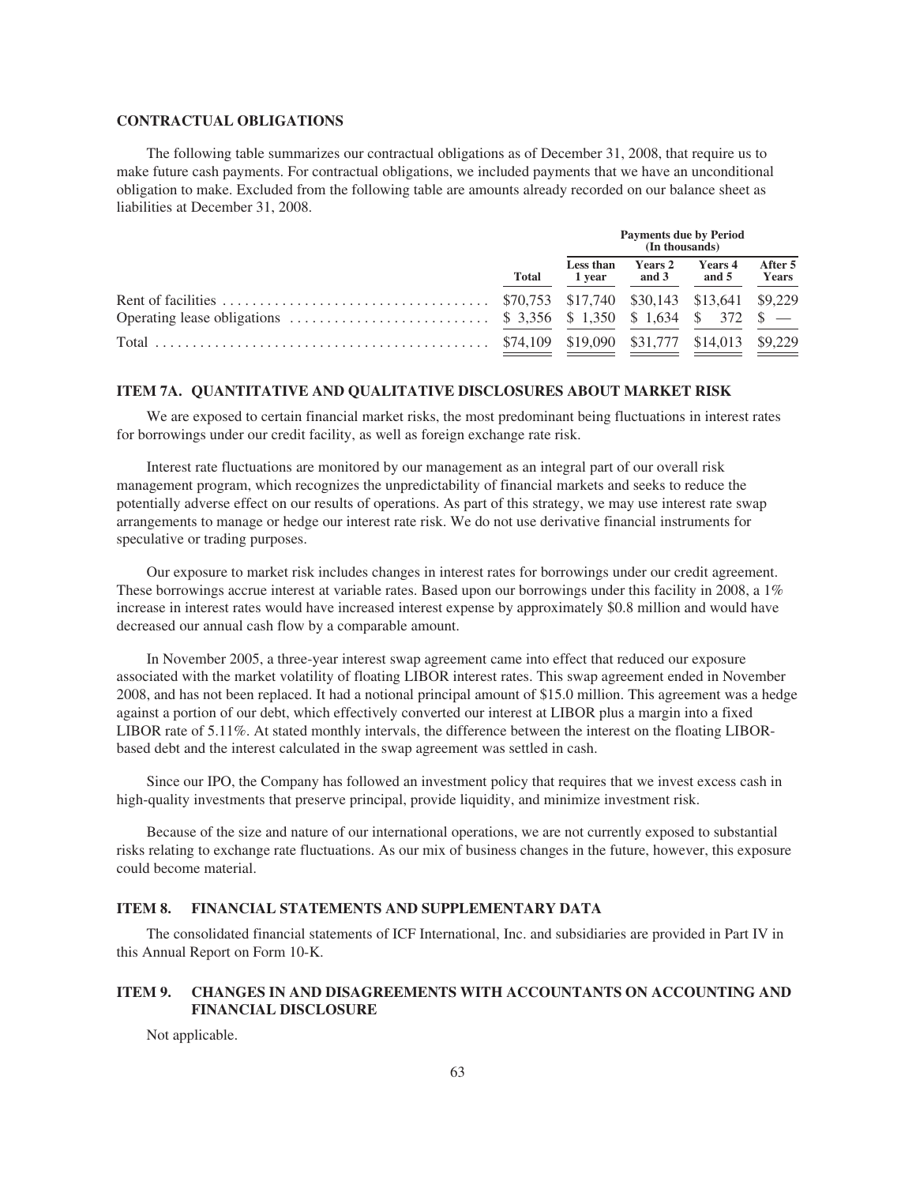## CONTRACTUAL OBLIGATIONS

The following table summarizes our contractual obligations as of December 31, 2008, that require us to make future cash payments. For contractual obligations, we included payments that we have an unconditional obligation to make. Excluded from the following table are amounts already recorded on our balance sheet as liabilities at December 31, 2008.

| | Payments due by Period (In thousands) | | | | |
|---|---|---|---|---|---|
| | Total | Less than 1 year | Years 2 and 3 | Years 4 and 5 | After 5 Years |
| Rent of facilities | $70,753 | $17,740 | $30,143 | $13,641 | $9,229 |
| Operating lease obligations | $ 3,356 | $ 1,350 | $ 1,634 | $ 372 | $ — |
| Total | $74,109 | $19,090 | $31,777 | $14,013 | $9,229 |

## ITEM 7A. QUANTITATIVE AND QUALITATIVE DISCLOSURES ABOUT MARKET RISK

We are exposed to certain financial market risks, the most predominant being fluctuations in interest rates for borrowings under our credit facility, as well as foreign exchange rate risk.

Interest rate fluctuations are monitored by our management as an integral part of our overall risk management program, which recognizes the unpredictability of financial markets and seeks to reduce the potentially adverse effect on our results of operations. As part of this strategy, we may use interest rate swap arrangements to manage or hedge our interest rate risk. We do not use derivative financial instruments for speculative or trading purposes.

Our exposure to market risk includes changes in interest rates for borrowings under our credit agreement. These borrowings accrue interest at variable rates. Based upon our borrowings under this facility in 2008, a 1% increase in interest rates would have increased interest expense by approximately $0.8 million and would have decreased our annual cash flow by a comparable amount.

In November 2005, a three-year interest swap agreement came into effect that reduced our exposure associated with the market volatility of floating LIBOR interest rates. This swap agreement ended in November 2008, and has not been replaced. It had a notional principal amount of $15.0 million. This agreement was a hedge against a portion of our debt, which effectively converted our interest at LIBOR plus a margin into a fixed LIBOR rate of 5.11%. At stated monthly intervals, the difference between the interest on the floating LIBOR-based debt and the interest calculated in the swap agreement was settled in cash.

Since our IPO, the Company has followed an investment policy that requires that we invest excess cash in high-quality investments that preserve principal, provide liquidity, and minimize investment risk.

Because of the size and nature of our international operations, we are not currently exposed to substantial risks relating to exchange rate fluctuations. As our mix of business changes in the future, however, this exposure could become material.

## ITEM 8. FINANCIAL STATEMENTS AND SUPPLEMENTARY DATA

The consolidated financial statements of ICF International, Inc. and subsidiaries are provided in Part IV in this Annual Report on Form 10-K.

## ITEM 9. CHANGES IN AND DISAGREEMENTS WITH ACCOUNTANTS ON ACCOUNTING AND FINANCIAL DISCLOSURE

Not applicable.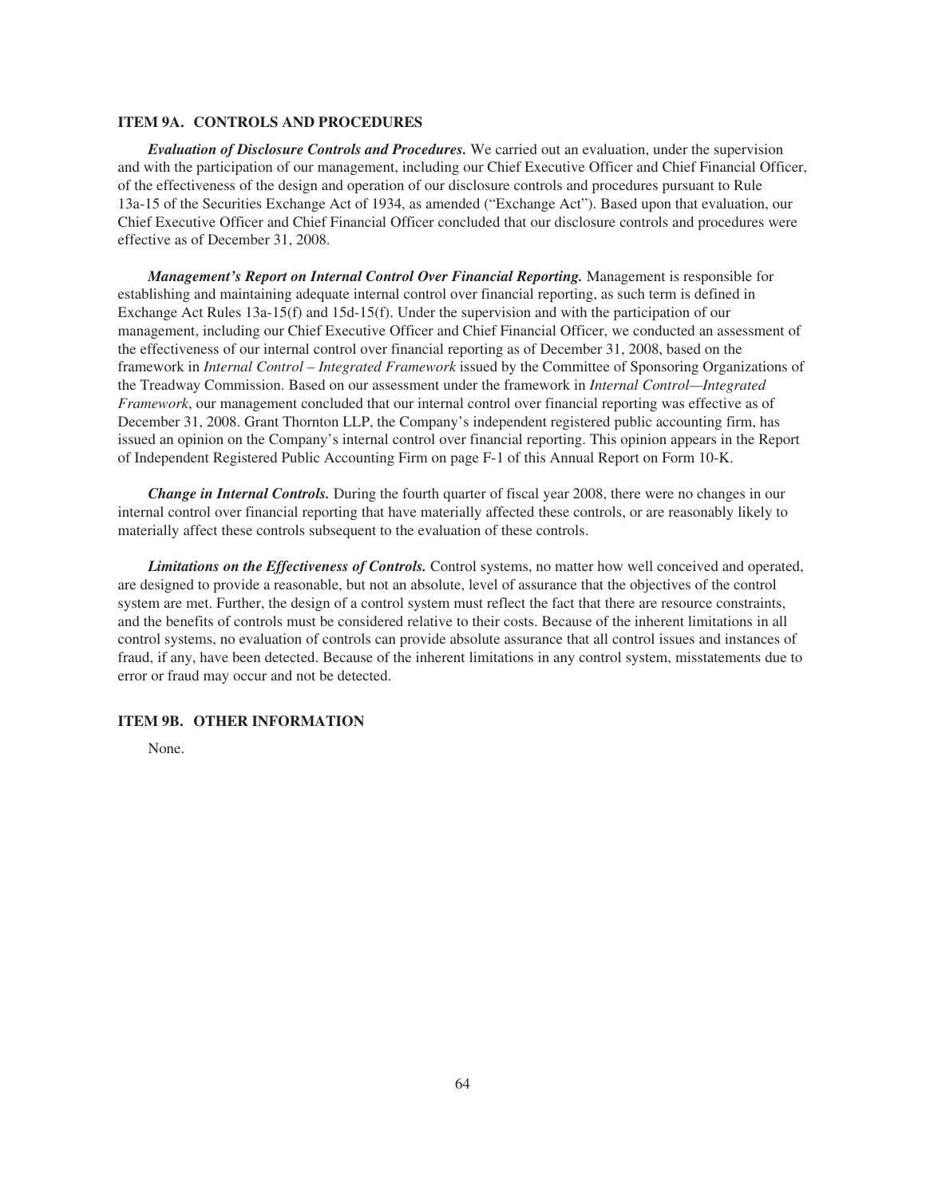## ITEM 9A. CONTROLS AND PROCEDURES

***Evaluation of Disclosure Controls and Procedures.*** We carried out an evaluation, under the supervision and with the participation of our management, including our Chief Executive Officer and Chief Financial Officer, of the effectiveness of the design and operation of our disclosure controls and procedures pursuant to Rule 13a-15 of the Securities Exchange Act of 1934, as amended ("Exchange Act"). Based upon that evaluation, our Chief Executive Officer and Chief Financial Officer concluded that our disclosure controls and procedures were effective as of December 31, 2008.

***Management's Report on Internal Control Over Financial Reporting.*** Management is responsible for establishing and maintaining adequate internal control over financial reporting, as such term is defined in Exchange Act Rules 13a-15(f) and 15d-15(f). Under the supervision and with the participation of our management, including our Chief Executive Officer and Chief Financial Officer, we conducted an assessment of the effectiveness of our internal control over financial reporting as of December 31, 2008, based on the framework in *Internal Control – Integrated Framework* issued by the Committee of Sponsoring Organizations of the Treadway Commission. Based on our assessment under the framework in *Internal Control—Integrated Framework*, our management concluded that our internal control over financial reporting was effective as of December 31, 2008. Grant Thornton LLP, the Company's independent registered public accounting firm, has issued an opinion on the Company's internal control over financial reporting. This opinion appears in the Report of Independent Registered Public Accounting Firm on page F-1 of this Annual Report on Form 10-K.

***Change in Internal Controls.*** During the fourth quarter of fiscal year 2008, there were no changes in our internal control over financial reporting that have materially affected these controls, or are reasonably likely to materially affect these controls subsequent to the evaluation of these controls.

***Limitations on the Effectiveness of Controls.*** Control systems, no matter how well conceived and operated, are designed to provide a reasonable, but not an absolute, level of assurance that the objectives of the control system are met. Further, the design of a control system must reflect the fact that there are resource constraints, and the benefits of controls must be considered relative to their costs. Because of the inherent limitations in all control systems, no evaluation of controls can provide absolute assurance that all control issues and instances of fraud, if any, have been detected. Because of the inherent limitations in any control system, misstatements due to error or fraud may occur and not be detected.

## ITEM 9B. OTHER INFORMATION

None.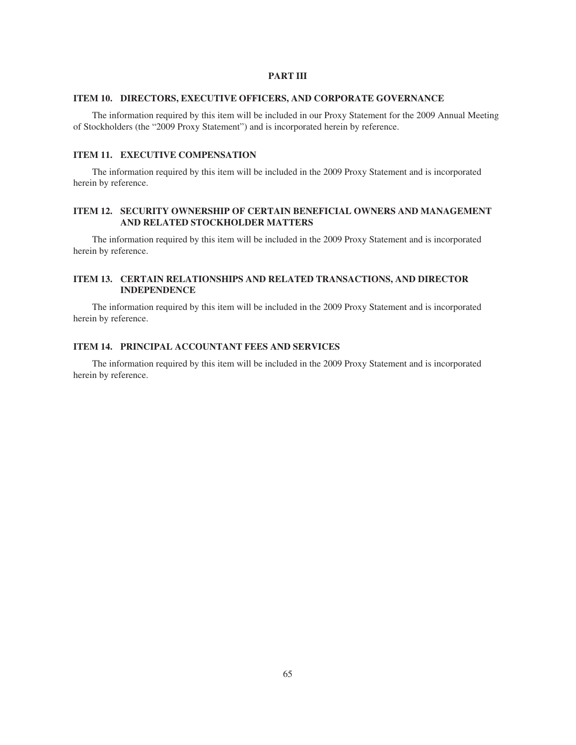# PART III

## ITEM 10. DIRECTORS, EXECUTIVE OFFICERS, AND CORPORATE GOVERNANCE

The information required by this item will be included in our Proxy Statement for the 2009 Annual Meeting of Stockholders (the "2009 Proxy Statement") and is incorporated herein by reference.

## ITEM 11. EXECUTIVE COMPENSATION

The information required by this item will be included in the 2009 Proxy Statement and is incorporated herein by reference.

## ITEM 12. SECURITY OWNERSHIP OF CERTAIN BENEFICIAL OWNERS AND MANAGEMENT AND RELATED STOCKHOLDER MATTERS

The information required by this item will be included in the 2009 Proxy Statement and is incorporated herein by reference.

## ITEM 13. CERTAIN RELATIONSHIPS AND RELATED TRANSACTIONS, AND DIRECTOR INDEPENDENCE

The information required by this item will be included in the 2009 Proxy Statement and is incorporated herein by reference.

## ITEM 14. PRINCIPAL ACCOUNTANT FEES AND SERVICES

The information required by this item will be included in the 2009 Proxy Statement and is incorporated herein by reference.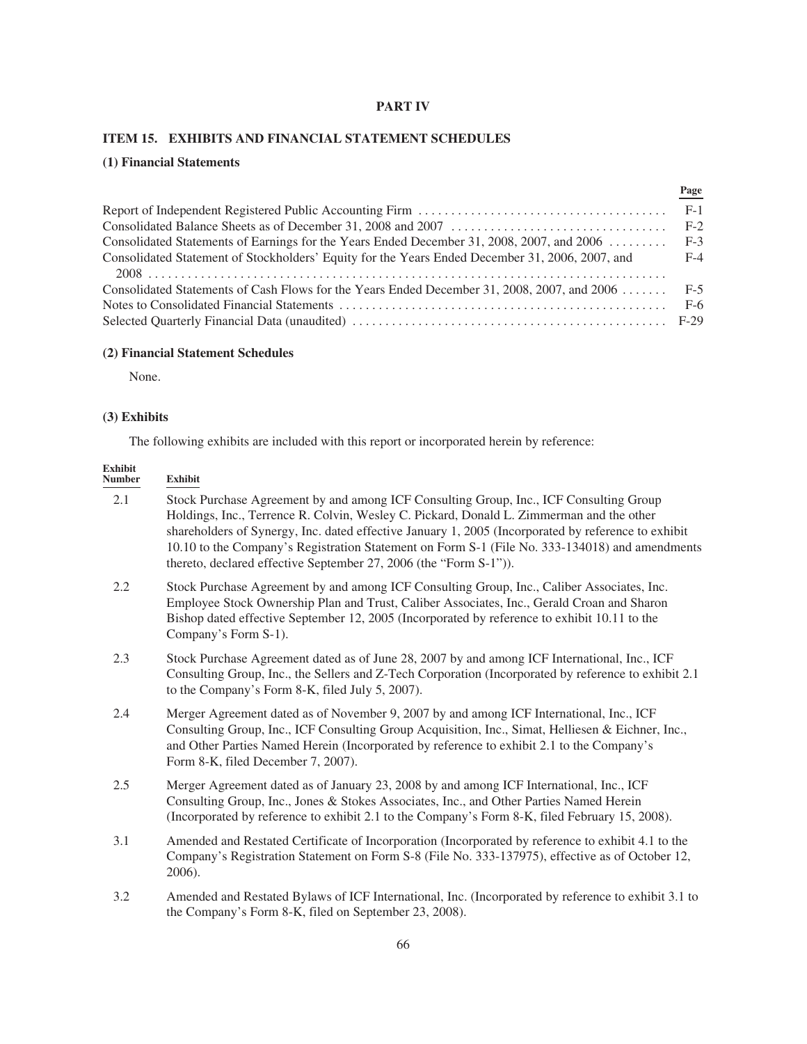# PART IV

## ITEM 15. EXHIBITS AND FINANCIAL STATEMENT SCHEDULES

### (1) Financial Statements

| | Page |
|---|---|
| Report of Independent Registered Public Accounting Firm | F-1 |
| Consolidated Balance Sheets as of December 31, 2008 and 2007 | F-2 |
| Consolidated Statements of Earnings for the Years Ended December 31, 2008, 2007, and 2006 | F-3 |
| Consolidated Statement of Stockholders' Equity for the Years Ended December 31, 2006, 2007, and 2008 | F-4 |
| Consolidated Statements of Cash Flows for the Years Ended December 31, 2008, 2007, and 2006 | F-5 |
| Notes to Consolidated Financial Statements | F-6 |
| Selected Quarterly Financial Data (unaudited) | F-29 |

### (2) Financial Statement Schedules

None.

### (3) Exhibits

The following exhibits are included with this report or incorporated herein by reference:

| Exhibit Number | Exhibit |
|---|---|
| 2.1 | Stock Purchase Agreement by and among ICF Consulting Group, Inc., ICF Consulting Group Holdings, Inc., Terrence R. Colvin, Wesley C. Pickard, Donald L. Zimmerman and the other shareholders of Synergy, Inc. dated effective January 1, 2005 (Incorporated by reference to exhibit 10.10 to the Company's Registration Statement on Form S-1 (File No. 333-134018) and amendments thereto, declared effective September 27, 2006 (the "Form S-1")). |
| 2.2 | Stock Purchase Agreement by and among ICF Consulting Group, Inc., Caliber Associates, Inc. Employee Stock Ownership Plan and Trust, Caliber Associates, Inc., Gerald Croan and Sharon Bishop dated effective September 12, 2005 (Incorporated by reference to exhibit 10.11 to the Company's Form S-1). |
| 2.3 | Stock Purchase Agreement dated as of June 28, 2007 by and among ICF International, Inc., ICF Consulting Group, Inc., the Sellers and Z-Tech Corporation (Incorporated by reference to exhibit 2.1 to the Company's Form 8-K, filed July 5, 2007). |
| 2.4 | Merger Agreement dated as of November 9, 2007 by and among ICF International, Inc., ICF Consulting Group, Inc., ICF Consulting Group Acquisition, Inc., Simat, Helliesen & Eichner, Inc., and Other Parties Named Herein (Incorporated by reference to exhibit 2.1 to the Company's Form 8-K, filed December 7, 2007). |
| 2.5 | Merger Agreement dated as of January 23, 2008 by and among ICF International, Inc., ICF Consulting Group, Inc., Jones & Stokes Associates, Inc., and Other Parties Named Herein (Incorporated by reference to exhibit 2.1 to the Company's Form 8-K, filed February 15, 2008). |
| 3.1 | Amended and Restated Certificate of Incorporation (Incorporated by reference to exhibit 4.1 to the Company's Registration Statement on Form S-8 (File No. 333-137975), effective as of October 12, 2006). |
| 3.2 | Amended and Restated Bylaws of ICF International, Inc. (Incorporated by reference to exhibit 3.1 to the Company's Form 8-K, filed on September 23, 2008). |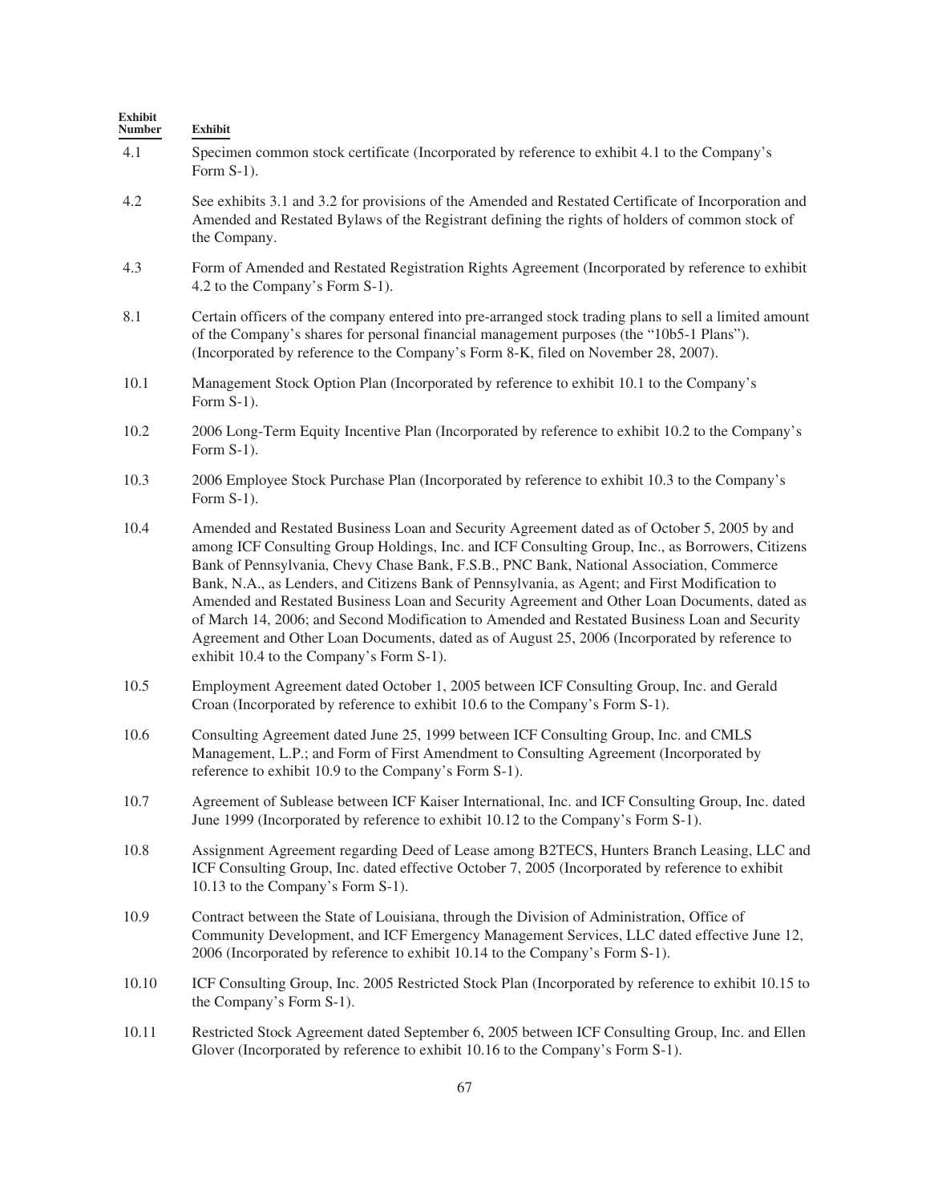| Exhibit Number | Exhibit |
|---|---|
| 4.1 | Specimen common stock certificate (Incorporated by reference to exhibit 4.1 to the Company's Form S-1). |
| 4.2 | See exhibits 3.1 and 3.2 for provisions of the Amended and Restated Certificate of Incorporation and Amended and Restated Bylaws of the Registrant defining the rights of holders of common stock of the Company. |
| 4.3 | Form of Amended and Restated Registration Rights Agreement (Incorporated by reference to exhibit 4.2 to the Company's Form S-1). |
| 8.1 | Certain officers of the company entered into pre-arranged stock trading plans to sell a limited amount of the Company's shares for personal financial management purposes (the "10b5-1 Plans"). (Incorporated by reference to the Company's Form 8-K, filed on November 28, 2007). |
| 10.1 | Management Stock Option Plan (Incorporated by reference to exhibit 10.1 to the Company's Form S-1). |
| 10.2 | 2006 Long-Term Equity Incentive Plan (Incorporated by reference to exhibit 10.2 to the Company's Form S-1). |
| 10.3 | 2006 Employee Stock Purchase Plan (Incorporated by reference to exhibit 10.3 to the Company's Form S-1). |
| 10.4 | Amended and Restated Business Loan and Security Agreement dated as of October 5, 2005 by and among ICF Consulting Group Holdings, Inc. and ICF Consulting Group, Inc., as Borrowers, Citizens Bank of Pennsylvania, Chevy Chase Bank, F.S.B., PNC Bank, National Association, Commerce Bank, N.A., as Lenders, and Citizens Bank of Pennsylvania, as Agent; and First Modification to Amended and Restated Business Loan and Security Agreement and Other Loan Documents, dated as of March 14, 2006; and Second Modification to Amended and Restated Business Loan and Security Agreement and Other Loan Documents, dated as of August 25, 2006 (Incorporated by reference to exhibit 10.4 to the Company's Form S-1). |
| 10.5 | Employment Agreement dated October 1, 2005 between ICF Consulting Group, Inc. and Gerald Croan (Incorporated by reference to exhibit 10.6 to the Company's Form S-1). |
| 10.6 | Consulting Agreement dated June 25, 1999 between ICF Consulting Group, Inc. and CMLS Management, L.P.; and Form of First Amendment to Consulting Agreement (Incorporated by reference to exhibit 10.9 to the Company's Form S-1). |
| 10.7 | Agreement of Sublease between ICF Kaiser International, Inc. and ICF Consulting Group, Inc. dated June 1999 (Incorporated by reference to exhibit 10.12 to the Company's Form S-1). |
| 10.8 | Assignment Agreement regarding Deed of Lease among B2TECS, Hunters Branch Leasing, LLC and ICF Consulting Group, Inc. dated effective October 7, 2005 (Incorporated by reference to exhibit 10.13 to the Company's Form S-1). |
| 10.9 | Contract between the State of Louisiana, through the Division of Administration, Office of Community Development, and ICF Emergency Management Services, LLC dated effective June 12, 2006 (Incorporated by reference to exhibit 10.14 to the Company's Form S-1). |
| 10.10 | ICF Consulting Group, Inc. 2005 Restricted Stock Plan (Incorporated by reference to exhibit 10.15 to the Company's Form S-1). |
| 10.11 | Restricted Stock Agreement dated September 6, 2005 between ICF Consulting Group, Inc. and Ellen Glover (Incorporated by reference to exhibit 10.16 to the Company's Form S-1). |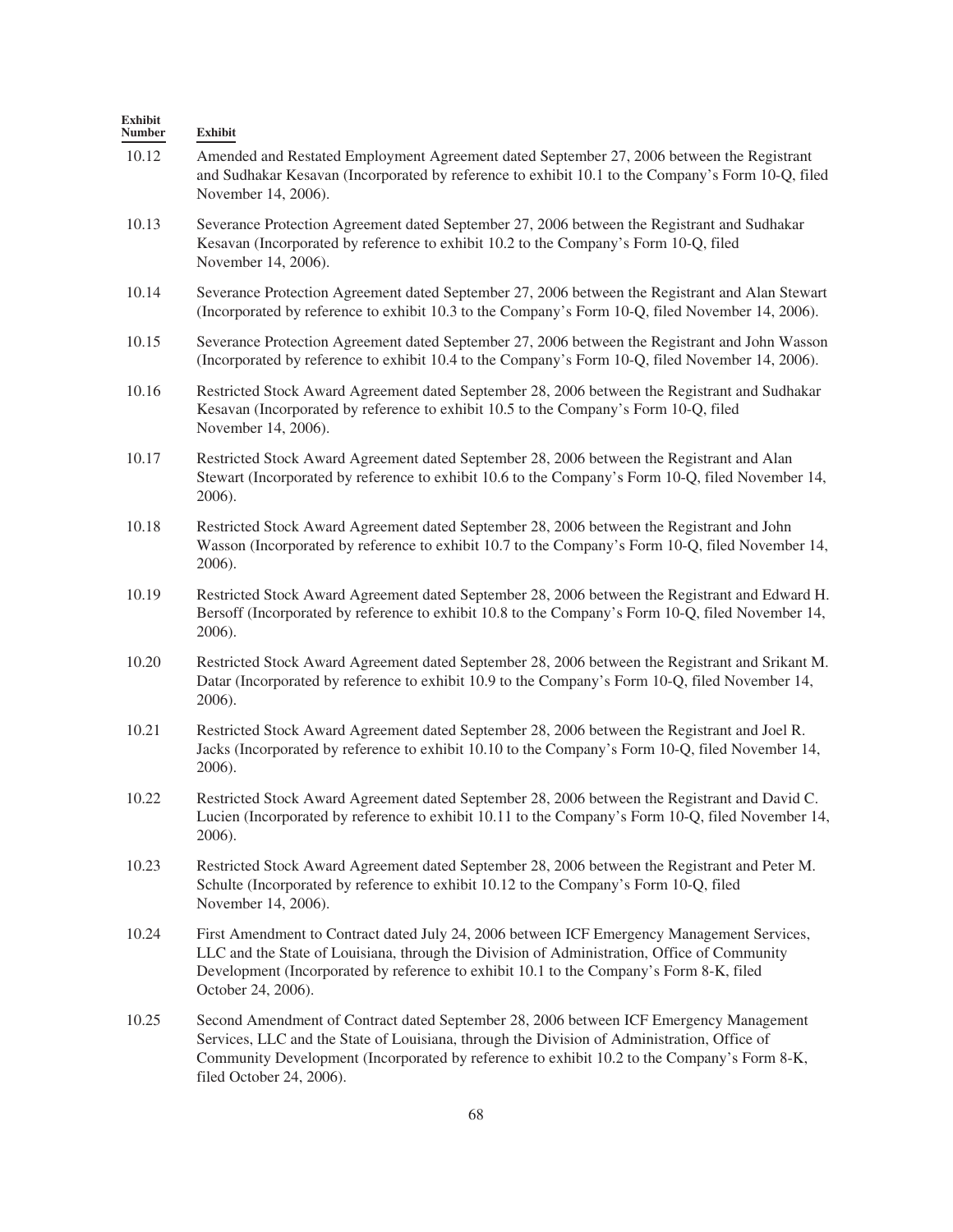| Exhibit Number | Exhibit |
|---|---|
| 10.12 | Amended and Restated Employment Agreement dated September 27, 2006 between the Registrant and Sudhakar Kesavan (Incorporated by reference to exhibit 10.1 to the Company's Form 10-Q, filed November 14, 2006). |
| 10.13 | Severance Protection Agreement dated September 27, 2006 between the Registrant and Sudhakar Kesavan (Incorporated by reference to exhibit 10.2 to the Company's Form 10-Q, filed November 14, 2006). |
| 10.14 | Severance Protection Agreement dated September 27, 2006 between the Registrant and Alan Stewart (Incorporated by reference to exhibit 10.3 to the Company's Form 10-Q, filed November 14, 2006). |
| 10.15 | Severance Protection Agreement dated September 27, 2006 between the Registrant and John Wasson (Incorporated by reference to exhibit 10.4 to the Company's Form 10-Q, filed November 14, 2006). |
| 10.16 | Restricted Stock Award Agreement dated September 28, 2006 between the Registrant and Sudhakar Kesavan (Incorporated by reference to exhibit 10.5 to the Company's Form 10-Q, filed November 14, 2006). |
| 10.17 | Restricted Stock Award Agreement dated September 28, 2006 between the Registrant and Alan Stewart (Incorporated by reference to exhibit 10.6 to the Company's Form 10-Q, filed November 14, 2006). |
| 10.18 | Restricted Stock Award Agreement dated September 28, 2006 between the Registrant and John Wasson (Incorporated by reference to exhibit 10.7 to the Company's Form 10-Q, filed November 14, 2006). |
| 10.19 | Restricted Stock Award Agreement dated September 28, 2006 between the Registrant and Edward H. Bersoff (Incorporated by reference to exhibit 10.8 to the Company's Form 10-Q, filed November 14, 2006). |
| 10.20 | Restricted Stock Award Agreement dated September 28, 2006 between the Registrant and Srikant M. Datar (Incorporated by reference to exhibit 10.9 to the Company's Form 10-Q, filed November 14, 2006). |
| 10.21 | Restricted Stock Award Agreement dated September 28, 2006 between the Registrant and Joel R. Jacks (Incorporated by reference to exhibit 10.10 to the Company's Form 10-Q, filed November 14, 2006). |
| 10.22 | Restricted Stock Award Agreement dated September 28, 2006 between the Registrant and David C. Lucien (Incorporated by reference to exhibit 10.11 to the Company's Form 10-Q, filed November 14, 2006). |
| 10.23 | Restricted Stock Award Agreement dated September 28, 2006 between the Registrant and Peter M. Schulte (Incorporated by reference to exhibit 10.12 to the Company's Form 10-Q, filed November 14, 2006). |
| 10.24 | First Amendment to Contract dated July 24, 2006 between ICF Emergency Management Services, LLC and the State of Louisiana, through the Division of Administration, Office of Community Development (Incorporated by reference to exhibit 10.1 to the Company's Form 8-K, filed October 24, 2006). |
| 10.25 | Second Amendment of Contract dated September 28, 2006 between ICF Emergency Management Services, LLC and the State of Louisiana, through the Division of Administration, Office of Community Development (Incorporated by reference to exhibit 10.2 to the Company's Form 8-K, filed October 24, 2006). |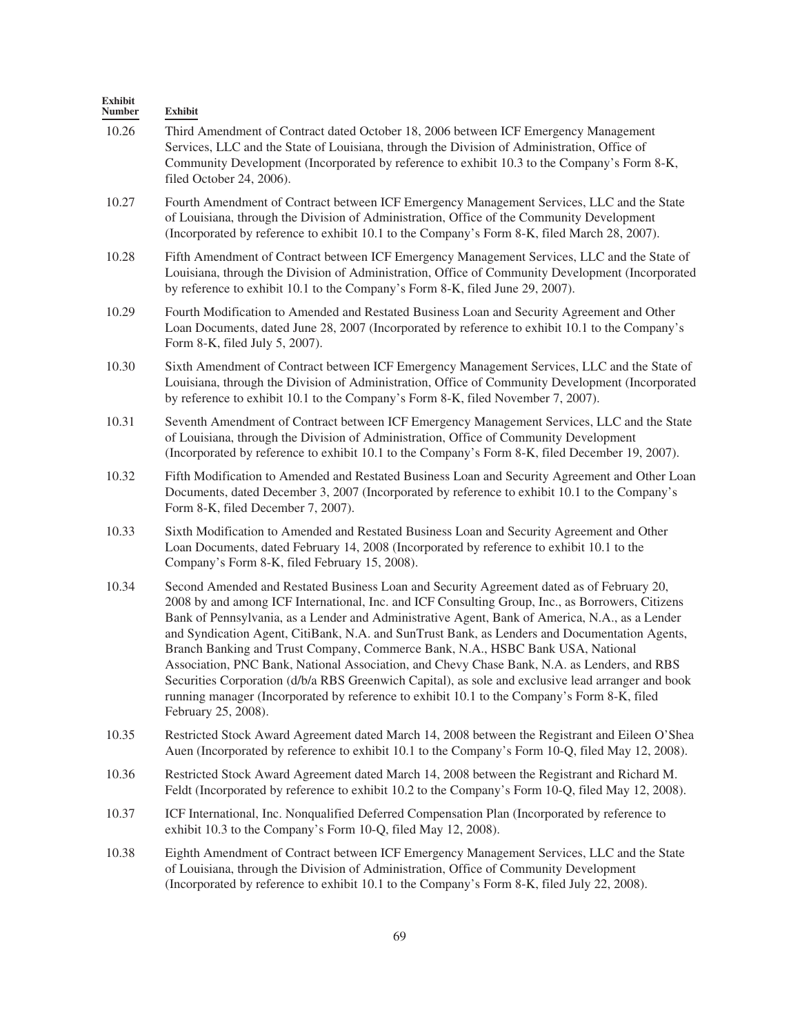| Exhibit Number | Exhibit |
| --- | --- |
| 10.26 | Third Amendment of Contract dated October 18, 2006 between ICF Emergency Management Services, LLC and the State of Louisiana, through the Division of Administration, Office of Community Development (Incorporated by reference to exhibit 10.3 to the Company's Form 8-K, filed October 24, 2006). |
| 10.27 | Fourth Amendment of Contract between ICF Emergency Management Services, LLC and the State of Louisiana, through the Division of Administration, Office of the Community Development (Incorporated by reference to exhibit 10.1 to the Company's Form 8-K, filed March 28, 2007). |
| 10.28 | Fifth Amendment of Contract between ICF Emergency Management Services, LLC and the State of Louisiana, through the Division of Administration, Office of Community Development (Incorporated by reference to exhibit 10.1 to the Company's Form 8-K, filed June 29, 2007). |
| 10.29 | Fourth Modification to Amended and Restated Business Loan and Security Agreement and Other Loan Documents, dated June 28, 2007 (Incorporated by reference to exhibit 10.1 to the Company's Form 8-K, filed July 5, 2007). |
| 10.30 | Sixth Amendment of Contract between ICF Emergency Management Services, LLC and the State of Louisiana, through the Division of Administration, Office of Community Development (Incorporated by reference to exhibit 10.1 to the Company's Form 8-K, filed November 7, 2007). |
| 10.31 | Seventh Amendment of Contract between ICF Emergency Management Services, LLC and the State of Louisiana, through the Division of Administration, Office of Community Development (Incorporated by reference to exhibit 10.1 to the Company's Form 8-K, filed December 19, 2007). |
| 10.32 | Fifth Modification to Amended and Restated Business Loan and Security Agreement and Other Loan Documents, dated December 3, 2007 (Incorporated by reference to exhibit 10.1 to the Company's Form 8-K, filed December 7, 2007). |
| 10.33 | Sixth Modification to Amended and Restated Business Loan and Security Agreement and Other Loan Documents, dated February 14, 2008 (Incorporated by reference to exhibit 10.1 to the Company's Form 8-K, filed February 15, 2008). |
| 10.34 | Second Amended and Restated Business Loan and Security Agreement dated as of February 20, 2008 by and among ICF International, Inc. and ICF Consulting Group, Inc., as Borrowers, Citizens Bank of Pennsylvania, as a Lender and Administrative Agent, Bank of America, N.A., as a Lender and Syndication Agent, CitiBank, N.A. and SunTrust Bank, as Lenders and Documentation Agents, Branch Banking and Trust Company, Commerce Bank, N.A., HSBC Bank USA, National Association, PNC Bank, National Association, and Chevy Chase Bank, N.A. as Lenders, and RBS Securities Corporation (d/b/a RBS Greenwich Capital), as sole and exclusive lead arranger and book running manager (Incorporated by reference to exhibit 10.1 to the Company's Form 8-K, filed February 25, 2008). |
| 10.35 | Restricted Stock Award Agreement dated March 14, 2008 between the Registrant and Eileen O'Shea Auen (Incorporated by reference to exhibit 10.1 to the Company's Form 10-Q, filed May 12, 2008). |
| 10.36 | Restricted Stock Award Agreement dated March 14, 2008 between the Registrant and Richard M. Feldt (Incorporated by reference to exhibit 10.2 to the Company's Form 10-Q, filed May 12, 2008). |
| 10.37 | ICF International, Inc. Nonqualified Deferred Compensation Plan (Incorporated by reference to exhibit 10.3 to the Company's Form 10-Q, filed May 12, 2008). |
| 10.38 | Eighth Amendment of Contract between ICF Emergency Management Services, LLC and the State of Louisiana, through the Division of Administration, Office of Community Development (Incorporated by reference to exhibit 10.1 to the Company's Form 8-K, filed July 22, 2008). |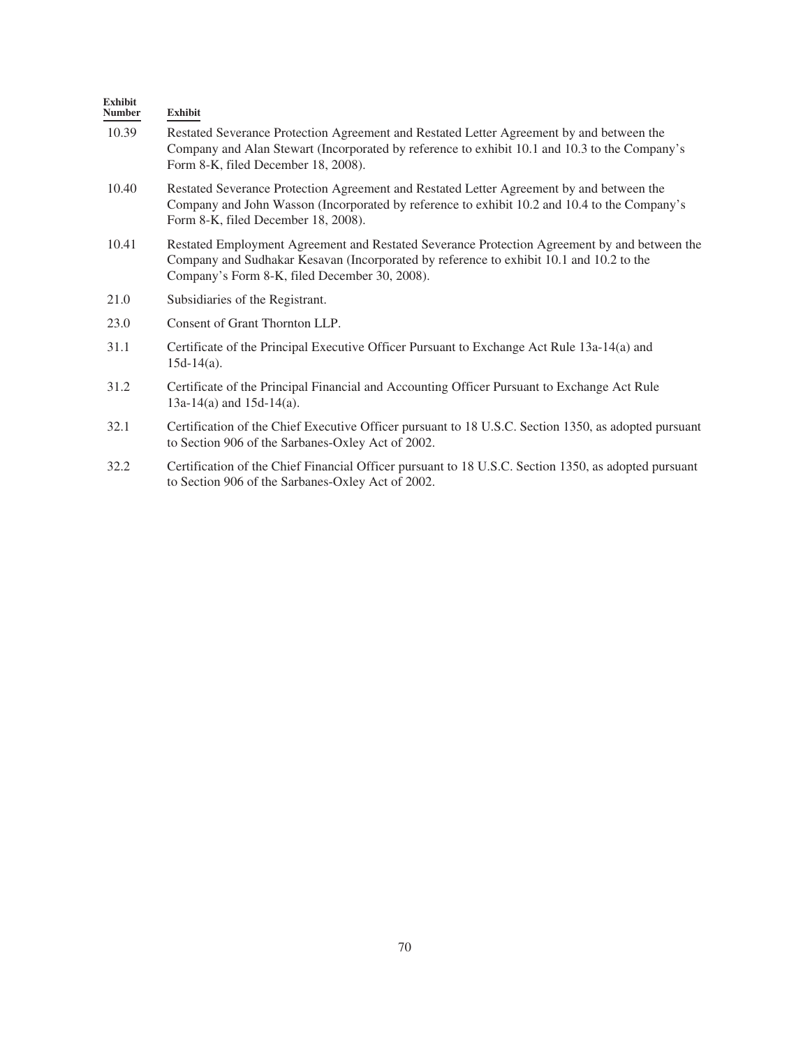| Exhibit Number | Exhibit |
|---|---|
| 10.39 | Restated Severance Protection Agreement and Restated Letter Agreement by and between the Company and Alan Stewart (Incorporated by reference to exhibit 10.1 and 10.3 to the Company's Form 8-K, filed December 18, 2008). |
| 10.40 | Restated Severance Protection Agreement and Restated Letter Agreement by and between the Company and John Wasson (Incorporated by reference to exhibit 10.2 and 10.4 to the Company's Form 8-K, filed December 18, 2008). |
| 10.41 | Restated Employment Agreement and Restated Severance Protection Agreement by and between the Company and Sudhakar Kesavan (Incorporated by reference to exhibit 10.1 and 10.2 to the Company's Form 8-K, filed December 30, 2008). |
| 21.0 | Subsidiaries of the Registrant. |
| 23.0 | Consent of Grant Thornton LLP. |
| 31.1 | Certificate of the Principal Executive Officer Pursuant to Exchange Act Rule 13a-14(a) and 15d-14(a). |
| 31.2 | Certificate of the Principal Financial and Accounting Officer Pursuant to Exchange Act Rule 13a-14(a) and 15d-14(a). |
| 32.1 | Certification of the Chief Executive Officer pursuant to 18 U.S.C. Section 1350, as adopted pursuant to Section 906 of the Sarbanes-Oxley Act of 2002. |
| 32.2 | Certification of the Chief Financial Officer pursuant to 18 U.S.C. Section 1350, as adopted pursuant to Section 906 of the Sarbanes-Oxley Act of 2002. |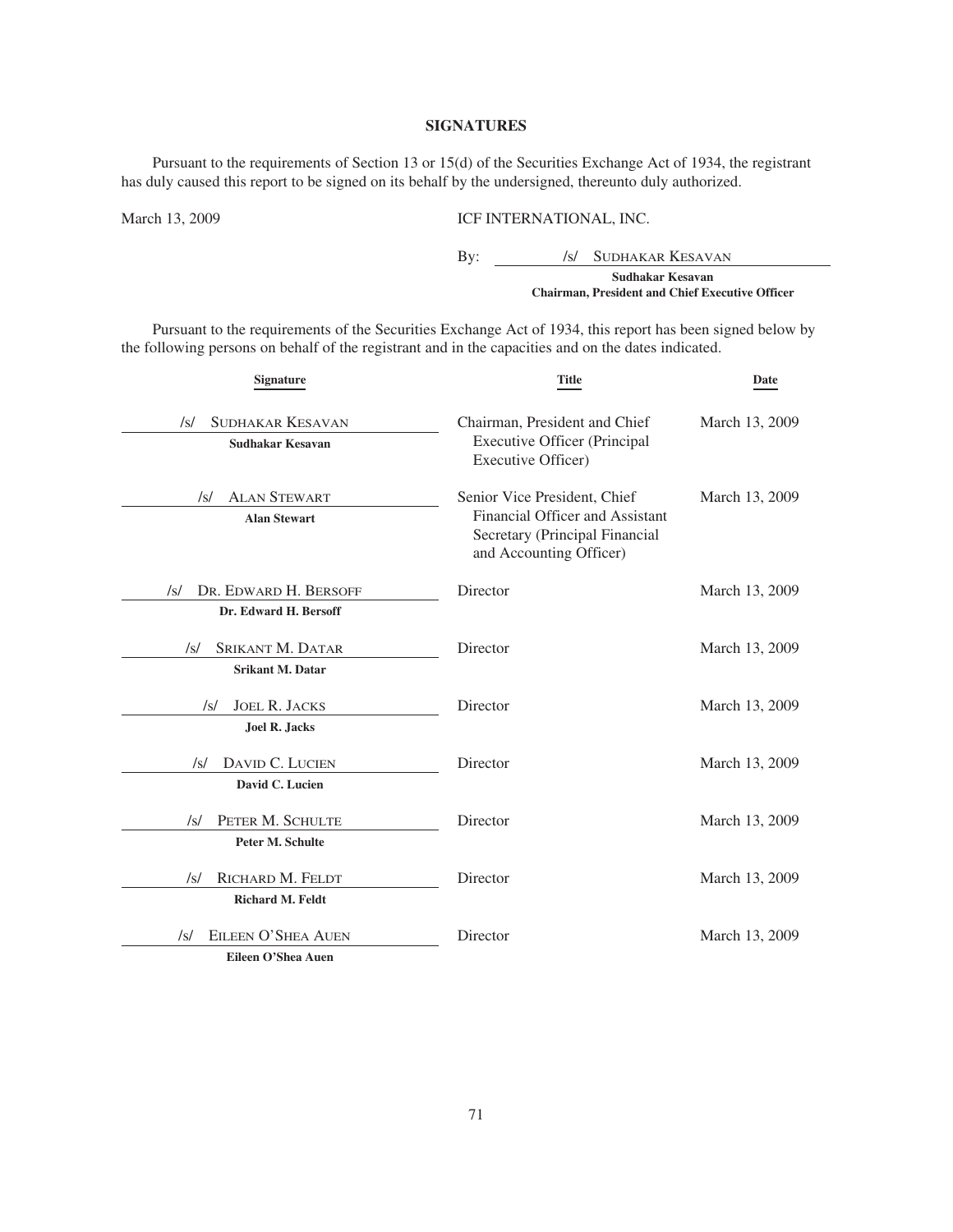## SIGNATURES

Pursuant to the requirements of Section 13 or 15(d) of the Securities Exchange Act of 1934, the registrant has duly caused this report to be signed on its behalf by the undersigned, thereunto duly authorized.

March 13, 2009

ICF INTERNATIONAL, INC.

By: /s/ SUDHAKAR KESAVAN

**Sudhakar Kesavan**
**Chairman, President and Chief Executive Officer**

Pursuant to the requirements of the Securities Exchange Act of 1934, this report has been signed below by the following persons on behalf of the registrant and in the capacities and on the dates indicated.

| Signature | Title | Date |
| --- | --- | --- |
| /s/ SUDHAKAR KESAVAN<br>**Sudhakar Kesavan** | Chairman, President and Chief Executive Officer (Principal Executive Officer) | March 13, 2009 |
| /s/ ALAN STEWART<br>**Alan Stewart** | Senior Vice President, Chief Financial Officer and Assistant Secretary (Principal Financial and Accounting Officer) | March 13, 2009 |
| /s/ DR. EDWARD H. BERSOFF<br>**Dr. Edward H. Bersoff** | Director | March 13, 2009 |
| /s/ SRIKANT M. DATAR<br>**Srikant M. Datar** | Director | March 13, 2009 |
| /s/ JOEL R. JACKS<br>**Joel R. Jacks** | Director | March 13, 2009 |
| /s/ DAVID C. LUCIEN<br>**David C. Lucien** | Director | March 13, 2009 |
| /s/ PETER M. SCHULTE<br>**Peter M. Schulte** | Director | March 13, 2009 |
| /s/ RICHARD M. FELDT<br>**Richard M. Feldt** | Director | March 13, 2009 |
| /s/ EILEEN O'SHEA AUEN<br>**Eileen O'Shea Auen** | Director | March 13, 2009 |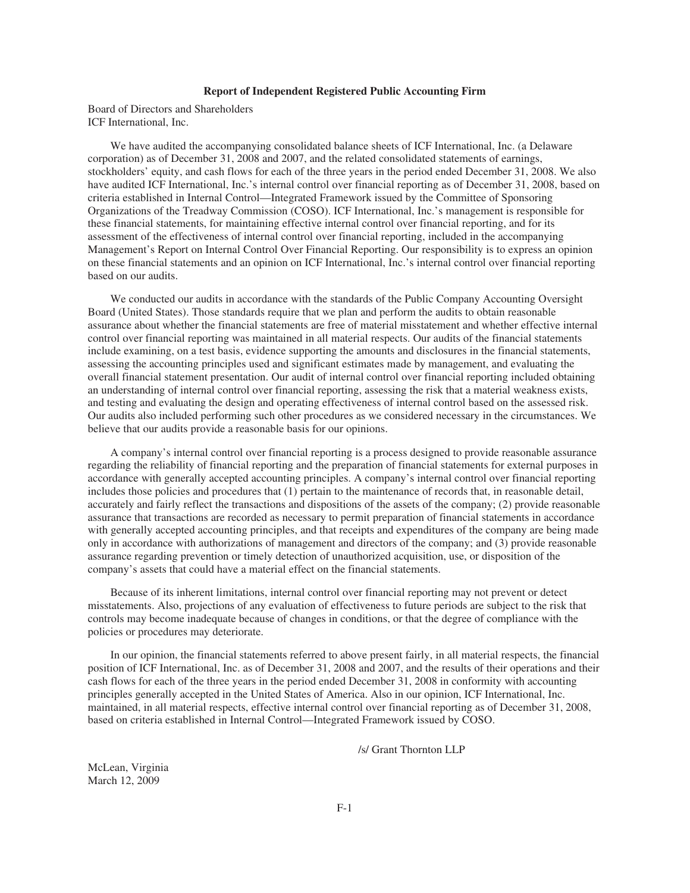**Report of Independent Registered Public Accounting Firm**

Board of Directors and Shareholders
ICF International, Inc.

We have audited the accompanying consolidated balance sheets of ICF International, Inc. (a Delaware corporation) as of December 31, 2008 and 2007, and the related consolidated statements of earnings, stockholders' equity, and cash flows for each of the three years in the period ended December 31, 2008. We also have audited ICF International, Inc.'s internal control over financial reporting as of December 31, 2008, based on criteria established in Internal Control—Integrated Framework issued by the Committee of Sponsoring Organizations of the Treadway Commission (COSO). ICF International, Inc.'s management is responsible for these financial statements, for maintaining effective internal control over financial reporting, and for its assessment of the effectiveness of internal control over financial reporting, included in the accompanying Management's Report on Internal Control Over Financial Reporting. Our responsibility is to express an opinion on these financial statements and an opinion on ICF International, Inc.'s internal control over financial reporting based on our audits.

We conducted our audits in accordance with the standards of the Public Company Accounting Oversight Board (United States). Those standards require that we plan and perform the audits to obtain reasonable assurance about whether the financial statements are free of material misstatement and whether effective internal control over financial reporting was maintained in all material respects. Our audits of the financial statements include examining, on a test basis, evidence supporting the amounts and disclosures in the financial statements, assessing the accounting principles used and significant estimates made by management, and evaluating the overall financial statement presentation. Our audit of internal control over financial reporting included obtaining an understanding of internal control over financial reporting, assessing the risk that a material weakness exists, and testing and evaluating the design and operating effectiveness of internal control based on the assessed risk. Our audits also included performing such other procedures as we considered necessary in the circumstances. We believe that our audits provide a reasonable basis for our opinions.

A company's internal control over financial reporting is a process designed to provide reasonable assurance regarding the reliability of financial reporting and the preparation of financial statements for external purposes in accordance with generally accepted accounting principles. A company's internal control over financial reporting includes those policies and procedures that (1) pertain to the maintenance of records that, in reasonable detail, accurately and fairly reflect the transactions and dispositions of the assets of the company; (2) provide reasonable assurance that transactions are recorded as necessary to permit preparation of financial statements in accordance with generally accepted accounting principles, and that receipts and expenditures of the company are being made only in accordance with authorizations of management and directors of the company; and (3) provide reasonable assurance regarding prevention or timely detection of unauthorized acquisition, use, or disposition of the company's assets that could have a material effect on the financial statements.

Because of its inherent limitations, internal control over financial reporting may not prevent or detect misstatements. Also, projections of any evaluation of effectiveness to future periods are subject to the risk that controls may become inadequate because of changes in conditions, or that the degree of compliance with the policies or procedures may deteriorate.

In our opinion, the financial statements referred to above present fairly, in all material respects, the financial position of ICF International, Inc. as of December 31, 2008 and 2007, and the results of their operations and their cash flows for each of the three years in the period ended December 31, 2008 in conformity with accounting principles generally accepted in the United States of America. Also in our opinion, ICF International, Inc. maintained, in all material respects, effective internal control over financial reporting as of December 31, 2008, based on criteria established in Internal Control—Integrated Framework issued by COSO.

/s/ Grant Thornton LLP

McLean, Virginia
March 12, 2009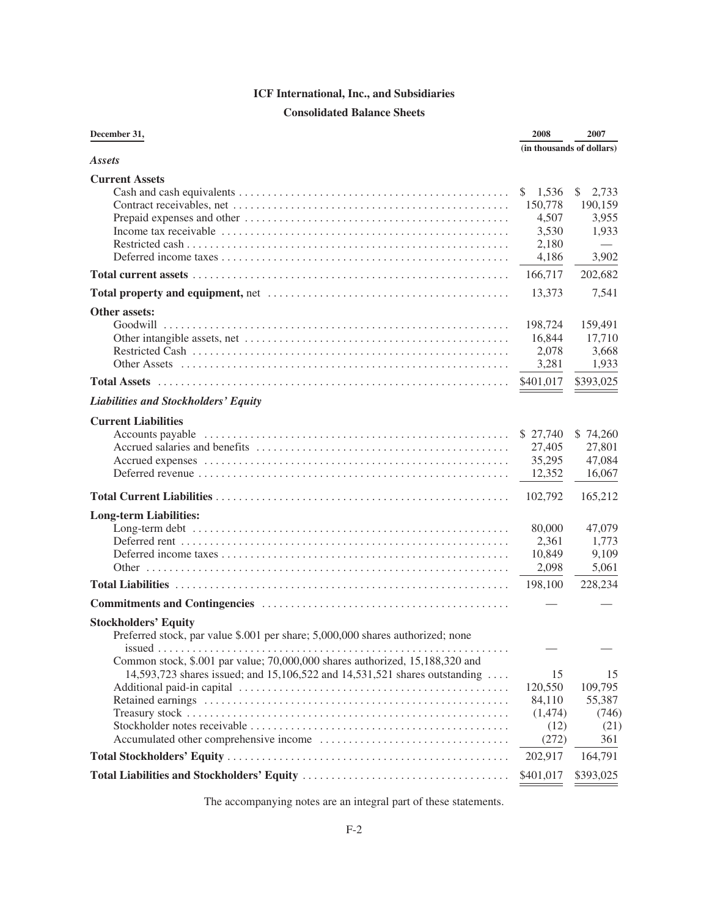# ICF International, Inc., and Subsidiaries

## Consolidated Balance Sheets

| December 31, | 2008 | 2007 |
|---|---|---|
| | (in thousands of dollars) | |
| ***Assets*** | | |
| **Current Assets** | | |
| Cash and cash equivalents | $ 1,536 | $ 2,733 |
| Contract receivables, net | 150,778 | 190,159 |
| Prepaid expenses and other | 4,507 | 3,955 |
| Income tax receivable | 3,530 | 1,933 |
| Restricted cash | 2,180 | — |
| Deferred income taxes | 4,186 | 3,902 |
| **Total current assets** | 166,717 | 202,682 |
| **Total property and equipment,** net | 13,373 | 7,541 |
| **Other assets:** | | |
| Goodwill | 198,724 | 159,491 |
| Other intangible assets, net | 16,844 | 17,710 |
| Restricted Cash | 2,078 | 3,668 |
| Other Assets | 3,281 | 1,933 |
| **Total Assets** | $401,017 | $393,025 |
| ***Liabilities and Stockholders' Equity*** | | |
| **Current Liabilities** | | |
| Accounts payable | $ 27,740 | $ 74,260 |
| Accrued salaries and benefits | 27,405 | 27,801 |
| Accrued expenses | 35,295 | 47,084 |
| Deferred revenue | 12,352 | 16,067 |
| **Total Current Liabilities** | 102,792 | 165,212 |
| **Long-term Liabilities:** | | |
| Long-term debt | 80,000 | 47,079 |
| Deferred rent | 2,361 | 1,773 |
| Deferred income taxes | 10,849 | 9,109 |
| Other | 2,098 | 5,061 |
| **Total Liabilities** | 198,100 | 228,234 |
| **Commitments and Contingencies** | — | — |
| **Stockholders' Equity** | | |
| Preferred stock, par value $.001 per share; 5,000,000 shares authorized; none issued | — | — |
| Common stock, $.001 par value; 70,000,000 shares authorized, 15,188,320 and 14,593,723 shares issued; and 15,106,522 and 14,531,521 shares outstanding | 15 | 15 |
| Additional paid-in capital | 120,550 | 109,795 |
| Retained earnings | 84,110 | 55,387 |
| Treasury stock | (1,474) | (746) |
| Stockholder notes receivable | (12) | (21) |
| Accumulated other comprehensive income | (272) | 361 |
| **Total Stockholders' Equity** | 202,917 | 164,791 |
| **Total Liabilities and Stockholders' Equity** | $401,017 | $393,025 |

The accompanying notes are an integral part of these statements.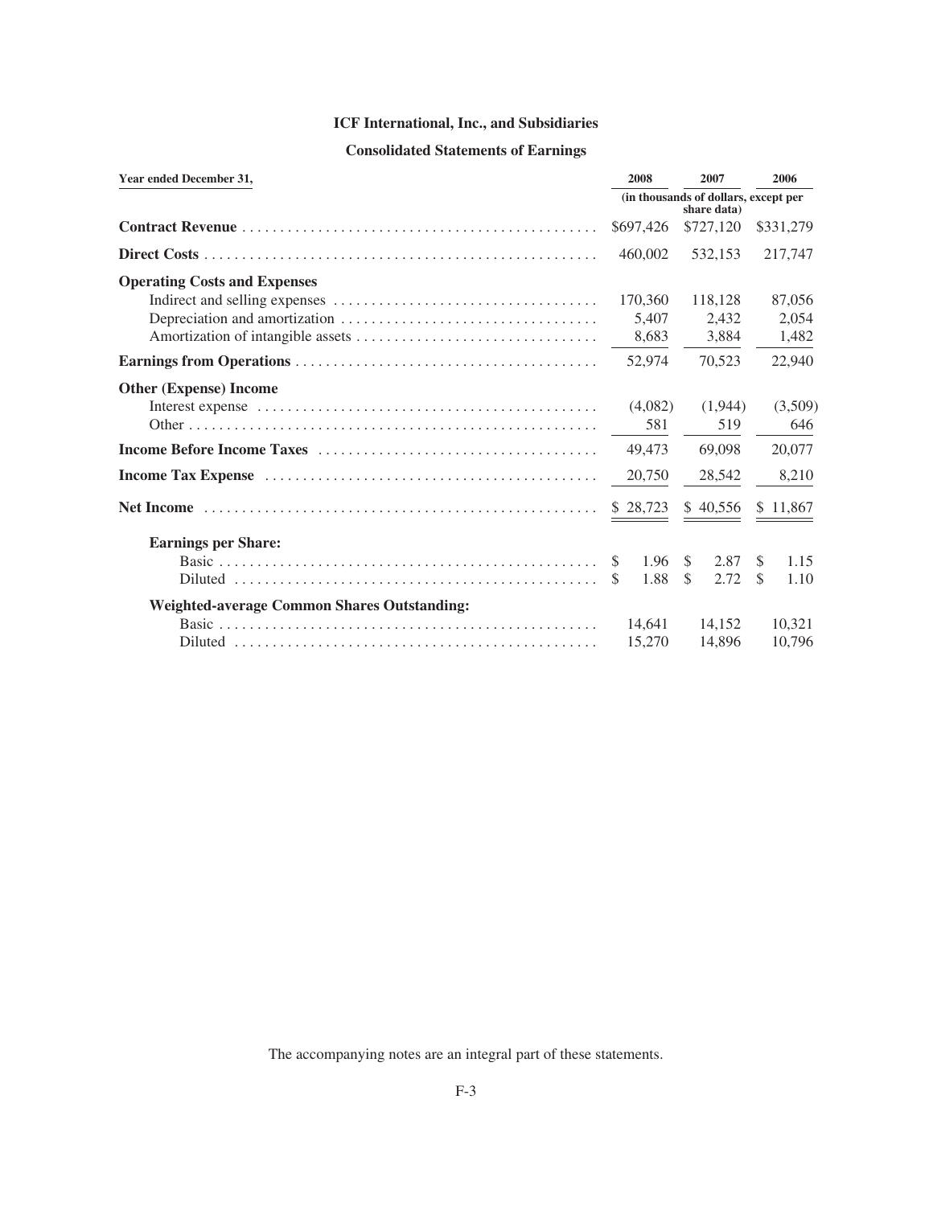## ICF International, Inc., and Subsidiaries

## Consolidated Statements of Earnings

| Year ended December 31, | 2008 | 2007 | 2006 |
|---|---|---|---|
| | (in thousands of dollars, except per share data) | | |
| **Contract Revenue** | $697,426 | $727,120 | $331,279 |
| **Direct Costs** | 460,002 | 532,153 | 217,747 |
| **Operating Costs and Expenses** | | | |
| Indirect and selling expenses | 170,360 | 118,128 | 87,056 |
| Depreciation and amortization | 5,407 | 2,432 | 2,054 |
| Amortization of intangible assets | 8,683 | 3,884 | 1,482 |
| **Earnings from Operations** | 52,974 | 70,523 | 22,940 |
| **Other (Expense) Income** | | | |
| Interest expense | (4,082) | (1,944) | (3,509) |
| Other | 581 | 519 | 646 |
| **Income Before Income Taxes** | 49,473 | 69,098 | 20,077 |
| **Income Tax Expense** | 20,750 | 28,542 | 8,210 |
| **Net Income** | $ 28,723 | $ 40,556 | $ 11,867 |
| **Earnings per Share:** | | | |
| Basic | $ 1.96 | $ 2.87 | $ 1.15 |
| Diluted | $ 1.88 | $ 2.72 | $ 1.10 |
| **Weighted-average Common Shares Outstanding:** | | | |
| Basic | 14,641 | 14,152 | 10,321 |
| Diluted | 15,270 | 14,896 | 10,796 |

The accompanying notes are an integral part of these statements.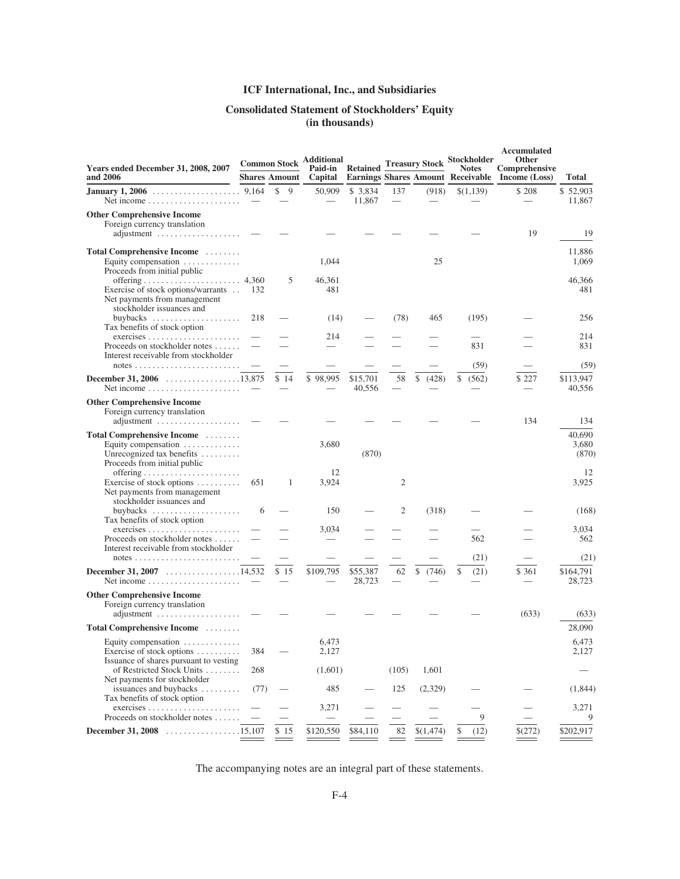# ICF International, Inc., and Subsidiaries

## Consolidated Statement of Stockholders' Equity
### (in thousands)

| Years ended December 31, 2008, 2007 and 2006 | Common Stock | | Additional Paid-in Capital | Retained Earnings | Treasury Stock | | Stockholder Notes Receivable | Accumulated Other Comprehensive Income (Loss) | Total |
|---|---|---|---|---|---|---|---|---|---|
| | Shares | Amount | | | Shares | Amount | | | |
| **January 1, 2006** | 9,164 | $ 9 | 50,909 | $ 3,834 | 137 | (918) | $(1,139) | $ 208 | $ 52,903 |
| Net income | — | — | — | 11,867 | — | — | — | — | 11,867 |
| **Other Comprehensive Income** | | | | | | | | | |
| Foreign currency translation adjustment | — | — | — | — | — | — | — | 19 | 19 |
| **Total Comprehensive Income** | | | | | | | | | 11,886 |
| Equity compensation | | | 1,044 | | | 25 | | | 1,069 |
| Proceeds from initial public offering | 4,360 | 5 | 46,361 | | | | | | 46,366 |
| Exercise of stock options/warrants | 132 | | 481 | | | | | | 481 |
| Net payments from management stockholder issuances and buybacks | 218 | — | (14) | — | (78) | 465 | (195) | — | 256 |
| Tax benefits of stock option exercises | — | — | 214 | — | — | — | — | — | 214 |
| Proceeds on stockholder notes | — | — | — | — | — | — | 831 | — | 831 |
| Interest receivable from stockholder notes | — | — | — | — | — | — | (59) | — | (59) |
| **December 31, 2006** | 13,875 | $ 14 | $ 98,995 | $15,701 | 58 | $ (428) | $ (562) | $ 227 | $113,947 |
| Net income | — | — | — | 40,556 | — | — | — | — | 40,556 |
| **Other Comprehensive Income** | | | | | | | | | |
| Foreign currency translation adjustment | — | — | — | — | — | — | — | 134 | 134 |
| **Total Comprehensive Income** | | | | | | | | | 40,690 |
| Equity compensation | | | 3,680 | | | | | | 3,680 |
| Unrecognized tax benefits | | | | (870) | | | | | (870) |
| Proceeds from initial public offering | | | 12 | | | | | | 12 |
| Exercise of stock options | 651 | 1 | 3,924 | | 2 | | | | 3,925 |
| Net payments from management stockholder issuances and buybacks | 6 | — | 150 | — | 2 | (318) | — | — | (168) |
| Tax benefits of stock option exercises | — | — | 3,034 | — | — | — | — | — | 3,034 |
| Proceeds on stockholder notes | — | — | — | — | — | — | 562 | — | 562 |
| Interest receivable from stockholder notes | — | — | — | — | — | — | (21) | — | (21) |
| **December 31, 2007** | 14,532 | $ 15 | $109,795 | $55,387 | 62 | $ (746) | $ (21) | $ 361 | $164,791 |
| Net income | — | — | — | 28,723 | — | — | — | — | 28,723 |
| **Other Comprehensive Income** | | | | | | | | | |
| Foreign currency translation adjustment | — | — | — | — | — | — | — | (633) | (633) |
| **Total Comprehensive Income** | | | | | | | | | 28,090 |
| Equity compensation | | | 6,473 | | | | | | 6,473 |
| Exercise of stock options | 384 | — | 2,127 | | | | | | 2,127 |
| Issuance of shares pursuant to vesting of Restricted Stock Units | 268 | | (1,601) | | (105) | 1,601 | | | — |
| Net payments for stockholder issuances and buybacks | (77) | — | 485 | — | 125 | (2,329) | — | — | (1,844) |
| Tax benefits of stock option exercises | — | — | 3,271 | — | — | — | — | — | 3,271 |
| Proceeds on stockholder notes | — | — | — | — | — | — | 9 | — | 9 |
| **December 31, 2008** | 15,107 | $ 15 | $120,550 | $84,110 | 82 | $(1,474) | $ (12) | $(272) | $202,917 |

The accompanying notes are an integral part of these statements.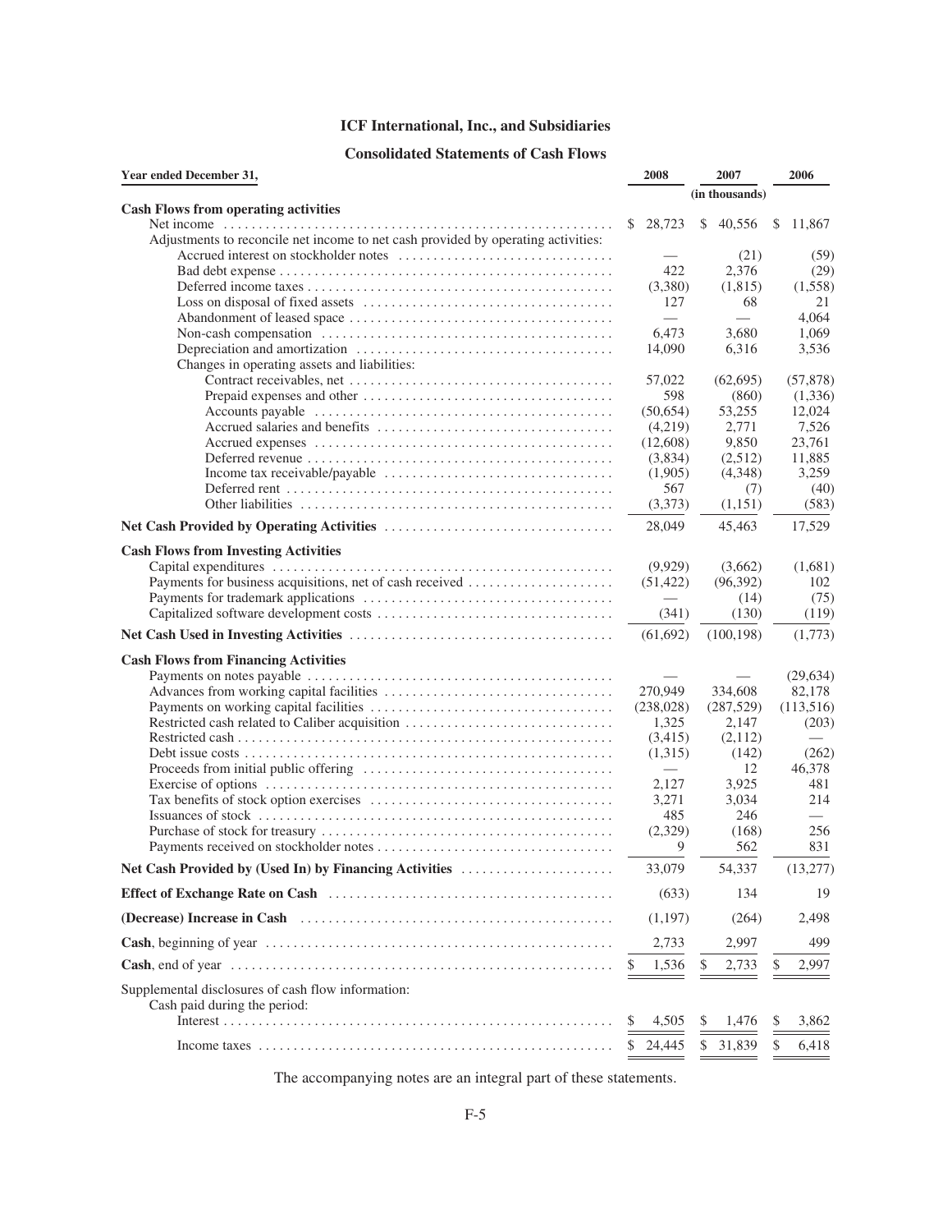# ICF International, Inc., and Subsidiaries

## Consolidated Statements of Cash Flows

| Year ended December 31, | 2008 | 2007 | 2006 |
|---|---|---|---|
| | | (in thousands) | |
| **Cash Flows from operating activities** | | | |
| Net income | $ 28,723 | $ 40,556 | $ 11,867 |
| Adjustments to reconcile net income to net cash provided by operating activities: | | | |
| Accrued interest on stockholder notes | — | (21) | (59) |
| Bad debt expense | 422 | 2,376 | (29) |
| Deferred income taxes | (3,380) | (1,815) | (1,558) |
| Loss on disposal of fixed assets | 127 | 68 | 21 |
| Abandonment of leased space | — | — | 4,064 |
| Non-cash compensation | 6,473 | 3,680 | 1,069 |
| Depreciation and amortization | 14,090 | 6,316 | 3,536 |
| Changes in operating assets and liabilities: | | | |
| Contract receivables, net | 57,022 | (62,695) | (57,878) |
| Prepaid expenses and other | 598 | (860) | (1,336) |
| Accounts payable | (50,654) | 53,255 | 12,024 |
| Accrued salaries and benefits | (4,219) | 2,771 | 7,526 |
| Accrued expenses | (12,608) | 9,850 | 23,761 |
| Deferred revenue | (3,834) | (2,512) | 11,885 |
| Income tax receivable/payable | (1,905) | (4,348) | 3,259 |
| Deferred rent | 567 | (7) | (40) |
| Other liabilities | (3,373) | (1,151) | (583) |
| **Net Cash Provided by Operating Activities** | 28,049 | 45,463 | 17,529 |
| **Cash Flows from Investing Activities** | | | |
| Capital expenditures | (9,929) | (3,662) | (1,681) |
| Payments for business acquisitions, net of cash received | (51,422) | (96,392) | 102 |
| Payments for trademark applications | — | (14) | (75) |
| Capitalized software development costs | (341) | (130) | (119) |
| **Net Cash Used in Investing Activities** | (61,692) | (100,198) | (1,773) |
| **Cash Flows from Financing Activities** | | | |
| Payments on notes payable | — | — | (29,634) |
| Advances from working capital facilities | 270,949 | 334,608 | 82,178 |
| Payments on working capital facilities | (238,028) | (287,529) | (113,516) |
| Restricted cash related to Caliber acquisition | 1,325 | 2,147 | (203) |
| Restricted cash | (3,415) | (2,112) | — |
| Debt issue costs | (1,315) | (142) | (262) |
| Proceeds from initial public offering | — | 12 | 46,378 |
| Exercise of options | 2,127 | 3,925 | 481 |
| Tax benefits of stock option exercises | 3,271 | 3,034 | 214 |
| Issuances of stock | 485 | 246 | — |
| Purchase of stock for treasury | (2,329) | (168) | 256 |
| Payments received on stockholder notes | 9 | 562 | 831 |
| **Net Cash Provided by (Used In) by Financing Activities** | 33,079 | 54,337 | (13,277) |
| **Effect of Exchange Rate on Cash** | (633) | 134 | 19 |
| **(Decrease) Increase in Cash** | (1,197) | (264) | 2,498 |
| **Cash**, beginning of year | 2,733 | 2,997 | 499 |
| **Cash**, end of year | $ 1,536 | $ 2,733 | $ 2,997 |
| Supplemental disclosures of cash flow information: | | | |
| Cash paid during the period: | | | |
| Interest | $ 4,505 | $ 1,476 | $ 3,862 |
| Income taxes | $ 24,445 | $ 31,839 | $ 6,418 |

The accompanying notes are an integral part of these statements.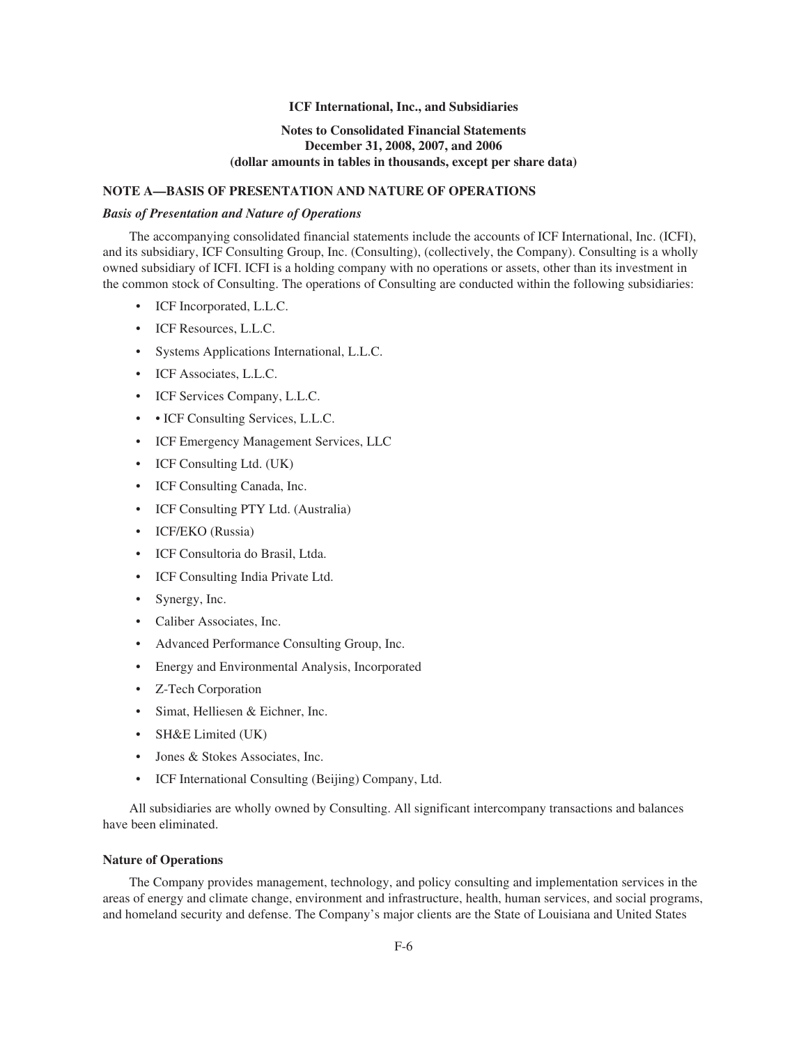**ICF International, Inc., and Subsidiaries**

**Notes to Consolidated Financial Statements**
**December 31, 2008, 2007, and 2006**
**(dollar amounts in tables in thousands, except per share data)**

## NOTE A—BASIS OF PRESENTATION AND NATURE OF OPERATIONS

### *Basis of Presentation and Nature of Operations*

The accompanying consolidated financial statements include the accounts of ICF International, Inc. (ICFI), and its subsidiary, ICF Consulting Group, Inc. (Consulting), (collectively, the Company). Consulting is a wholly owned subsidiary of ICFI. ICFI is a holding company with no operations or assets, other than its investment in the common stock of Consulting. The operations of Consulting are conducted within the following subsidiaries:

- ICF Incorporated, L.L.C.
- ICF Resources, L.L.C.
- Systems Applications International, L.L.C.
- ICF Associates, L.L.C.
- ICF Services Company, L.L.C.
- • ICF Consulting Services, L.L.C.
- ICF Emergency Management Services, LLC
- ICF Consulting Ltd. (UK)
- ICF Consulting Canada, Inc.
- ICF Consulting PTY Ltd. (Australia)
- ICF/EKO (Russia)
- ICF Consultoria do Brasil, Ltda.
- ICF Consulting India Private Ltd.
- Synergy, Inc.
- Caliber Associates, Inc.
- Advanced Performance Consulting Group, Inc.
- Energy and Environmental Analysis, Incorporated
- Z-Tech Corporation
- Simat, Helliesen & Eichner, Inc.
- SH&E Limited (UK)
- Jones & Stokes Associates, Inc.
- ICF International Consulting (Beijing) Company, Ltd.

All subsidiaries are wholly owned by Consulting. All significant intercompany transactions and balances have been eliminated.

### Nature of Operations

The Company provides management, technology, and policy consulting and implementation services in the areas of energy and climate change, environment and infrastructure, health, human services, and social programs, and homeland security and defense. The Company's major clients are the State of Louisiana and United States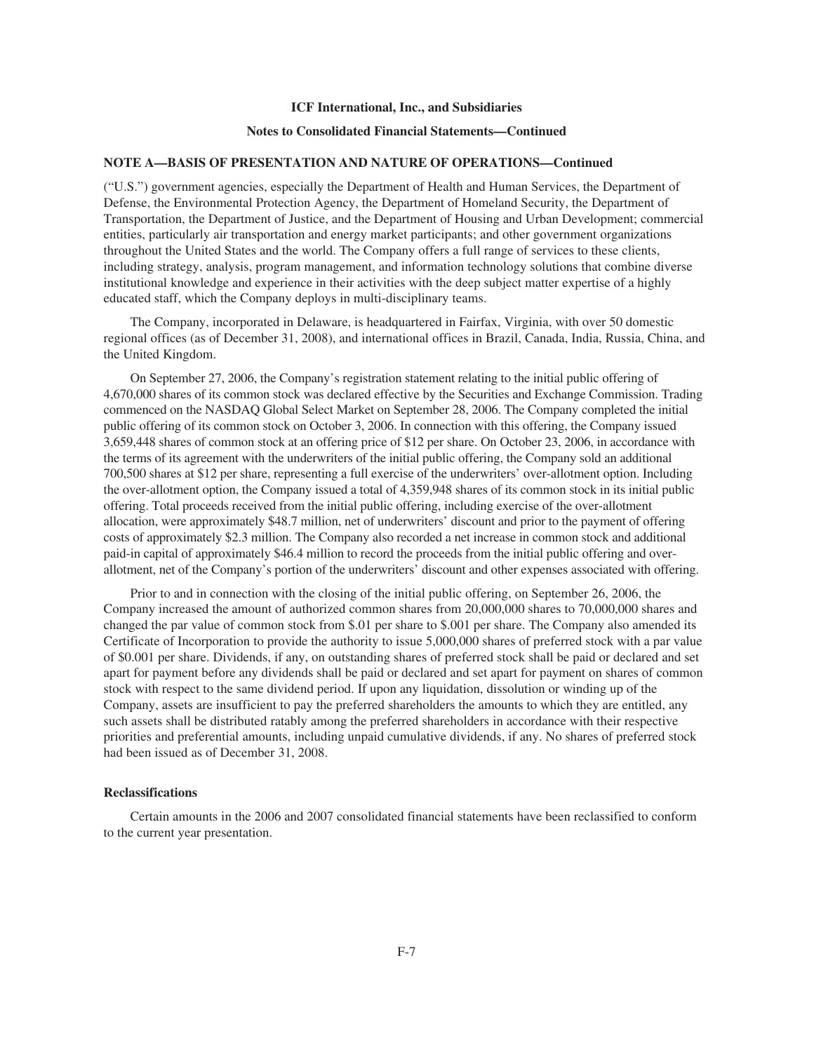### NOTE A—BASIS OF PRESENTATION AND NATURE OF OPERATIONS—Continued

("U.S.") government agencies, especially the Department of Health and Human Services, the Department of Defense, the Environmental Protection Agency, the Department of Homeland Security, the Department of Transportation, the Department of Justice, and the Department of Housing and Urban Development; commercial entities, particularly air transportation and energy market participants; and other government organizations throughout the United States and the world. The Company offers a full range of services to these clients, including strategy, analysis, program management, and information technology solutions that combine diverse institutional knowledge and experience in their activities with the deep subject matter expertise of a highly educated staff, which the Company deploys in multi-disciplinary teams.

The Company, incorporated in Delaware, is headquartered in Fairfax, Virginia, with over 50 domestic regional offices (as of December 31, 2008), and international offices in Brazil, Canada, India, Russia, China, and the United Kingdom.

On September 27, 2006, the Company's registration statement relating to the initial public offering of 4,670,000 shares of its common stock was declared effective by the Securities and Exchange Commission. Trading commenced on the NASDAQ Global Select Market on September 28, 2006. The Company completed the initial public offering of its common stock on October 3, 2006. In connection with this offering, the Company issued 3,659,448 shares of common stock at an offering price of $12 per share. On October 23, 2006, in accordance with the terms of its agreement with the underwriters of the initial public offering, the Company sold an additional 700,500 shares at $12 per share, representing a full exercise of the underwriters' over-allotment option. Including the over-allotment option, the Company issued a total of 4,359,948 shares of its common stock in its initial public offering. Total proceeds received from the initial public offering, including exercise of the over-allotment allocation, were approximately $48.7 million, net of underwriters' discount and prior to the payment of offering costs of approximately $2.3 million. The Company also recorded a net increase in common stock and additional paid-in capital of approximately $46.4 million to record the proceeds from the initial public offering and over-allotment, net of the Company's portion of the underwriters' discount and other expenses associated with offering.

Prior to and in connection with the closing of the initial public offering, on September 26, 2006, the Company increased the amount of authorized common shares from 20,000,000 shares to 70,000,000 shares and changed the par value of common stock from $.01 per share to $.001 per share. The Company also amended its Certificate of Incorporation to provide the authority to issue 5,000,000 shares of preferred stock with a par value of $0.001 per share. Dividends, if any, on outstanding shares of preferred stock shall be paid or declared and set apart for payment before any dividends shall be paid or declared and set apart for payment on shares of common stock with respect to the same dividend period. If upon any liquidation, dissolution or winding up of the Company, assets are insufficient to pay the preferred shareholders the amounts to which they are entitled, any such assets shall be distributed ratably among the preferred shareholders in accordance with their respective priorities and preferential amounts, including unpaid cumulative dividends, if any. No shares of preferred stock had been issued as of December 31, 2008.

#### Reclassifications

Certain amounts in the 2006 and 2007 consolidated financial statements have been reclassified to conform to the current year presentation.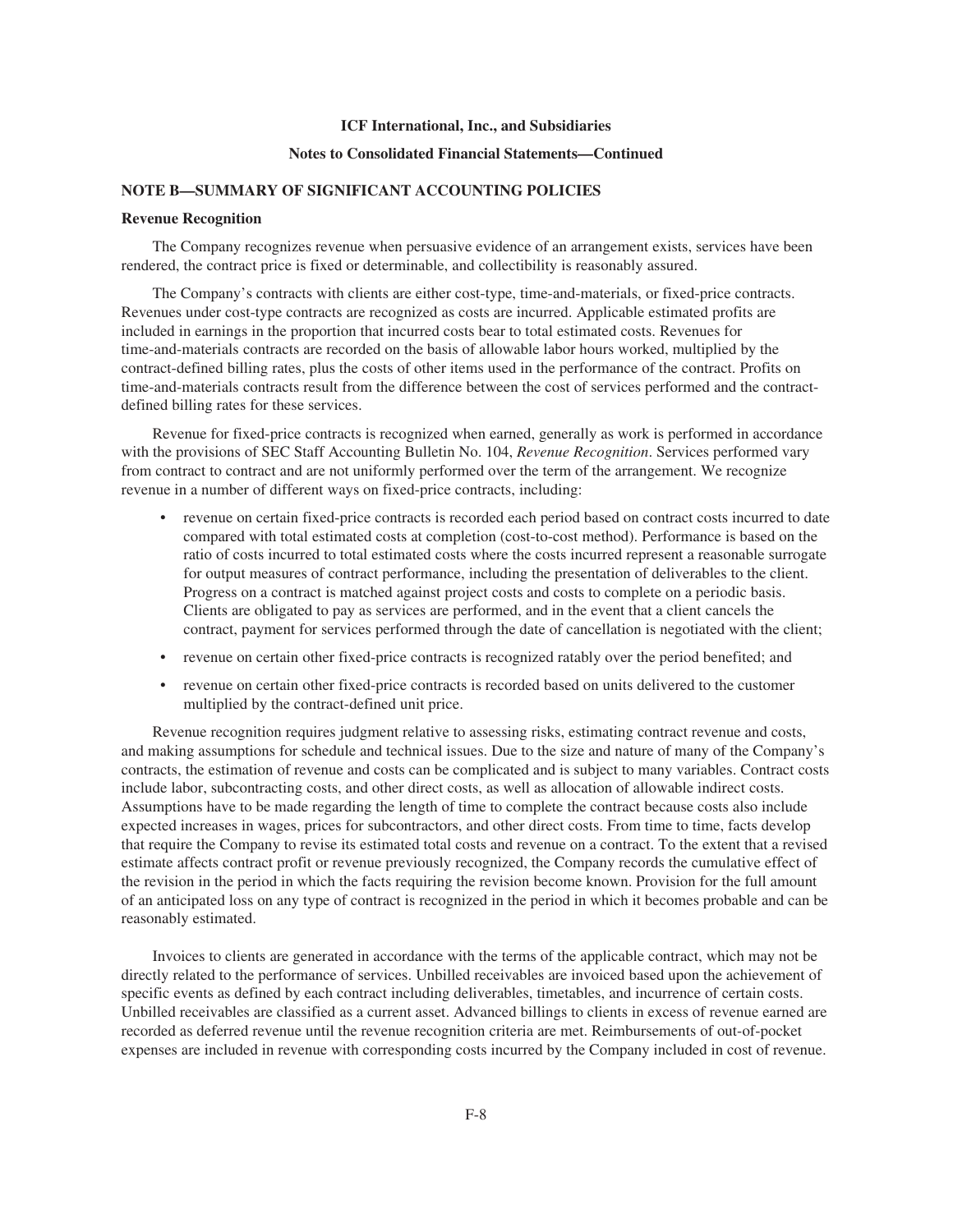## NOTE B—SUMMARY OF SIGNIFICANT ACCOUNTING POLICIES

### Revenue Recognition

The Company recognizes revenue when persuasive evidence of an arrangement exists, services have been rendered, the contract price is fixed or determinable, and collectibility is reasonably assured.

The Company's contracts with clients are either cost-type, time-and-materials, or fixed-price contracts. Revenues under cost-type contracts are recognized as costs are incurred. Applicable estimated profits are included in earnings in the proportion that incurred costs bear to total estimated costs. Revenues for time-and-materials contracts are recorded on the basis of allowable labor hours worked, multiplied by the contract-defined billing rates, plus the costs of other items used in the performance of the contract. Profits on time-and-materials contracts result from the difference between the cost of services performed and the contract-defined billing rates for these services.

Revenue for fixed-price contracts is recognized when earned, generally as work is performed in accordance with the provisions of SEC Staff Accounting Bulletin No. 104, *Revenue Recognition*. Services performed vary from contract to contract and are not uniformly performed over the term of the arrangement. We recognize revenue in a number of different ways on fixed-price contracts, including:

- revenue on certain fixed-price contracts is recorded each period based on contract costs incurred to date compared with total estimated costs at completion (cost-to-cost method). Performance is based on the ratio of costs incurred to total estimated costs where the costs incurred represent a reasonable surrogate for output measures of contract performance, including the presentation of deliverables to the client. Progress on a contract is matched against project costs and costs to complete on a periodic basis. Clients are obligated to pay as services are performed, and in the event that a client cancels the contract, payment for services performed through the date of cancellation is negotiated with the client;
- revenue on certain other fixed-price contracts is recognized ratably over the period benefited; and
- revenue on certain other fixed-price contracts is recorded based on units delivered to the customer multiplied by the contract-defined unit price.

Revenue recognition requires judgment relative to assessing risks, estimating contract revenue and costs, and making assumptions for schedule and technical issues. Due to the size and nature of many of the Company's contracts, the estimation of revenue and costs can be complicated and is subject to many variables. Contract costs include labor, subcontracting costs, and other direct costs, as well as allocation of allowable indirect costs. Assumptions have to be made regarding the length of time to complete the contract because costs also include expected increases in wages, prices for subcontractors, and other direct costs. From time to time, facts develop that require the Company to revise its estimated total costs and revenue on a contract. To the extent that a revised estimate affects contract profit or revenue previously recognized, the Company records the cumulative effect of the revision in the period in which the facts requiring the revision become known. Provision for the full amount of an anticipated loss on any type of contract is recognized in the period in which it becomes probable and can be reasonably estimated.

Invoices to clients are generated in accordance with the terms of the applicable contract, which may not be directly related to the performance of services. Unbilled receivables are invoiced based upon the achievement of specific events as defined by each contract including deliverables, timetables, and incurrence of certain costs. Unbilled receivables are classified as a current asset. Advanced billings to clients in excess of revenue earned are recorded as deferred revenue until the revenue recognition criteria are met. Reimbursements of out-of-pocket expenses are included in revenue with corresponding costs incurred by the Company included in cost of revenue.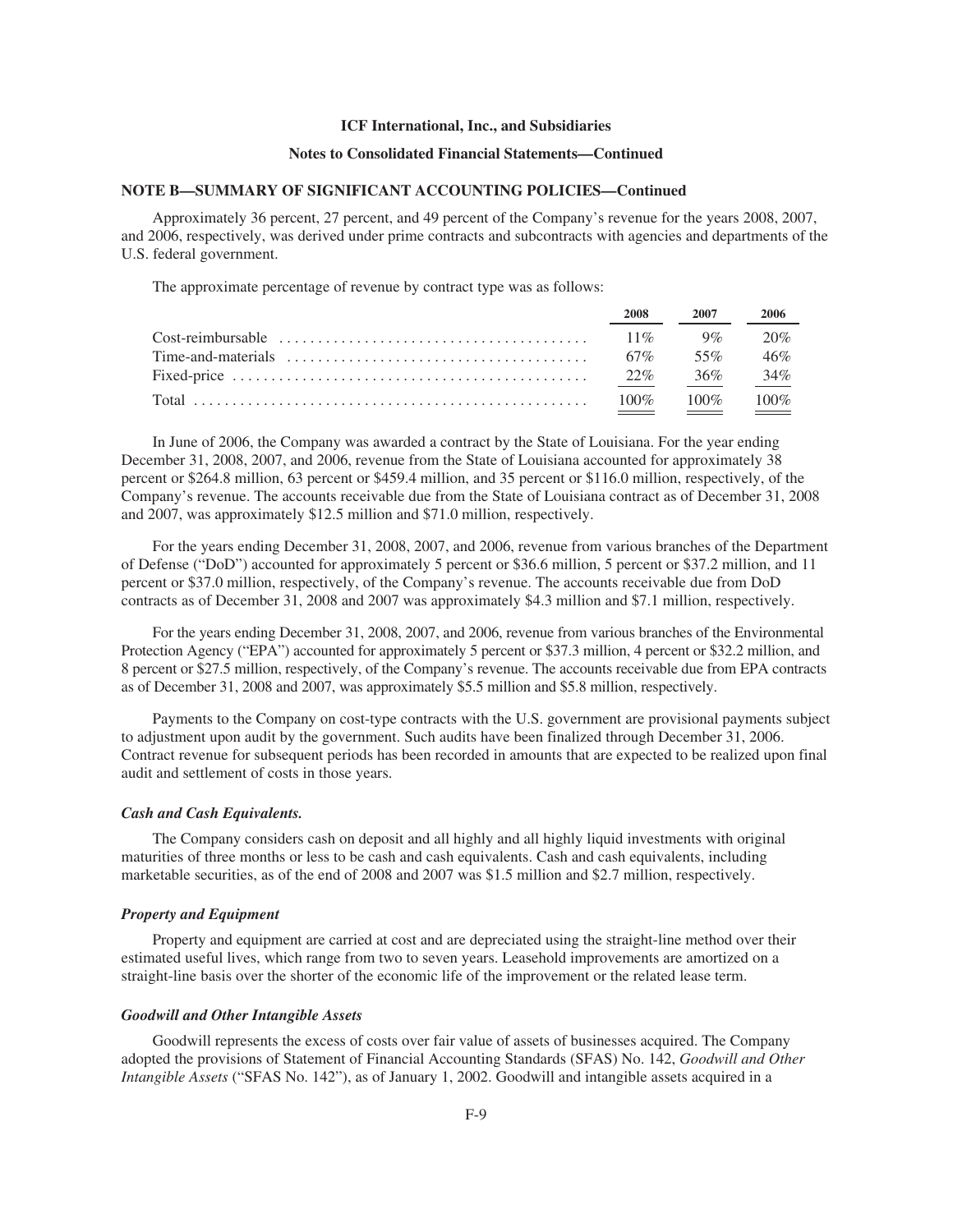## NOTE B—SUMMARY OF SIGNIFICANT ACCOUNTING POLICIES—Continued

Approximately 36 percent, 27 percent, and 49 percent of the Company's revenue for the years 2008, 2007, and 2006, respectively, was derived under prime contracts and subcontracts with agencies and departments of the U.S. federal government.

The approximate percentage of revenue by contract type was as follows:

| | 2008 | 2007 | 2006 |
|---|---|---|---|
| Cost-reimbursable | 11% | 9% | 20% |
| Time-and-materials | 67% | 55% | 46% |
| Fixed-price | 22% | 36% | 34% |
| Total | 100% | 100% | 100% |

In June of 2006, the Company was awarded a contract by the State of Louisiana. For the year ending December 31, 2008, 2007, and 2006, revenue from the State of Louisiana accounted for approximately 38 percent or $264.8 million, 63 percent or $459.4 million, and 35 percent or $116.0 million, respectively, of the Company's revenue. The accounts receivable due from the State of Louisiana contract as of December 31, 2008 and 2007, was approximately $12.5 million and $71.0 million, respectively.

For the years ending December 31, 2008, 2007, and 2006, revenue from various branches of the Department of Defense ("DoD") accounted for approximately 5 percent or $36.6 million, 5 percent or $37.2 million, and 11 percent or $37.0 million, respectively, of the Company's revenue. The accounts receivable due from DoD contracts as of December 31, 2008 and 2007 was approximately $4.3 million and $7.1 million, respectively.

For the years ending December 31, 2008, 2007, and 2006, revenue from various branches of the Environmental Protection Agency ("EPA") accounted for approximately 5 percent or $37.3 million, 4 percent or $32.2 million, and 8 percent or $27.5 million, respectively, of the Company's revenue. The accounts receivable due from EPA contracts as of December 31, 2008 and 2007, was approximately $5.5 million and $5.8 million, respectively.

Payments to the Company on cost-type contracts with the U.S. government are provisional payments subject to adjustment upon audit by the government. Such audits have been finalized through December 31, 2006. Contract revenue for subsequent periods has been recorded in amounts that are expected to be realized upon final audit and settlement of costs in those years.

### *Cash and Cash Equivalents.*

The Company considers cash on deposit and all highly and all highly liquid investments with original maturities of three months or less to be cash and cash equivalents. Cash and cash equivalents, including marketable securities, as of the end of 2008 and 2007 was $1.5 million and $2.7 million, respectively.

### *Property and Equipment*

Property and equipment are carried at cost and are depreciated using the straight-line method over their estimated useful lives, which range from two to seven years. Leasehold improvements are amortized on a straight-line basis over the shorter of the economic life of the improvement or the related lease term.

### *Goodwill and Other Intangible Assets*

Goodwill represents the excess of costs over fair value of assets of businesses acquired. The Company adopted the provisions of Statement of Financial Accounting Standards (SFAS) No. 142, *Goodwill and Other Intangible Assets* ("SFAS No. 142"), as of January 1, 2002. Goodwill and intangible assets acquired in a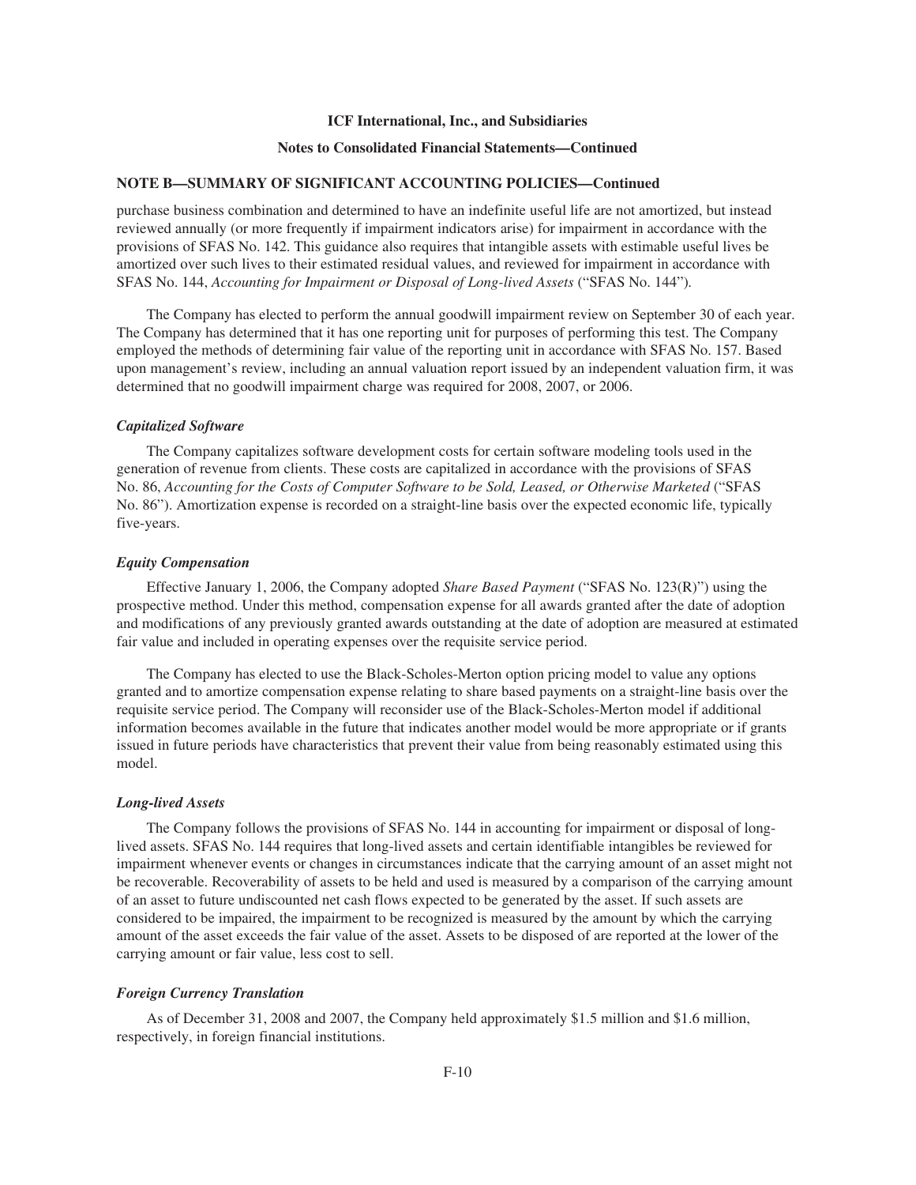## NOTE B—SUMMARY OF SIGNIFICANT ACCOUNTING POLICIES—Continued

purchase business combination and determined to have an indefinite useful life are not amortized, but instead reviewed annually (or more frequently if impairment indicators arise) for impairment in accordance with the provisions of SFAS No. 142. This guidance also requires that intangible assets with estimable useful lives be amortized over such lives to their estimated residual values, and reviewed for impairment in accordance with SFAS No. 144, *Accounting for Impairment or Disposal of Long-lived Assets* ("SFAS No. 144").

The Company has elected to perform the annual goodwill impairment review on September 30 of each year. The Company has determined that it has one reporting unit for purposes of performing this test. The Company employed the methods of determining fair value of the reporting unit in accordance with SFAS No. 157. Based upon management's review, including an annual valuation report issued by an independent valuation firm, it was determined that no goodwill impairment charge was required for 2008, 2007, or 2006.

### *Capitalized Software*

The Company capitalizes software development costs for certain software modeling tools used in the generation of revenue from clients. These costs are capitalized in accordance with the provisions of SFAS No. 86, *Accounting for the Costs of Computer Software to be Sold, Leased, or Otherwise Marketed* ("SFAS No. 86"). Amortization expense is recorded on a straight-line basis over the expected economic life, typically five-years.

### *Equity Compensation*

Effective January 1, 2006, the Company adopted *Share Based Payment* ("SFAS No. 123(R)") using the prospective method. Under this method, compensation expense for all awards granted after the date of adoption and modifications of any previously granted awards outstanding at the date of adoption are measured at estimated fair value and included in operating expenses over the requisite service period.

The Company has elected to use the Black-Scholes-Merton option pricing model to value any options granted and to amortize compensation expense relating to share based payments on a straight-line basis over the requisite service period. The Company will reconsider use of the Black-Scholes-Merton model if additional information becomes available in the future that indicates another model would be more appropriate or if grants issued in future periods have characteristics that prevent their value from being reasonably estimated using this model.

### *Long-lived Assets*

The Company follows the provisions of SFAS No. 144 in accounting for impairment or disposal of long-lived assets. SFAS No. 144 requires that long-lived assets and certain identifiable intangibles be reviewed for impairment whenever events or changes in circumstances indicate that the carrying amount of an asset might not be recoverable. Recoverability of assets to be held and used is measured by a comparison of the carrying amount of an asset to future undiscounted net cash flows expected to be generated by the asset. If such assets are considered to be impaired, the impairment to be recognized is measured by the amount by which the carrying amount of the asset exceeds the fair value of the asset. Assets to be disposed of are reported at the lower of the carrying amount or fair value, less cost to sell.

### *Foreign Currency Translation*

As of December 31, 2008 and 2007, the Company held approximately \$1.5 million and \$1.6 million, respectively, in foreign financial institutions.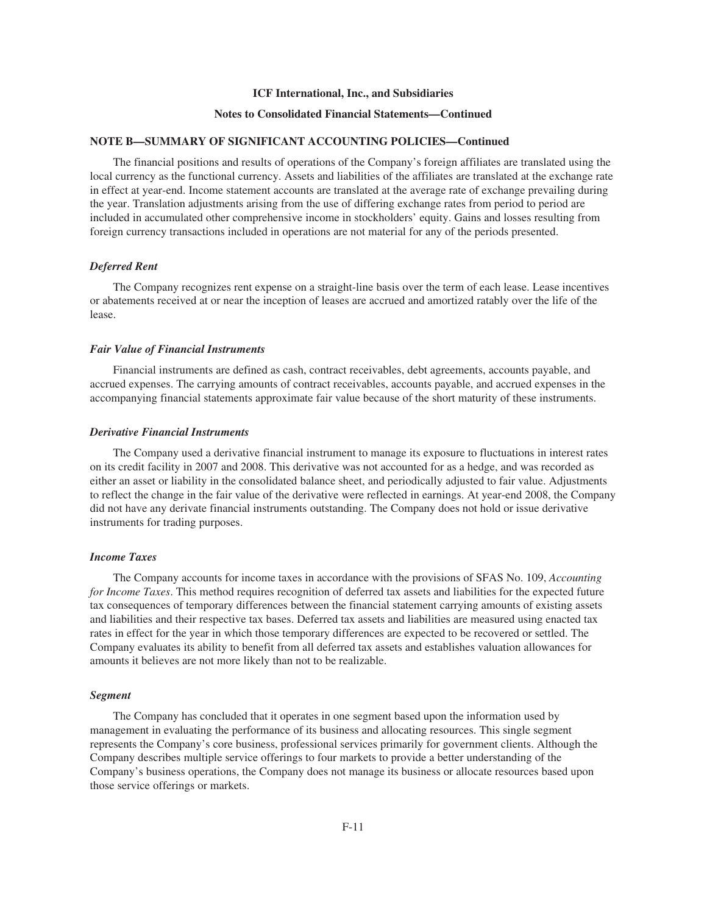**NOTE B—SUMMARY OF SIGNIFICANT ACCOUNTING POLICIES—Continued**

The financial positions and results of operations of the Company's foreign affiliates are translated using the local currency as the functional currency. Assets and liabilities of the affiliates are translated at the exchange rate in effect at year-end. Income statement accounts are translated at the average rate of exchange prevailing during the year. Translation adjustments arising from the use of differing exchange rates from period to period are included in accumulated other comprehensive income in stockholders' equity. Gains and losses resulting from foreign currency transactions included in operations are not material for any of the periods presented.

***Deferred Rent***

The Company recognizes rent expense on a straight-line basis over the term of each lease. Lease incentives or abatements received at or near the inception of leases are accrued and amortized ratably over the life of the lease.

***Fair Value of Financial Instruments***

Financial instruments are defined as cash, contract receivables, debt agreements, accounts payable, and accrued expenses. The carrying amounts of contract receivables, accounts payable, and accrued expenses in the accompanying financial statements approximate fair value because of the short maturity of these instruments.

***Derivative Financial Instruments***

The Company used a derivative financial instrument to manage its exposure to fluctuations in interest rates on its credit facility in 2007 and 2008. This derivative was not accounted for as a hedge, and was recorded as either an asset or liability in the consolidated balance sheet, and periodically adjusted to fair value. Adjustments to reflect the change in the fair value of the derivative were reflected in earnings. At year-end 2008, the Company did not have any derivate financial instruments outstanding. The Company does not hold or issue derivative instruments for trading purposes.

***Income Taxes***

The Company accounts for income taxes in accordance with the provisions of SFAS No. 109, *Accounting for Income Taxes*. This method requires recognition of deferred tax assets and liabilities for the expected future tax consequences of temporary differences between the financial statement carrying amounts of existing assets and liabilities and their respective tax bases. Deferred tax assets and liabilities are measured using enacted tax rates in effect for the year in which those temporary differences are expected to be recovered or settled. The Company evaluates its ability to benefit from all deferred tax assets and establishes valuation allowances for amounts it believes are not more likely than not to be realizable.

***Segment***

The Company has concluded that it operates in one segment based upon the information used by management in evaluating the performance of its business and allocating resources. This single segment represents the Company's core business, professional services primarily for government clients. Although the Company describes multiple service offerings to four markets to provide a better understanding of the Company's business operations, the Company does not manage its business or allocate resources based upon those service offerings or markets.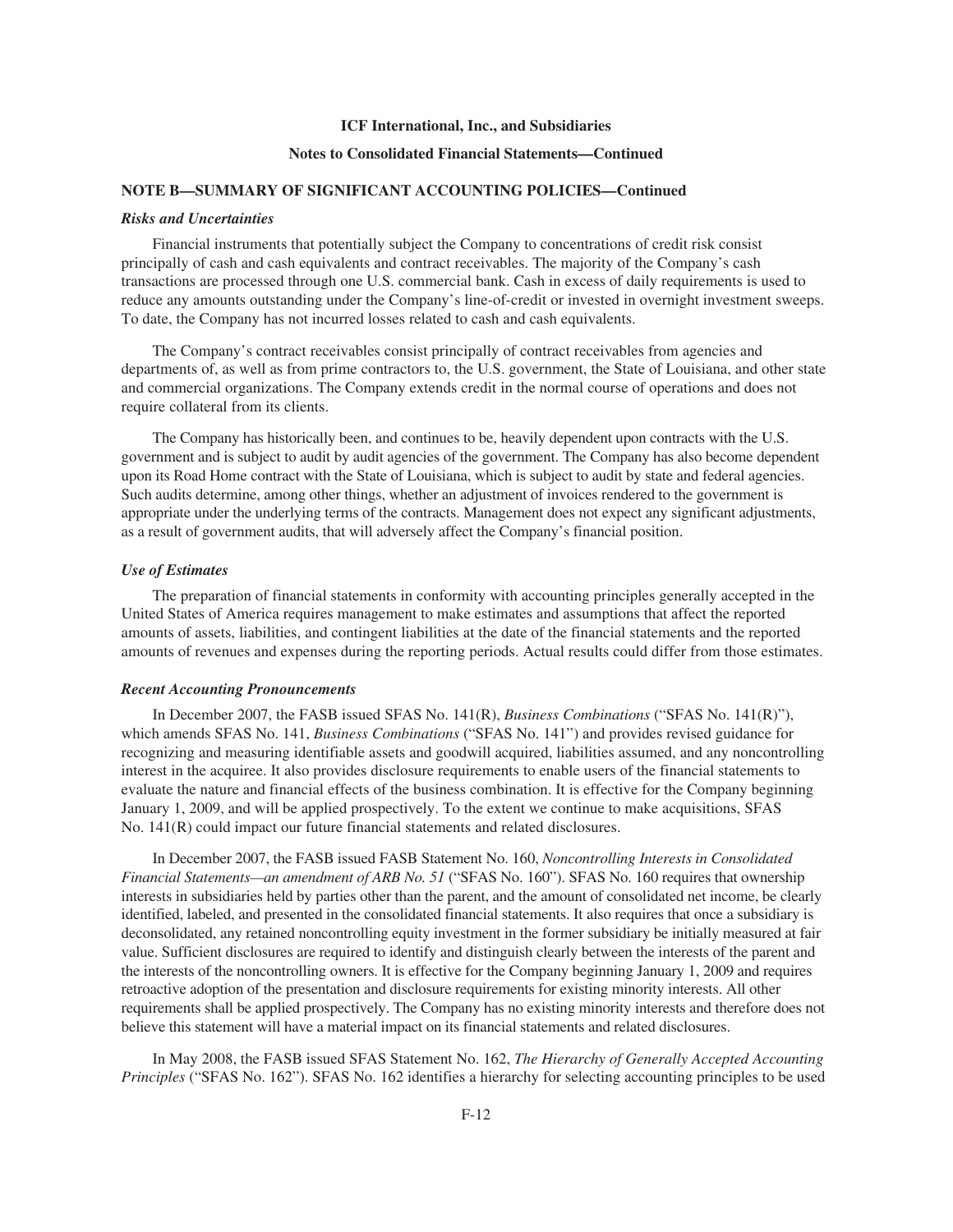**NOTE B—SUMMARY OF SIGNIFICANT ACCOUNTING POLICIES—Continued**

***Risks and Uncertainties***

Financial instruments that potentially subject the Company to concentrations of credit risk consist principally of cash and cash equivalents and contract receivables. The majority of the Company's cash transactions are processed through one U.S. commercial bank. Cash in excess of daily requirements is used to reduce any amounts outstanding under the Company's line-of-credit or invested in overnight investment sweeps. To date, the Company has not incurred losses related to cash and cash equivalents.

The Company's contract receivables consist principally of contract receivables from agencies and departments of, as well as from prime contractors to, the U.S. government, the State of Louisiana, and other state and commercial organizations. The Company extends credit in the normal course of operations and does not require collateral from its clients.

The Company has historically been, and continues to be, heavily dependent upon contracts with the U.S. government and is subject to audit by audit agencies of the government. The Company has also become dependent upon its Road Home contract with the State of Louisiana, which is subject to audit by state and federal agencies. Such audits determine, among other things, whether an adjustment of invoices rendered to the government is appropriate under the underlying terms of the contracts. Management does not expect any significant adjustments, as a result of government audits, that will adversely affect the Company's financial position.

***Use of Estimates***

The preparation of financial statements in conformity with accounting principles generally accepted in the United States of America requires management to make estimates and assumptions that affect the reported amounts of assets, liabilities, and contingent liabilities at the date of the financial statements and the reported amounts of revenues and expenses during the reporting periods. Actual results could differ from those estimates.

***Recent Accounting Pronouncements***

In December 2007, the FASB issued SFAS No. 141(R), *Business Combinations* ("SFAS No. 141(R)"), which amends SFAS No. 141, *Business Combinations* ("SFAS No. 141") and provides revised guidance for recognizing and measuring identifiable assets and goodwill acquired, liabilities assumed, and any noncontrolling interest in the acquiree. It also provides disclosure requirements to enable users of the financial statements to evaluate the nature and financial effects of the business combination. It is effective for the Company beginning January 1, 2009, and will be applied prospectively. To the extent we continue to make acquisitions, SFAS No. 141(R) could impact our future financial statements and related disclosures.

In December 2007, the FASB issued FASB Statement No. 160, *Noncontrolling Interests in Consolidated Financial Statements—an amendment of ARB No. 51* ("SFAS No. 160"). SFAS No. 160 requires that ownership interests in subsidiaries held by parties other than the parent, and the amount of consolidated net income, be clearly identified, labeled, and presented in the consolidated financial statements. It also requires that once a subsidiary is deconsolidated, any retained noncontrolling equity investment in the former subsidiary be initially measured at fair value. Sufficient disclosures are required to identify and distinguish clearly between the interests of the parent and the interests of the noncontrolling owners. It is effective for the Company beginning January 1, 2009 and requires retroactive adoption of the presentation and disclosure requirements for existing minority interests. All other requirements shall be applied prospectively. The Company has no existing minority interests and therefore does not believe this statement will have a material impact on its financial statements and related disclosures.

In May 2008, the FASB issued SFAS Statement No. 162, *The Hierarchy of Generally Accepted Accounting Principles* ("SFAS No. 162"). SFAS No. 162 identifies a hierarchy for selecting accounting principles to be used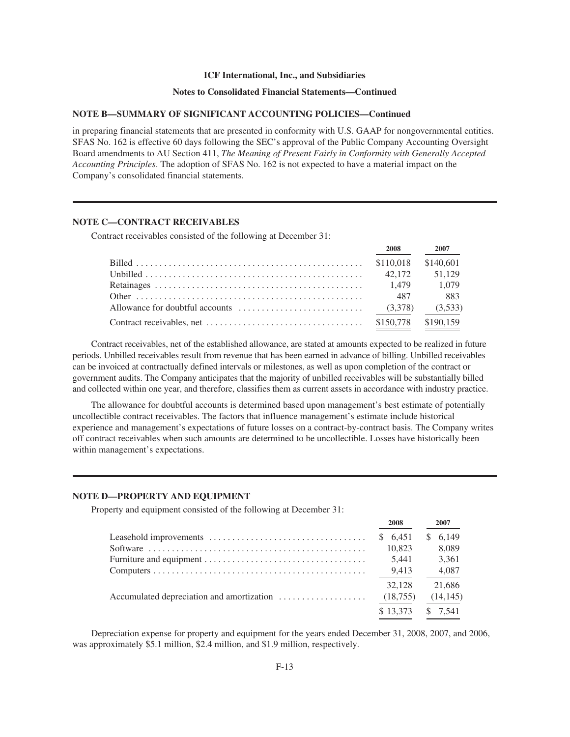### NOTE B—SUMMARY OF SIGNIFICANT ACCOUNTING POLICIES—Continued

in preparing financial statements that are presented in conformity with U.S. GAAP for nongovernmental entities. SFAS No. 162 is effective 60 days following the SEC's approval of the Public Company Accounting Oversight Board amendments to AU Section 411, *The Meaning of Present Fairly in Conformity with Generally Accepted Accounting Principles*. The adoption of SFAS No. 162 is not expected to have a material impact on the Company's consolidated financial statements.

### NOTE C—CONTRACT RECEIVABLES

Contract receivables consisted of the following at December 31:

| | 2008 | 2007 |
|---|---|---|
| Billed | $110,018 | $140,601 |
| Unbilled | 42,172 | 51,129 |
| Retainages | 1,479 | 1,079 |
| Other | 487 | 883 |
| Allowance for doubtful accounts | (3,378) | (3,533) |
| Contract receivables, net | $150,778 | $190,159 |

Contract receivables, net of the established allowance, are stated at amounts expected to be realized in future periods. Unbilled receivables result from revenue that has been earned in advance of billing. Unbilled receivables can be invoiced at contractually defined intervals or milestones, as well as upon completion of the contract or government audits. The Company anticipates that the majority of unbilled receivables will be substantially billed and collected within one year, and therefore, classifies them as current assets in accordance with industry practice.

The allowance for doubtful accounts is determined based upon management's best estimate of potentially uncollectible contract receivables. The factors that influence management's estimate include historical experience and management's expectations of future losses on a contract-by-contract basis. The Company writes off contract receivables when such amounts are determined to be uncollectible. Losses have historically been within management's expectations.

### NOTE D—PROPERTY AND EQUIPMENT

Property and equipment consisted of the following at December 31:

| | 2008 | 2007 |
|---|---|---|
| Leasehold improvements | $ 6,451 | $ 6,149 |
| Software | 10,823 | 8,089 |
| Furniture and equipment | 5,441 | 3,361 |
| Computers | 9,413 | 4,087 |
| | 32,128 | 21,686 |
| Accumulated depreciation and amortization | (18,755) | (14,145) |
| | $ 13,373 | $ 7,541 |

Depreciation expense for property and equipment for the years ended December 31, 2008, 2007, and 2006, was approximately $5.1 million, $2.4 million, and $1.9 million, respectively.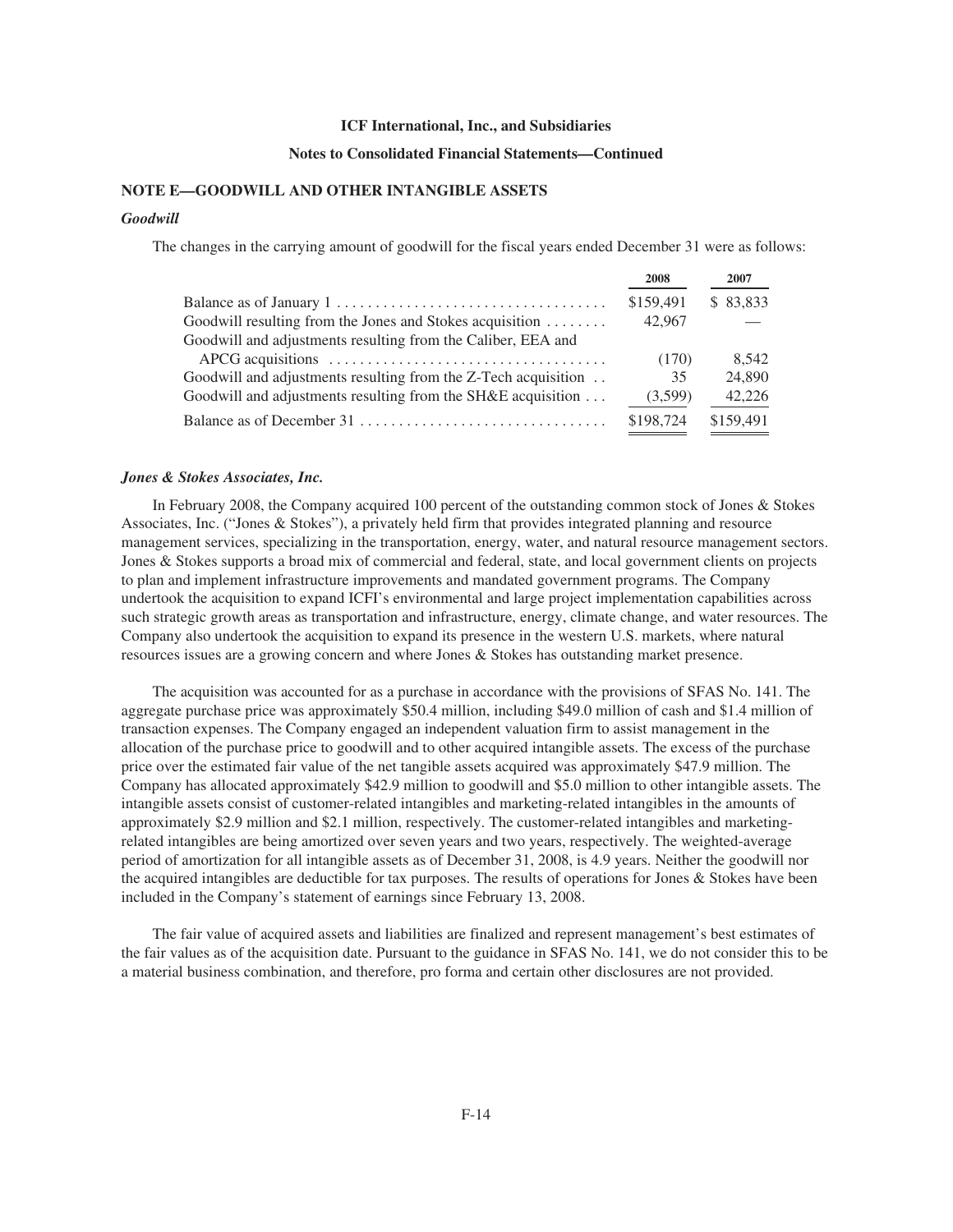**ICF International, Inc., and Subsidiaries**

**Notes to Consolidated Financial Statements—Continued**

## NOTE E—GOODWILL AND OTHER INTANGIBLE ASSETS

### *Goodwill*

The changes in the carrying amount of goodwill for the fiscal years ended December 31 were as follows:

| | 2008 | 2007 |
|---|---|---|
| Balance as of January 1 | $159,491 | $ 83,833 |
| Goodwill resulting from the Jones and Stokes acquisition | 42,967 | — |
| Goodwill and adjustments resulting from the Caliber, EEA and APCG acquisitions | (170) | 8,542 |
| Goodwill and adjustments resulting from the Z-Tech acquisition | 35 | 24,890 |
| Goodwill and adjustments resulting from the SH&E acquisition | (3,599) | 42,226 |
| Balance as of December 31 | $198,724 | $159,491 |

### *Jones & Stokes Associates, Inc.*

In February 2008, the Company acquired 100 percent of the outstanding common stock of Jones & Stokes Associates, Inc. ("Jones & Stokes"), a privately held firm that provides integrated planning and resource management services, specializing in the transportation, energy, water, and natural resource management sectors. Jones & Stokes supports a broad mix of commercial and federal, state, and local government clients on projects to plan and implement infrastructure improvements and mandated government programs. The Company undertook the acquisition to expand ICFI's environmental and large project implementation capabilities across such strategic growth areas as transportation and infrastructure, energy, climate change, and water resources. The Company also undertook the acquisition to expand its presence in the western U.S. markets, where natural resources issues are a growing concern and where Jones & Stokes has outstanding market presence.

The acquisition was accounted for as a purchase in accordance with the provisions of SFAS No. 141. The aggregate purchase price was approximately $50.4 million, including $49.0 million of cash and $1.4 million of transaction expenses. The Company engaged an independent valuation firm to assist management in the allocation of the purchase price to goodwill and to other acquired intangible assets. The excess of the purchase price over the estimated fair value of the net tangible assets acquired was approximately $47.9 million. The Company has allocated approximately $42.9 million to goodwill and $5.0 million to other intangible assets. The intangible assets consist of customer-related intangibles and marketing-related intangibles in the amounts of approximately $2.9 million and $2.1 million, respectively. The customer-related intangibles and marketing-related intangibles are being amortized over seven years and two years, respectively. The weighted-average period of amortization for all intangible assets as of December 31, 2008, is 4.9 years. Neither the goodwill nor the acquired intangibles are deductible for tax purposes. The results of operations for Jones & Stokes have been included in the Company's statement of earnings since February 13, 2008.

The fair value of acquired assets and liabilities are finalized and represent management's best estimates of the fair values as of the acquisition date. Pursuant to the guidance in SFAS No. 141, we do not consider this to be a material business combination, and therefore, pro forma and certain other disclosures are not provided.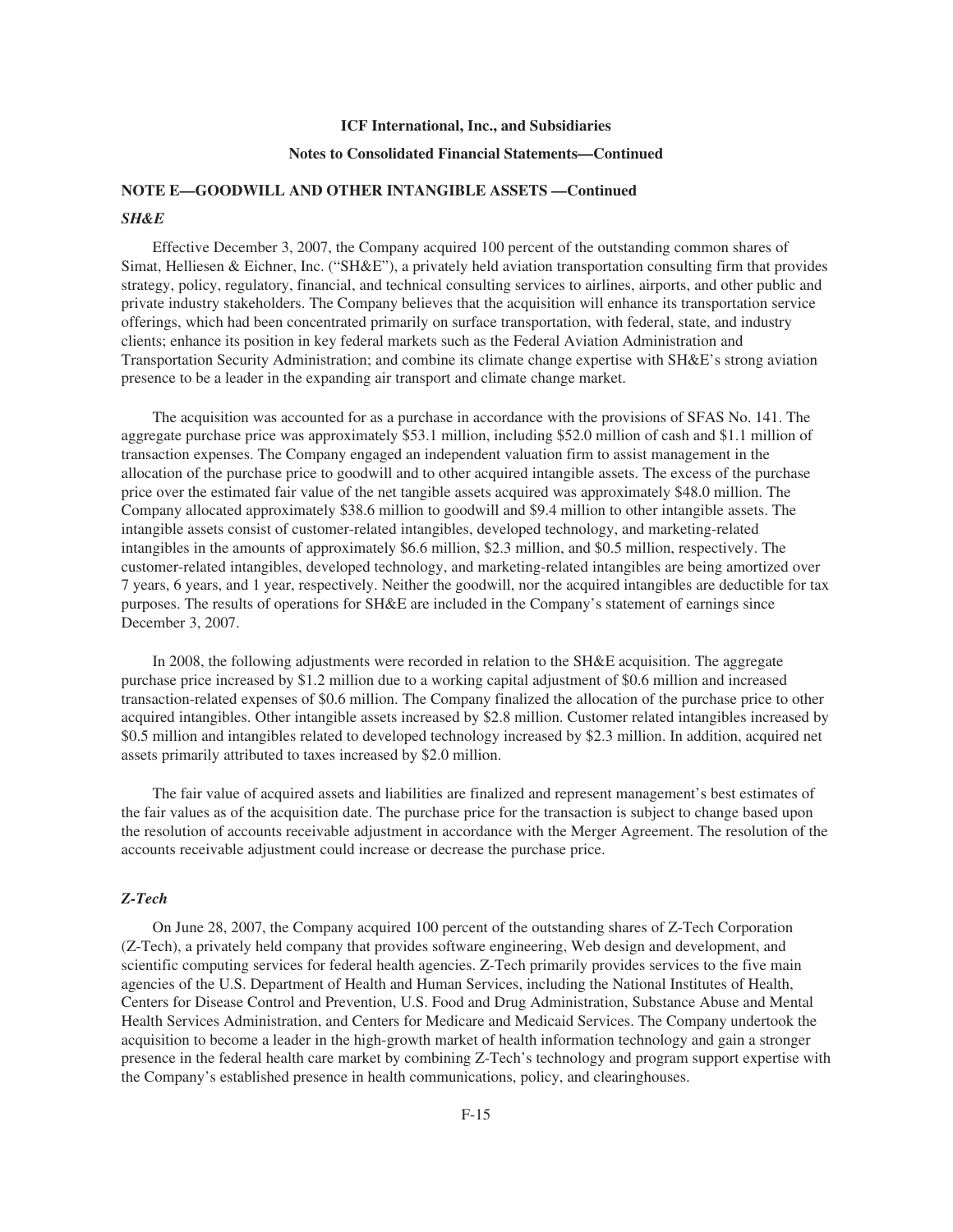**ICF International, Inc., and Subsidiaries**

**Notes to Consolidated Financial Statements—Continued**

## NOTE E—GOODWILL AND OTHER INTANGIBLE ASSETS —Continued

### *SH&E*

Effective December 3, 2007, the Company acquired 100 percent of the outstanding common shares of Simat, Helliesen & Eichner, Inc. ("SH&E"), a privately held aviation transportation consulting firm that provides strategy, policy, regulatory, financial, and technical consulting services to airlines, airports, and other public and private industry stakeholders. The Company believes that the acquisition will enhance its transportation service offerings, which had been concentrated primarily on surface transportation, with federal, state, and industry clients; enhance its position in key federal markets such as the Federal Aviation Administration and Transportation Security Administration; and combine its climate change expertise with SH&E's strong aviation presence to be a leader in the expanding air transport and climate change market.

The acquisition was accounted for as a purchase in accordance with the provisions of SFAS No. 141. The aggregate purchase price was approximately $53.1 million, including $52.0 million of cash and $1.1 million of transaction expenses. The Company engaged an independent valuation firm to assist management in the allocation of the purchase price to goodwill and to other acquired intangible assets. The excess of the purchase price over the estimated fair value of the net tangible assets acquired was approximately $48.0 million. The Company allocated approximately $38.6 million to goodwill and $9.4 million to other intangible assets. The intangible assets consist of customer-related intangibles, developed technology, and marketing-related intangibles in the amounts of approximately $6.6 million, $2.3 million, and $0.5 million, respectively. The customer-related intangibles, developed technology, and marketing-related intangibles are being amortized over 7 years, 6 years, and 1 year, respectively. Neither the goodwill, nor the acquired intangibles are deductible for tax purposes. The results of operations for SH&E are included in the Company's statement of earnings since December 3, 2007.

In 2008, the following adjustments were recorded in relation to the SH&E acquisition. The aggregate purchase price increased by $1.2 million due to a working capital adjustment of $0.6 million and increased transaction-related expenses of $0.6 million. The Company finalized the allocation of the purchase price to other acquired intangibles. Other intangible assets increased by $2.8 million. Customer related intangibles increased by $0.5 million and intangibles related to developed technology increased by $2.3 million. In addition, acquired net assets primarily attributed to taxes increased by $2.0 million.

The fair value of acquired assets and liabilities are finalized and represent management's best estimates of the fair values as of the acquisition date. The purchase price for the transaction is subject to change based upon the resolution of accounts receivable adjustment in accordance with the Merger Agreement. The resolution of the accounts receivable adjustment could increase or decrease the purchase price.

### *Z-Tech*

On June 28, 2007, the Company acquired 100 percent of the outstanding shares of Z-Tech Corporation (Z-Tech), a privately held company that provides software engineering, Web design and development, and scientific computing services for federal health agencies. Z-Tech primarily provides services to the five main agencies of the U.S. Department of Health and Human Services, including the National Institutes of Health, Centers for Disease Control and Prevention, U.S. Food and Drug Administration, Substance Abuse and Mental Health Services Administration, and Centers for Medicare and Medicaid Services. The Company undertook the acquisition to become a leader in the high-growth market of health information technology and gain a stronger presence in the federal health care market by combining Z-Tech's technology and program support expertise with the Company's established presence in health communications, policy, and clearinghouses.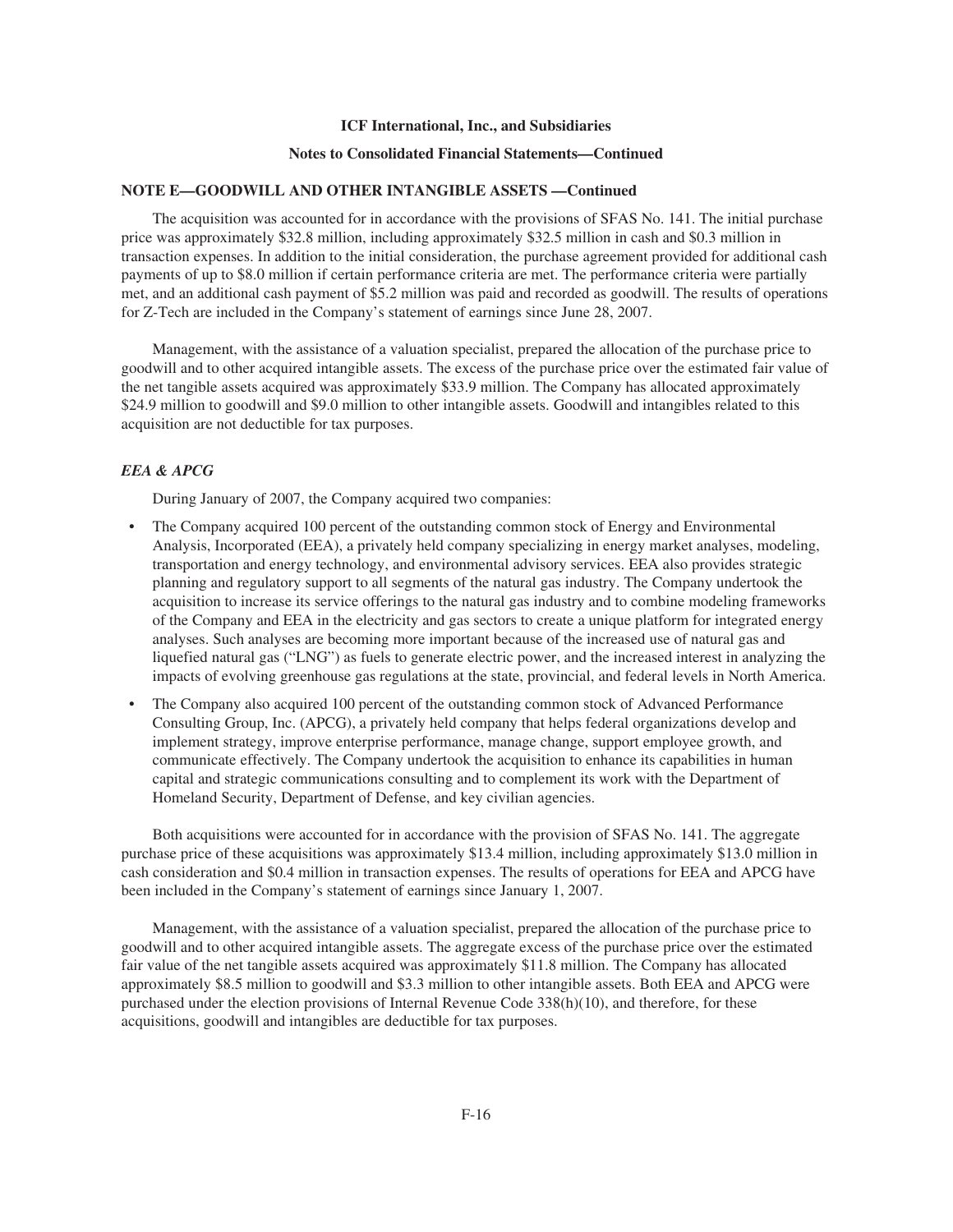**ICF International, Inc., and Subsidiaries**

**Notes to Consolidated Financial Statements—Continued**

**NOTE E—GOODWILL AND OTHER INTANGIBLE ASSETS —Continued**

The acquisition was accounted for in accordance with the provisions of SFAS No. 141. The initial purchase price was approximately $32.8 million, including approximately $32.5 million in cash and $0.3 million in transaction expenses. In addition to the initial consideration, the purchase agreement provided for additional cash payments of up to $8.0 million if certain performance criteria are met. The performance criteria were partially met, and an additional cash payment of $5.2 million was paid and recorded as goodwill. The results of operations for Z-Tech are included in the Company's statement of earnings since June 28, 2007.

Management, with the assistance of a valuation specialist, prepared the allocation of the purchase price to goodwill and to other acquired intangible assets. The excess of the purchase price over the estimated fair value of the net tangible assets acquired was approximately $33.9 million. The Company has allocated approximately $24.9 million to goodwill and $9.0 million to other intangible assets. Goodwill and intangibles related to this acquisition are not deductible for tax purposes.

***EEA & APCG***

During January of 2007, the Company acquired two companies:

- The Company acquired 100 percent of the outstanding common stock of Energy and Environmental Analysis, Incorporated (EEA), a privately held company specializing in energy market analyses, modeling, transportation and energy technology, and environmental advisory services. EEA also provides strategic planning and regulatory support to all segments of the natural gas industry. The Company undertook the acquisition to increase its service offerings to the natural gas industry and to combine modeling frameworks of the Company and EEA in the electricity and gas sectors to create a unique platform for integrated energy analyses. Such analyses are becoming more important because of the increased use of natural gas and liquefied natural gas ("LNG") as fuels to generate electric power, and the increased interest in analyzing the impacts of evolving greenhouse gas regulations at the state, provincial, and federal levels in North America.
- The Company also acquired 100 percent of the outstanding common stock of Advanced Performance Consulting Group, Inc. (APCG), a privately held company that helps federal organizations develop and implement strategy, improve enterprise performance, manage change, support employee growth, and communicate effectively. The Company undertook the acquisition to enhance its capabilities in human capital and strategic communications consulting and to complement its work with the Department of Homeland Security, Department of Defense, and key civilian agencies.

Both acquisitions were accounted for in accordance with the provision of SFAS No. 141. The aggregate purchase price of these acquisitions was approximately $13.4 million, including approximately $13.0 million in cash consideration and $0.4 million in transaction expenses. The results of operations for EEA and APCG have been included in the Company's statement of earnings since January 1, 2007.

Management, with the assistance of a valuation specialist, prepared the allocation of the purchase price to goodwill and to other acquired intangible assets. The aggregate excess of the purchase price over the estimated fair value of the net tangible assets acquired was approximately $11.8 million. The Company has allocated approximately $8.5 million to goodwill and $3.3 million to other intangible assets. Both EEA and APCG were purchased under the election provisions of Internal Revenue Code 338(h)(10), and therefore, for these acquisitions, goodwill and intangibles are deductible for tax purposes.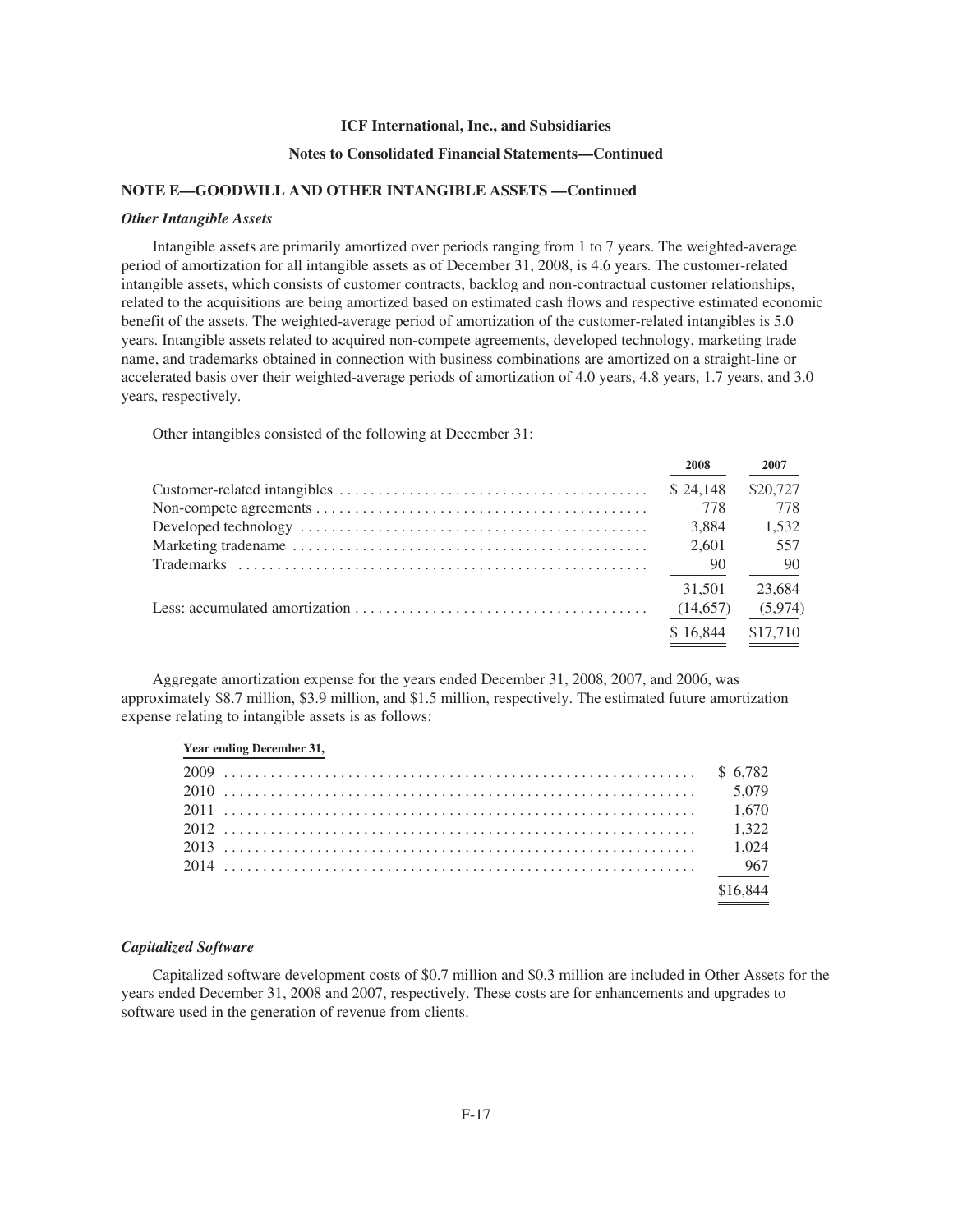**ICF International, Inc., and Subsidiaries**

**Notes to Consolidated Financial Statements—Continued**

## NOTE E—GOODWILL AND OTHER INTANGIBLE ASSETS —Continued

### *Other Intangible Assets*

Intangible assets are primarily amortized over periods ranging from 1 to 7 years. The weighted-average period of amortization for all intangible assets as of December 31, 2008, is 4.6 years. The customer-related intangible assets, which consists of customer contracts, backlog and non-contractual customer relationships, related to the acquisitions are being amortized based on estimated cash flows and respective estimated economic benefit of the assets. The weighted-average period of amortization of the customer-related intangibles is 5.0 years. Intangible assets related to acquired non-compete agreements, developed technology, marketing trade name, and trademarks obtained in connection with business combinations are amortized on a straight-line or accelerated basis over their weighted-average periods of amortization of 4.0 years, 4.8 years, 1.7 years, and 3.0 years, respectively.

Other intangibles consisted of the following at December 31:

| | 2008 | 2007 |
|---|---|---|
| Customer-related intangibles | $ 24,148 | $20,727 |
| Non-compete agreements | 778 | 778 |
| Developed technology | 3,884 | 1,532 |
| Marketing tradename | 2,601 | 557 |
| Trademarks | 90 | 90 |
| | 31,501 | 23,684 |
| Less: accumulated amortization | (14,657) | (5,974) |
| | $ 16,844 | $17,710 |

Aggregate amortization expense for the years ended December 31, 2008, 2007, and 2006, was approximately $8.7 million, $3.9 million, and $1.5 million, respectively. The estimated future amortization expense relating to intangible assets is as follows:

| Year ending December 31, | |
|---|---|
| 2009 | $ 6,782 |
| 2010 | 5,079 |
| 2011 | 1,670 |
| 2012 | 1,322 |
| 2013 | 1,024 |
| 2014 | 967 |
| | $16,844 |

### *Capitalized Software*

Capitalized software development costs of $0.7 million and $0.3 million are included in Other Assets for the years ended December 31, 2008 and 2007, respectively. These costs are for enhancements and upgrades to software used in the generation of revenue from clients.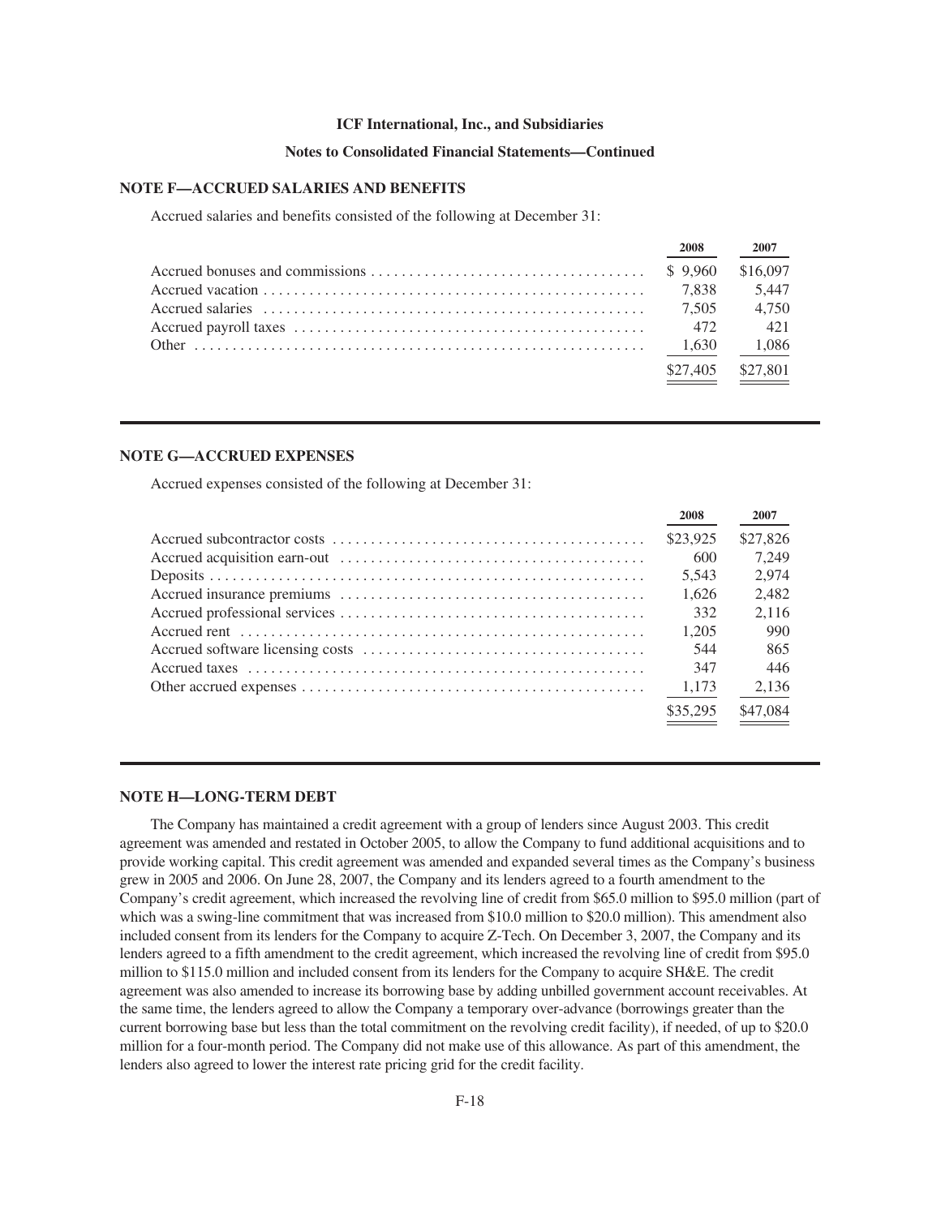## NOTE F—ACCRUED SALARIES AND BENEFITS

Accrued salaries and benefits consisted of the following at December 31:

| | 2008 | 2007 |
|---|---|---|
| Accrued bonuses and commissions | $ 9,960 | $16,097 |
| Accrued vacation | 7,838 | 5,447 |
| Accrued salaries | 7,505 | 4,750 |
| Accrued payroll taxes | 472 | 421 |
| Other | 1,630 | 1,086 |
| | $27,405 | $27,801 |

## NOTE G—ACCRUED EXPENSES

Accrued expenses consisted of the following at December 31:

| | 2008 | 2007 |
|---|---|---|
| Accrued subcontractor costs | $23,925 | $27,826 |
| Accrued acquisition earn-out | 600 | 7,249 |
| Deposits | 5,543 | 2,974 |
| Accrued insurance premiums | 1,626 | 2,482 |
| Accrued professional services | 332 | 2,116 |
| Accrued rent | 1,205 | 990 |
| Accrued software licensing costs | 544 | 865 |
| Accrued taxes | 347 | 446 |
| Other accrued expenses | 1,173 | 2,136 |
| | $35,295 | $47,084 |

## NOTE H—LONG-TERM DEBT

The Company has maintained a credit agreement with a group of lenders since August 2003. This credit agreement was amended and restated in October 2005, to allow the Company to fund additional acquisitions and to provide working capital. This credit agreement was amended and expanded several times as the Company's business grew in 2005 and 2006. On June 28, 2007, the Company and its lenders agreed to a fourth amendment to the Company's credit agreement, which increased the revolving line of credit from $65.0 million to $95.0 million (part of which was a swing-line commitment that was increased from $10.0 million to $20.0 million). This amendment also included consent from its lenders for the Company to acquire Z-Tech. On December 3, 2007, the Company and its lenders agreed to a fifth amendment to the credit agreement, which increased the revolving line of credit from $95.0 million to $115.0 million and included consent from its lenders for the Company to acquire SH&E. The credit agreement was also amended to increase its borrowing base by adding unbilled government account receivables. At the same time, the lenders agreed to allow the Company a temporary over-advance (borrowings greater than the current borrowing base but less than the total commitment on the revolving credit facility), if needed, of up to $20.0 million for a four-month period. The Company did not make use of this allowance. As part of this amendment, the lenders also agreed to lower the interest rate pricing grid for the credit facility.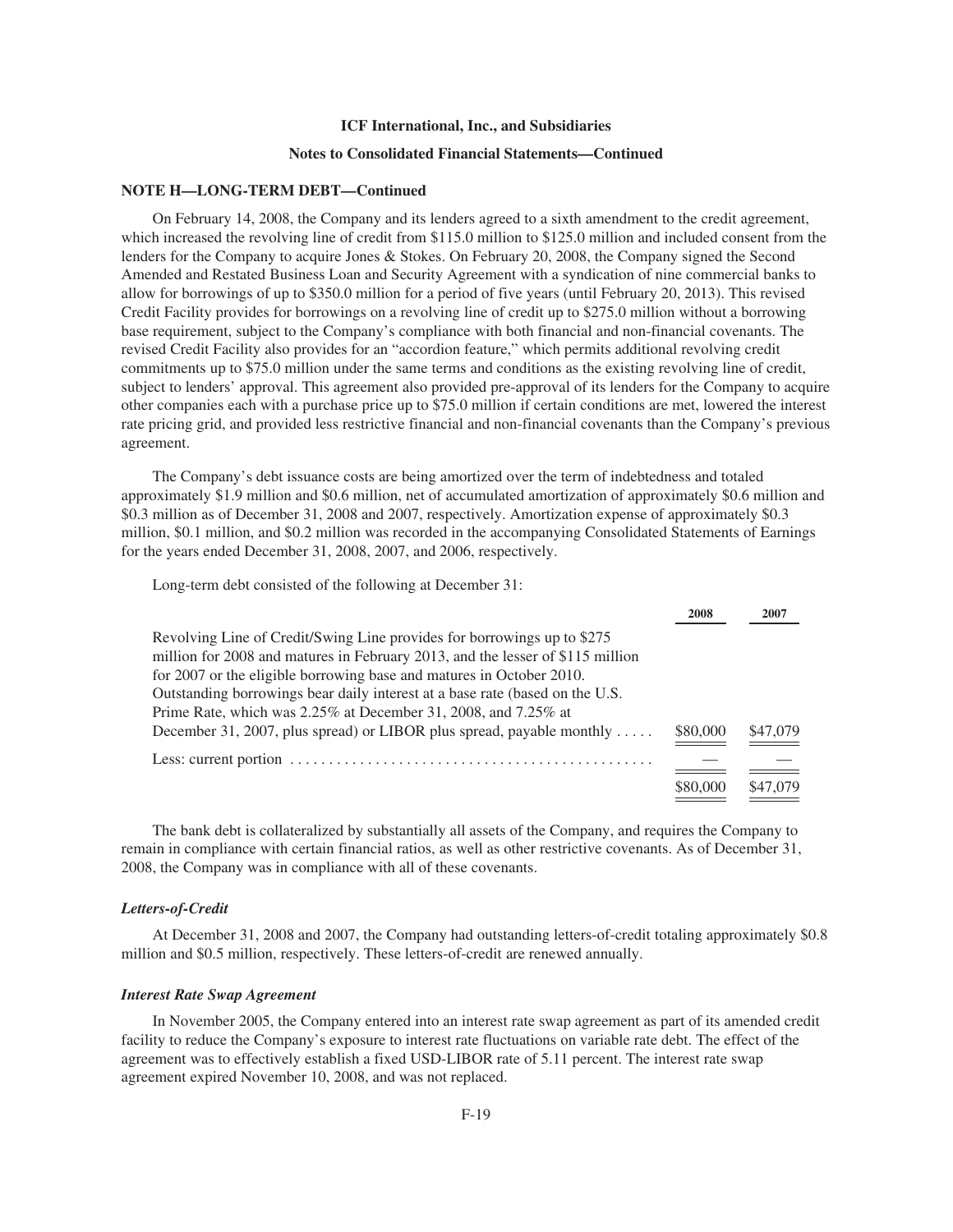**ICF International, Inc., and Subsidiaries**

**Notes to Consolidated Financial Statements—Continued**

**NOTE H—LONG-TERM DEBT—Continued**

On February 14, 2008, the Company and its lenders agreed to a sixth amendment to the credit agreement, which increased the revolving line of credit from $115.0 million to $125.0 million and included consent from the lenders for the Company to acquire Jones & Stokes. On February 20, 2008, the Company signed the Second Amended and Restated Business Loan and Security Agreement with a syndication of nine commercial banks to allow for borrowings of up to $350.0 million for a period of five years (until February 20, 2013). This revised Credit Facility provides for borrowings on a revolving line of credit up to $275.0 million without a borrowing base requirement, subject to the Company's compliance with both financial and non-financial covenants. The revised Credit Facility also provides for an "accordion feature," which permits additional revolving credit commitments up to $75.0 million under the same terms and conditions as the existing revolving line of credit, subject to lenders' approval. This agreement also provided pre-approval of its lenders for the Company to acquire other companies each with a purchase price up to $75.0 million if certain conditions are met, lowered the interest rate pricing grid, and provided less restrictive financial and non-financial covenants than the Company's previous agreement.

The Company's debt issuance costs are being amortized over the term of indebtedness and totaled approximately $1.9 million and $0.6 million, net of accumulated amortization of approximately $0.6 million and $0.3 million as of December 31, 2008 and 2007, respectively. Amortization expense of approximately $0.3 million, $0.1 million, and $0.2 million was recorded in the accompanying Consolidated Statements of Earnings for the years ended December 31, 2008, 2007, and 2006, respectively.

Long-term debt consisted of the following at December 31:

| | 2008 | 2007 |
|---|---|---|
| Revolving Line of Credit/Swing Line provides for borrowings up to $275 million for 2008 and matures in February 2013, and the lesser of $115 million for 2007 or the eligible borrowing base and matures in October 2010. Outstanding borrowings bear daily interest at a base rate (based on the U.S. Prime Rate, which was 2.25% at December 31, 2008, and 7.25% at December 31, 2007, plus spread) or LIBOR plus spread, payable monthly | $80,000 | $47,079 |
| Less: current portion | — | — |
| | $80,000 | $47,079 |

The bank debt is collateralized by substantially all assets of the Company, and requires the Company to remain in compliance with certain financial ratios, as well as other restrictive covenants. As of December 31, 2008, the Company was in compliance with all of these covenants.

***Letters-of-Credit***

At December 31, 2008 and 2007, the Company had outstanding letters-of-credit totaling approximately $0.8 million and $0.5 million, respectively. These letters-of-credit are renewed annually.

***Interest Rate Swap Agreement***

In November 2005, the Company entered into an interest rate swap agreement as part of its amended credit facility to reduce the Company's exposure to interest rate fluctuations on variable rate debt. The effect of the agreement was to effectively establish a fixed USD-LIBOR rate of 5.11 percent. The interest rate swap agreement expired November 10, 2008, and was not replaced.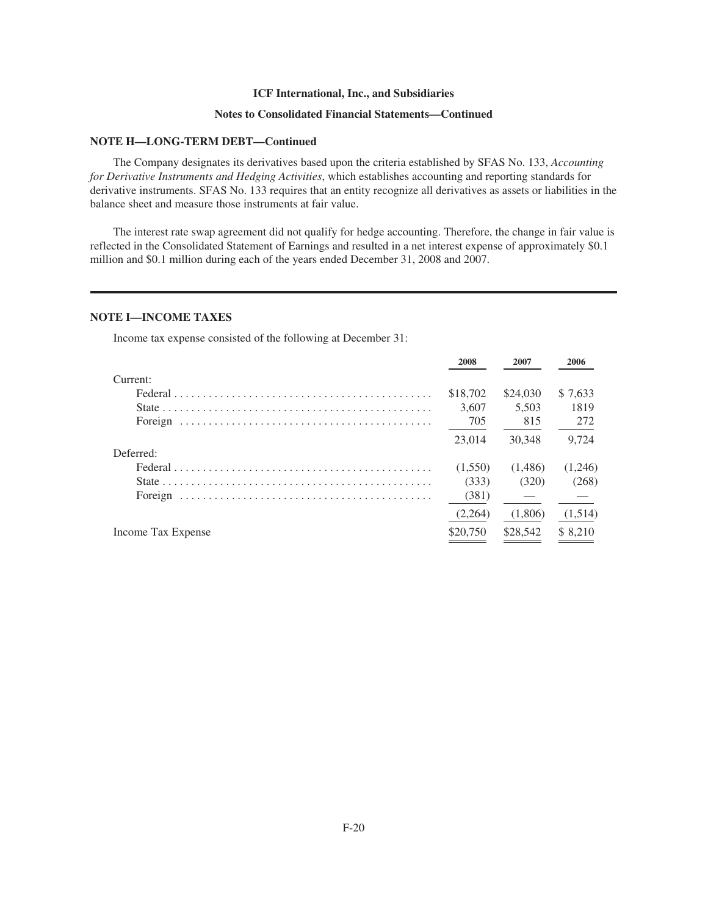**ICF International, Inc., and Subsidiaries**

**Notes to Consolidated Financial Statements—Continued**

**NOTE H—LONG-TERM DEBT—Continued**

The Company designates its derivatives based upon the criteria established by SFAS No. 133, *Accounting for Derivative Instruments and Hedging Activities*, which establishes accounting and reporting standards for derivative instruments. SFAS No. 133 requires that an entity recognize all derivatives as assets or liabilities in the balance sheet and measure those instruments at fair value.

The interest rate swap agreement did not qualify for hedge accounting. Therefore, the change in fair value is reflected in the Consolidated Statement of Earnings and resulted in a net interest expense of approximately $0.1 million and $0.1 million during each of the years ended December 31, 2008 and 2007.

**NOTE I—INCOME TAXES**

Income tax expense consisted of the following at December 31:

| | 2008 | 2007 | 2006 |
|---|---|---|---|
| Current: | | | |
| Federal | $18,702 | $24,030 | $ 7,633 |
| State | 3,607 | 5,503 | 1819 |
| Foreign | 705 | 815 | 272 |
| | 23,014 | 30,348 | 9,724 |
| Deferred: | | | |
| Federal | (1,550) | (1,486) | (1,246) |
| State | (333) | (320) | (268) |
| Foreign | (381) | — | — |
| | (2,264) | (1,806) | (1,514) |
| Income Tax Expense | $20,750 | $28,542 | $ 8,210 |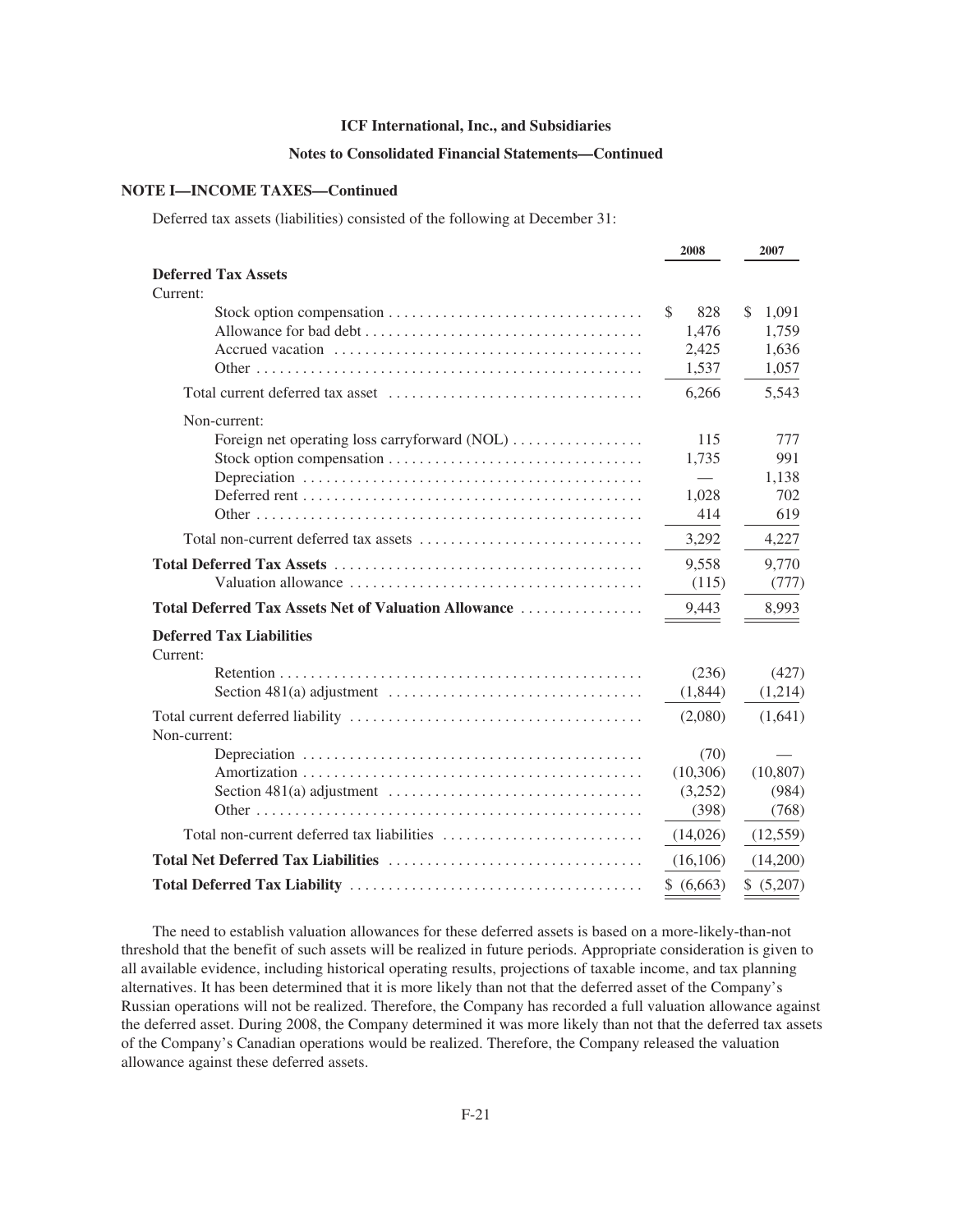**ICF International, Inc., and Subsidiaries**

**Notes to Consolidated Financial Statements—Continued**

**NOTE I—INCOME TAXES—Continued**

Deferred tax assets (liabilities) consisted of the following at December 31:

| | 2008 | 2007 |
|---|---|---|
| **Deferred Tax Assets** | | |
| Current: | | |
| Stock option compensation | $ 828 | $ 1,091 |
| Allowance for bad debt | 1,476 | 1,759 |
| Accrued vacation | 2,425 | 1,636 |
| Other | 1,537 | 1,057 |
| Total current deferred tax asset | 6,266 | 5,543 |
| Non-current: | | |
| Foreign net operating loss carryforward (NOL) | 115 | 777 |
| Stock option compensation | 1,735 | 991 |
| Depreciation | — | 1,138 |
| Deferred rent | 1,028 | 702 |
| Other | 414 | 619 |
| Total non-current deferred tax assets | 3,292 | 4,227 |
| **Total Deferred Tax Assets** | 9,558 | 9,770 |
| Valuation allowance | (115) | (777) |
| **Total Deferred Tax Assets Net of Valuation Allowance** | 9,443 | 8,993 |
| **Deferred Tax Liabilities** | | |
| Current: | | |
| Retention | (236) | (427) |
| Section 481(a) adjustment | (1,844) | (1,214) |
| Total current deferred liability | (2,080) | (1,641) |
| Non-current: | | |
| Depreciation | (70) | — |
| Amortization | (10,306) | (10,807) |
| Section 481(a) adjustment | (3,252) | (984) |
| Other | (398) | (768) |
| Total non-current deferred tax liabilities | (14,026) | (12,559) |
| **Total Net Deferred Tax Liabilities** | (16,106) | (14,200) |
| **Total Deferred Tax Liability** | $ (6,663) | $ (5,207) |

The need to establish valuation allowances for these deferred assets is based on a more-likely-than-not threshold that the benefit of such assets will be realized in future periods. Appropriate consideration is given to all available evidence, including historical operating results, projections of taxable income, and tax planning alternatives. It has been determined that it is more likely than not that the deferred asset of the Company's Russian operations will not be realized. Therefore, the Company has recorded a full valuation allowance against the deferred asset. During 2008, the Company determined it was more likely than not that the deferred tax assets of the Company's Canadian operations would be realized. Therefore, the Company released the valuation allowance against these deferred assets.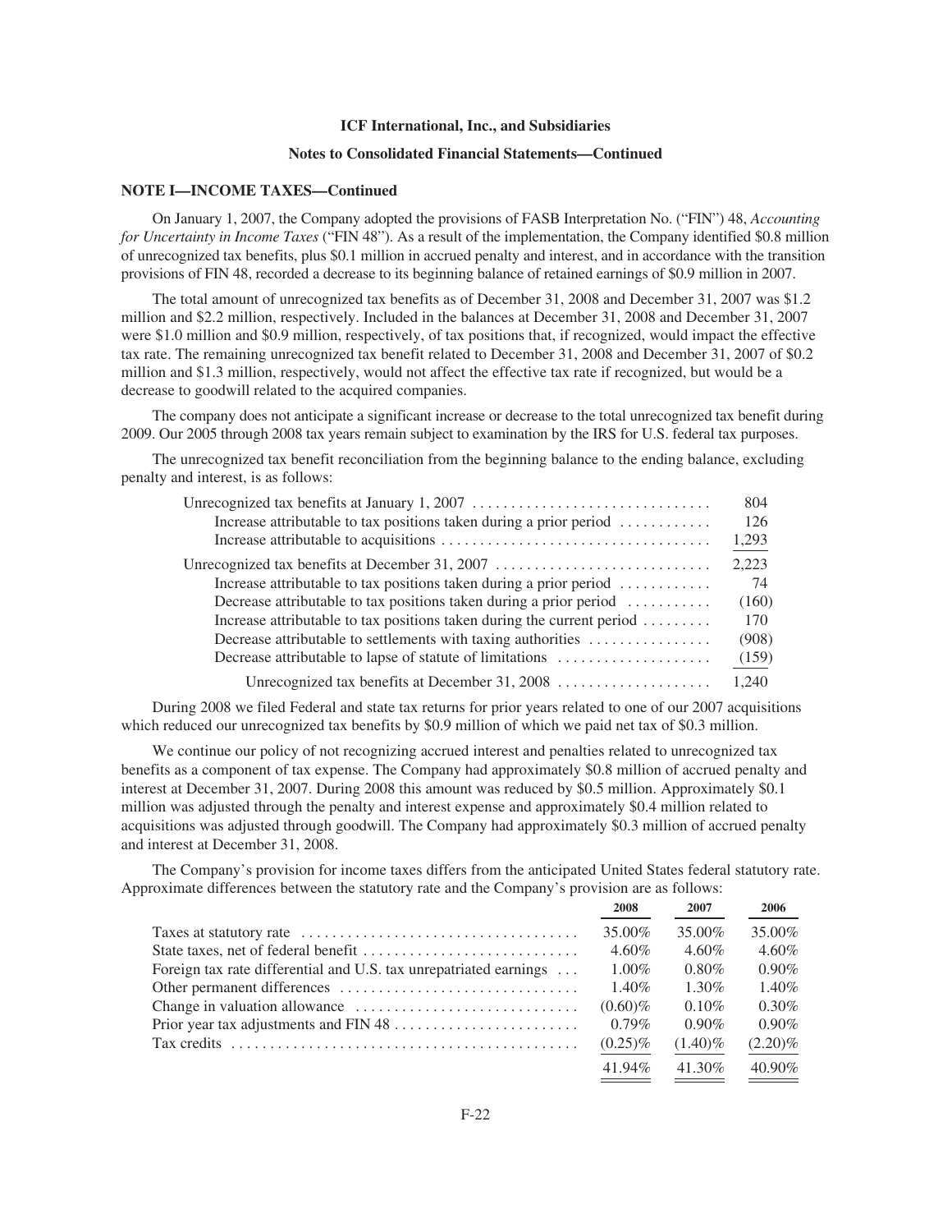**ICF International, Inc., and Subsidiaries**

**Notes to Consolidated Financial Statements—Continued**

**NOTE I—INCOME TAXES—Continued**

On January 1, 2007, the Company adopted the provisions of FASB Interpretation No. ("FIN") 48, *Accounting for Uncertainty in Income Taxes* ("FIN 48"). As a result of the implementation, the Company identified $0.8 million of unrecognized tax benefits, plus $0.1 million in accrued penalty and interest, and in accordance with the transition provisions of FIN 48, recorded a decrease to its beginning balance of retained earnings of $0.9 million in 2007.

The total amount of unrecognized tax benefits as of December 31, 2008 and December 31, 2007 was $1.2 million and $2.2 million, respectively. Included in the balances at December 31, 2008 and December 31, 2007 were $1.0 million and $0.9 million, respectively, of tax positions that, if recognized, would impact the effective tax rate. The remaining unrecognized tax benefit related to December 31, 2008 and December 31, 2007 of $0.2 million and $1.3 million, respectively, would not affect the effective tax rate if recognized, but would be a decrease to goodwill related to the acquired companies.

The company does not anticipate a significant increase or decrease to the total unrecognized tax benefit during 2009. Our 2005 through 2008 tax years remain subject to examination by the IRS for U.S. federal tax purposes.

The unrecognized tax benefit reconciliation from the beginning balance to the ending balance, excluding penalty and interest, is as follows:

| | |
|---|---|
| Unrecognized tax benefits at January 1, 2007 | 804 |
| Increase attributable to tax positions taken during a prior period | 126 |
| Increase attributable to acquisitions | 1,293 |
| Unrecognized tax benefits at December 31, 2007 | 2,223 |
| Increase attributable to tax positions taken during a prior period | 74 |
| Decrease attributable to tax positions taken during a prior period | (160) |
| Increase attributable to tax positions taken during the current period | 170 |
| Decrease attributable to settlements with taxing authorities | (908) |
| Decrease attributable to lapse of statute of limitations | (159) |
| Unrecognized tax benefits at December 31, 2008 | 1,240 |

During 2008 we filed Federal and state tax returns for prior years related to one of our 2007 acquisitions which reduced our unrecognized tax benefits by $0.9 million of which we paid net tax of $0.3 million.

We continue our policy of not recognizing accrued interest and penalties related to unrecognized tax benefits as a component of tax expense. The Company had approximately $0.8 million of accrued penalty and interest at December 31, 2007. During 2008 this amount was reduced by $0.5 million. Approximately $0.1 million was adjusted through the penalty and interest expense and approximately $0.4 million related to acquisitions was adjusted through goodwill. The Company had approximately $0.3 million of accrued penalty and interest at December 31, 2008.

The Company's provision for income taxes differs from the anticipated United States federal statutory rate. Approximate differences between the statutory rate and the Company's provision are as follows:

| | 2008 | 2007 | 2006 |
|---|---|---|---|
| Taxes at statutory rate | 35.00% | 35.00% | 35.00% |
| State taxes, net of federal benefit | 4.60% | 4.60% | 4.60% |
| Foreign tax rate differential and U.S. tax unrepatriated earnings | 1.00% | 0.80% | 0.90% |
| Other permanent differences | 1.40% | 1.30% | 1.40% |
| Change in valuation allowance | (0.60)% | 0.10% | 0.30% |
| Prior year tax adjustments and FIN 48 | 0.79% | 0.90% | 0.90% |
| Tax credits | (0.25)% | (1.40)% | (2.20)% |
| | 41.94% | 41.30% | 40.90% |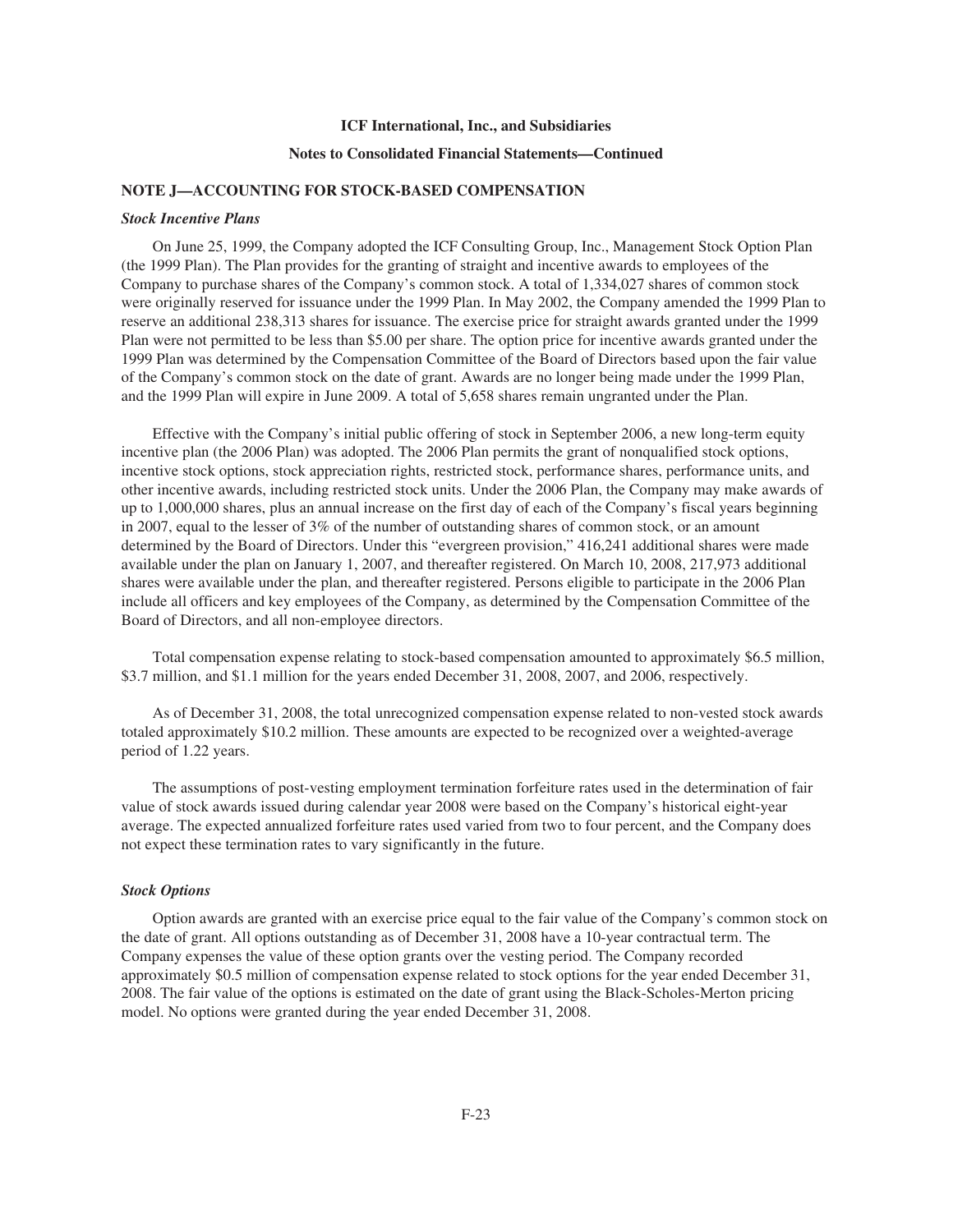**ICF International, Inc., and Subsidiaries**

**Notes to Consolidated Financial Statements—Continued**

## NOTE J—ACCOUNTING FOR STOCK-BASED COMPENSATION

### *Stock Incentive Plans*

On June 25, 1999, the Company adopted the ICF Consulting Group, Inc., Management Stock Option Plan (the 1999 Plan). The Plan provides for the granting of straight and incentive awards to employees of the Company to purchase shares of the Company's common stock. A total of 1,334,027 shares of common stock were originally reserved for issuance under the 1999 Plan. In May 2002, the Company amended the 1999 Plan to reserve an additional 238,313 shares for issuance. The exercise price for straight awards granted under the 1999 Plan were not permitted to be less than $5.00 per share. The option price for incentive awards granted under the 1999 Plan was determined by the Compensation Committee of the Board of Directors based upon the fair value of the Company's common stock on the date of grant. Awards are no longer being made under the 1999 Plan, and the 1999 Plan will expire in June 2009. A total of 5,658 shares remain ungranted under the Plan.

Effective with the Company's initial public offering of stock in September 2006, a new long-term equity incentive plan (the 2006 Plan) was adopted. The 2006 Plan permits the grant of nonqualified stock options, incentive stock options, stock appreciation rights, restricted stock, performance shares, performance units, and other incentive awards, including restricted stock units. Under the 2006 Plan, the Company may make awards of up to 1,000,000 shares, plus an annual increase on the first day of each of the Company's fiscal years beginning in 2007, equal to the lesser of 3% of the number of outstanding shares of common stock, or an amount determined by the Board of Directors. Under this "evergreen provision," 416,241 additional shares were made available under the plan on January 1, 2007, and thereafter registered. On March 10, 2008, 217,973 additional shares were available under the plan, and thereafter registered. Persons eligible to participate in the 2006 Plan include all officers and key employees of the Company, as determined by the Compensation Committee of the Board of Directors, and all non-employee directors.

Total compensation expense relating to stock-based compensation amounted to approximately $6.5 million, $3.7 million, and $1.1 million for the years ended December 31, 2008, 2007, and 2006, respectively.

As of December 31, 2008, the total unrecognized compensation expense related to non-vested stock awards totaled approximately $10.2 million. These amounts are expected to be recognized over a weighted-average period of 1.22 years.

The assumptions of post-vesting employment termination forfeiture rates used in the determination of fair value of stock awards issued during calendar year 2008 were based on the Company's historical eight-year average. The expected annualized forfeiture rates used varied from two to four percent, and the Company does not expect these termination rates to vary significantly in the future.

### *Stock Options*

Option awards are granted with an exercise price equal to the fair value of the Company's common stock on the date of grant. All options outstanding as of December 31, 2008 have a 10-year contractual term. The Company expenses the value of these option grants over the vesting period. The Company recorded approximately $0.5 million of compensation expense related to stock options for the year ended December 31, 2008. The fair value of the options is estimated on the date of grant using the Black-Scholes-Merton pricing model. No options were granted during the year ended December 31, 2008.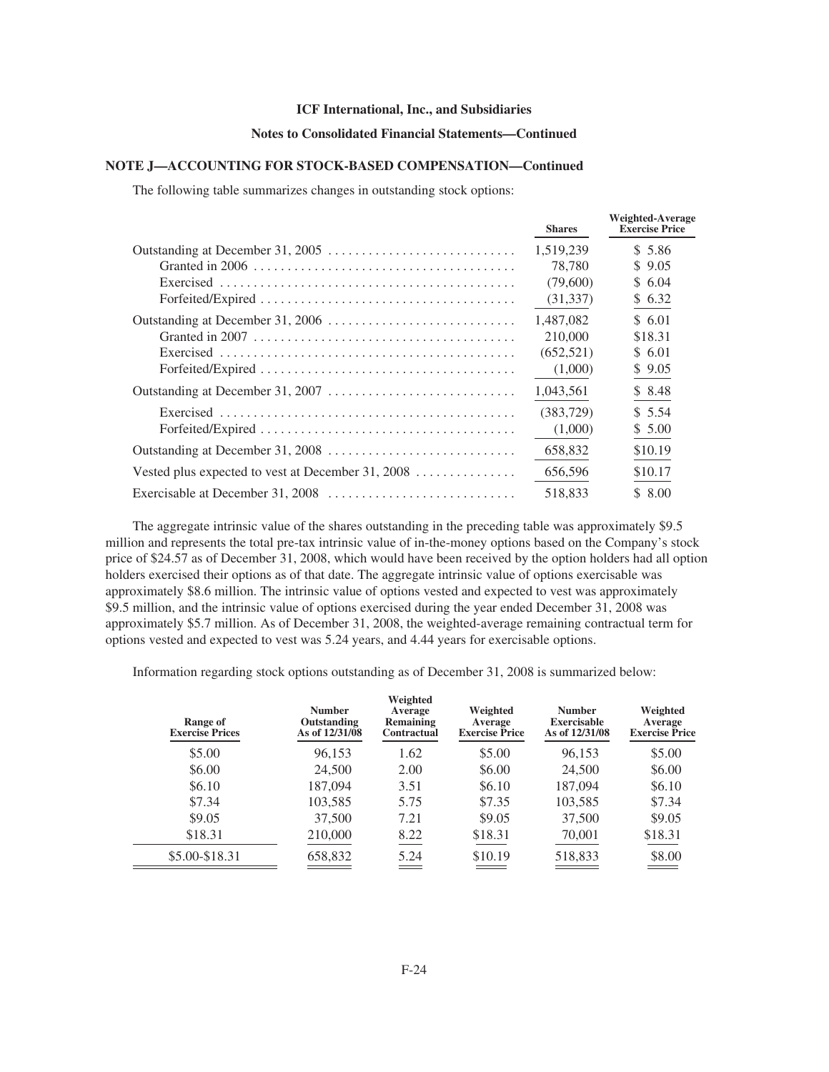**ICF International, Inc., and Subsidiaries**

**Notes to Consolidated Financial Statements—Continued**

**NOTE J—ACCOUNTING FOR STOCK-BASED COMPENSATION—Continued**

The following table summarizes changes in outstanding stock options:

| | Shares | Weighted-Average Exercise Price |
|---|---|---|
| Outstanding at December 31, 2005 | 1,519,239 | $ 5.86 |
| Granted in 2006 | 78,780 | $ 9.05 |
| Exercised | (79,600) | $ 6.04 |
| Forfeited/Expired | (31,337) | $ 6.32 |
| Outstanding at December 31, 2006 | 1,487,082 | $ 6.01 |
| Granted in 2007 | 210,000 | $18.31 |
| Exercised | (652,521) | $ 6.01 |
| Forfeited/Expired | (1,000) | $ 9.05 |
| Outstanding at December 31, 2007 | 1,043,561 | $ 8.48 |
| Exercised | (383,729) | $ 5.54 |
| Forfeited/Expired | (1,000) | $ 5.00 |
| Outstanding at December 31, 2008 | 658,832 | $10.19 |
| Vested plus expected to vest at December 31, 2008 | 656,596 | $10.17 |
| Exercisable at December 31, 2008 | 518,833 | $ 8.00 |

The aggregate intrinsic value of the shares outstanding in the preceding table was approximately $9.5 million and represents the total pre-tax intrinsic value of in-the-money options based on the Company's stock price of $24.57 as of December 31, 2008, which would have been received by the option holders had all option holders exercised their options as of that date. The aggregate intrinsic value of options exercisable was approximately $8.6 million. The intrinsic value of options vested and expected to vest was approximately $9.5 million, and the intrinsic value of options exercised during the year ended December 31, 2008 was approximately $5.7 million. As of December 31, 2008, the weighted-average remaining contractual term for options vested and expected to vest was 5.24 years, and 4.44 years for exercisable options.

Information regarding stock options outstanding as of December 31, 2008 is summarized below:

| Range of Exercise Prices | Number Outstanding As of 12/31/08 | Weighted Average Remaining Contractual | Weighted Average Exercise Price | Number Exercisable As of 12/31/08 | Weighted Average Exercise Price |
|---|---|---|---|---|---|
| $5.00 | 96,153 | 1.62 | $5.00 | 96,153 | $5.00 |
| $6.00 | 24,500 | 2.00 | $6.00 | 24,500 | $6.00 |
| $6.10 | 187,094 | 3.51 | $6.10 | 187,094 | $6.10 |
| $7.34 | 103,585 | 5.75 | $7.35 | 103,585 | $7.34 |
| $9.05 | 37,500 | 7.21 | $9.05 | 37,500 | $9.05 |
| $18.31 | 210,000 | 8.22 | $18.31 | 70,001 | $18.31 |
| $5.00-$18.31 | 658,832 | 5.24 | $10.19 | 518,833 | $8.00 |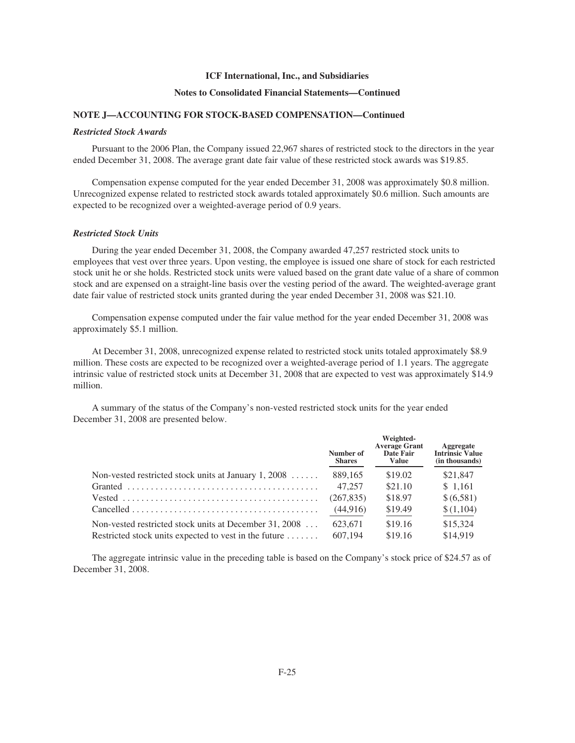**ICF International, Inc., and Subsidiaries**

**Notes to Consolidated Financial Statements—Continued**

## NOTE J—ACCOUNTING FOR STOCK-BASED COMPENSATION—Continued

### *Restricted Stock Awards*

Pursuant to the 2006 Plan, the Company issued 22,967 shares of restricted stock to the directors in the year ended December 31, 2008. The average grant date fair value of these restricted stock awards was $19.85.

Compensation expense computed for the year ended December 31, 2008 was approximately $0.8 million. Unrecognized expense related to restricted stock awards totaled approximately $0.6 million. Such amounts are expected to be recognized over a weighted-average period of 0.9 years.

### *Restricted Stock Units*

During the year ended December 31, 2008, the Company awarded 47,257 restricted stock units to employees that vest over three years. Upon vesting, the employee is issued one share of stock for each restricted stock unit he or she holds. Restricted stock units were valued based on the grant date value of a share of common stock and are expensed on a straight-line basis over the vesting period of the award. The weighted-average grant date fair value of restricted stock units granted during the year ended December 31, 2008 was $21.10.

Compensation expense computed under the fair value method for the year ended December 31, 2008 was approximately $5.1 million.

At December 31, 2008, unrecognized expense related to restricted stock units totaled approximately $8.9 million. These costs are expected to be recognized over a weighted-average period of 1.1 years. The aggregate intrinsic value of restricted stock units at December 31, 2008 that are expected to vest was approximately $14.9 million.

A summary of the status of the Company's non-vested restricted stock units for the year ended December 31, 2008 are presented below.

| | Number of Shares | Weighted-Average Grant Date Fair Value | Aggregate Intrinsic Value (in thousands) |
|---|---|---|---|
| Non-vested restricted stock units at January 1, 2008 | 889,165 | $19.02 | $21,847 |
| Granted | 47,257 | $21.10 | $ 1,161 |
| Vested | (267,835) | $18.97 | $ (6,581) |
| Cancelled | (44,916) | $19.49 | $ (1,104) |
| Non-vested restricted stock units at December 31, 2008 | 623,671 | $19.16 | $15,324 |
| Restricted stock units expected to vest in the future | 607,194 | $19.16 | $14,919 |

The aggregate intrinsic value in the preceding table is based on the Company's stock price of $24.57 as of December 31, 2008.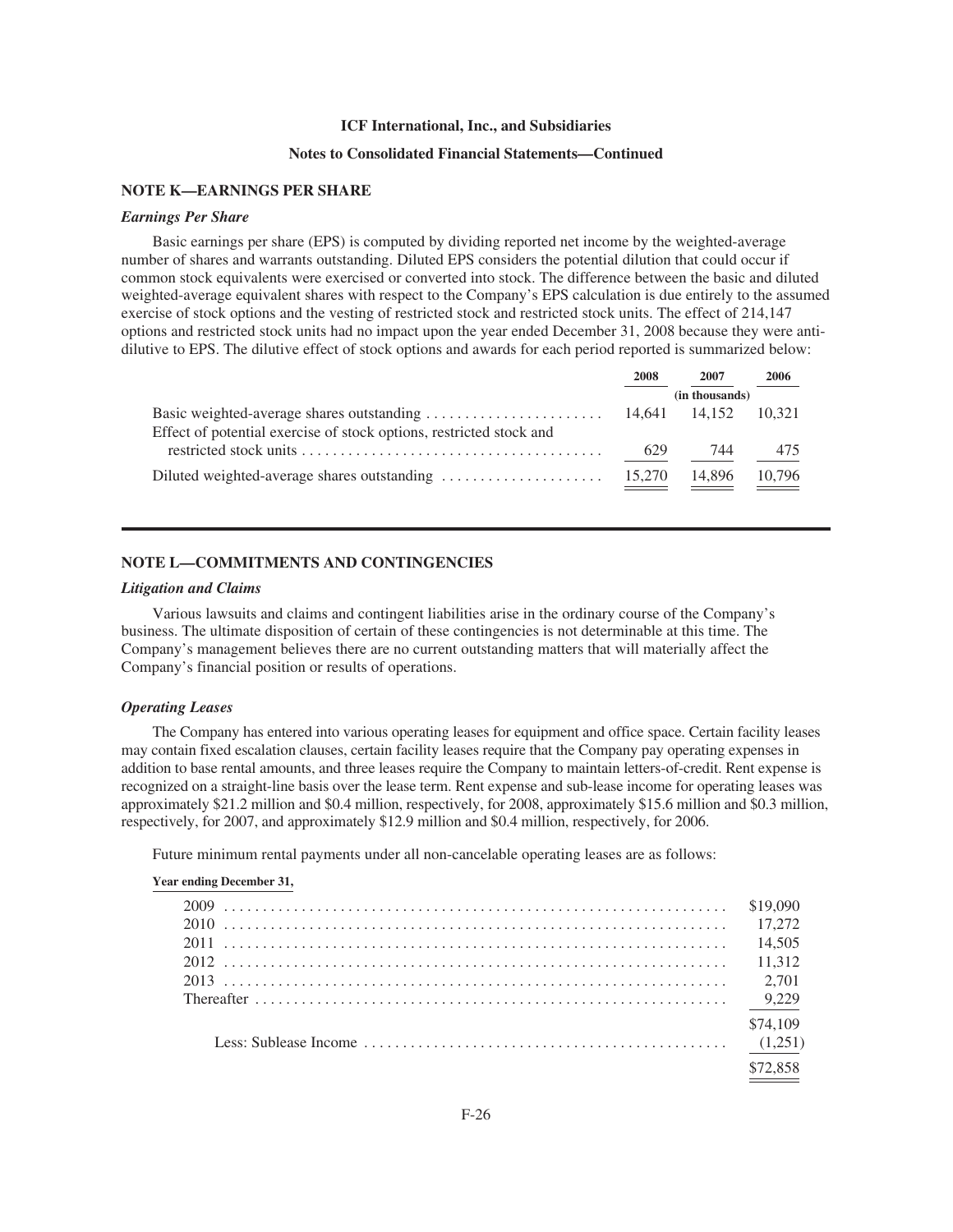**ICF International, Inc., and Subsidiaries**

**Notes to Consolidated Financial Statements—Continued**

## NOTE K—EARNINGS PER SHARE

### *Earnings Per Share*

Basic earnings per share (EPS) is computed by dividing reported net income by the weighted-average number of shares and warrants outstanding. Diluted EPS considers the potential dilution that could occur if common stock equivalents were exercised or converted into stock. The difference between the basic and diluted weighted-average equivalent shares with respect to the Company's EPS calculation is due entirely to the assumed exercise of stock options and the vesting of restricted stock and restricted stock units. The effect of 214,147 options and restricted stock units had no impact upon the year ended December 31, 2008 because they were anti-dilutive to EPS. The dilutive effect of stock options and awards for each period reported is summarized below:

| | 2008 | 2007 | 2006 |
|---|---|---|---|
| | | (in thousands) | |
| Basic weighted-average shares outstanding | 14,641 | 14,152 | 10,321 |
| Effect of potential exercise of stock options, restricted stock and restricted stock units | 629 | 744 | 475 |
| Diluted weighted-average shares outstanding | 15,270 | 14,896 | 10,796 |

## NOTE L—COMMITMENTS AND CONTINGENCIES

### *Litigation and Claims*

Various lawsuits and claims and contingent liabilities arise in the ordinary course of the Company's business. The ultimate disposition of certain of these contingencies is not determinable at this time. The Company's management believes there are no current outstanding matters that will materially affect the Company's financial position or results of operations.

### *Operating Leases*

The Company has entered into various operating leases for equipment and office space. Certain facility leases may contain fixed escalation clauses, certain facility leases require that the Company pay operating expenses in addition to base rental amounts, and three leases require the Company to maintain letters-of-credit. Rent expense is recognized on a straight-line basis over the lease term. Rent expense and sub-lease income for operating leases was approximately $21.2 million and $0.4 million, respectively, for 2008, approximately $15.6 million and $0.3 million, respectively, for 2007, and approximately $12.9 million and $0.4 million, respectively, for 2006.

Future minimum rental payments under all non-cancelable operating leases are as follows:

| Year ending December 31, | |
|---|---|
| 2009 | $19,090 |
| 2010 | 17,272 |
| 2011 | 14,505 |
| 2012 | 11,312 |
| 2013 | 2,701 |
| Thereafter | 9,229 |
| | $74,109 |
| Less: Sublease Income | (1,251) |
| | $72,858 |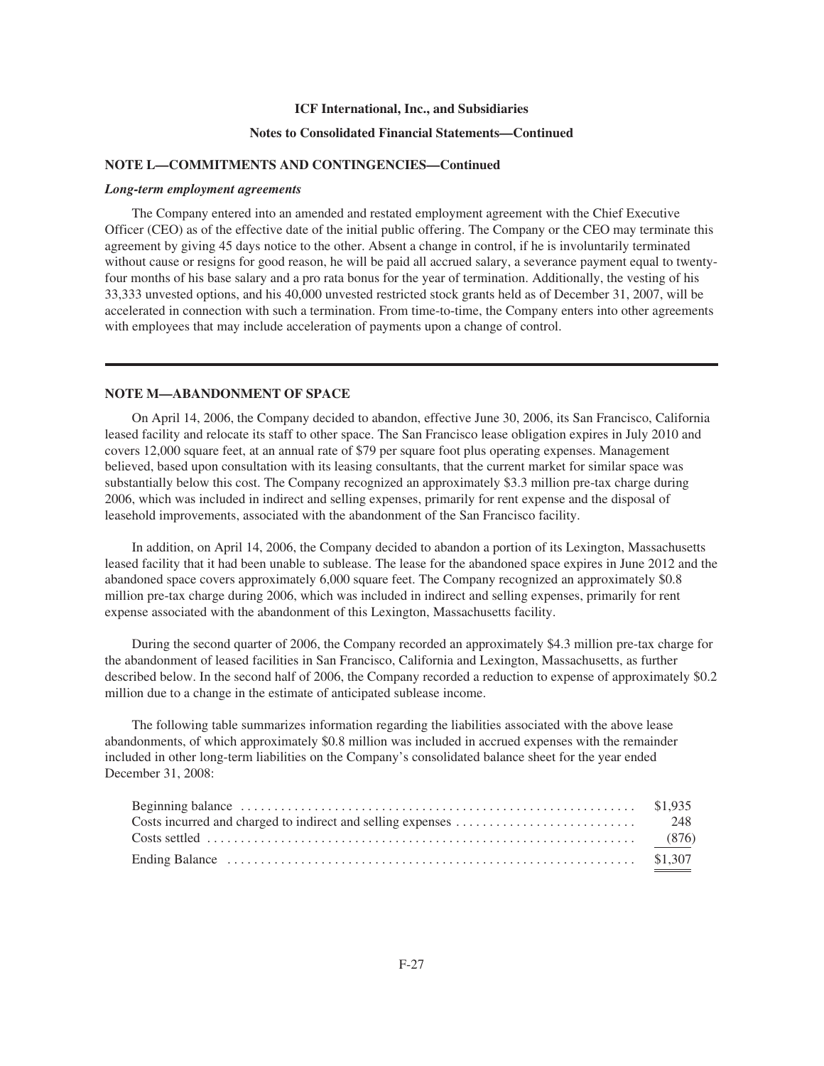**ICF International, Inc., and Subsidiaries**

**Notes to Consolidated Financial Statements—Continued**

**NOTE L—COMMITMENTS AND CONTINGENCIES—Continued**

***Long-term employment agreements***

The Company entered into an amended and restated employment agreement with the Chief Executive Officer (CEO) as of the effective date of the initial public offering. The Company or the CEO may terminate this agreement by giving 45 days notice to the other. Absent a change in control, if he is involuntarily terminated without cause or resigns for good reason, he will be paid all accrued salary, a severance payment equal to twenty-four months of his base salary and a pro rata bonus for the year of termination. Additionally, the vesting of his 33,333 unvested options, and his 40,000 unvested restricted stock grants held as of December 31, 2007, will be accelerated in connection with such a termination. From time-to-time, the Company enters into other agreements with employees that may include acceleration of payments upon a change of control.

**NOTE M—ABANDONMENT OF SPACE**

On April 14, 2006, the Company decided to abandon, effective June 30, 2006, its San Francisco, California leased facility and relocate its staff to other space. The San Francisco lease obligation expires in July 2010 and covers 12,000 square feet, at an annual rate of $79 per square foot plus operating expenses. Management believed, based upon consultation with its leasing consultants, that the current market for similar space was substantially below this cost. The Company recognized an approximately $3.3 million pre-tax charge during 2006, which was included in indirect and selling expenses, primarily for rent expense and the disposal of leasehold improvements, associated with the abandonment of the San Francisco facility.

In addition, on April 14, 2006, the Company decided to abandon a portion of its Lexington, Massachusetts leased facility that it had been unable to sublease. The lease for the abandoned space expires in June 2012 and the abandoned space covers approximately 6,000 square feet. The Company recognized an approximately $0.8 million pre-tax charge during 2006, which was included in indirect and selling expenses, primarily for rent expense associated with the abandonment of this Lexington, Massachusetts facility.

During the second quarter of 2006, the Company recorded an approximately $4.3 million pre-tax charge for the abandonment of leased facilities in San Francisco, California and Lexington, Massachusetts, as further described below. In the second half of 2006, the Company recorded a reduction to expense of approximately $0.2 million due to a change in the estimate of anticipated sublease income.

The following table summarizes information regarding the liabilities associated with the above lease abandonments, of which approximately $0.8 million was included in accrued expenses with the remainder included in other long-term liabilities on the Company's consolidated balance sheet for the year ended December 31, 2008:

| | |
|---|---|
| Beginning balance | $1,935 |
| Costs incurred and charged to indirect and selling expenses | 248 |
| Costs settled | (876) |
| Ending Balance | $1,307 |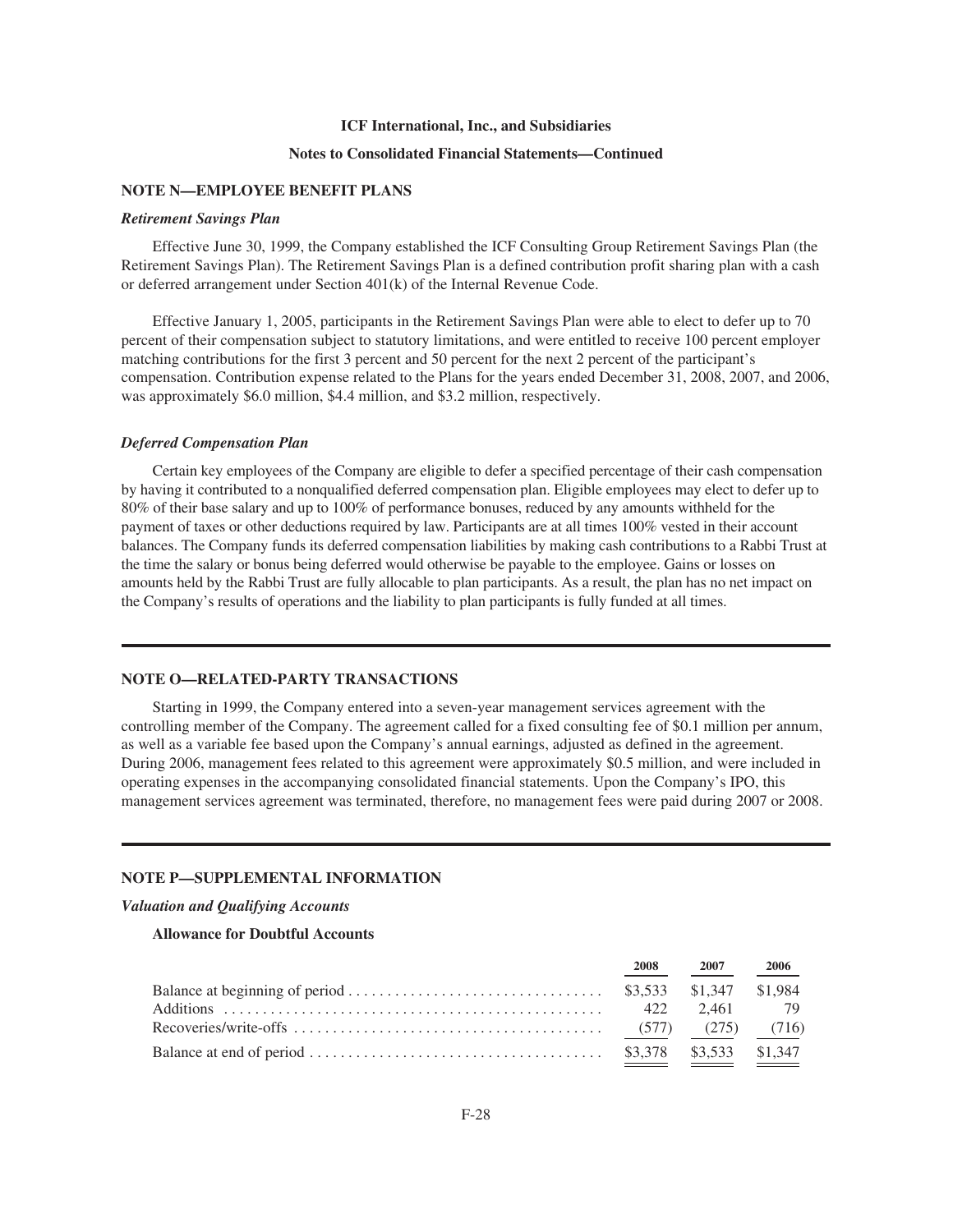### NOTE N—EMPLOYEE BENEFIT PLANS

***Retirement Savings Plan***

Effective June 30, 1999, the Company established the ICF Consulting Group Retirement Savings Plan (the Retirement Savings Plan). The Retirement Savings Plan is a defined contribution profit sharing plan with a cash or deferred arrangement under Section 401(k) of the Internal Revenue Code.

Effective January 1, 2005, participants in the Retirement Savings Plan were able to elect to defer up to 70 percent of their compensation subject to statutory limitations, and were entitled to receive 100 percent employer matching contributions for the first 3 percent and 50 percent for the next 2 percent of the participant's compensation. Contribution expense related to the Plans for the years ended December 31, 2008, 2007, and 2006, was approximately $6.0 million, $4.4 million, and $3.2 million, respectively.

***Deferred Compensation Plan***

Certain key employees of the Company are eligible to defer a specified percentage of their cash compensation by having it contributed to a nonqualified deferred compensation plan. Eligible employees may elect to defer up to 80% of their base salary and up to 100% of performance bonuses, reduced by any amounts withheld for the payment of taxes or other deductions required by law. Participants are at all times 100% vested in their account balances. The Company funds its deferred compensation liabilities by making cash contributions to a Rabbi Trust at the time the salary or bonus being deferred would otherwise be payable to the employee. Gains or losses on amounts held by the Rabbi Trust are fully allocable to plan participants. As a result, the plan has no net impact on the Company's results of operations and the liability to plan participants is fully funded at all times.

### NOTE O—RELATED-PARTY TRANSACTIONS

Starting in 1999, the Company entered into a seven-year management services agreement with the controlling member of the Company. The agreement called for a fixed consulting fee of $0.1 million per annum, as well as a variable fee based upon the Company's annual earnings, adjusted as defined in the agreement. During 2006, management fees related to this agreement were approximately $0.5 million, and were included in operating expenses in the accompanying consolidated financial statements. Upon the Company's IPO, this management services agreement was terminated, therefore, no management fees were paid during 2007 or 2008.

### NOTE P—SUPPLEMENTAL INFORMATION

***Valuation and Qualifying Accounts***

**Allowance for Doubtful Accounts**

| | 2008 | 2007 | 2006 |
|---|---|---|---|
| Balance at beginning of period | $3,533 | $1,347 | $1,984 |
| Additions | 422 | 2,461 | 79 |
| Recoveries/write-offs | (577) | (275) | (716) |
| Balance at end of period | $3,378 | $3,533 | $1,347 |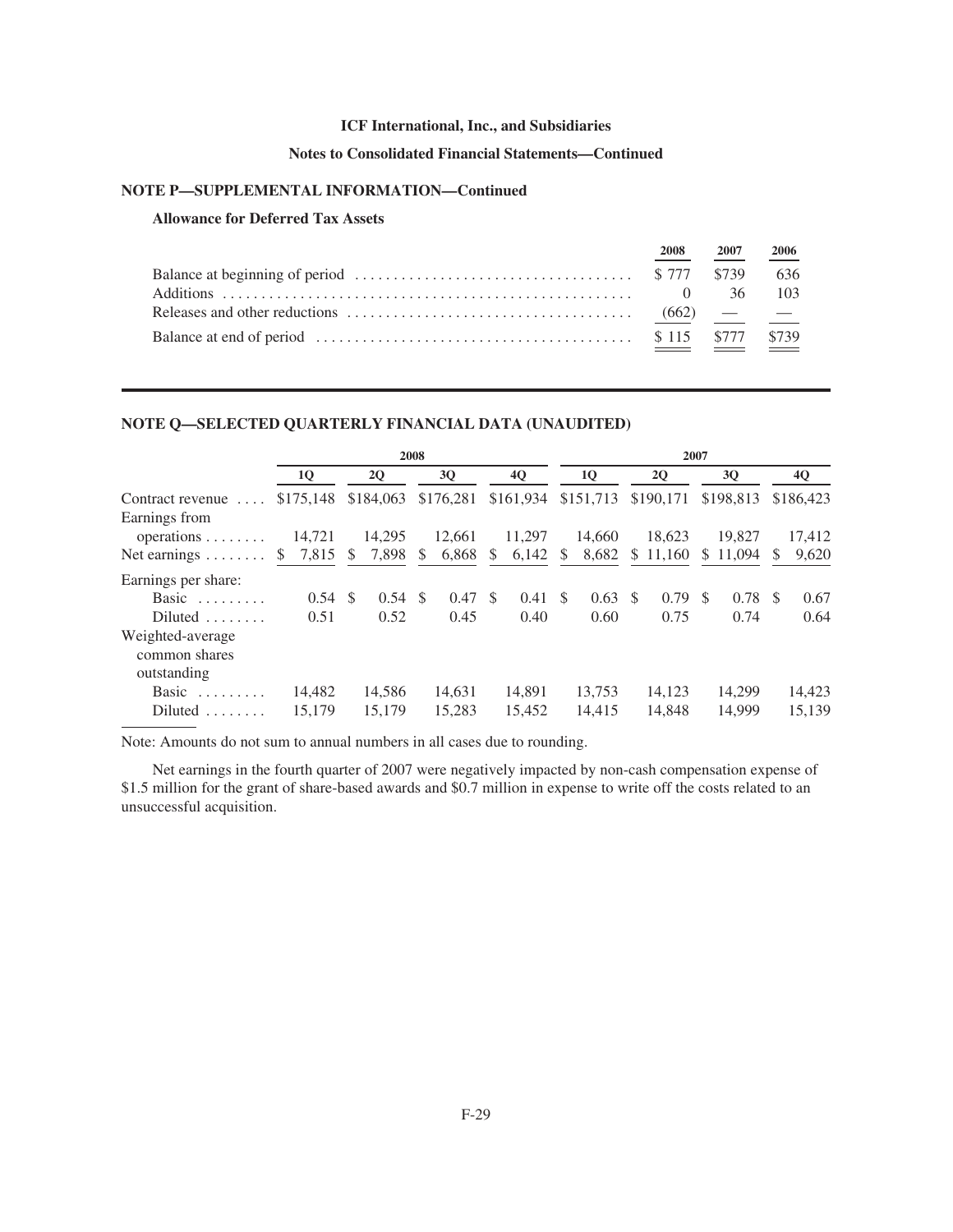## NOTE P—SUPPLEMENTAL INFORMATION—Continued

### Allowance for Deferred Tax Assets

| | 2008 | 2007 | 2006 |
|---|---|---|---|
| Balance at beginning of period | $ 777 | $739 | 636 |
| Additions | 0 | 36 | 103 |
| Releases and other reductions | (662) | — | — |
| Balance at end of period | $ 115 | $777 | $739 |

## NOTE Q—SELECTED QUARTERLY FINANCIAL DATA (UNAUDITED)

| | 2008 | | | | 2007 | | | |
|---|---|---|---|---|---|---|---|---|
| | 1Q | 2Q | 3Q | 4Q | 1Q | 2Q | 3Q | 4Q |
| Contract revenue | $175,148 | $184,063 | $176,281 | $161,934 | $151,713 | $190,171 | $198,813 | $186,423 |
| Earnings from operations | 14,721 | 14,295 | 12,661 | 11,297 | 14,660 | 18,623 | 19,827 | 17,412 |
| Net earnings | $ 7,815 | $ 7,898 | $ 6,868 | $ 6,142 | $ 8,682 | $ 11,160 | $ 11,094 | $ 9,620 |
| Earnings per share: | | | | | | | | |
| Basic | 0.54 | $ 0.54 | $ 0.47 | $ 0.41 | $ 0.63 | $ 0.79 | $ 0.78 | $ 0.67 |
| Diluted | 0.51 | 0.52 | 0.45 | 0.40 | 0.60 | 0.75 | 0.74 | 0.64 |
| Weighted-average common shares outstanding | | | | | | | | |
| Basic | 14,482 | 14,586 | 14,631 | 14,891 | 13,753 | 14,123 | 14,299 | 14,423 |
| Diluted | 15,179 | 15,179 | 15,283 | 15,452 | 14,415 | 14,848 | 14,999 | 15,139 |

Note: Amounts do not sum to annual numbers in all cases due to rounding.

Net earnings in the fourth quarter of 2007 were negatively impacted by non-cash compensation expense of $1.5 million for the grant of share-based awards and $0.7 million in expense to write off the costs related to an unsuccessful acquisition.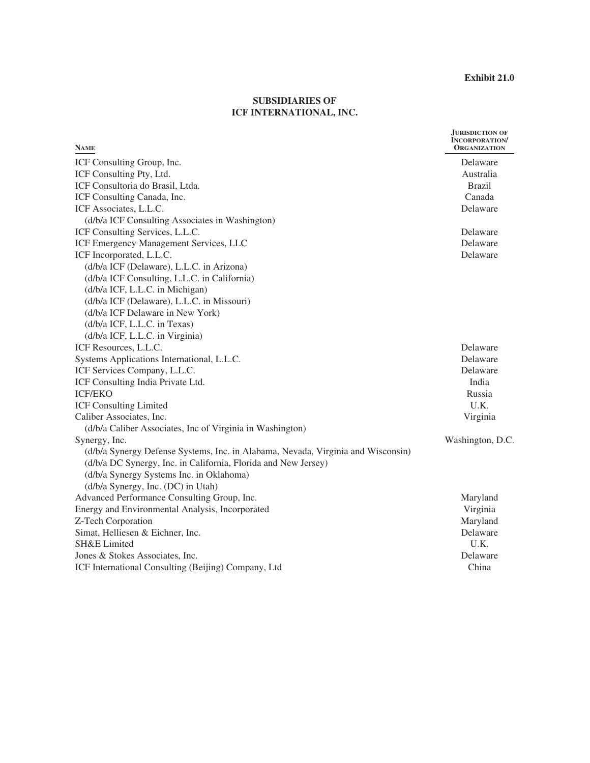**Exhibit 21.0**

# SUBSIDIARIES OF ICF INTERNATIONAL, INC.

| Name | Jurisdiction of Incorporation/ Organization |
|---|---|
| ICF Consulting Group, Inc. | Delaware |
| ICF Consulting Pty, Ltd. | Australia |
| ICF Consultoria do Brasil, Ltda. | Brazil |
| ICF Consulting Canada, Inc. | Canada |
| ICF Associates, L.L.C. | Delaware |
| (d/b/a ICF Consulting Associates in Washington) | |
| ICF Consulting Services, L.L.C. | Delaware |
| ICF Emergency Management Services, LLC | Delaware |
| ICF Incorporated, L.L.C. | Delaware |
| (d/b/a ICF (Delaware), L.L.C. in Arizona) | |
| (d/b/a ICF Consulting, L.L.C. in California) | |
| (d/b/a ICF, L.L.C. in Michigan) | |
| (d/b/a ICF (Delaware), L.L.C. in Missouri) | |
| (d/b/a ICF Delaware in New York) | |
| (d/b/a ICF, L.L.C. in Texas) | |
| (d/b/a ICF, L.L.C. in Virginia) | |
| ICF Resources, L.L.C. | Delaware |
| Systems Applications International, L.L.C. | Delaware |
| ICF Services Company, L.L.C. | Delaware |
| ICF Consulting India Private Ltd. | India |
| ICF/EKO | Russia |
| ICF Consulting Limited | U.K. |
| Caliber Associates, Inc. | Virginia |
| (d/b/a Caliber Associates, Inc of Virginia in Washington) | |
| Synergy, Inc. | Washington, D.C. |
| (d/b/a Synergy Defense Systems, Inc. in Alabama, Nevada, Virginia and Wisconsin) | |
| (d/b/a DC Synergy, Inc. in California, Florida and New Jersey) | |
| (d/b/a Synergy Systems Inc. in Oklahoma) | |
| (d/b/a Synergy, Inc. (DC) in Utah) | |
| Advanced Performance Consulting Group, Inc. | Maryland |
| Energy and Environmental Analysis, Incorporated | Virginia |
| Z-Tech Corporation | Maryland |
| Simat, Helliesen & Eichner, Inc. | Delaware |
| SH&E Limited | U.K. |
| Jones & Stokes Associates, Inc. | Delaware |
| ICF International Consulting (Beijing) Company, Ltd | China |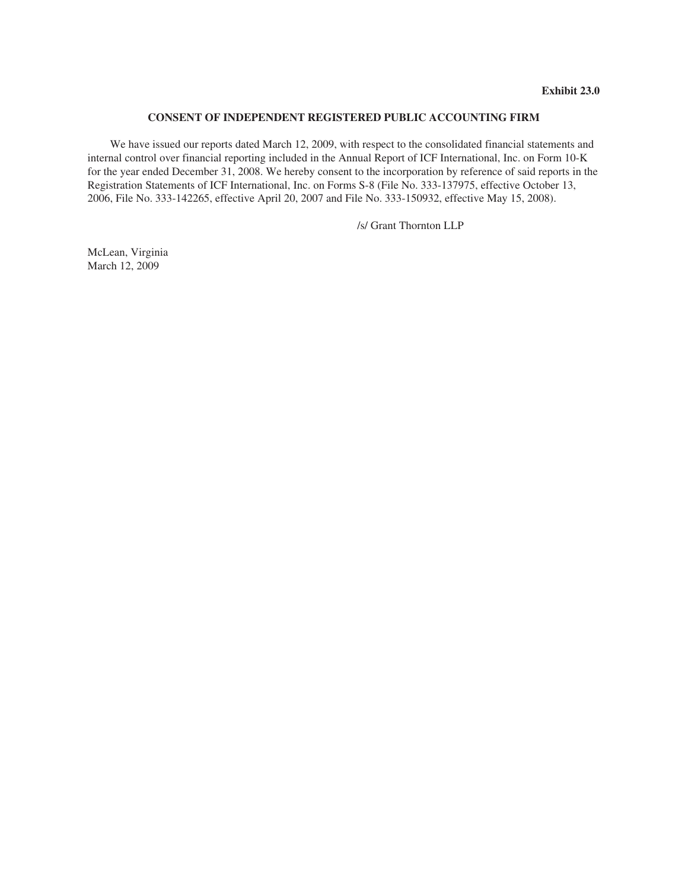**Exhibit 23.0**

## CONSENT OF INDEPENDENT REGISTERED PUBLIC ACCOUNTING FIRM

We have issued our reports dated March 12, 2009, with respect to the consolidated financial statements and internal control over financial reporting included in the Annual Report of ICF International, Inc. on Form 10-K for the year ended December 31, 2008. We hereby consent to the incorporation by reference of said reports in the Registration Statements of ICF International, Inc. on Forms S-8 (File No. 333-137975, effective October 13, 2006, File No. 333-142265, effective April 20, 2007 and File No. 333-150932, effective May 15, 2008).

/s/ Grant Thornton LLP

McLean, Virginia
March 12, 2009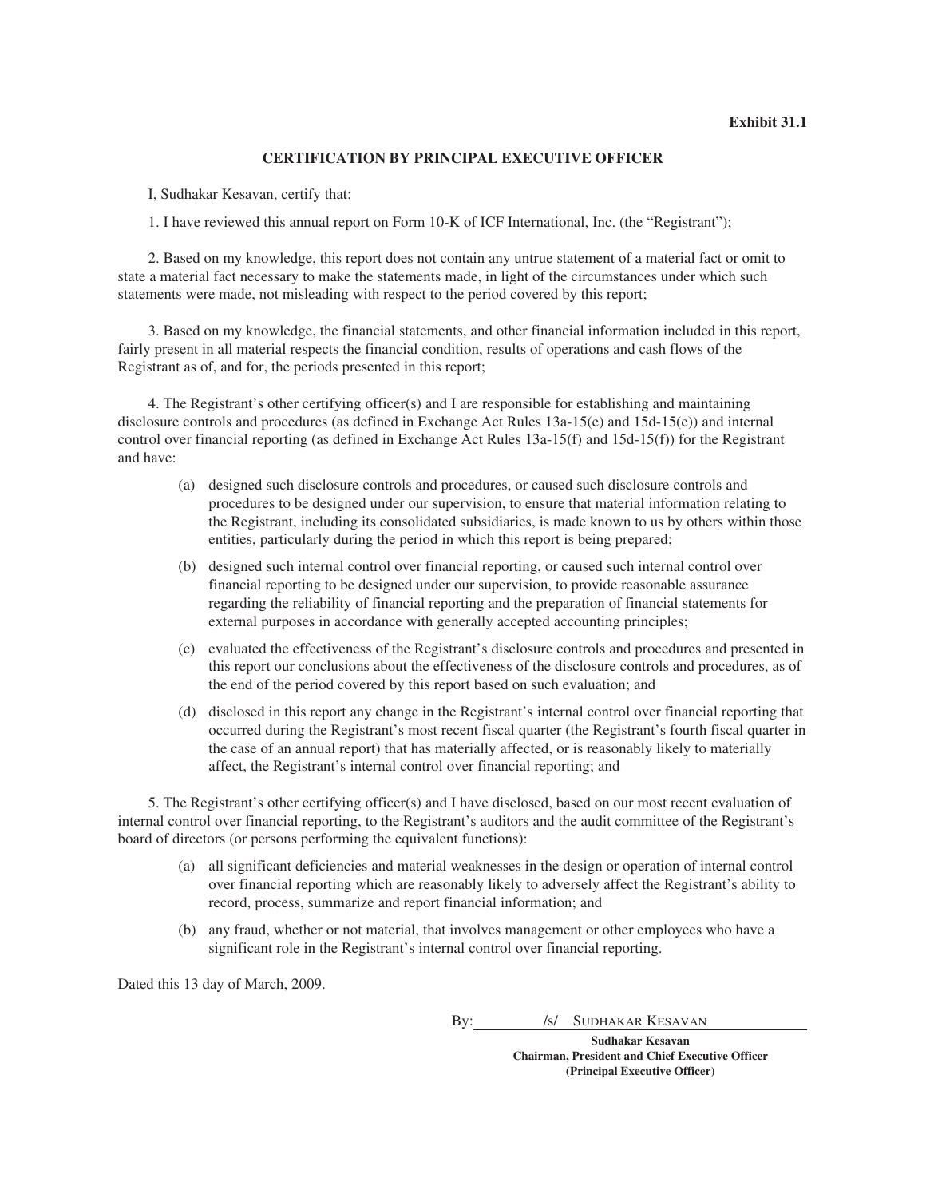**Exhibit 31.1**

## CERTIFICATION BY PRINCIPAL EXECUTIVE OFFICER

I, Sudhakar Kesavan, certify that:

1. I have reviewed this annual report on Form 10-K of ICF International, Inc. (the "Registrant");

2. Based on my knowledge, this report does not contain any untrue statement of a material fact or omit to state a material fact necessary to make the statements made, in light of the circumstances under which such statements were made, not misleading with respect to the period covered by this report;

3. Based on my knowledge, the financial statements, and other financial information included in this report, fairly present in all material respects the financial condition, results of operations and cash flows of the Registrant as of, and for, the periods presented in this report;

4. The Registrant's other certifying officer(s) and I are responsible for establishing and maintaining disclosure controls and procedures (as defined in Exchange Act Rules 13a-15(e) and 15d-15(e)) and internal control over financial reporting (as defined in Exchange Act Rules 13a-15(f) and 15d-15(f)) for the Registrant and have:

(a) designed such disclosure controls and procedures, or caused such disclosure controls and procedures to be designed under our supervision, to ensure that material information relating to the Registrant, including its consolidated subsidiaries, is made known to us by others within those entities, particularly during the period in which this report is being prepared;

(b) designed such internal control over financial reporting, or caused such internal control over financial reporting to be designed under our supervision, to provide reasonable assurance regarding the reliability of financial reporting and the preparation of financial statements for external purposes in accordance with generally accepted accounting principles;

(c) evaluated the effectiveness of the Registrant's disclosure controls and procedures and presented in this report our conclusions about the effectiveness of the disclosure controls and procedures, as of the end of the period covered by this report based on such evaluation; and

(d) disclosed in this report any change in the Registrant's internal control over financial reporting that occurred during the Registrant's most recent fiscal quarter (the Registrant's fourth fiscal quarter in the case of an annual report) that has materially affected, or is reasonably likely to materially affect, the Registrant's internal control over financial reporting; and

5. The Registrant's other certifying officer(s) and I have disclosed, based on our most recent evaluation of internal control over financial reporting, to the Registrant's auditors and the audit committee of the Registrant's board of directors (or persons performing the equivalent functions):

(a) all significant deficiencies and material weaknesses in the design or operation of internal control over financial reporting which are reasonably likely to adversely affect the Registrant's ability to record, process, summarize and report financial information; and

(b) any fraud, whether or not material, that involves management or other employees who have a significant role in the Registrant's internal control over financial reporting.

Dated this 13 day of March, 2009.

By: /s/ SUDHAKAR KESAVAN

**Sudhakar Kesavan**
**Chairman, President and Chief Executive Officer**
**(Principal Executive Officer)**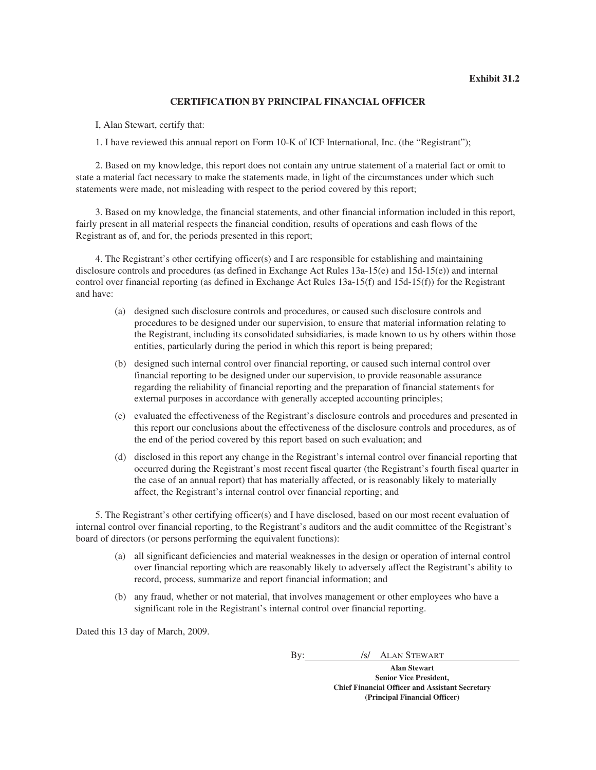**Exhibit 31.2**

## CERTIFICATION BY PRINCIPAL FINANCIAL OFFICER

I, Alan Stewart, certify that:

1. I have reviewed this annual report on Form 10-K of ICF International, Inc. (the "Registrant");

2. Based on my knowledge, this report does not contain any untrue statement of a material fact or omit to state a material fact necessary to make the statements made, in light of the circumstances under which such statements were made, not misleading with respect to the period covered by this report;

3. Based on my knowledge, the financial statements, and other financial information included in this report, fairly present in all material respects the financial condition, results of operations and cash flows of the Registrant as of, and for, the periods presented in this report;

4. The Registrant's other certifying officer(s) and I are responsible for establishing and maintaining disclosure controls and procedures (as defined in Exchange Act Rules 13a-15(e) and 15d-15(e)) and internal control over financial reporting (as defined in Exchange Act Rules 13a-15(f) and 15d-15(f)) for the Registrant and have:

(a) designed such disclosure controls and procedures, or caused such disclosure controls and procedures to be designed under our supervision, to ensure that material information relating to the Registrant, including its consolidated subsidiaries, is made known to us by others within those entities, particularly during the period in which this report is being prepared;

(b) designed such internal control over financial reporting, or caused such internal control over financial reporting to be designed under our supervision, to provide reasonable assurance regarding the reliability of financial reporting and the preparation of financial statements for external purposes in accordance with generally accepted accounting principles;

(c) evaluated the effectiveness of the Registrant's disclosure controls and procedures and presented in this report our conclusions about the effectiveness of the disclosure controls and procedures, as of the end of the period covered by this report based on such evaluation; and

(d) disclosed in this report any change in the Registrant's internal control over financial reporting that occurred during the Registrant's most recent fiscal quarter (the Registrant's fourth fiscal quarter in the case of an annual report) that has materially affected, or is reasonably likely to materially affect, the Registrant's internal control over financial reporting; and

5. The Registrant's other certifying officer(s) and I have disclosed, based on our most recent evaluation of internal control over financial reporting, to the Registrant's auditors and the audit committee of the Registrant's board of directors (or persons performing the equivalent functions):

(a) all significant deficiencies and material weaknesses in the design or operation of internal control over financial reporting which are reasonably likely to adversely affect the Registrant's ability to record, process, summarize and report financial information; and

(b) any fraud, whether or not material, that involves management or other employees who have a significant role in the Registrant's internal control over financial reporting.

Dated this 13 day of March, 2009.

By: /s/ ALAN STEWART

**Alan Stewart**
**Senior Vice President,**
**Chief Financial Officer and Assistant Secretary**
**(Principal Financial Officer)**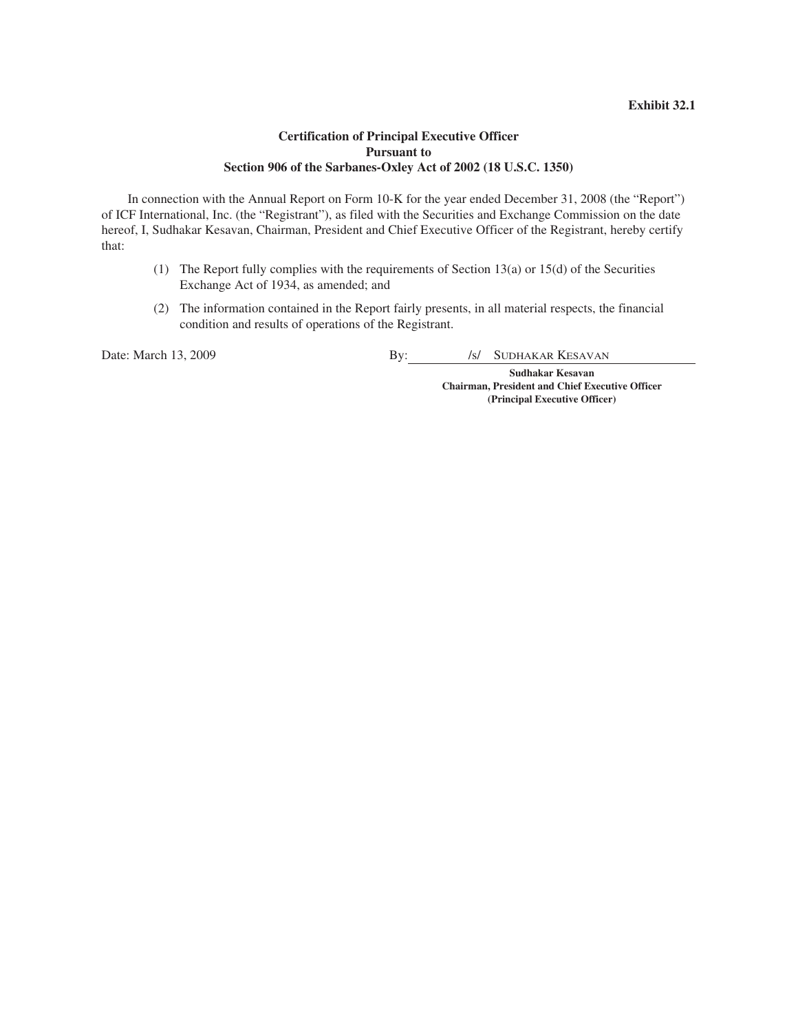**Exhibit 32.1**

**Certification of Principal Executive Officer Pursuant to Section 906 of the Sarbanes-Oxley Act of 2002 (18 U.S.C. 1350)**

In connection with the Annual Report on Form 10-K for the year ended December 31, 2008 (the "Report") of ICF International, Inc. (the "Registrant"), as filed with the Securities and Exchange Commission on the date hereof, I, Sudhakar Kesavan, Chairman, President and Chief Executive Officer of the Registrant, hereby certify that:

(1) The Report fully complies with the requirements of Section 13(a) or 15(d) of the Securities Exchange Act of 1934, as amended; and

(2) The information contained in the Report fairly presents, in all material respects, the financial condition and results of operations of the Registrant.

Date: March 13, 2009

By: /s/ SUDHAKAR KESAVAN

**Sudhakar Kesavan**
**Chairman, President and Chief Executive Officer**
**(Principal Executive Officer)**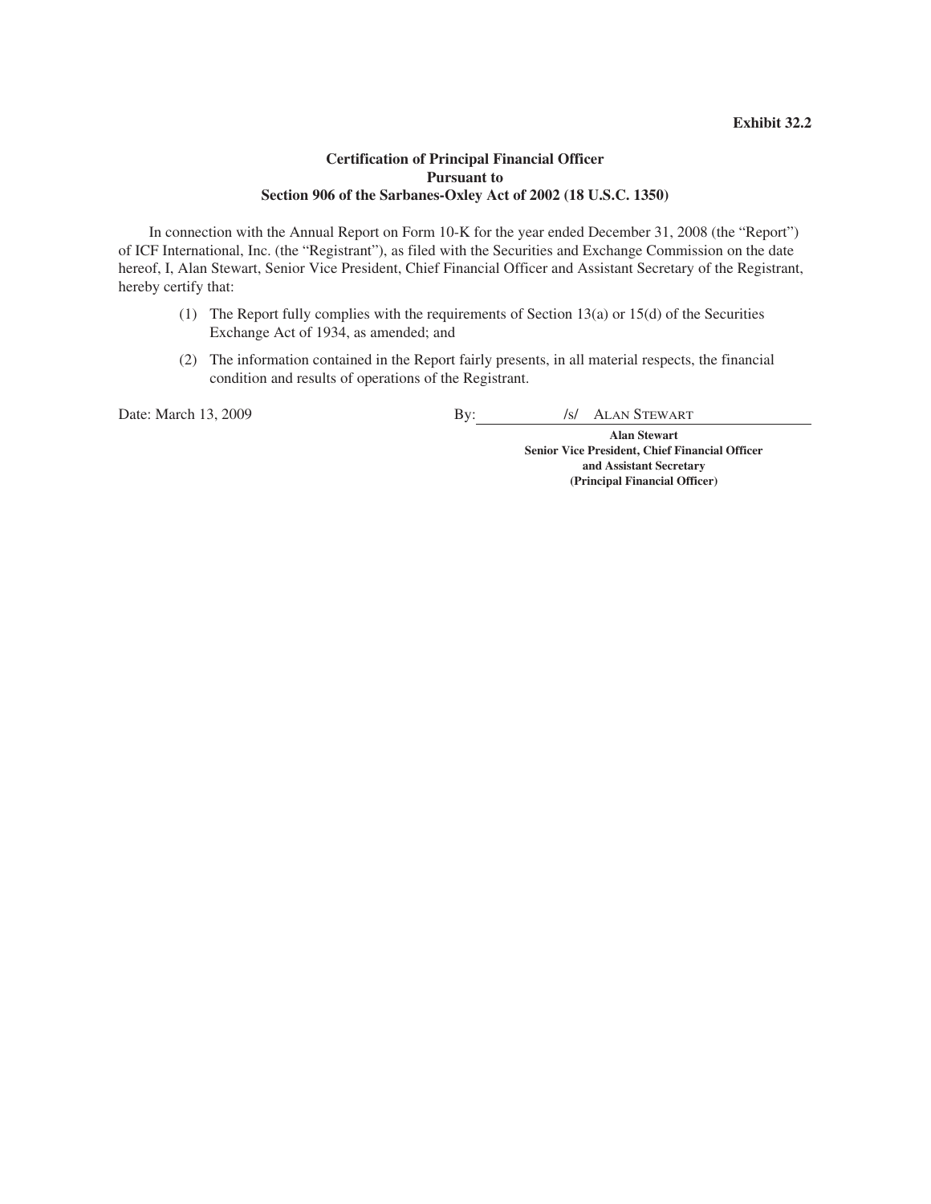**Exhibit 32.2**

**Certification of Principal Financial Officer**
**Pursuant to**
**Section 906 of the Sarbanes-Oxley Act of 2002 (18 U.S.C. 1350)**

In connection with the Annual Report on Form 10-K for the year ended December 31, 2008 (the "Report") of ICF International, Inc. (the "Registrant"), as filed with the Securities and Exchange Commission on the date hereof, I, Alan Stewart, Senior Vice President, Chief Financial Officer and Assistant Secretary of the Registrant, hereby certify that:

(1) The Report fully complies with the requirements of Section 13(a) or 15(d) of the Securities Exchange Act of 1934, as amended; and

(2) The information contained in the Report fairly presents, in all material respects, the financial condition and results of operations of the Registrant.

Date: March 13, 2009

By: /s/ ALAN STEWART

**Alan Stewart**
**Senior Vice President, Chief Financial Officer**
**and Assistant Secretary**
**(Principal Financial Officer)**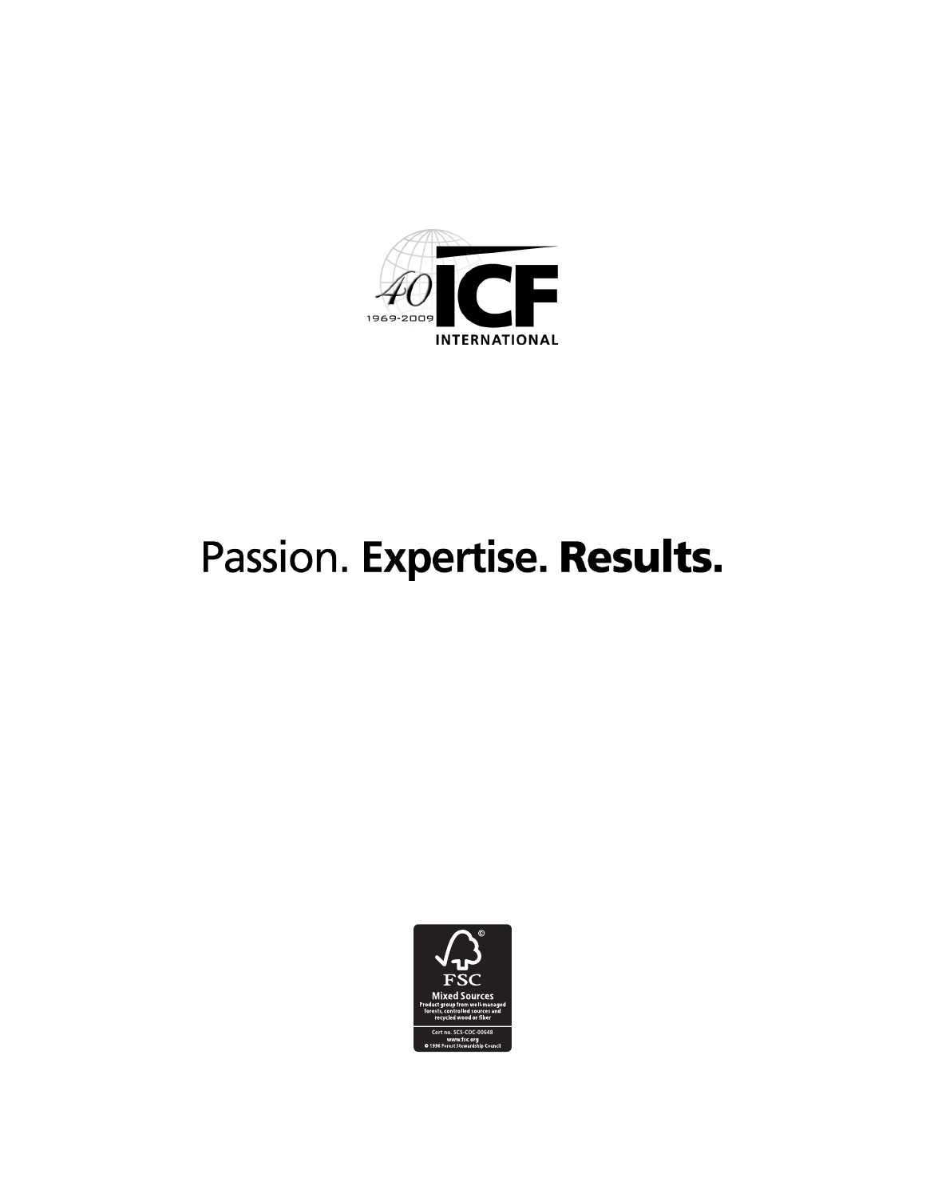40 ICF

1969-2009

INTERNATIONAL

Passion. **Expertise. Results.**

FSC

Mixed Sources

Product group from well-managed forests, controlled sources and recycled wood or fiber

Cert no. SCS-COC-00648

www.fsc.org

© 1996 Forest Stewardship Council